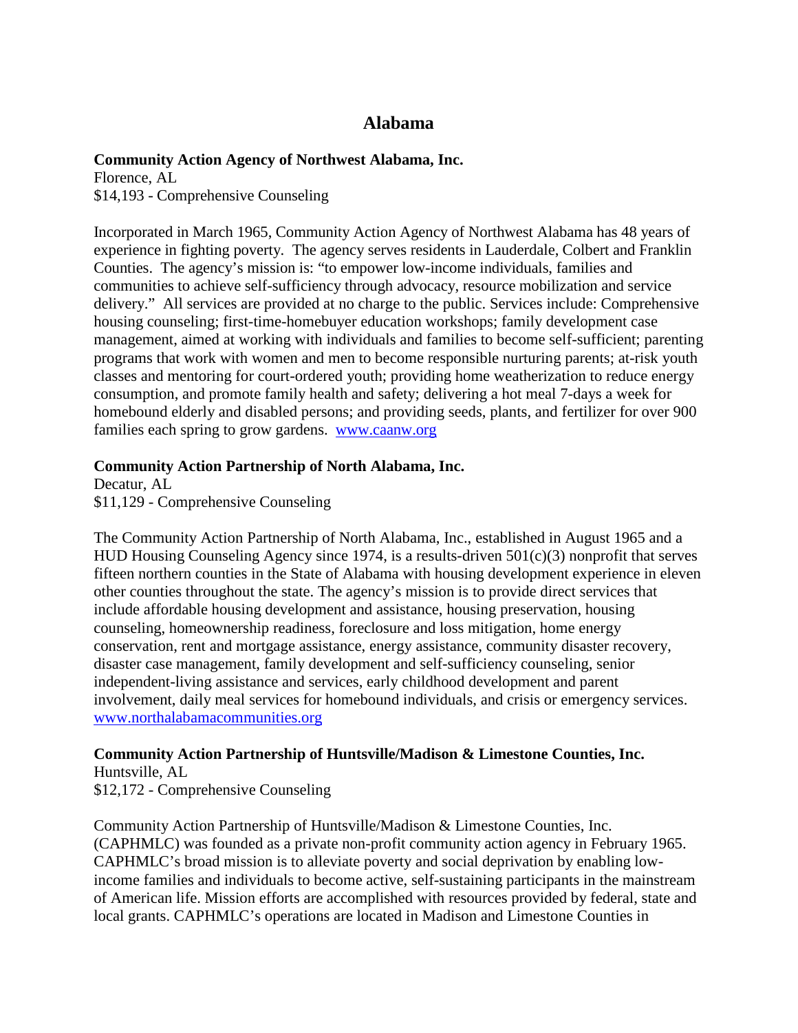# Alabama

**Community Action Agency of Northwest Alabama, Inc.**
Florence, AL
$14,193 - Comprehensive Counseling

Incorporated in March 1965, Community Action Agency of Northwest Alabama has 48 years of experience in fighting poverty. The agency serves residents in Lauderdale, Colbert and Franklin Counties. The agency's mission is: "to empower low-income individuals, families and communities to achieve self-sufficiency through advocacy, resource mobilization and service delivery." All services are provided at no charge to the public. Services include: Comprehensive housing counseling; first-time-homebuyer education workshops; family development case management, aimed at working with individuals and families to become self-sufficient; parenting programs that work with women and men to become responsible nurturing parents; at-risk youth classes and mentoring for court-ordered youth; providing home weatherization to reduce energy consumption, and promote family health and safety; delivering a hot meal 7-days a week for homebound elderly and disabled persons; and providing seeds, plants, and fertilizer for over 900 families each spring to grow gardens. [www.caanw.org](http://www.caanw.org)

**Community Action Partnership of North Alabama, Inc.**
Decatur, AL
$11,129 - Comprehensive Counseling

The Community Action Partnership of North Alabama, Inc., established in August 1965 and a HUD Housing Counseling Agency since 1974, is a results-driven 501(c)(3) nonprofit that serves fifteen northern counties in the State of Alabama with housing development experience in eleven other counties throughout the state. The agency's mission is to provide direct services that include affordable housing development and assistance, housing preservation, housing counseling, homeownership readiness, foreclosure and loss mitigation, home energy conservation, rent and mortgage assistance, energy assistance, community disaster recovery, disaster case management, family development and self-sufficiency counseling, senior independent-living assistance and services, early childhood development and parent involvement, daily meal services for homebound individuals, and crisis or emergency services. [www.northalabamacommunities.org](http://www.northalabamacommunities.org)

**Community Action Partnership of Huntsville/Madison & Limestone Counties, Inc.**
Huntsville, AL
$12,172 - Comprehensive Counseling

Community Action Partnership of Huntsville/Madison & Limestone Counties, Inc. (CAPHMLC) was founded as a private non-profit community action agency in February 1965. CAPHMLC's broad mission is to alleviate poverty and social deprivation by enabling low-income families and individuals to become active, self-sustaining participants in the mainstream of American life. Mission efforts are accomplished with resources provided by federal, state and local grants. CAPHMLC's operations are located in Madison and Limestone Counties in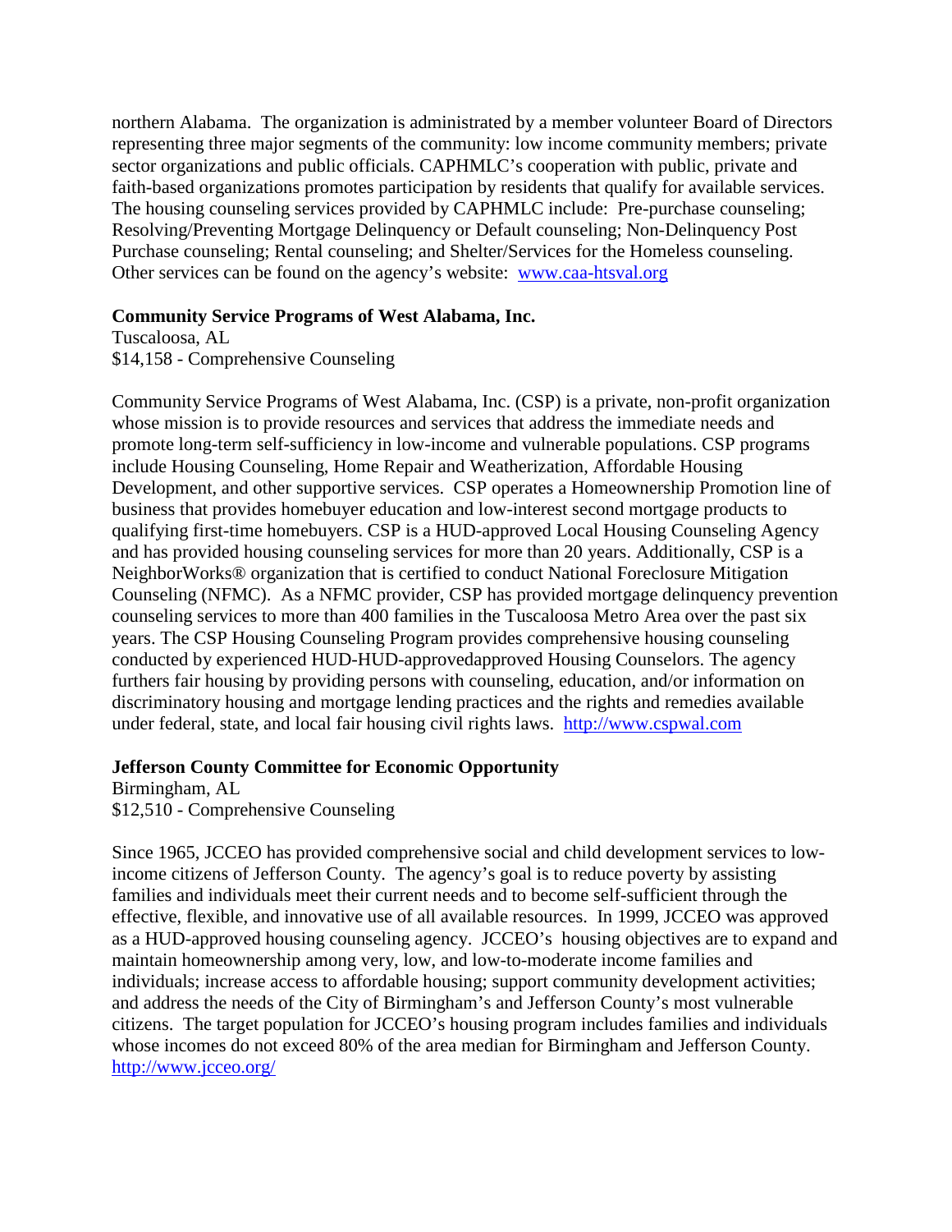northern Alabama. The organization is administrated by a member volunteer Board of Directors representing three major segments of the community: low income community members; private sector organizations and public officials. CAPHMLC's cooperation with public, private and faith-based organizations promotes participation by residents that qualify for available services. The housing counseling services provided by CAPHMLC include: Pre-purchase counseling; Resolving/Preventing Mortgage Delinquency or Default counseling; Non-Delinquency Post Purchase counseling; Rental counseling; and Shelter/Services for the Homeless counseling. Other services can be found on the agency's website: www.caa-htsval.org

**Community Service Programs of West Alabama, Inc.**
Tuscaloosa, AL
$14,158 - Comprehensive Counseling

Community Service Programs of West Alabama, Inc. (CSP) is a private, non-profit organization whose mission is to provide resources and services that address the immediate needs and promote long-term self-sufficiency in low-income and vulnerable populations. CSP programs include Housing Counseling, Home Repair and Weatherization, Affordable Housing Development, and other supportive services. CSP operates a Homeownership Promotion line of business that provides homebuyer education and low-interest second mortgage products to qualifying first-time homebuyers. CSP is a HUD-approved Local Housing Counseling Agency and has provided housing counseling services for more than 20 years. Additionally, CSP is a NeighborWorks® organization that is certified to conduct National Foreclosure Mitigation Counseling (NFMC). As a NFMC provider, CSP has provided mortgage delinquency prevention counseling services to more than 400 families in the Tuscaloosa Metro Area over the past six years. The CSP Housing Counseling Program provides comprehensive housing counseling conducted by experienced HUD-HUD-approvedapproved Housing Counselors. The agency furthers fair housing by providing persons with counseling, education, and/or information on discriminatory housing and mortgage lending practices and the rights and remedies available under federal, state, and local fair housing civil rights laws. http://www.cspwal.com

**Jefferson County Committee for Economic Opportunity**
Birmingham, AL
$12,510 - Comprehensive Counseling

Since 1965, JCCEO has provided comprehensive social and child development services to low-income citizens of Jefferson County. The agency's goal is to reduce poverty by assisting families and individuals meet their current needs and to become self-sufficient through the effective, flexible, and innovative use of all available resources. In 1999, JCCEO was approved as a HUD-approved housing counseling agency. JCCEO's housing objectives are to expand and maintain homeownership among very, low, and low-to-moderate income families and individuals; increase access to affordable housing; support community development activities; and address the needs of the City of Birmingham's and Jefferson County's most vulnerable citizens. The target population for JCCEO's housing program includes families and individuals whose incomes do not exceed 80% of the area median for Birmingham and Jefferson County. http://www.jcceo.org/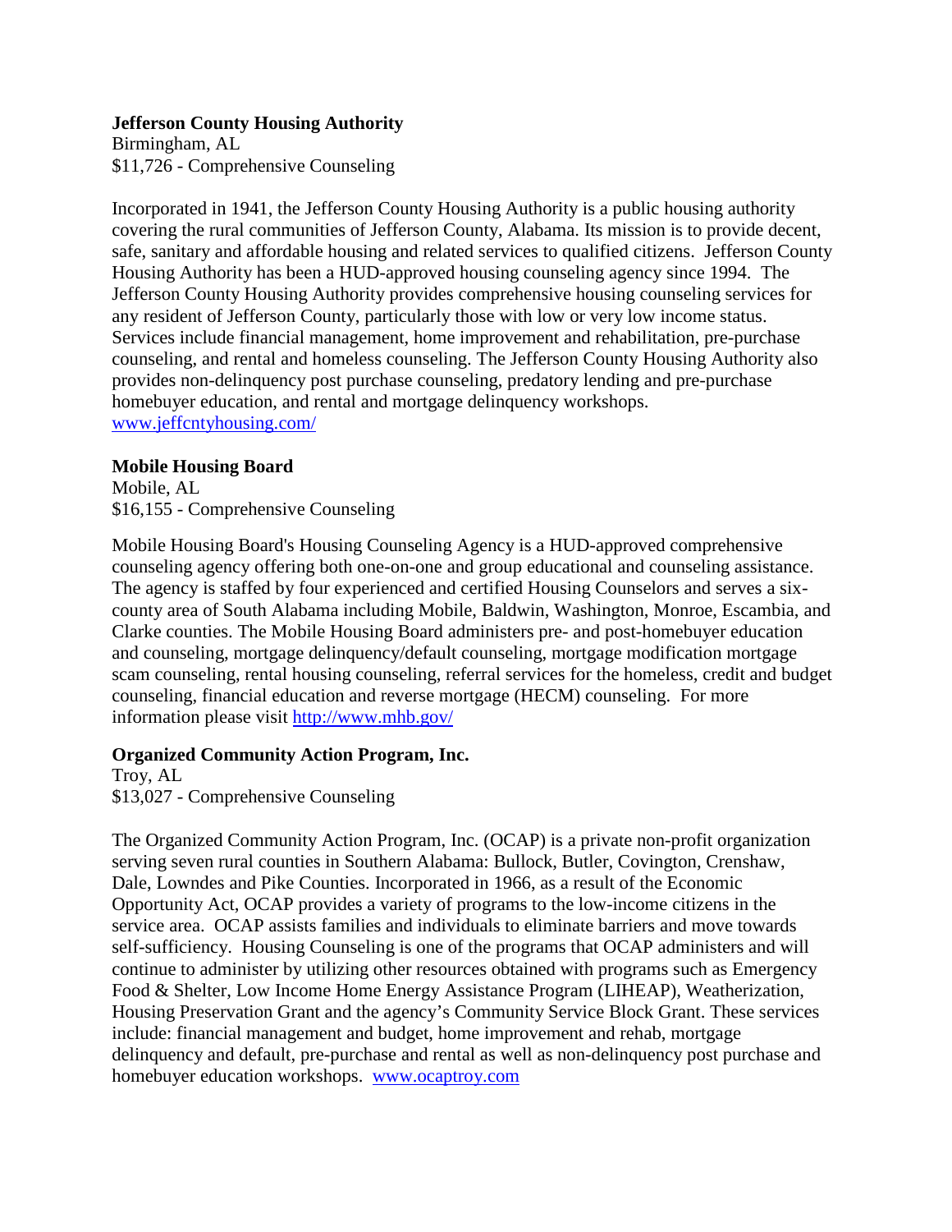**Jefferson County Housing Authority**
Birmingham, AL
$11,726 - Comprehensive Counseling

Incorporated in 1941, the Jefferson County Housing Authority is a public housing authority covering the rural communities of Jefferson County, Alabama. Its mission is to provide decent, safe, sanitary and affordable housing and related services to qualified citizens. Jefferson County Housing Authority has been a HUD-approved housing counseling agency since 1994. The Jefferson County Housing Authority provides comprehensive housing counseling services for any resident of Jefferson County, particularly those with low or very low income status. Services include financial management, home improvement and rehabilitation, pre-purchase counseling, and rental and homeless counseling. The Jefferson County Housing Authority also provides non-delinquency post purchase counseling, predatory lending and pre-purchase homebuyer education, and rental and mortgage delinquency workshops. [www.jeffcntyhousing.com/](http://www.jeffcntyhousing.com/)

**Mobile Housing Board**
Mobile, AL
$16,155 - Comprehensive Counseling

Mobile Housing Board's Housing Counseling Agency is a HUD-approved comprehensive counseling agency offering both one-on-one and group educational and counseling assistance. The agency is staffed by four experienced and certified Housing Counselors and serves a six-county area of South Alabama including Mobile, Baldwin, Washington, Monroe, Escambia, and Clarke counties. The Mobile Housing Board administers pre- and post-homebuyer education and counseling, mortgage delinquency/default counseling, mortgage modification mortgage scam counseling, rental housing counseling, referral services for the homeless, credit and budget counseling, financial education and reverse mortgage (HECM) counseling. For more information please visit [http://www.mhb.gov/](http://www.mhb.gov/)

**Organized Community Action Program, Inc.**
Troy, AL
$13,027 - Comprehensive Counseling

The Organized Community Action Program, Inc. (OCAP) is a private non-profit organization serving seven rural counties in Southern Alabama: Bullock, Butler, Covington, Crenshaw, Dale, Lowndes and Pike Counties. Incorporated in 1966, as a result of the Economic Opportunity Act, OCAP provides a variety of programs to the low-income citizens in the service area. OCAP assists families and individuals to eliminate barriers and move towards self-sufficiency. Housing Counseling is one of the programs that OCAP administers and will continue to administer by utilizing other resources obtained with programs such as Emergency Food & Shelter, Low Income Home Energy Assistance Program (LIHEAP), Weatherization, Housing Preservation Grant and the agency's Community Service Block Grant. These services include: financial management and budget, home improvement and rehab, mortgage delinquency and default, pre-purchase and rental as well as non-delinquency post purchase and homebuyer education workshops. [www.ocaptroy.com](http://www.ocaptroy.com)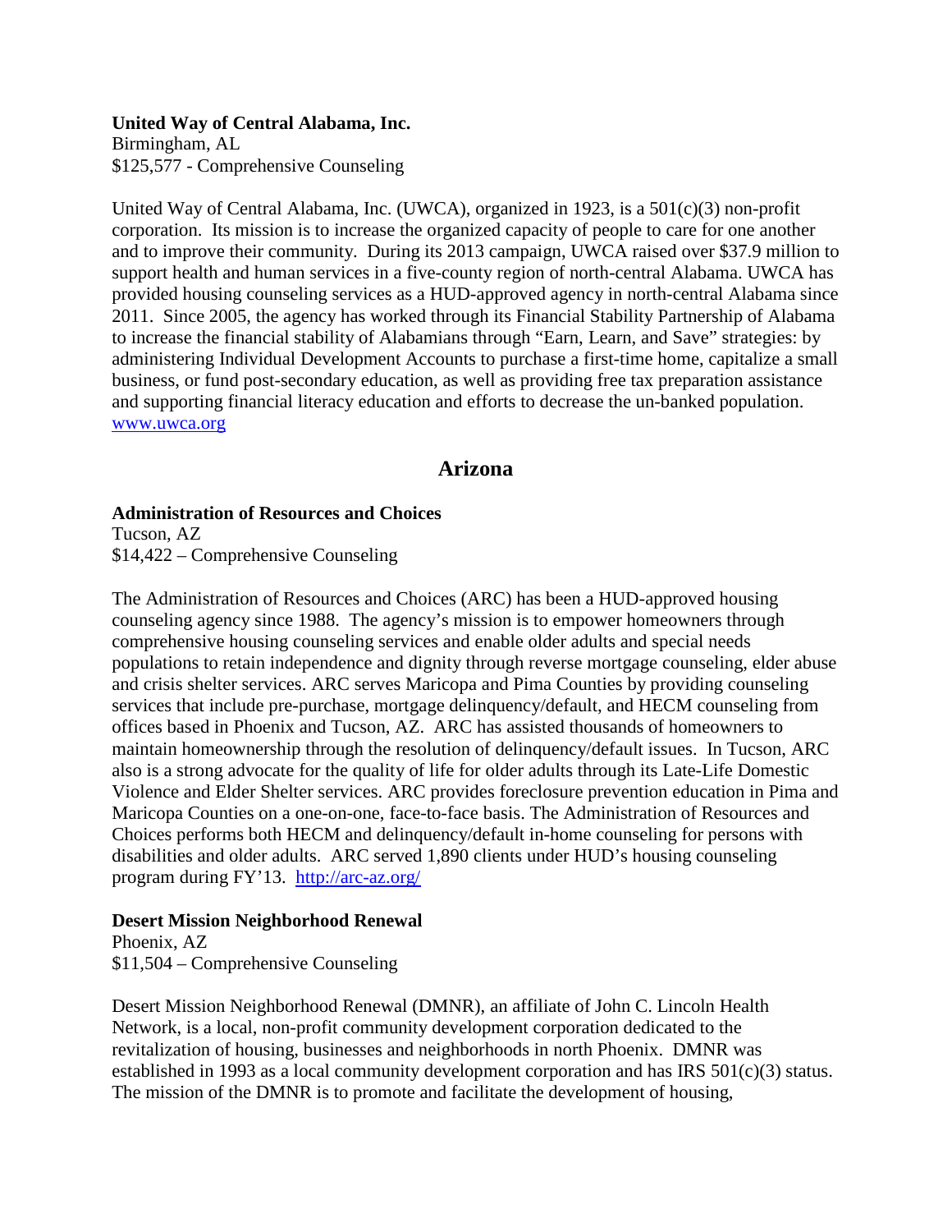**United Way of Central Alabama, Inc.**
Birmingham, AL
$125,577 - Comprehensive Counseling

United Way of Central Alabama, Inc. (UWCA), organized in 1923, is a 501(c)(3) non-profit corporation. Its mission is to increase the organized capacity of people to care for one another and to improve their community. During its 2013 campaign, UWCA raised over $37.9 million to support health and human services in a five-county region of north-central Alabama. UWCA has provided housing counseling services as a HUD-approved agency in north-central Alabama since 2011. Since 2005, the agency has worked through its Financial Stability Partnership of Alabama to increase the financial stability of Alabamians through "Earn, Learn, and Save" strategies: by administering Individual Development Accounts to purchase a first-time home, capitalize a small business, or fund post-secondary education, as well as providing free tax preparation assistance and supporting financial literacy education and efforts to decrease the un-banked population. www.uwca.org

## Arizona

**Administration of Resources and Choices**
Tucson, AZ
$14,422 – Comprehensive Counseling

The Administration of Resources and Choices (ARC) has been a HUD-approved housing counseling agency since 1988. The agency's mission is to empower homeowners through comprehensive housing counseling services and enable older adults and special needs populations to retain independence and dignity through reverse mortgage counseling, elder abuse and crisis shelter services. ARC serves Maricopa and Pima Counties by providing counseling services that include pre-purchase, mortgage delinquency/default, and HECM counseling from offices based in Phoenix and Tucson, AZ. ARC has assisted thousands of homeowners to maintain homeownership through the resolution of delinquency/default issues. In Tucson, ARC also is a strong advocate for the quality of life for older adults through its Late-Life Domestic Violence and Elder Shelter services. ARC provides foreclosure prevention education in Pima and Maricopa Counties on a one-on-one, face-to-face basis. The Administration of Resources and Choices performs both HECM and delinquency/default in-home counseling for persons with disabilities and older adults. ARC served 1,890 clients under HUD's housing counseling program during FY'13. http://arc-az.org/

**Desert Mission Neighborhood Renewal**
Phoenix, AZ
$11,504 – Comprehensive Counseling

Desert Mission Neighborhood Renewal (DMNR), an affiliate of John C. Lincoln Health Network, is a local, non-profit community development corporation dedicated to the revitalization of housing, businesses and neighborhoods in north Phoenix. DMNR was established in 1993 as a local community development corporation and has IRS 501(c)(3) status. The mission of the DMNR is to promote and facilitate the development of housing,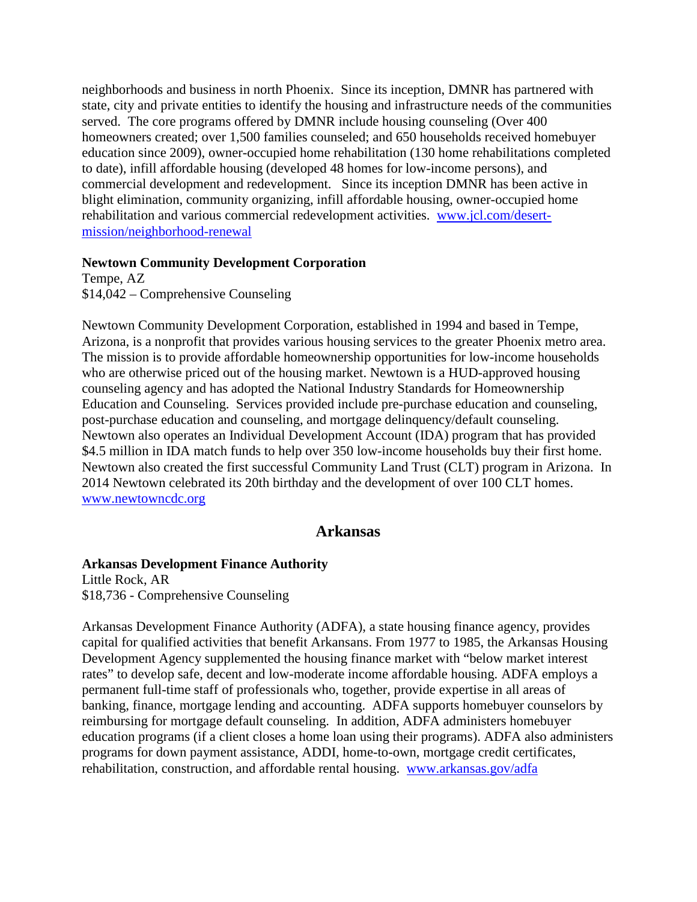neighborhoods and business in north Phoenix. Since its inception, DMNR has partnered with state, city and private entities to identify the housing and infrastructure needs of the communities served. The core programs offered by DMNR include housing counseling (Over 400 homeowners created; over 1,500 families counseled; and 650 households received homebuyer education since 2009), owner-occupied home rehabilitation (130 home rehabilitations completed to date), infill affordable housing (developed 48 homes for low-income persons), and commercial development and redevelopment. Since its inception DMNR has been active in blight elimination, community organizing, infill affordable housing, owner-occupied home rehabilitation and various commercial redevelopment activities. www.jcl.com/desert-mission/neighborhood-renewal

**Newtown Community Development Corporation**
Tempe, AZ
$14,042 – Comprehensive Counseling

Newtown Community Development Corporation, established in 1994 and based in Tempe, Arizona, is a nonprofit that provides various housing services to the greater Phoenix metro area. The mission is to provide affordable homeownership opportunities for low-income households who are otherwise priced out of the housing market. Newtown is a HUD-approved housing counseling agency and has adopted the National Industry Standards for Homeownership Education and Counseling. Services provided include pre-purchase education and counseling, post-purchase education and counseling, and mortgage delinquency/default counseling. Newtown also operates an Individual Development Account (IDA) program that has provided $4.5 million in IDA match funds to help over 350 low-income households buy their first home. Newtown also created the first successful Community Land Trust (CLT) program in Arizona. In 2014 Newtown celebrated its 20th birthday and the development of over 100 CLT homes. www.newtowncdc.org

## Arkansas

**Arkansas Development Finance Authority**
Little Rock, AR
$18,736 - Comprehensive Counseling

Arkansas Development Finance Authority (ADFA), a state housing finance agency, provides capital for qualified activities that benefit Arkansans. From 1977 to 1985, the Arkansas Housing Development Agency supplemented the housing finance market with "below market interest rates" to develop safe, decent and low-moderate income affordable housing. ADFA employs a permanent full-time staff of professionals who, together, provide expertise in all areas of banking, finance, mortgage lending and accounting. ADFA supports homebuyer counselors by reimbursing for mortgage default counseling. In addition, ADFA administers homebuyer education programs (if a client closes a home loan using their programs). ADFA also administers programs for down payment assistance, ADDI, home-to-own, mortgage credit certificates, rehabilitation, construction, and affordable rental housing. www.arkansas.gov/adfa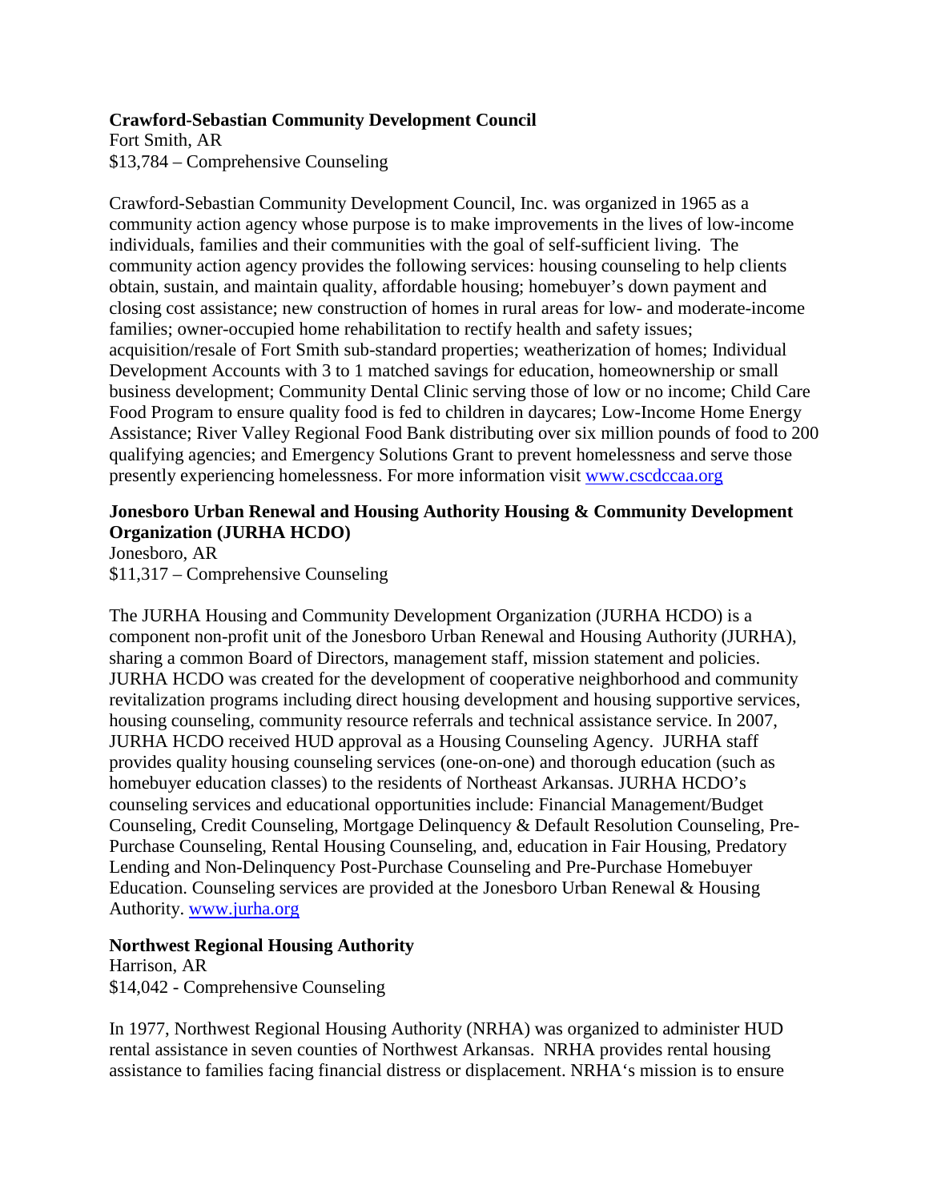**Crawford-Sebastian Community Development Council**
Fort Smith, AR
$13,784 – Comprehensive Counseling

Crawford-Sebastian Community Development Council, Inc. was organized in 1965 as a community action agency whose purpose is to make improvements in the lives of low-income individuals, families and their communities with the goal of self-sufficient living. The community action agency provides the following services: housing counseling to help clients obtain, sustain, and maintain quality, affordable housing; homebuyer's down payment and closing cost assistance; new construction of homes in rural areas for low- and moderate-income families; owner-occupied home rehabilitation to rectify health and safety issues; acquisition/resale of Fort Smith sub-standard properties; weatherization of homes; Individual Development Accounts with 3 to 1 matched savings for education, homeownership or small business development; Community Dental Clinic serving those of low or no income; Child Care Food Program to ensure quality food is fed to children in daycares; Low-Income Home Energy Assistance; River Valley Regional Food Bank distributing over six million pounds of food to 200 qualifying agencies; and Emergency Solutions Grant to prevent homelessness and serve those presently experiencing homelessness. For more information visit www.cscdccaa.org

**Jonesboro Urban Renewal and Housing Authority Housing & Community Development Organization (JURHA HCDO)**
Jonesboro, AR
$11,317 – Comprehensive Counseling

The JURHA Housing and Community Development Organization (JURHA HCDO) is a component non-profit unit of the Jonesboro Urban Renewal and Housing Authority (JURHA), sharing a common Board of Directors, management staff, mission statement and policies. JURHA HCDO was created for the development of cooperative neighborhood and community revitalization programs including direct housing development and housing supportive services, housing counseling, community resource referrals and technical assistance service. In 2007, JURHA HCDO received HUD approval as a Housing Counseling Agency. JURHA staff provides quality housing counseling services (one-on-one) and thorough education (such as homebuyer education classes) to the residents of Northeast Arkansas. JURHA HCDO's counseling services and educational opportunities include: Financial Management/Budget Counseling, Credit Counseling, Mortgage Delinquency & Default Resolution Counseling, Pre-Purchase Counseling, Rental Housing Counseling, and, education in Fair Housing, Predatory Lending and Non-Delinquency Post-Purchase Counseling and Pre-Purchase Homebuyer Education. Counseling services are provided at the Jonesboro Urban Renewal & Housing Authority. www.jurha.org

**Northwest Regional Housing Authority**
Harrison, AR
$14,042 - Comprehensive Counseling

In 1977, Northwest Regional Housing Authority (NRHA) was organized to administer HUD rental assistance in seven counties of Northwest Arkansas. NRHA provides rental housing assistance to families facing financial distress or displacement. NRHA's mission is to ensure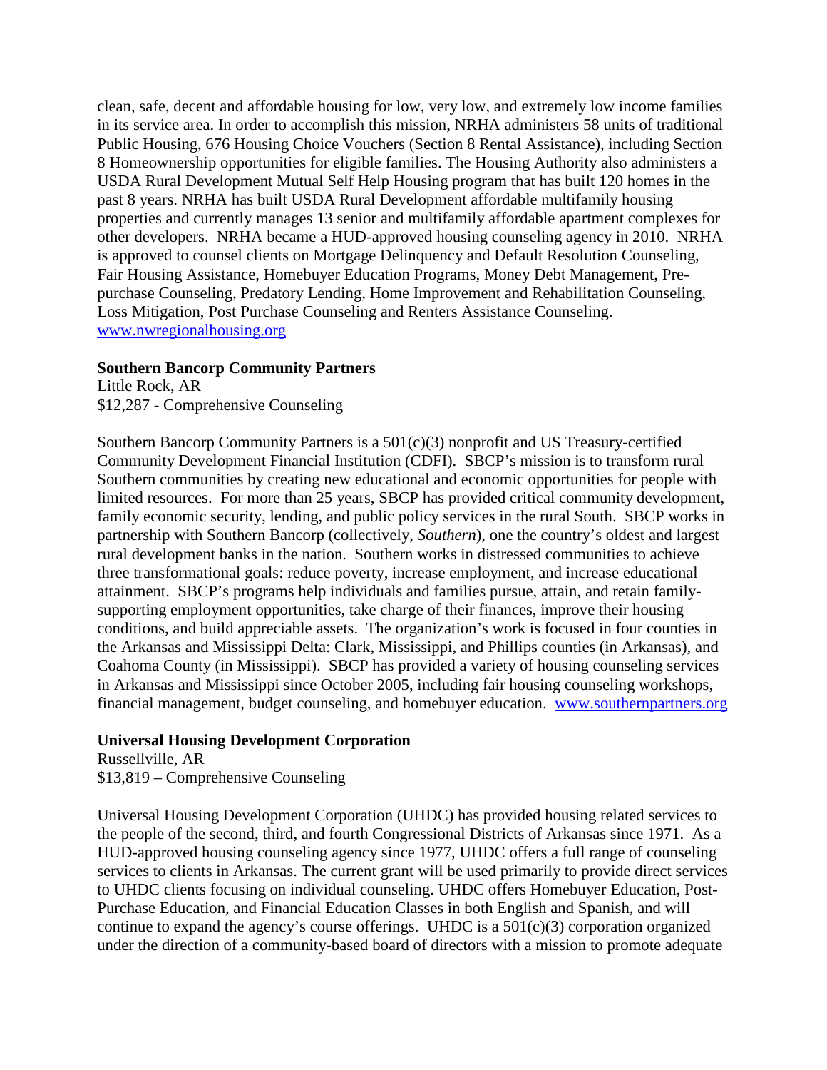clean, safe, decent and affordable housing for low, very low, and extremely low income families in its service area. In order to accomplish this mission, NRHA administers 58 units of traditional Public Housing, 676 Housing Choice Vouchers (Section 8 Rental Assistance), including Section 8 Homeownership opportunities for eligible families. The Housing Authority also administers a USDA Rural Development Mutual Self Help Housing program that has built 120 homes in the past 8 years. NRHA has built USDA Rural Development affordable multifamily housing properties and currently manages 13 senior and multifamily affordable apartment complexes for other developers. NRHA became a HUD-approved housing counseling agency in 2010. NRHA is approved to counsel clients on Mortgage Delinquency and Default Resolution Counseling, Fair Housing Assistance, Homebuyer Education Programs, Money Debt Management, Pre-purchase Counseling, Predatory Lending, Home Improvement and Rehabilitation Counseling, Loss Mitigation, Post Purchase Counseling and Renters Assistance Counseling. [www.nwregionalhousing.org](http://www.nwregionalhousing.org)

**Southern Bancorp Community Partners**
Little Rock, AR
$12,287 - Comprehensive Counseling

Southern Bancorp Community Partners is a 501(c)(3) nonprofit and US Treasury-certified Community Development Financial Institution (CDFI). SBCP's mission is to transform rural Southern communities by creating new educational and economic opportunities for people with limited resources. For more than 25 years, SBCP has provided critical community development, family economic security, lending, and public policy services in the rural South. SBCP works in partnership with Southern Bancorp (collectively, *Southern*), one the country's oldest and largest rural development banks in the nation. Southern works in distressed communities to achieve three transformational goals: reduce poverty, increase employment, and increase educational attainment. SBCP's programs help individuals and families pursue, attain, and retain family-supporting employment opportunities, take charge of their finances, improve their housing conditions, and build appreciable assets. The organization's work is focused in four counties in the Arkansas and Mississippi Delta: Clark, Mississippi, and Phillips counties (in Arkansas), and Coahoma County (in Mississippi). SBCP has provided a variety of housing counseling services in Arkansas and Mississippi since October 2005, including fair housing counseling workshops, financial management, budget counseling, and homebuyer education. [www.southernpartners.org](http://www.southernpartners.org)

**Universal Housing Development Corporation**
Russellville, AR
$13,819 – Comprehensive Counseling

Universal Housing Development Corporation (UHDC) has provided housing related services to the people of the second, third, and fourth Congressional Districts of Arkansas since 1971. As a HUD-approved housing counseling agency since 1977, UHDC offers a full range of counseling services to clients in Arkansas. The current grant will be used primarily to provide direct services to UHDC clients focusing on individual counseling. UHDC offers Homebuyer Education, Post-Purchase Education, and Financial Education Classes in both English and Spanish, and will continue to expand the agency's course offerings. UHDC is a 501(c)(3) corporation organized under the direction of a community-based board of directors with a mission to promote adequate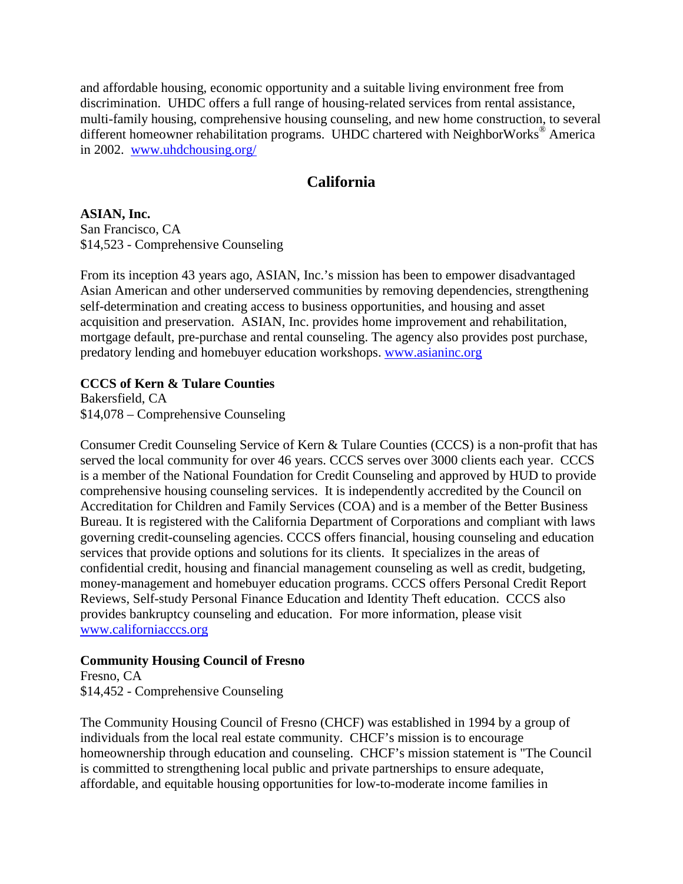and affordable housing, economic opportunity and a suitable living environment free from discrimination. UHDC offers a full range of housing-related services from rental assistance, multi-family housing, comprehensive housing counseling, and new home construction, to several different homeowner rehabilitation programs. UHDC chartered with NeighborWorks® America in 2002. www.uhdchousing.org/

## California

**ASIAN, Inc.**
San Francisco, CA
$14,523 - Comprehensive Counseling

From its inception 43 years ago, ASIAN, Inc.'s mission has been to empower disadvantaged Asian American and other underserved communities by removing dependencies, strengthening self-determination and creating access to business opportunities, and housing and asset acquisition and preservation. ASIAN, Inc. provides home improvement and rehabilitation, mortgage default, pre-purchase and rental counseling. The agency also provides post purchase, predatory lending and homebuyer education workshops. www.asianinc.org

**CCCS of Kern & Tulare Counties**
Bakersfield, CA
$14,078 – Comprehensive Counseling

Consumer Credit Counseling Service of Kern & Tulare Counties (CCCS) is a non-profit that has served the local community for over 46 years. CCCS serves over 3000 clients each year. CCCS is a member of the National Foundation for Credit Counseling and approved by HUD to provide comprehensive housing counseling services. It is independently accredited by the Council on Accreditation for Children and Family Services (COA) and is a member of the Better Business Bureau. It is registered with the California Department of Corporations and compliant with laws governing credit-counseling agencies. CCCS offers financial, housing counseling and education services that provide options and solutions for its clients. It specializes in the areas of confidential credit, housing and financial management counseling as well as credit, budgeting, money-management and homebuyer education programs. CCCS offers Personal Credit Report Reviews, Self-study Personal Finance Education and Identity Theft education. CCCS also provides bankruptcy counseling and education. For more information, please visit www.californiacccs.org

**Community Housing Council of Fresno**
Fresno, CA
$14,452 - Comprehensive Counseling

The Community Housing Council of Fresno (CHCF) was established in 1994 by a group of individuals from the local real estate community. CHCF's mission is to encourage homeownership through education and counseling. CHCF's mission statement is "The Council is committed to strengthening local public and private partnerships to ensure adequate, affordable, and equitable housing opportunities for low-to-moderate income families in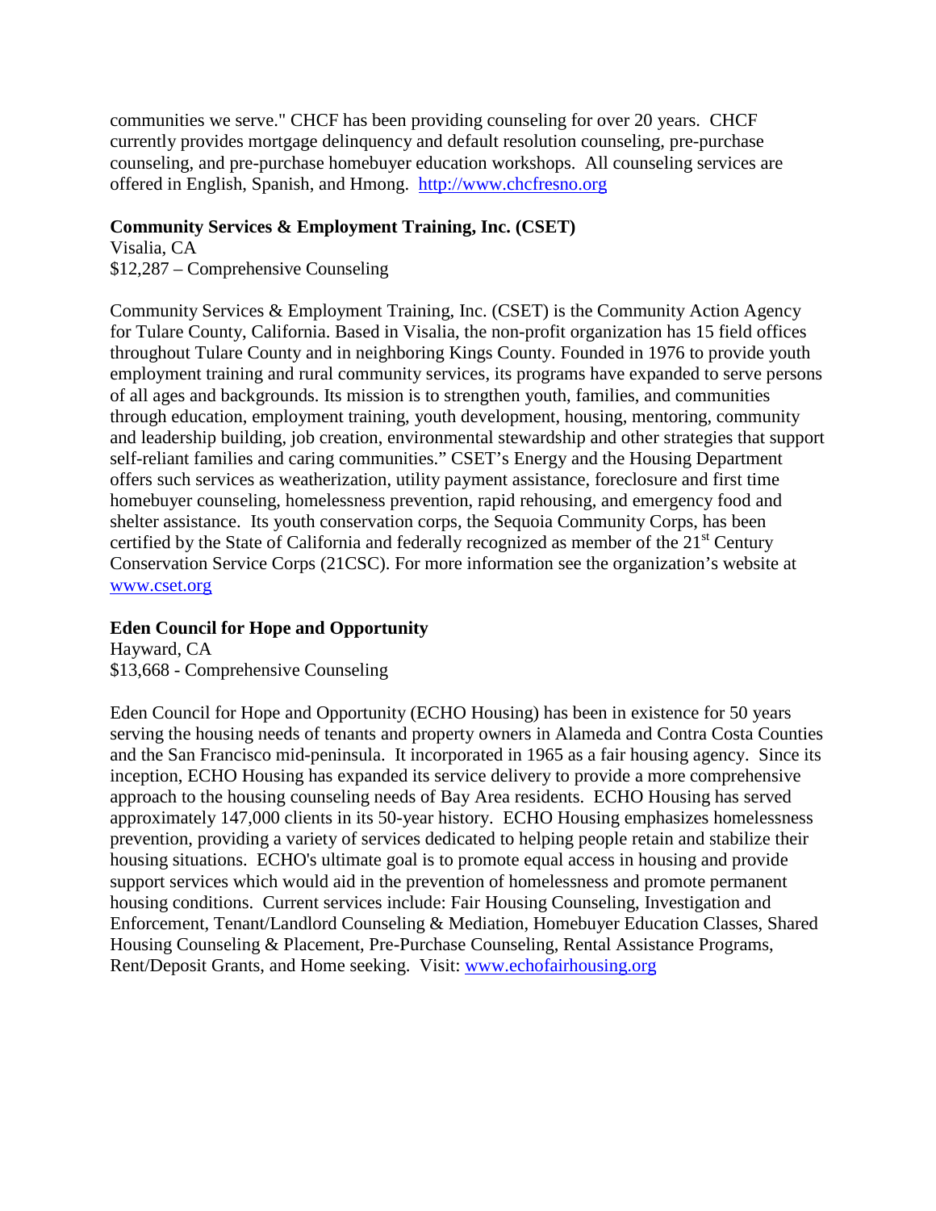communities we serve." CHCF has been providing counseling for over 20 years. CHCF currently provides mortgage delinquency and default resolution counseling, pre-purchase counseling, and pre-purchase homebuyer education workshops. All counseling services are offered in English, Spanish, and Hmong. [http://www.chcfresno.org](http://www.chcfresno.org)

**Community Services & Employment Training, Inc. (CSET)**
Visalia, CA
$12,287 – Comprehensive Counseling

Community Services & Employment Training, Inc. (CSET) is the Community Action Agency for Tulare County, California. Based in Visalia, the non-profit organization has 15 field offices throughout Tulare County and in neighboring Kings County. Founded in 1976 to provide youth employment training and rural community services, its programs have expanded to serve persons of all ages and backgrounds. Its mission is to strengthen youth, families, and communities through education, employment training, youth development, housing, mentoring, community and leadership building, job creation, environmental stewardship and other strategies that support self-reliant families and caring communities." CSET's Energy and the Housing Department offers such services as weatherization, utility payment assistance, foreclosure and first time homebuyer counseling, homelessness prevention, rapid rehousing, and emergency food and shelter assistance. Its youth conservation corps, the Sequoia Community Corps, has been certified by the State of California and federally recognized as member of the 21st Century Conservation Service Corps (21CSC). For more information see the organization's website at [www.cset.org](http://www.cset.org)

**Eden Council for Hope and Opportunity**
Hayward, CA
$13,668 - Comprehensive Counseling

Eden Council for Hope and Opportunity (ECHO Housing) has been in existence for 50 years serving the housing needs of tenants and property owners in Alameda and Contra Costa Counties and the San Francisco mid-peninsula. It incorporated in 1965 as a fair housing agency. Since its inception, ECHO Housing has expanded its service delivery to provide a more comprehensive approach to the housing counseling needs of Bay Area residents. ECHO Housing has served approximately 147,000 clients in its 50-year history. ECHO Housing emphasizes homelessness prevention, providing a variety of services dedicated to helping people retain and stabilize their housing situations. ECHO's ultimate goal is to promote equal access in housing and provide support services which would aid in the prevention of homelessness and promote permanent housing conditions. Current services include: Fair Housing Counseling, Investigation and Enforcement, Tenant/Landlord Counseling & Mediation, Homebuyer Education Classes, Shared Housing Counseling & Placement, Pre-Purchase Counseling, Rental Assistance Programs, Rent/Deposit Grants, and Home seeking. Visit: [www.echofairhousing.org](http://www.echofairhousing.org)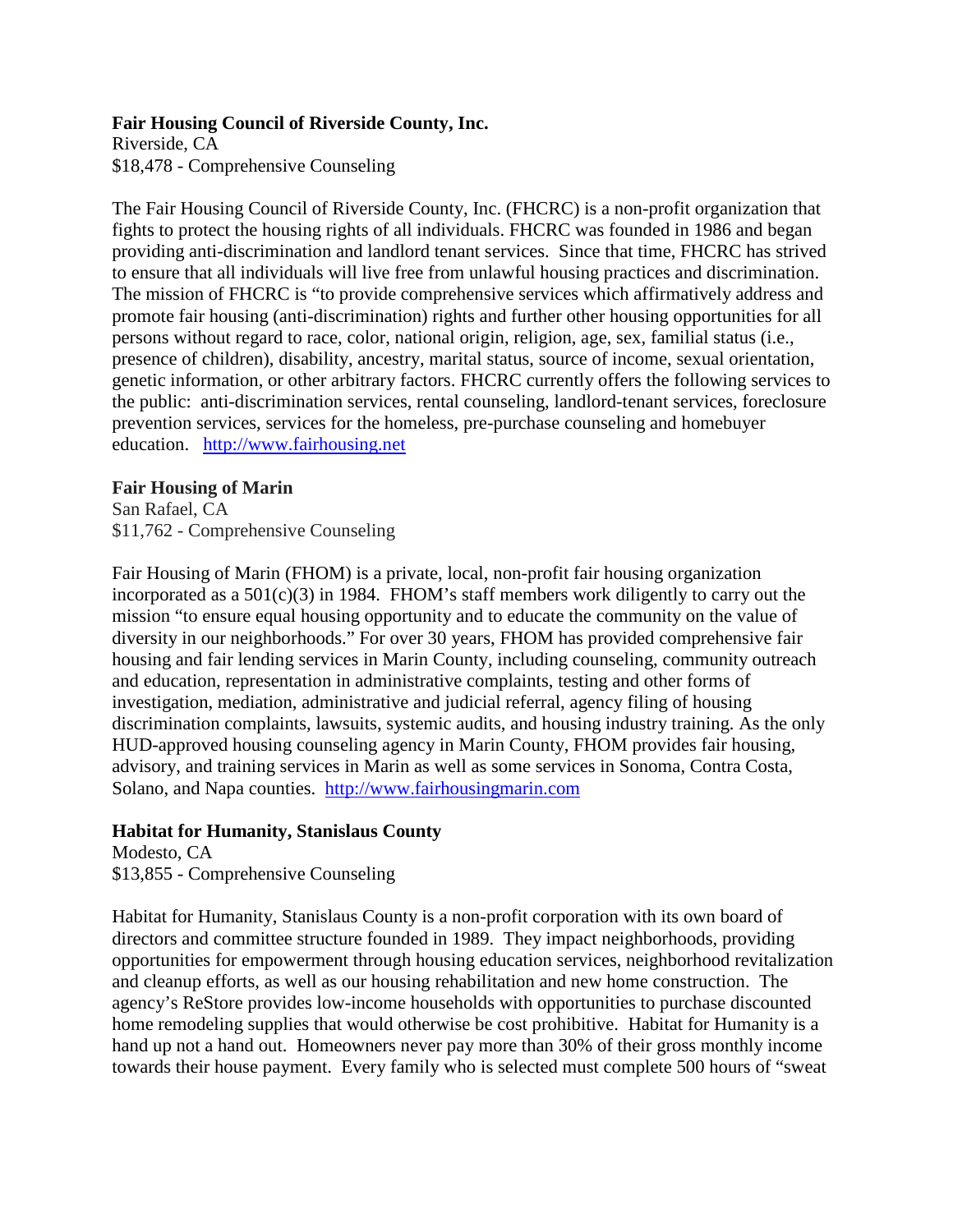**Fair Housing Council of Riverside County, Inc.**
Riverside, CA
$18,478 - Comprehensive Counseling

The Fair Housing Council of Riverside County, Inc. (FHCRC) is a non-profit organization that fights to protect the housing rights of all individuals. FHCRC was founded in 1986 and began providing anti-discrimination and landlord tenant services. Since that time, FHCRC has strived to ensure that all individuals will live free from unlawful housing practices and discrimination. The mission of FHCRC is "to provide comprehensive services which affirmatively address and promote fair housing (anti-discrimination) rights and further other housing opportunities for all persons without regard to race, color, national origin, religion, age, sex, familial status (i.e., presence of children), disability, ancestry, marital status, source of income, sexual orientation, genetic information, or other arbitrary factors. FHCRC currently offers the following services to the public: anti-discrimination services, rental counseling, landlord-tenant services, foreclosure prevention services, services for the homeless, pre-purchase counseling and homebuyer education. http://www.fairhousing.net

**Fair Housing of Marin**
San Rafael, CA
$11,762 - Comprehensive Counseling

Fair Housing of Marin (FHOM) is a private, local, non-profit fair housing organization incorporated as a 501(c)(3) in 1984. FHOM's staff members work diligently to carry out the mission "to ensure equal housing opportunity and to educate the community on the value of diversity in our neighborhoods." For over 30 years, FHOM has provided comprehensive fair housing and fair lending services in Marin County, including counseling, community outreach and education, representation in administrative complaints, testing and other forms of investigation, mediation, administrative and judicial referral, agency filing of housing discrimination complaints, lawsuits, systemic audits, and housing industry training. As the only HUD-approved housing counseling agency in Marin County, FHOM provides fair housing, advisory, and training services in Marin as well as some services in Sonoma, Contra Costa, Solano, and Napa counties. http://www.fairhousingmarin.com

**Habitat for Humanity, Stanislaus County**
Modesto, CA
$13,855 - Comprehensive Counseling

Habitat for Humanity, Stanislaus County is a non-profit corporation with its own board of directors and committee structure founded in 1989. They impact neighborhoods, providing opportunities for empowerment through housing education services, neighborhood revitalization and cleanup efforts, as well as our housing rehabilitation and new home construction. The agency's ReStore provides low-income households with opportunities to purchase discounted home remodeling supplies that would otherwise be cost prohibitive. Habitat for Humanity is a hand up not a hand out. Homeowners never pay more than 30% of their gross monthly income towards their house payment. Every family who is selected must complete 500 hours of "sweat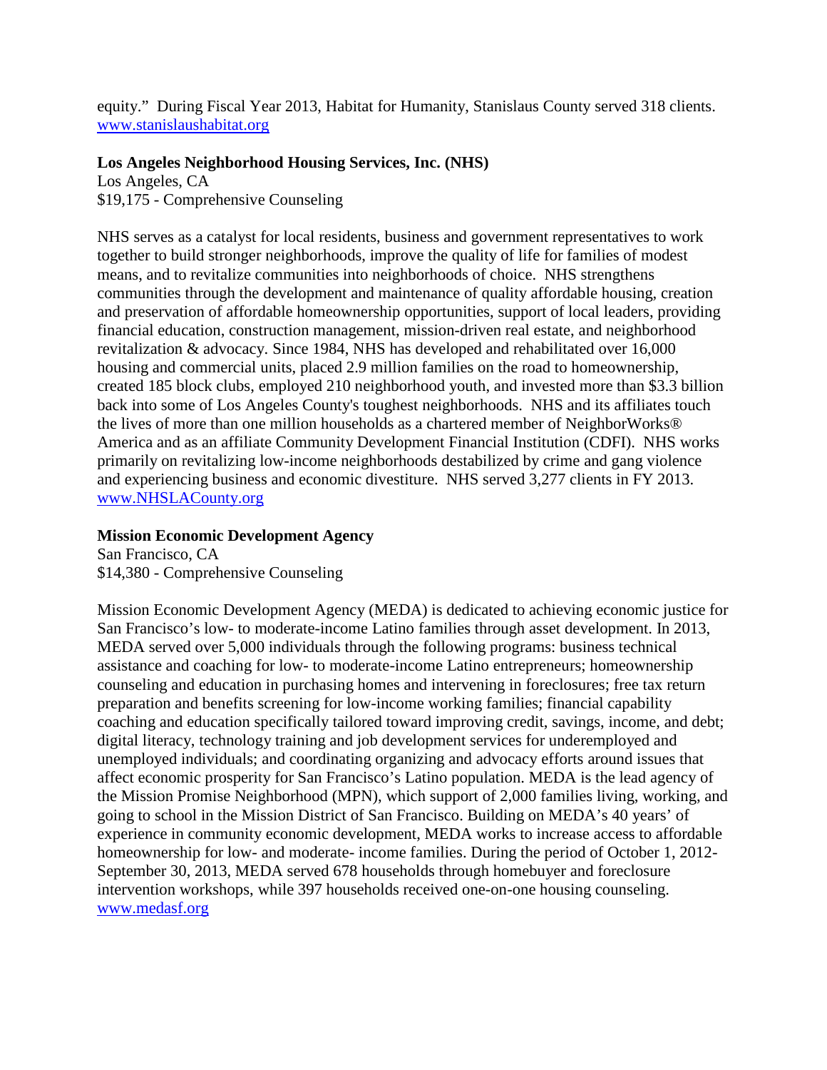equity." During Fiscal Year 2013, Habitat for Humanity, Stanislaus County served 318 clients. www.stanislaushabitat.org

**Los Angeles Neighborhood Housing Services, Inc. (NHS)**
Los Angeles, CA
$19,175 - Comprehensive Counseling

NHS serves as a catalyst for local residents, business and government representatives to work together to build stronger neighborhoods, improve the quality of life for families of modest means, and to revitalize communities into neighborhoods of choice. NHS strengthens communities through the development and maintenance of quality affordable housing, creation and preservation of affordable homeownership opportunities, support of local leaders, providing financial education, construction management, mission-driven real estate, and neighborhood revitalization & advocacy. Since 1984, NHS has developed and rehabilitated over 16,000 housing and commercial units, placed 2.9 million families on the road to homeownership, created 185 block clubs, employed 210 neighborhood youth, and invested more than $3.3 billion back into some of Los Angeles County's toughest neighborhoods. NHS and its affiliates touch the lives of more than one million households as a chartered member of NeighborWorks® America and as an affiliate Community Development Financial Institution (CDFI). NHS works primarily on revitalizing low-income neighborhoods destabilized by crime and gang violence and experiencing business and economic divestiture. NHS served 3,277 clients in FY 2013. www.NHSLACounty.org

**Mission Economic Development Agency**
San Francisco, CA
$14,380 - Comprehensive Counseling

Mission Economic Development Agency (MEDA) is dedicated to achieving economic justice for San Francisco's low- to moderate-income Latino families through asset development. In 2013, MEDA served over 5,000 individuals through the following programs: business technical assistance and coaching for low- to moderate-income Latino entrepreneurs; homeownership counseling and education in purchasing homes and intervening in foreclosures; free tax return preparation and benefits screening for low-income working families; financial capability coaching and education specifically tailored toward improving credit, savings, income, and debt; digital literacy, technology training and job development services for underemployed and unemployed individuals; and coordinating organizing and advocacy efforts around issues that affect economic prosperity for San Francisco's Latino population. MEDA is the lead agency of the Mission Promise Neighborhood (MPN), which support of 2,000 families living, working, and going to school in the Mission District of San Francisco. Building on MEDA's 40 years' of experience in community economic development, MEDA works to increase access to affordable homeownership for low- and moderate- income families. During the period of October 1, 2012-September 30, 2013, MEDA served 678 households through homebuyer and foreclosure intervention workshops, while 397 households received one-on-one housing counseling. www.medasf.org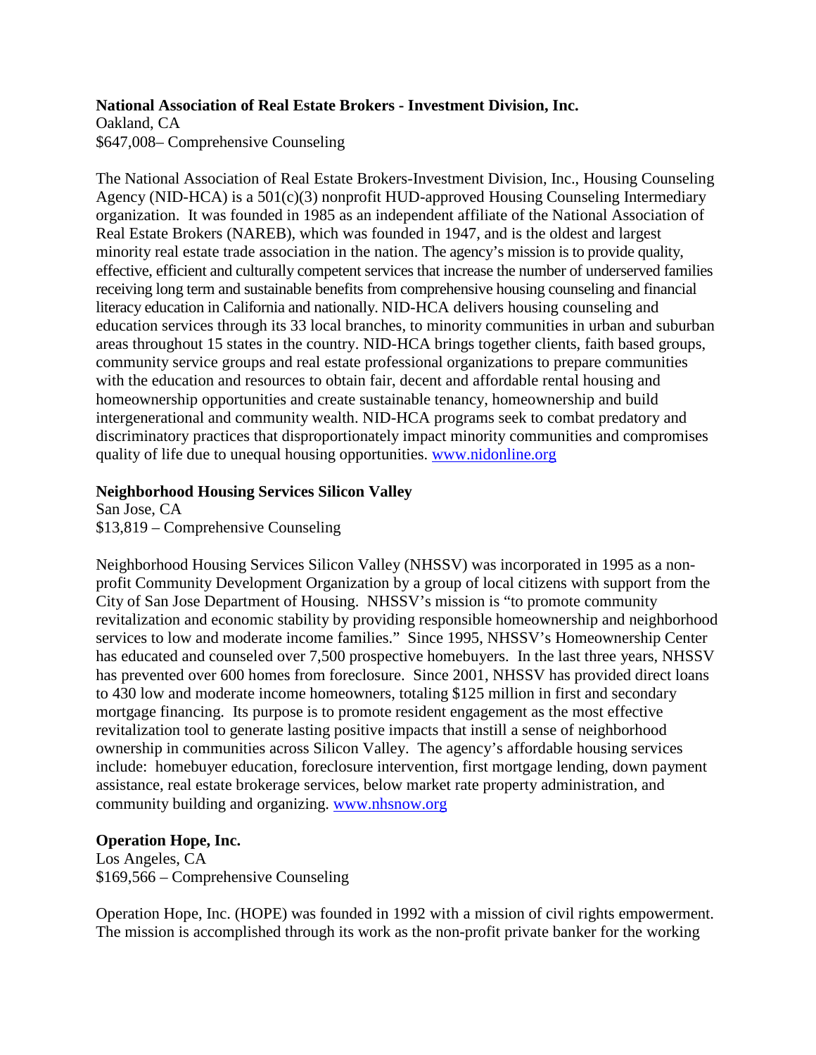**National Association of Real Estate Brokers - Investment Division, Inc.**
Oakland, CA
$647,008– Comprehensive Counseling

The National Association of Real Estate Brokers-Investment Division, Inc., Housing Counseling Agency (NID-HCA) is a 501(c)(3) nonprofit HUD-approved Housing Counseling Intermediary organization. It was founded in 1985 as an independent affiliate of the National Association of Real Estate Brokers (NAREB), which was founded in 1947, and is the oldest and largest minority real estate trade association in the nation. The agency's mission is to provide quality, effective, efficient and culturally competent services that increase the number of underserved families receiving long term and sustainable benefits from comprehensive housing counseling and financial literacy education in California and nationally. NID-HCA delivers housing counseling and education services through its 33 local branches, to minority communities in urban and suburban areas throughout 15 states in the country. NID-HCA brings together clients, faith based groups, community service groups and real estate professional organizations to prepare communities with the education and resources to obtain fair, decent and affordable rental housing and homeownership opportunities and create sustainable tenancy, homeownership and build intergenerational and community wealth. NID-HCA programs seek to combat predatory and discriminatory practices that disproportionately impact minority communities and compromises quality of life due to unequal housing opportunities. www.nidonline.org

**Neighborhood Housing Services Silicon Valley**
San Jose, CA
$13,819 – Comprehensive Counseling

Neighborhood Housing Services Silicon Valley (NHSSV) was incorporated in 1995 as a non-profit Community Development Organization by a group of local citizens with support from the City of San Jose Department of Housing. NHSSV's mission is "to promote community revitalization and economic stability by providing responsible homeownership and neighborhood services to low and moderate income families." Since 1995, NHSSV's Homeownership Center has educated and counseled over 7,500 prospective homebuyers. In the last three years, NHSSV has prevented over 600 homes from foreclosure. Since 2001, NHSSV has provided direct loans to 430 low and moderate income homeowners, totaling $125 million in first and secondary mortgage financing. Its purpose is to promote resident engagement as the most effective revitalization tool to generate lasting positive impacts that instill a sense of neighborhood ownership in communities across Silicon Valley. The agency's affordable housing services include: homebuyer education, foreclosure intervention, first mortgage lending, down payment assistance, real estate brokerage services, below market rate property administration, and community building and organizing. www.nhsnow.org

**Operation Hope, Inc.**
Los Angeles, CA
$169,566 – Comprehensive Counseling

Operation Hope, Inc. (HOPE) was founded in 1992 with a mission of civil rights empowerment. The mission is accomplished through its work as the non-profit private banker for the working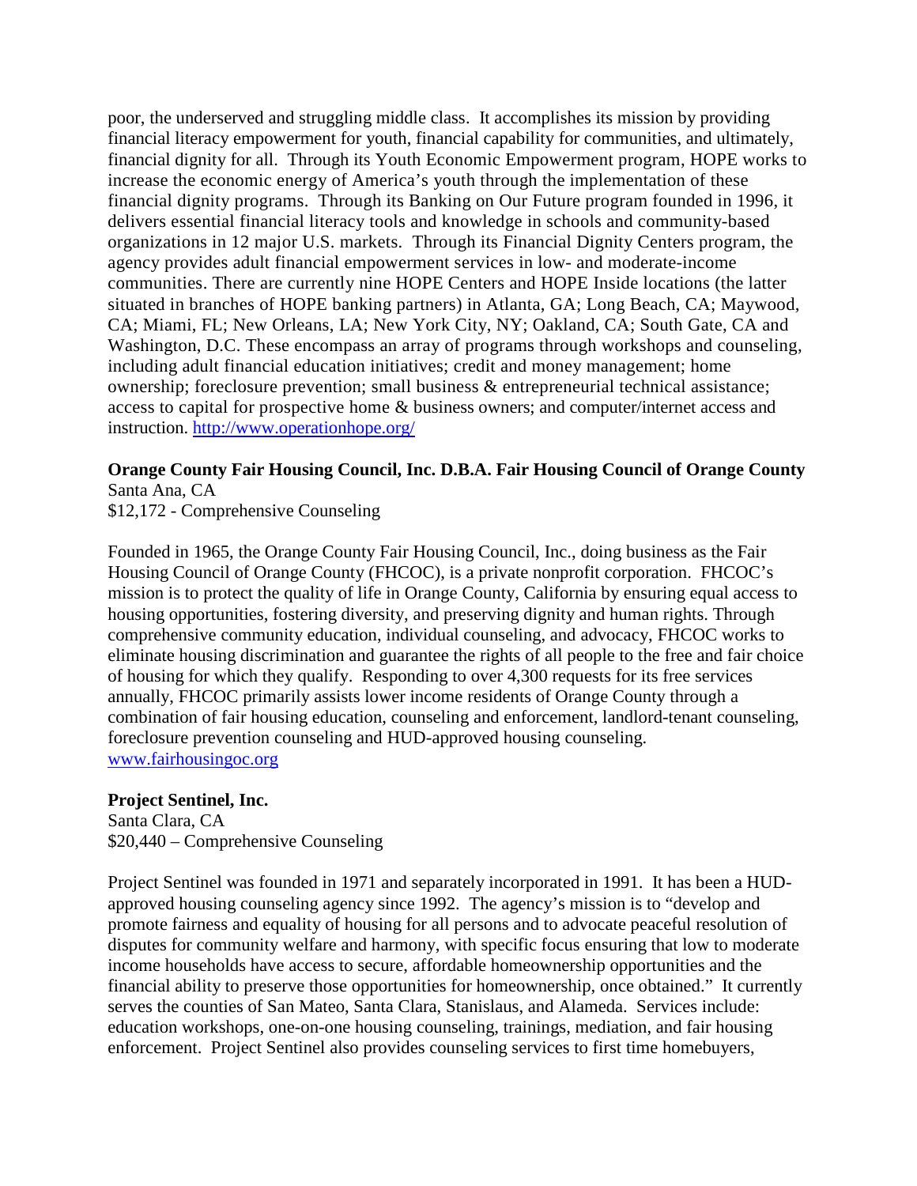poor, the underserved and struggling middle class. It accomplishes its mission by providing financial literacy empowerment for youth, financial capability for communities, and ultimately, financial dignity for all. Through its Youth Economic Empowerment program, HOPE works to increase the economic energy of America's youth through the implementation of these financial dignity programs. Through its Banking on Our Future program founded in 1996, it delivers essential financial literacy tools and knowledge in schools and community-based organizations in 12 major U.S. markets. Through its Financial Dignity Centers program, the agency provides adult financial empowerment services in low- and moderate-income communities. There are currently nine HOPE Centers and HOPE Inside locations (the latter situated in branches of HOPE banking partners) in Atlanta, GA; Long Beach, CA; Maywood, CA; Miami, FL; New Orleans, LA; New York City, NY; Oakland, CA; South Gate, CA and Washington, D.C. These encompass an array of programs through workshops and counseling, including adult financial education initiatives; credit and money management; home ownership; foreclosure prevention; small business & entrepreneurial technical assistance; access to capital for prospective home & business owners; and computer/internet access and instruction. http://www.operationhope.org/

**Orange County Fair Housing Council, Inc. D.B.A. Fair Housing Council of Orange County**
Santa Ana, CA
$12,172 - Comprehensive Counseling

Founded in 1965, the Orange County Fair Housing Council, Inc., doing business as the Fair Housing Council of Orange County (FHCOC), is a private nonprofit corporation. FHCOC's mission is to protect the quality of life in Orange County, California by ensuring equal access to housing opportunities, fostering diversity, and preserving dignity and human rights. Through comprehensive community education, individual counseling, and advocacy, FHCOC works to eliminate housing discrimination and guarantee the rights of all people to the free and fair choice of housing for which they qualify. Responding to over 4,300 requests for its free services annually, FHCOC primarily assists lower income residents of Orange County through a combination of fair housing education, counseling and enforcement, landlord-tenant counseling, foreclosure prevention counseling and HUD-approved housing counseling. www.fairhousingoc.org

**Project Sentinel, Inc.**
Santa Clara, CA
$20,440 – Comprehensive Counseling

Project Sentinel was founded in 1971 and separately incorporated in 1991. It has been a HUD-approved housing counseling agency since 1992. The agency's mission is to "develop and promote fairness and equality of housing for all persons and to advocate peaceful resolution of disputes for community welfare and harmony, with specific focus ensuring that low to moderate income households have access to secure, affordable homeownership opportunities and the financial ability to preserve those opportunities for homeownership, once obtained." It currently serves the counties of San Mateo, Santa Clara, Stanislaus, and Alameda. Services include: education workshops, one-on-one housing counseling, trainings, mediation, and fair housing enforcement. Project Sentinel also provides counseling services to first time homebuyers,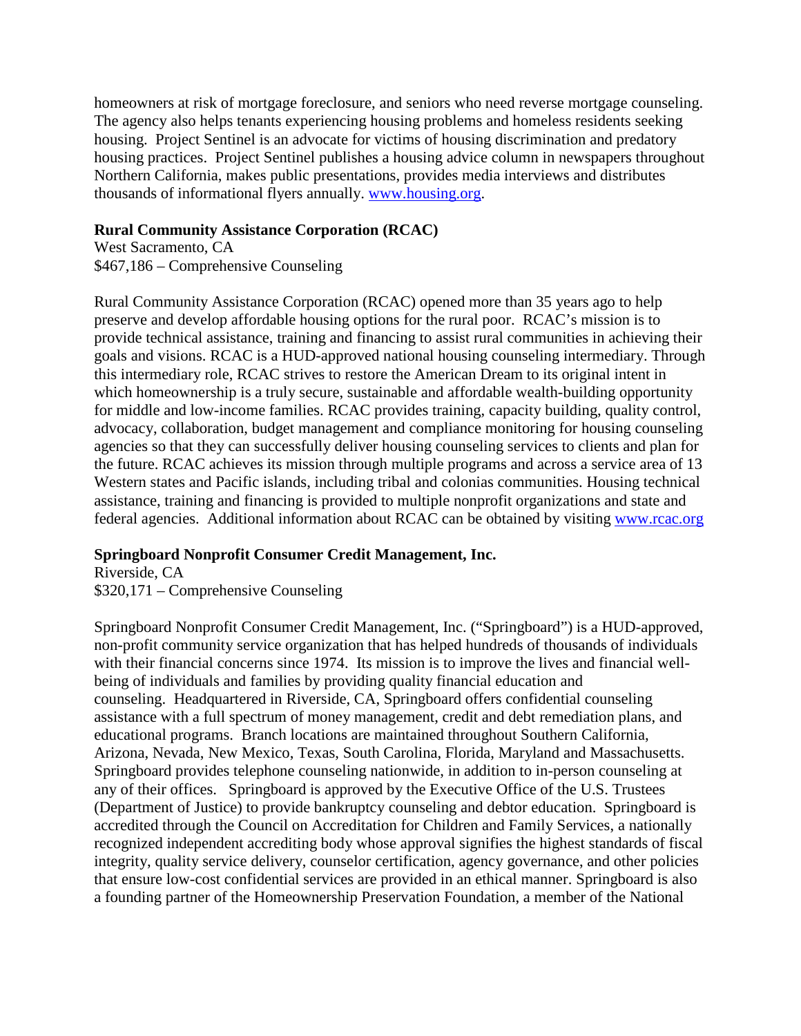homeowners at risk of mortgage foreclosure, and seniors who need reverse mortgage counseling. The agency also helps tenants experiencing housing problems and homeless residents seeking housing. Project Sentinel is an advocate for victims of housing discrimination and predatory housing practices. Project Sentinel publishes a housing advice column in newspapers throughout Northern California, makes public presentations, provides media interviews and distributes thousands of informational flyers annually. www.housing.org.

**Rural Community Assistance Corporation (RCAC)**
West Sacramento, CA
$467,186 – Comprehensive Counseling

Rural Community Assistance Corporation (RCAC) opened more than 35 years ago to help preserve and develop affordable housing options for the rural poor. RCAC's mission is to provide technical assistance, training and financing to assist rural communities in achieving their goals and visions. RCAC is a HUD-approved national housing counseling intermediary. Through this intermediary role, RCAC strives to restore the American Dream to its original intent in which homeownership is a truly secure, sustainable and affordable wealth-building opportunity for middle and low-income families. RCAC provides training, capacity building, quality control, advocacy, collaboration, budget management and compliance monitoring for housing counseling agencies so that they can successfully deliver housing counseling services to clients and plan for the future. RCAC achieves its mission through multiple programs and across a service area of 13 Western states and Pacific islands, including tribal and colonias communities. Housing technical assistance, training and financing is provided to multiple nonprofit organizations and state and federal agencies. Additional information about RCAC can be obtained by visiting www.rcac.org

**Springboard Nonprofit Consumer Credit Management, Inc.**
Riverside, CA
$320,171 – Comprehensive Counseling

Springboard Nonprofit Consumer Credit Management, Inc. ("Springboard") is a HUD-approved, non-profit community service organization that has helped hundreds of thousands of individuals with their financial concerns since 1974. Its mission is to improve the lives and financial well-being of individuals and families by providing quality financial education and counseling. Headquartered in Riverside, CA, Springboard offers confidential counseling assistance with a full spectrum of money management, credit and debt remediation plans, and educational programs. Branch locations are maintained throughout Southern California, Arizona, Nevada, New Mexico, Texas, South Carolina, Florida, Maryland and Massachusetts. Springboard provides telephone counseling nationwide, in addition to in-person counseling at any of their offices. Springboard is approved by the Executive Office of the U.S. Trustees (Department of Justice) to provide bankruptcy counseling and debtor education. Springboard is accredited through the Council on Accreditation for Children and Family Services, a nationally recognized independent accrediting body whose approval signifies the highest standards of fiscal integrity, quality service delivery, counselor certification, agency governance, and other policies that ensure low-cost confidential services are provided in an ethical manner. Springboard is also a founding partner of the Homeownership Preservation Foundation, a member of the National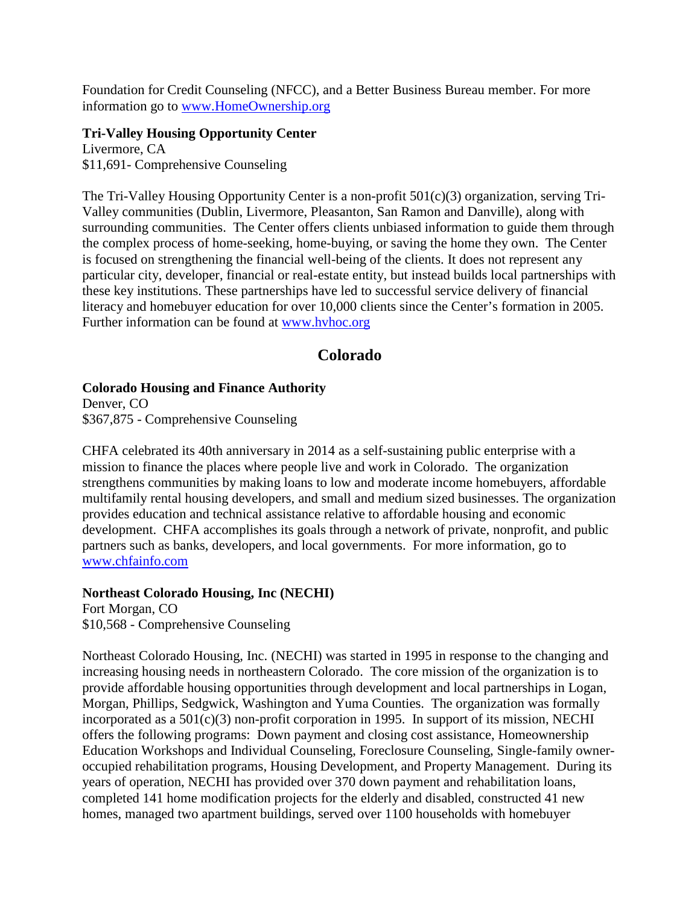Foundation for Credit Counseling (NFCC), and a Better Business Bureau member. For more information go to www.HomeOwnership.org

**Tri-Valley Housing Opportunity Center**
Livermore, CA
$11,691- Comprehensive Counseling

The Tri-Valley Housing Opportunity Center is a non-profit 501(c)(3) organization, serving Tri-Valley communities (Dublin, Livermore, Pleasanton, San Ramon and Danville), along with surrounding communities. The Center offers clients unbiased information to guide them through the complex process of home-seeking, home-buying, or saving the home they own. The Center is focused on strengthening the financial well-being of the clients. It does not represent any particular city, developer, financial or real-estate entity, but instead builds local partnerships with these key institutions. These partnerships have led to successful service delivery of financial literacy and homebuyer education for over 10,000 clients since the Center's formation in 2005. Further information can be found at www.hvhoc.org

## Colorado

**Colorado Housing and Finance Authority**
Denver, CO
$367,875 - Comprehensive Counseling

CHFA celebrated its 40th anniversary in 2014 as a self-sustaining public enterprise with a mission to finance the places where people live and work in Colorado. The organization strengthens communities by making loans to low and moderate income homebuyers, affordable multifamily rental housing developers, and small and medium sized businesses. The organization provides education and technical assistance relative to affordable housing and economic development. CHFA accomplishes its goals through a network of private, nonprofit, and public partners such as banks, developers, and local governments. For more information, go to www.chfainfo.com

**Northeast Colorado Housing, Inc (NECHI)**
Fort Morgan, CO
$10,568 - Comprehensive Counseling

Northeast Colorado Housing, Inc. (NECHI) was started in 1995 in response to the changing and increasing housing needs in northeastern Colorado. The core mission of the organization is to provide affordable housing opportunities through development and local partnerships in Logan, Morgan, Phillips, Sedgwick, Washington and Yuma Counties. The organization was formally incorporated as a 501(c)(3) non-profit corporation in 1995. In support of its mission, NECHI offers the following programs: Down payment and closing cost assistance, Homeownership Education Workshops and Individual Counseling, Foreclosure Counseling, Single-family owner-occupied rehabilitation programs, Housing Development, and Property Management. During its years of operation, NECHI has provided over 370 down payment and rehabilitation loans, completed 141 home modification projects for the elderly and disabled, constructed 41 new homes, managed two apartment buildings, served over 1100 households with homebuyer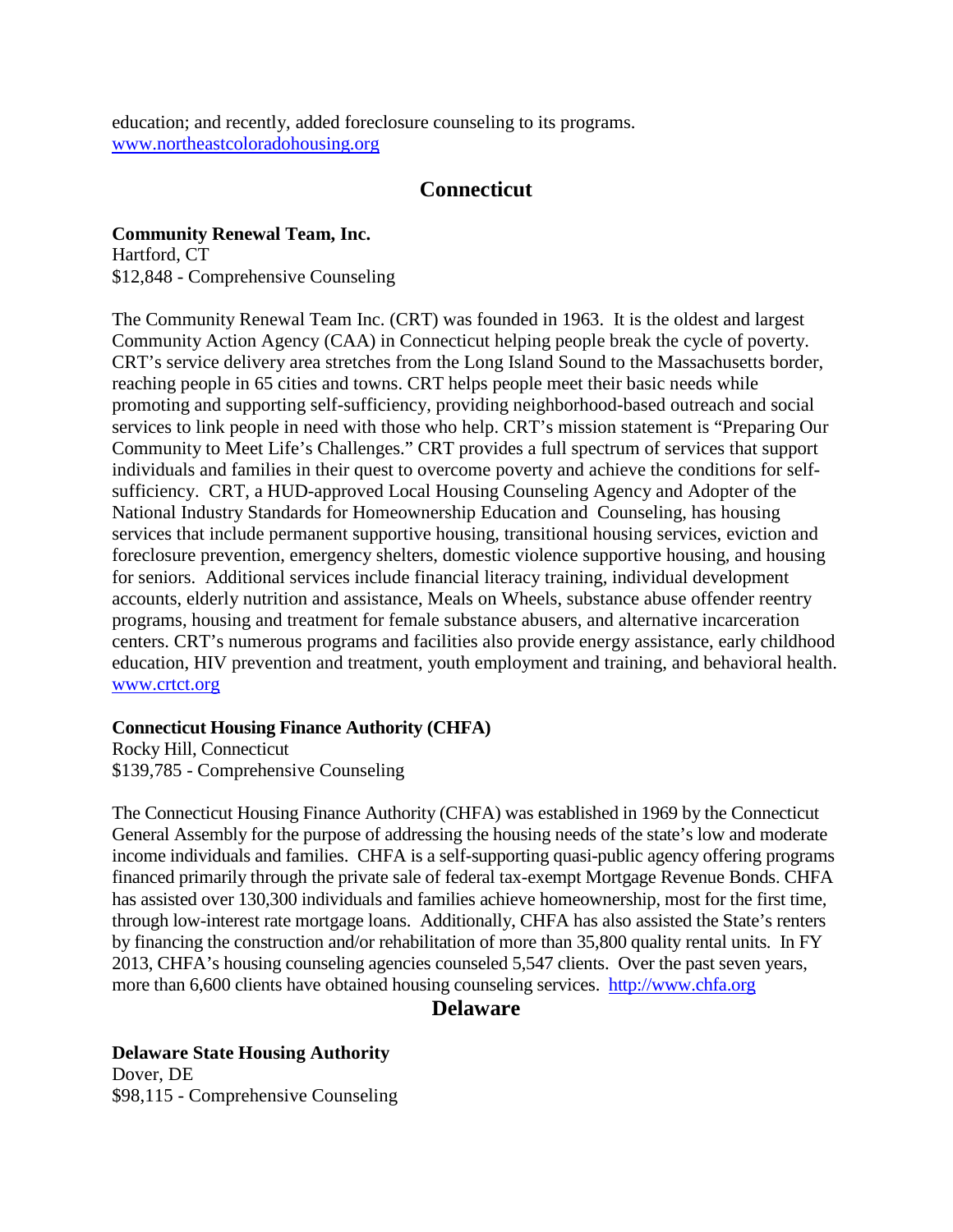education; and recently, added foreclosure counseling to its programs.
www.northeastcoloradohousing.org

## Connecticut

**Community Renewal Team, Inc.**
Hartford, CT
$12,848 - Comprehensive Counseling

The Community Renewal Team Inc. (CRT) was founded in 1963. It is the oldest and largest Community Action Agency (CAA) in Connecticut helping people break the cycle of poverty. CRT's service delivery area stretches from the Long Island Sound to the Massachusetts border, reaching people in 65 cities and towns. CRT helps people meet their basic needs while promoting and supporting self-sufficiency, providing neighborhood-based outreach and social services to link people in need with those who help. CRT's mission statement is "Preparing Our Community to Meet Life's Challenges." CRT provides a full spectrum of services that support individuals and families in their quest to overcome poverty and achieve the conditions for self-sufficiency. CRT, a HUD-approved Local Housing Counseling Agency and Adopter of the National Industry Standards for Homeownership Education and Counseling, has housing services that include permanent supportive housing, transitional housing services, eviction and foreclosure prevention, emergency shelters, domestic violence supportive housing, and housing for seniors. Additional services include financial literacy training, individual development accounts, elderly nutrition and assistance, Meals on Wheels, substance abuse offender reentry programs, housing and treatment for female substance abusers, and alternative incarceration centers. CRT's numerous programs and facilities also provide energy assistance, early childhood education, HIV prevention and treatment, youth employment and training, and behavioral health.
www.crtct.org

**Connecticut Housing Finance Authority (CHFA)**
Rocky Hill, Connecticut
$139,785 - Comprehensive Counseling

The Connecticut Housing Finance Authority (CHFA) was established in 1969 by the Connecticut General Assembly for the purpose of addressing the housing needs of the state's low and moderate income individuals and families. CHFA is a self-supporting quasi-public agency offering programs financed primarily through the private sale of federal tax-exempt Mortgage Revenue Bonds. CHFA has assisted over 130,300 individuals and families achieve homeownership, most for the first time, through low-interest rate mortgage loans. Additionally, CHFA has also assisted the State's renters by financing the construction and/or rehabilitation of more than 35,800 quality rental units. In FY 2013, CHFA's housing counseling agencies counseled 5,547 clients. Over the past seven years, more than 6,600 clients have obtained housing counseling services. http://www.chfa.org

## Delaware

**Delaware State Housing Authority**
Dover, DE
$98,115 - Comprehensive Counseling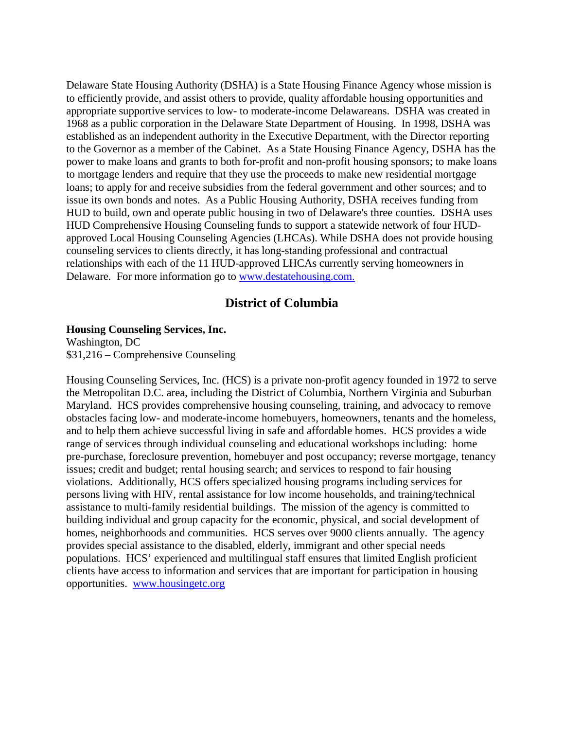Delaware State Housing Authority (DSHA) is a State Housing Finance Agency whose mission is to efficiently provide, and assist others to provide, quality affordable housing opportunities and appropriate supportive services to low- to moderate-income Delawareans. DSHA was created in 1968 as a public corporation in the Delaware State Department of Housing. In 1998, DSHA was established as an independent authority in the Executive Department, with the Director reporting to the Governor as a member of the Cabinet. As a State Housing Finance Agency, DSHA has the power to make loans and grants to both for-profit and non-profit housing sponsors; to make loans to mortgage lenders and require that they use the proceeds to make new residential mortgage loans; to apply for and receive subsidies from the federal government and other sources; and to issue its own bonds and notes. As a Public Housing Authority, DSHA receives funding from HUD to build, own and operate public housing in two of Delaware's three counties. DSHA uses HUD Comprehensive Housing Counseling funds to support a statewide network of four HUD-approved Local Housing Counseling Agencies (LHCAs). While DSHA does not provide housing counseling services to clients directly, it has long-standing professional and contractual relationships with each of the 11 HUD-approved LHCAs currently serving homeowners in Delaware. For more information go to www.destatehousing.com.

## District of Columbia

**Housing Counseling Services, Inc.**
Washington, DC
$31,216 – Comprehensive Counseling

Housing Counseling Services, Inc. (HCS) is a private non-profit agency founded in 1972 to serve the Metropolitan D.C. area, including the District of Columbia, Northern Virginia and Suburban Maryland. HCS provides comprehensive housing counseling, training, and advocacy to remove obstacles facing low- and moderate-income homebuyers, homeowners, tenants and the homeless, and to help them achieve successful living in safe and affordable homes. HCS provides a wide range of services through individual counseling and educational workshops including: home pre-purchase, foreclosure prevention, homebuyer and post occupancy; reverse mortgage, tenancy issues; credit and budget; rental housing search; and services to respond to fair housing violations. Additionally, HCS offers specialized housing programs including services for persons living with HIV, rental assistance for low income households, and training/technical assistance to multi-family residential buildings. The mission of the agency is committed to building individual and group capacity for the economic, physical, and social development of homes, neighborhoods and communities. HCS serves over 9000 clients annually. The agency provides special assistance to the disabled, elderly, immigrant and other special needs populations. HCS' experienced and multilingual staff ensures that limited English proficient clients have access to information and services that are important for participation in housing opportunities. www.housingetc.org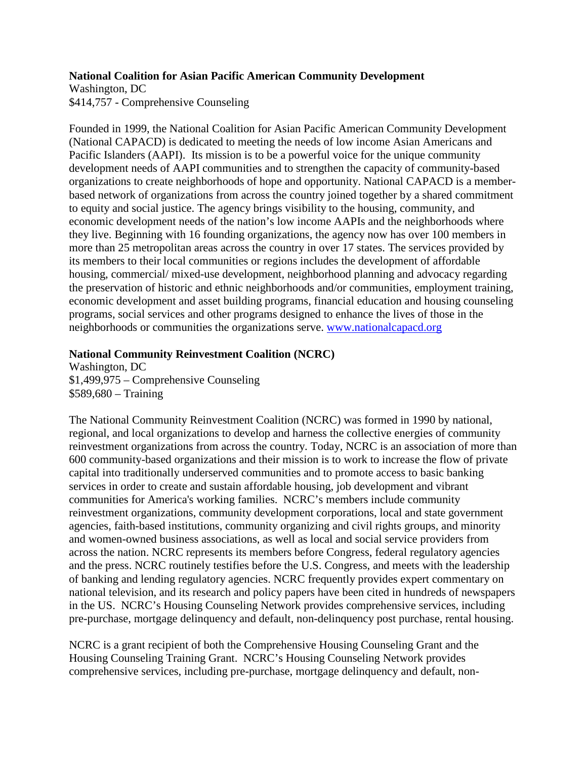**National Coalition for Asian Pacific American Community Development**
Washington, DC
$414,757 - Comprehensive Counseling

Founded in 1999, the National Coalition for Asian Pacific American Community Development (National CAPACD) is dedicated to meeting the needs of low income Asian Americans and Pacific Islanders (AAPI). Its mission is to be a powerful voice for the unique community development needs of AAPI communities and to strengthen the capacity of community-based organizations to create neighborhoods of hope and opportunity. National CAPACD is a member-based network of organizations from across the country joined together by a shared commitment to equity and social justice. The agency brings visibility to the housing, community, and economic development needs of the nation's low income AAPIs and the neighborhoods where they live. Beginning with 16 founding organizations, the agency now has over 100 members in more than 25 metropolitan areas across the country in over 17 states. The services provided by its members to their local communities or regions includes the development of affordable housing, commercial/ mixed-use development, neighborhood planning and advocacy regarding the preservation of historic and ethnic neighborhoods and/or communities, employment training, economic development and asset building programs, financial education and housing counseling programs, social services and other programs designed to enhance the lives of those in the neighborhoods or communities the organizations serve. [www.nationalcapacd.org](http://www.nationalcapacd.org)

**National Community Reinvestment Coalition (NCRC)**
Washington, DC
$1,499,975 – Comprehensive Counseling
$589,680 – Training

The National Community Reinvestment Coalition (NCRC) was formed in 1990 by national, regional, and local organizations to develop and harness the collective energies of community reinvestment organizations from across the country. Today, NCRC is an association of more than 600 community-based organizations and their mission is to work to increase the flow of private capital into traditionally underserved communities and to promote access to basic banking services in order to create and sustain affordable housing, job development and vibrant communities for America's working families. NCRC's members include community reinvestment organizations, community development corporations, local and state government agencies, faith-based institutions, community organizing and civil rights groups, and minority and women-owned business associations, as well as local and social service providers from across the nation. NCRC represents its members before Congress, federal regulatory agencies and the press. NCRC routinely testifies before the U.S. Congress, and meets with the leadership of banking and lending regulatory agencies. NCRC frequently provides expert commentary on national television, and its research and policy papers have been cited in hundreds of newspapers in the US. NCRC's Housing Counseling Network provides comprehensive services, including pre-purchase, mortgage delinquency and default, non-delinquency post purchase, rental housing.

NCRC is a grant recipient of both the Comprehensive Housing Counseling Grant and the Housing Counseling Training Grant. NCRC's Housing Counseling Network provides comprehensive services, including pre-purchase, mortgage delinquency and default, non-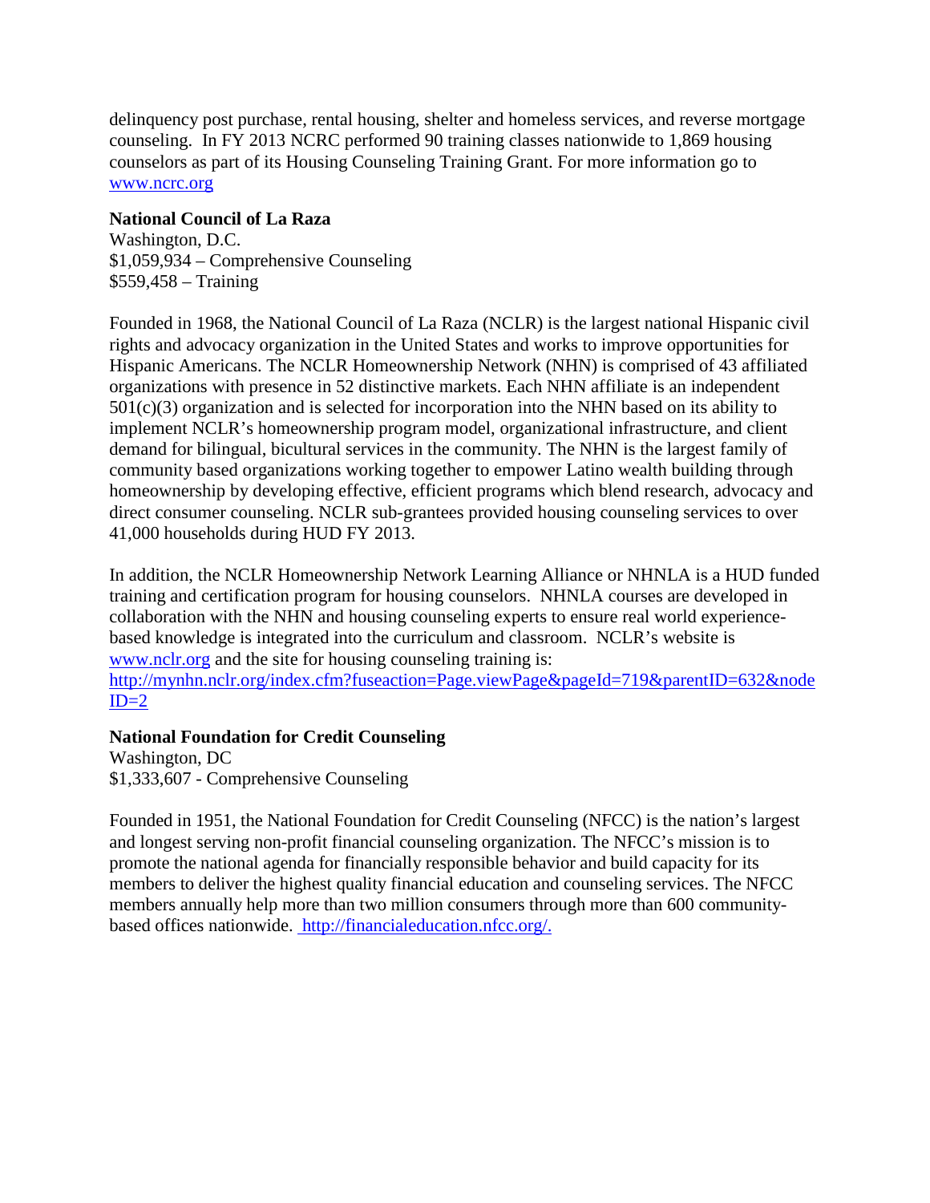delinquency post purchase, rental housing, shelter and homeless services, and reverse mortgage counseling. In FY 2013 NCRC performed 90 training classes nationwide to 1,869 housing counselors as part of its Housing Counseling Training Grant. For more information go to www.ncrc.org

**National Council of La Raza**
Washington, D.C.
$1,059,934 – Comprehensive Counseling
$559,458 – Training

Founded in 1968, the National Council of La Raza (NCLR) is the largest national Hispanic civil rights and advocacy organization in the United States and works to improve opportunities for Hispanic Americans. The NCLR Homeownership Network (NHN) is comprised of 43 affiliated organizations with presence in 52 distinctive markets. Each NHN affiliate is an independent 501(c)(3) organization and is selected for incorporation into the NHN based on its ability to implement NCLR's homeownership program model, organizational infrastructure, and client demand for bilingual, bicultural services in the community. The NHN is the largest family of community based organizations working together to empower Latino wealth building through homeownership by developing effective, efficient programs which blend research, advocacy and direct consumer counseling. NCLR sub-grantees provided housing counseling services to over 41,000 households during HUD FY 2013.

In addition, the NCLR Homeownership Network Learning Alliance or NHNLA is a HUD funded training and certification program for housing counselors. NHNLA courses are developed in collaboration with the NHN and housing counseling experts to ensure real world experience-based knowledge is integrated into the curriculum and classroom. NCLR's website is www.nclr.org and the site for housing counseling training is: http://mynhn.nclr.org/index.cfm?fuseaction=Page.viewPage&pageId=719&parentID=632&nodeID=2

**National Foundation for Credit Counseling**
Washington, DC
$1,333,607 - Comprehensive Counseling

Founded in 1951, the National Foundation for Credit Counseling (NFCC) is the nation's largest and longest serving non-profit financial counseling organization. The NFCC's mission is to promote the national agenda for financially responsible behavior and build capacity for its members to deliver the highest quality financial education and counseling services. The NFCC members annually help more than two million consumers through more than 600 community-based offices nationwide. http://financialeducation.nfcc.org/.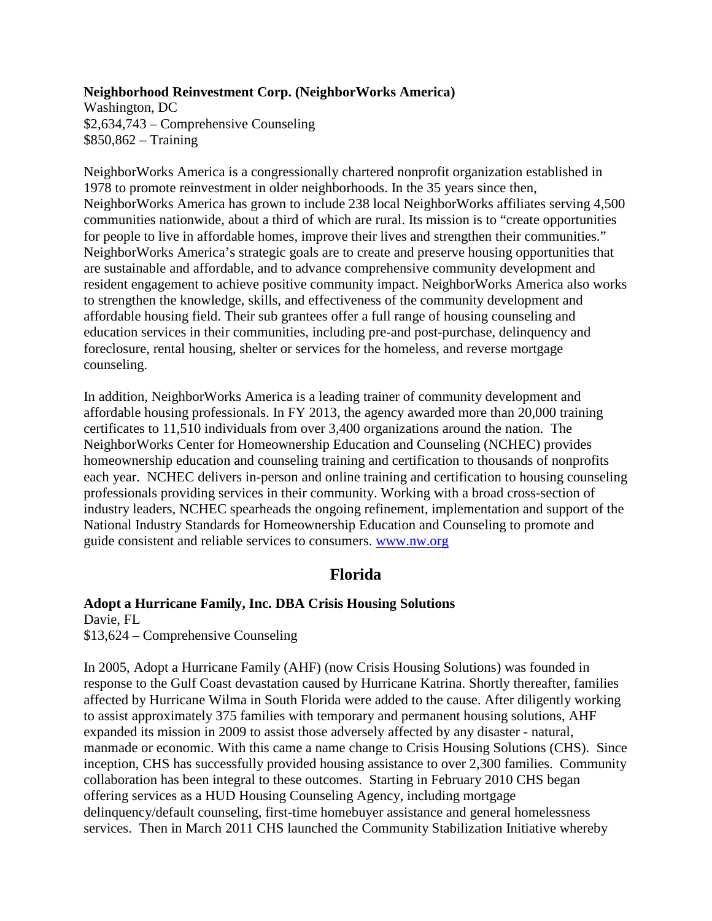**Neighborhood Reinvestment Corp. (NeighborWorks America)**
Washington, DC
$2,634,743 – Comprehensive Counseling
$850,862 – Training

NeighborWorks America is a congressionally chartered nonprofit organization established in 1978 to promote reinvestment in older neighborhoods. In the 35 years since then, NeighborWorks America has grown to include 238 local NeighborWorks affiliates serving 4,500 communities nationwide, about a third of which are rural. Its mission is to "create opportunities for people to live in affordable homes, improve their lives and strengthen their communities." NeighborWorks America's strategic goals are to create and preserve housing opportunities that are sustainable and affordable, and to advance comprehensive community development and resident engagement to achieve positive community impact. NeighborWorks America also works to strengthen the knowledge, skills, and effectiveness of the community development and affordable housing field. Their sub grantees offer a full range of housing counseling and education services in their communities, including pre-and post-purchase, delinquency and foreclosure, rental housing, shelter or services for the homeless, and reverse mortgage counseling.

In addition, NeighborWorks America is a leading trainer of community development and affordable housing professionals. In FY 2013, the agency awarded more than 20,000 training certificates to 11,510 individuals from over 3,400 organizations around the nation. The NeighborWorks Center for Homeownership Education and Counseling (NCHEC) provides homeownership education and counseling training and certification to thousands of nonprofits each year. NCHEC delivers in-person and online training and certification to housing counseling professionals providing services in their community. Working with a broad cross-section of industry leaders, NCHEC spearheads the ongoing refinement, implementation and support of the National Industry Standards for Homeownership Education and Counseling to promote and guide consistent and reliable services to consumers. www.nw.org

## Florida

**Adopt a Hurricane Family, Inc. DBA Crisis Housing Solutions**
Davie, FL
$13,624 – Comprehensive Counseling

In 2005, Adopt a Hurricane Family (AHF) (now Crisis Housing Solutions) was founded in response to the Gulf Coast devastation caused by Hurricane Katrina. Shortly thereafter, families affected by Hurricane Wilma in South Florida were added to the cause. After diligently working to assist approximately 375 families with temporary and permanent housing solutions, AHF expanded its mission in 2009 to assist those adversely affected by any disaster - natural, manmade or economic. With this came a name change to Crisis Housing Solutions (CHS). Since inception, CHS has successfully provided housing assistance to over 2,300 families. Community collaboration has been integral to these outcomes. Starting in February 2010 CHS began offering services as a HUD Housing Counseling Agency, including mortgage delinquency/default counseling, first-time homebuyer assistance and general homelessness services. Then in March 2011 CHS launched the Community Stabilization Initiative whereby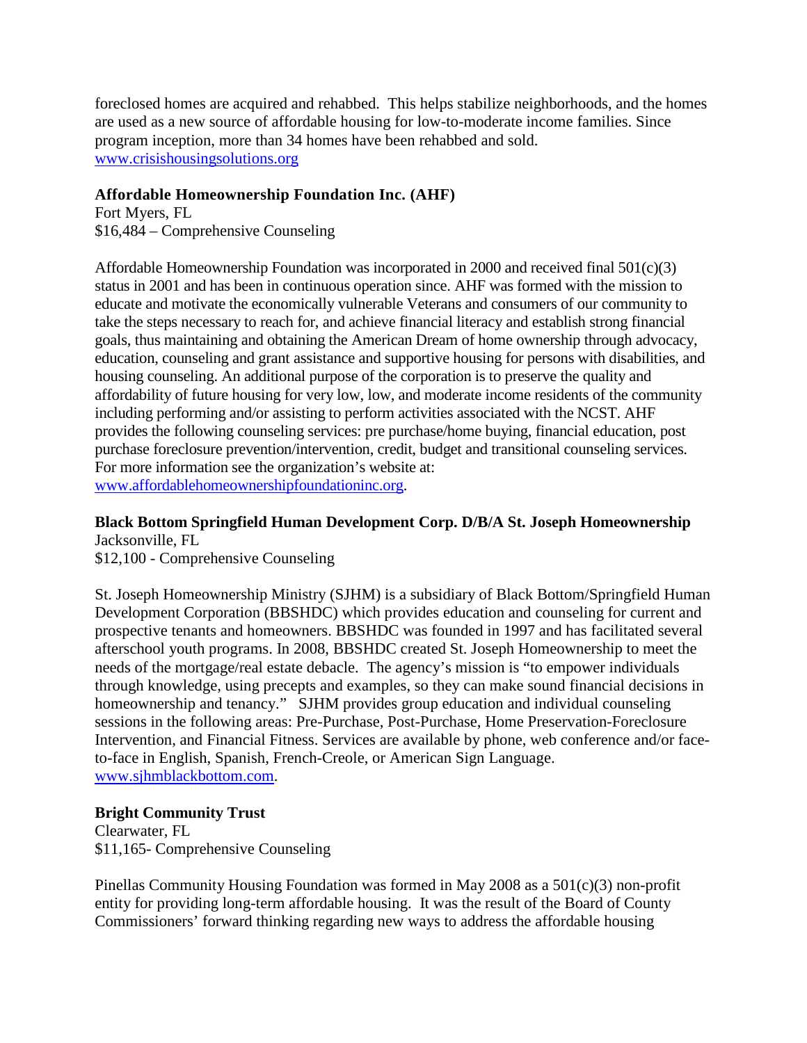foreclosed homes are acquired and rehabbed. This helps stabilize neighborhoods, and the homes are used as a new source of affordable housing for low-to-moderate income families. Since program inception, more than 34 homes have been rehabbed and sold. [www.crisishousingsolutions.org](http://www.crisishousingsolutions.org)

**Affordable Homeownership Foundation Inc. (AHF)**
Fort Myers, FL
$16,484 – Comprehensive Counseling

Affordable Homeownership Foundation was incorporated in 2000 and received final 501(c)(3) status in 2001 and has been in continuous operation since. AHF was formed with the mission to educate and motivate the economically vulnerable Veterans and consumers of our community to take the steps necessary to reach for, and achieve financial literacy and establish strong financial goals, thus maintaining and obtaining the American Dream of home ownership through advocacy, education, counseling and grant assistance and supportive housing for persons with disabilities, and housing counseling. An additional purpose of the corporation is to preserve the quality and affordability of future housing for very low, low, and moderate income residents of the community including performing and/or assisting to perform activities associated with the NCST. AHF provides the following counseling services: pre purchase/home buying, financial education, post purchase foreclosure prevention/intervention, credit, budget and transitional counseling services. For more information see the organization's website at: [www.affordablehomeownershipfoundationinc.org](http://www.affordablehomeownershipfoundationinc.org).

**Black Bottom Springfield Human Development Corp. D/B/A St. Joseph Homeownership**
Jacksonville, FL
$12,100 - Comprehensive Counseling

St. Joseph Homeownership Ministry (SJHM) is a subsidiary of Black Bottom/Springfield Human Development Corporation (BBSHDC) which provides education and counseling for current and prospective tenants and homeowners. BBSHDC was founded in 1997 and has facilitated several afterschool youth programs. In 2008, BBSHDC created St. Joseph Homeownership to meet the needs of the mortgage/real estate debacle. The agency's mission is "to empower individuals through knowledge, using precepts and examples, so they can make sound financial decisions in homeownership and tenancy." SJHM provides group education and individual counseling sessions in the following areas: Pre-Purchase, Post-Purchase, Home Preservation-Foreclosure Intervention, and Financial Fitness. Services are available by phone, web conference and/or face-to-face in English, Spanish, French-Creole, or American Sign Language. [www.sjhmblackbottom.com](http://www.sjhmblackbottom.com).

**Bright Community Trust**
Clearwater, FL
$11,165- Comprehensive Counseling

Pinellas Community Housing Foundation was formed in May 2008 as a 501(c)(3) non-profit entity for providing long-term affordable housing. It was the result of the Board of County Commissioners' forward thinking regarding new ways to address the affordable housing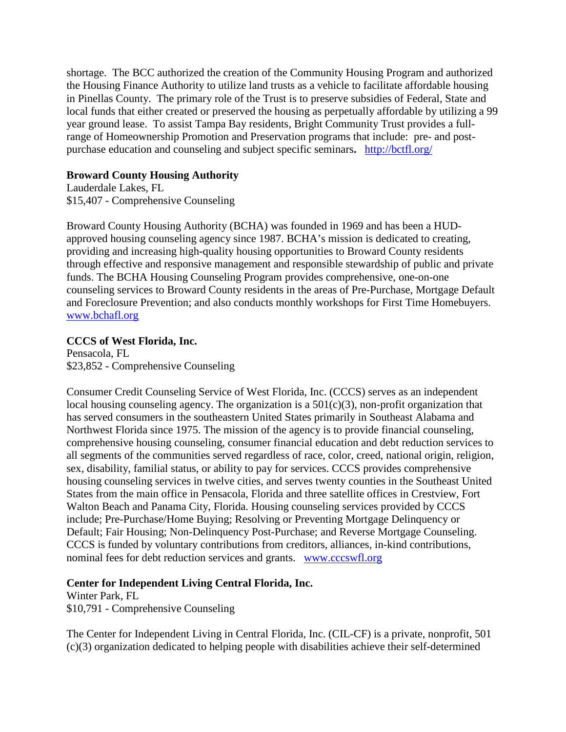shortage. The BCC authorized the creation of the Community Housing Program and authorized the Housing Finance Authority to utilize land trusts as a vehicle to facilitate affordable housing in Pinellas County. The primary role of the Trust is to preserve subsidies of Federal, State and local funds that either created or preserved the housing as perpetually affordable by utilizing a 99 year ground lease. To assist Tampa Bay residents, Bright Community Trust provides a full-range of Homeownership Promotion and Preservation programs that include: pre- and post-purchase education and counseling and subject specific seminars**.** http://bctfl.org/

**Broward County Housing Authority**
Lauderdale Lakes, FL
$15,407 - Comprehensive Counseling

Broward County Housing Authority (BCHA) was founded in 1969 and has been a HUD-approved housing counseling agency since 1987. BCHA's mission is dedicated to creating, providing and increasing high-quality housing opportunities to Broward County residents through effective and responsive management and responsible stewardship of public and private funds. The BCHA Housing Counseling Program provides comprehensive, one-on-one counseling services to Broward County residents in the areas of Pre-Purchase, Mortgage Default and Foreclosure Prevention; and also conducts monthly workshops for First Time Homebuyers. www.bchafl.org

**CCCS of West Florida, Inc.**
Pensacola, FL
$23,852 - Comprehensive Counseling

Consumer Credit Counseling Service of West Florida, Inc. (CCCS) serves as an independent local housing counseling agency. The organization is a 501(c)(3), non-profit organization that has served consumers in the southeastern United States primarily in Southeast Alabama and Northwest Florida since 1975. The mission of the agency is to provide financial counseling, comprehensive housing counseling, consumer financial education and debt reduction services to all segments of the communities served regardless of race, color, creed, national origin, religion, sex, disability, familial status, or ability to pay for services. CCCS provides comprehensive housing counseling services in twelve cities, and serves twenty counties in the Southeast United States from the main office in Pensacola, Florida and three satellite offices in Crestview, Fort Walton Beach and Panama City, Florida. Housing counseling services provided by CCCS include; Pre-Purchase/Home Buying; Resolving or Preventing Mortgage Delinquency or Default; Fair Housing; Non-Delinquency Post-Purchase; and Reverse Mortgage Counseling. CCCS is funded by voluntary contributions from creditors, alliances, in-kind contributions, nominal fees for debt reduction services and grants. www.cccswfl.org

**Center for Independent Living Central Florida, Inc.**
Winter Park, FL
$10,791 - Comprehensive Counseling

The Center for Independent Living in Central Florida, Inc. (CIL-CF) is a private, nonprofit, 501 (c)(3) organization dedicated to helping people with disabilities achieve their self-determined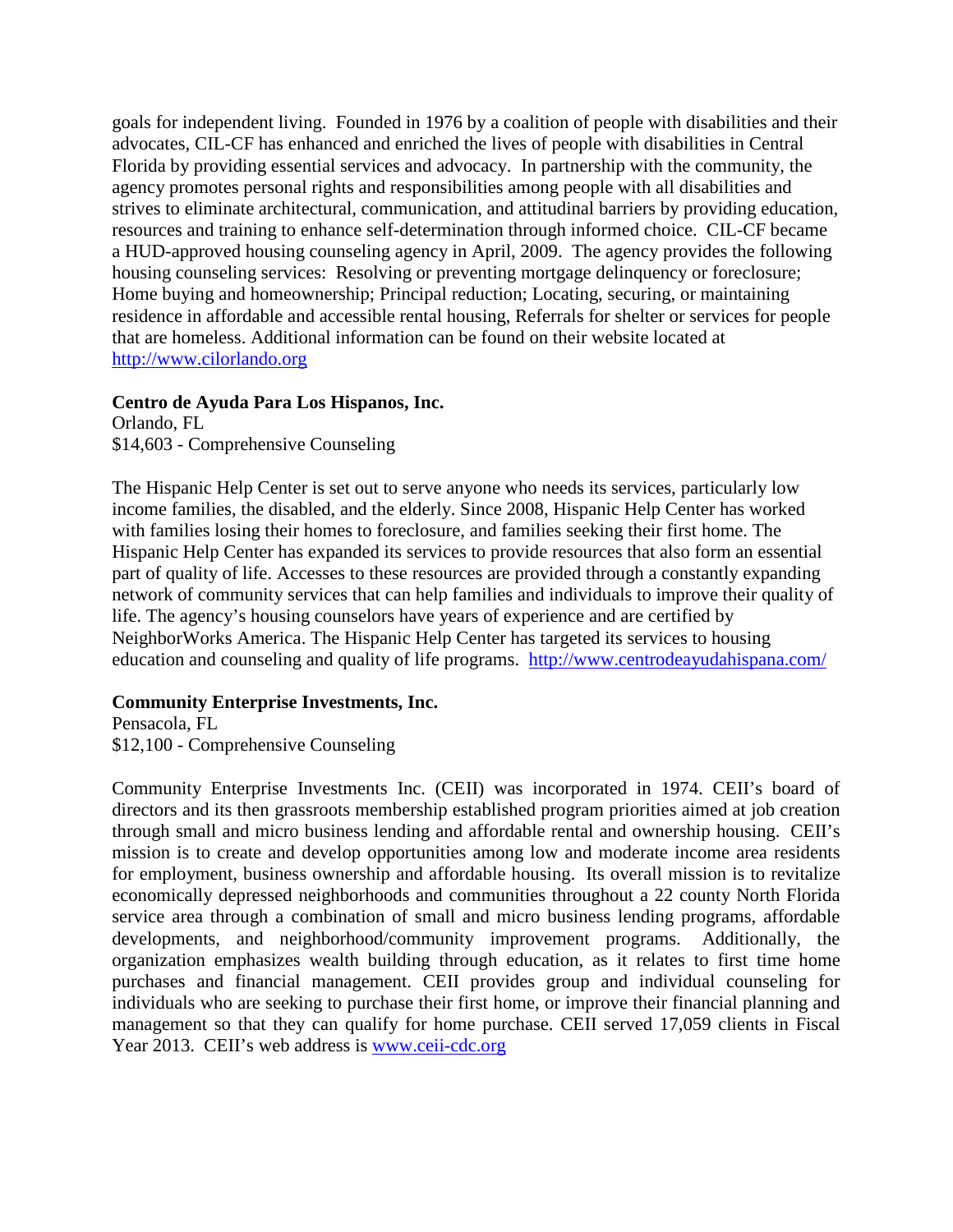goals for independent living. Founded in 1976 by a coalition of people with disabilities and their advocates, CIL-CF has enhanced and enriched the lives of people with disabilities in Central Florida by providing essential services and advocacy. In partnership with the community, the agency promotes personal rights and responsibilities among people with all disabilities and strives to eliminate architectural, communication, and attitudinal barriers by providing education, resources and training to enhance self-determination through informed choice. CIL-CF became a HUD-approved housing counseling agency in April, 2009. The agency provides the following housing counseling services: Resolving or preventing mortgage delinquency or foreclosure; Home buying and homeownership; Principal reduction; Locating, securing, or maintaining residence in affordable and accessible rental housing, Referrals for shelter or services for people that are homeless. Additional information can be found on their website located at http://www.cilorlando.org

**Centro de Ayuda Para Los Hispanos, Inc.**
Orlando, FL
$14,603 - Comprehensive Counseling

The Hispanic Help Center is set out to serve anyone who needs its services, particularly low income families, the disabled, and the elderly. Since 2008, Hispanic Help Center has worked with families losing their homes to foreclosure, and families seeking their first home. The Hispanic Help Center has expanded its services to provide resources that also form an essential part of quality of life. Accesses to these resources are provided through a constantly expanding network of community services that can help families and individuals to improve their quality of life. The agency's housing counselors have years of experience and are certified by NeighborWorks America. The Hispanic Help Center has targeted its services to housing education and counseling and quality of life programs. http://www.centrodeayudahispana.com/

**Community Enterprise Investments, Inc.**
Pensacola, FL
$12,100 - Comprehensive Counseling

Community Enterprise Investments Inc. (CEII) was incorporated in 1974. CEII's board of directors and its then grassroots membership established program priorities aimed at job creation through small and micro business lending and affordable rental and ownership housing. CEII's mission is to create and develop opportunities among low and moderate income area residents for employment, business ownership and affordable housing. Its overall mission is to revitalize economically depressed neighborhoods and communities throughout a 22 county North Florida service area through a combination of small and micro business lending programs, affordable developments, and neighborhood/community improvement programs. Additionally, the organization emphasizes wealth building through education, as it relates to first time home purchases and financial management. CEII provides group and individual counseling for individuals who are seeking to purchase their first home, or improve their financial planning and management so that they can qualify for home purchase. CEII served 17,059 clients in Fiscal Year 2013. CEII's web address is www.ceii-cdc.org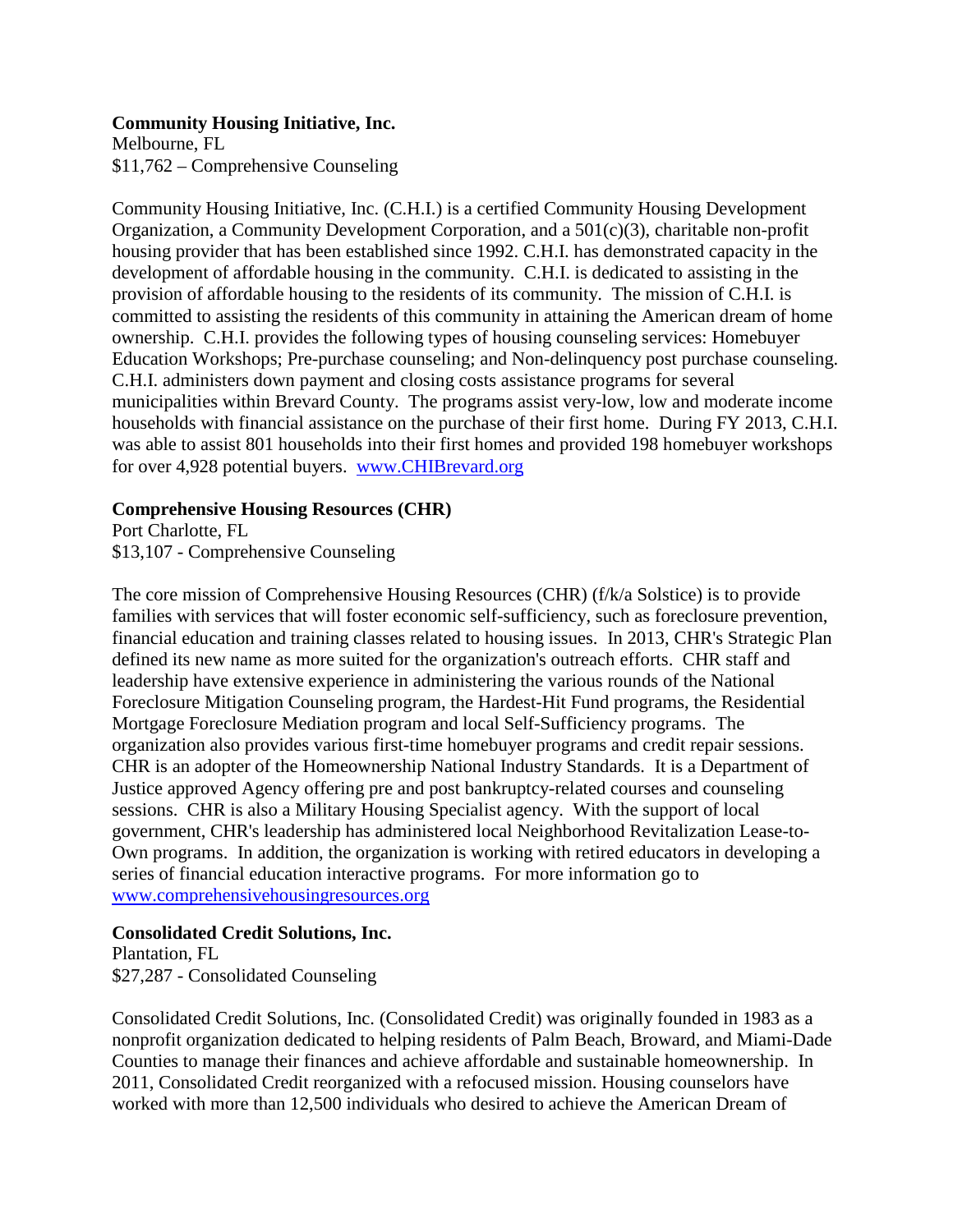**Community Housing Initiative, Inc.**
Melbourne, FL
$11,762 – Comprehensive Counseling

Community Housing Initiative, Inc. (C.H.I.) is a certified Community Housing Development Organization, a Community Development Corporation, and a 501(c)(3), charitable non-profit housing provider that has been established since 1992. C.H.I. has demonstrated capacity in the development of affordable housing in the community. C.H.I. is dedicated to assisting in the provision of affordable housing to the residents of its community. The mission of C.H.I. is committed to assisting the residents of this community in attaining the American dream of home ownership. C.H.I. provides the following types of housing counseling services: Homebuyer Education Workshops; Pre-purchase counseling; and Non-delinquency post purchase counseling. C.H.I. administers down payment and closing costs assistance programs for several municipalities within Brevard County. The programs assist very-low, low and moderate income households with financial assistance on the purchase of their first home. During FY 2013, C.H.I. was able to assist 801 households into their first homes and provided 198 homebuyer workshops for over 4,928 potential buyers. [www.CHIBrevard.org](http://www.CHIBrevard.org)

**Comprehensive Housing Resources (CHR)**
Port Charlotte, FL
$13,107 - Comprehensive Counseling

The core mission of Comprehensive Housing Resources (CHR) (f/k/a Solstice) is to provide families with services that will foster economic self-sufficiency, such as foreclosure prevention, financial education and training classes related to housing issues. In 2013, CHR's Strategic Plan defined its new name as more suited for the organization's outreach efforts. CHR staff and leadership have extensive experience in administering the various rounds of the National Foreclosure Mitigation Counseling program, the Hardest-Hit Fund programs, the Residential Mortgage Foreclosure Mediation program and local Self-Sufficiency programs. The organization also provides various first-time homebuyer programs and credit repair sessions. CHR is an adopter of the Homeownership National Industry Standards. It is a Department of Justice approved Agency offering pre and post bankruptcy-related courses and counseling sessions. CHR is also a Military Housing Specialist agency. With the support of local government, CHR's leadership has administered local Neighborhood Revitalization Lease-to-Own programs. In addition, the organization is working with retired educators in developing a series of financial education interactive programs. For more information go to [www.comprehensivehousingresources.org](http://www.comprehensivehousingresources.org)

**Consolidated Credit Solutions, Inc.**
Plantation, FL
$27,287 - Consolidated Counseling

Consolidated Credit Solutions, Inc. (Consolidated Credit) was originally founded in 1983 as a nonprofit organization dedicated to helping residents of Palm Beach, Broward, and Miami-Dade Counties to manage their finances and achieve affordable and sustainable homeownership. In 2011, Consolidated Credit reorganized with a refocused mission. Housing counselors have worked with more than 12,500 individuals who desired to achieve the American Dream of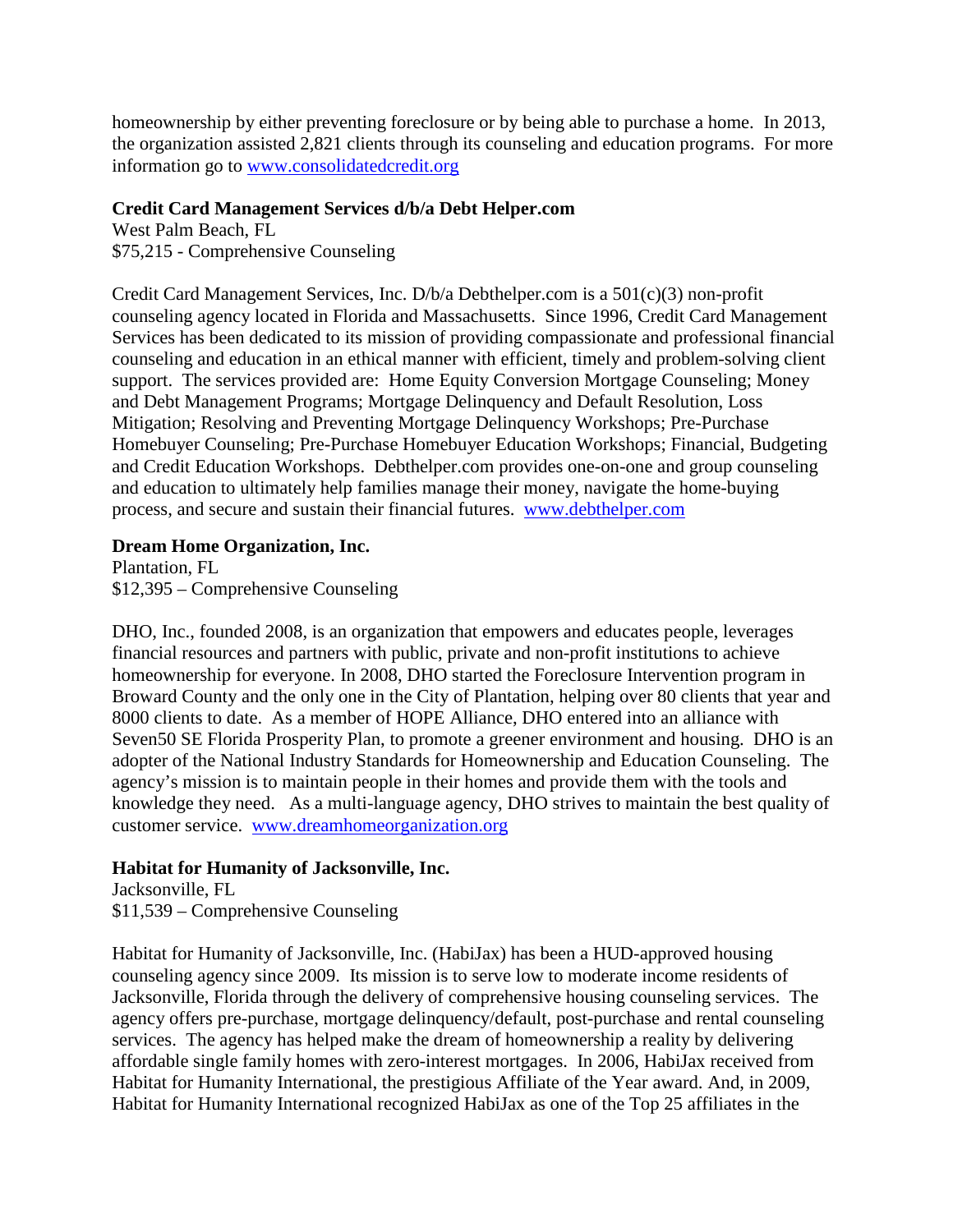homeownership by either preventing foreclosure or by being able to purchase a home. In 2013, the organization assisted 2,821 clients through its counseling and education programs. For more information go to [www.consolidatedcredit.org](http://www.consolidatedcredit.org)

**Credit Card Management Services d/b/a Debt Helper.com**
West Palm Beach, FL
$75,215 - Comprehensive Counseling

Credit Card Management Services, Inc. D/b/a Debthelper.com is a 501(c)(3) non-profit counseling agency located in Florida and Massachusetts. Since 1996, Credit Card Management Services has been dedicated to its mission of providing compassionate and professional financial counseling and education in an ethical manner with efficient, timely and problem-solving client support. The services provided are: Home Equity Conversion Mortgage Counseling; Money and Debt Management Programs; Mortgage Delinquency and Default Resolution, Loss Mitigation; Resolving and Preventing Mortgage Delinquency Workshops; Pre-Purchase Homebuyer Counseling; Pre-Purchase Homebuyer Education Workshops; Financial, Budgeting and Credit Education Workshops. Debthelper.com provides one-on-one and group counseling and education to ultimately help families manage their money, navigate the home-buying process, and secure and sustain their financial futures. [www.debthelper.com](http://www.debthelper.com)

**Dream Home Organization, Inc.**
Plantation, FL
$12,395 – Comprehensive Counseling

DHO, Inc., founded 2008, is an organization that empowers and educates people, leverages financial resources and partners with public, private and non-profit institutions to achieve homeownership for everyone. In 2008, DHO started the Foreclosure Intervention program in Broward County and the only one in the City of Plantation, helping over 80 clients that year and 8000 clients to date. As a member of HOPE Alliance, DHO entered into an alliance with Seven50 SE Florida Prosperity Plan, to promote a greener environment and housing. DHO is an adopter of the National Industry Standards for Homeownership and Education Counseling. The agency's mission is to maintain people in their homes and provide them with the tools and knowledge they need. As a multi-language agency, DHO strives to maintain the best quality of customer service. [www.dreamhomeorganization.org](http://www.dreamhomeorganization.org)

**Habitat for Humanity of Jacksonville, Inc.**
Jacksonville, FL
$11,539 – Comprehensive Counseling

Habitat for Humanity of Jacksonville, Inc. (HabiJax) has been a HUD-approved housing counseling agency since 2009. Its mission is to serve low to moderate income residents of Jacksonville, Florida through the delivery of comprehensive housing counseling services. The agency offers pre-purchase, mortgage delinquency/default, post-purchase and rental counseling services. The agency has helped make the dream of homeownership a reality by delivering affordable single family homes with zero-interest mortgages. In 2006, HabiJax received from Habitat for Humanity International, the prestigious Affiliate of the Year award. And, in 2009, Habitat for Humanity International recognized HabiJax as one of the Top 25 affiliates in the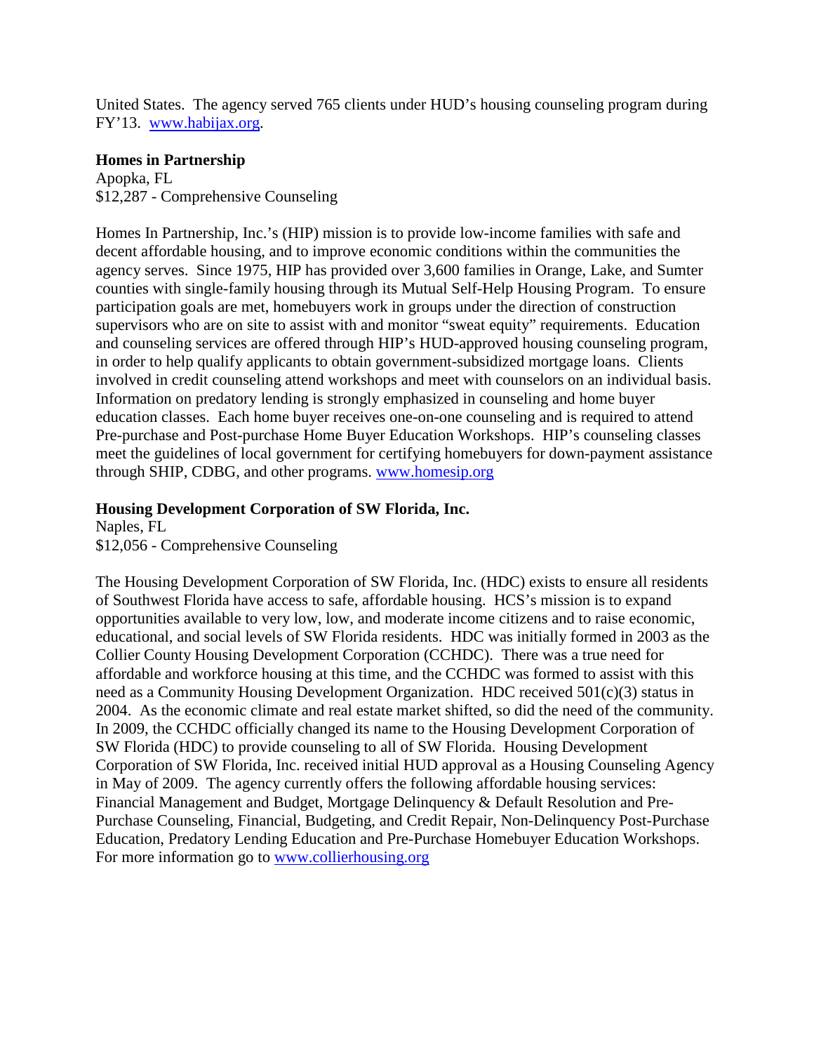United States. The agency served 765 clients under HUD's housing counseling program during FY'13. www.habijax.org.

**Homes in Partnership**
Apopka, FL
$12,287 - Comprehensive Counseling

Homes In Partnership, Inc.'s (HIP) mission is to provide low-income families with safe and decent affordable housing, and to improve economic conditions within the communities the agency serves. Since 1975, HIP has provided over 3,600 families in Orange, Lake, and Sumter counties with single-family housing through its Mutual Self-Help Housing Program. To ensure participation goals are met, homebuyers work in groups under the direction of construction supervisors who are on site to assist with and monitor "sweat equity" requirements. Education and counseling services are offered through HIP's HUD-approved housing counseling program, in order to help qualify applicants to obtain government-subsidized mortgage loans. Clients involved in credit counseling attend workshops and meet with counselors on an individual basis. Information on predatory lending is strongly emphasized in counseling and home buyer education classes. Each home buyer receives one-on-one counseling and is required to attend Pre-purchase and Post-purchase Home Buyer Education Workshops. HIP's counseling classes meet the guidelines of local government for certifying homebuyers for down-payment assistance through SHIP, CDBG, and other programs. www.homesip.org

**Housing Development Corporation of SW Florida, Inc.**
Naples, FL
$12,056 - Comprehensive Counseling

The Housing Development Corporation of SW Florida, Inc. (HDC) exists to ensure all residents of Southwest Florida have access to safe, affordable housing. HCS's mission is to expand opportunities available to very low, low, and moderate income citizens and to raise economic, educational, and social levels of SW Florida residents. HDC was initially formed in 2003 as the Collier County Housing Development Corporation (CCHDC). There was a true need for affordable and workforce housing at this time, and the CCHDC was formed to assist with this need as a Community Housing Development Organization. HDC received 501(c)(3) status in 2004. As the economic climate and real estate market shifted, so did the need of the community. In 2009, the CCHDC officially changed its name to the Housing Development Corporation of SW Florida (HDC) to provide counseling to all of SW Florida. Housing Development Corporation of SW Florida, Inc. received initial HUD approval as a Housing Counseling Agency in May of 2009. The agency currently offers the following affordable housing services: Financial Management and Budget, Mortgage Delinquency & Default Resolution and Pre-Purchase Counseling, Financial, Budgeting, and Credit Repair, Non-Delinquency Post-Purchase Education, Predatory Lending Education and Pre-Purchase Homebuyer Education Workshops. For more information go to www.collierhousing.org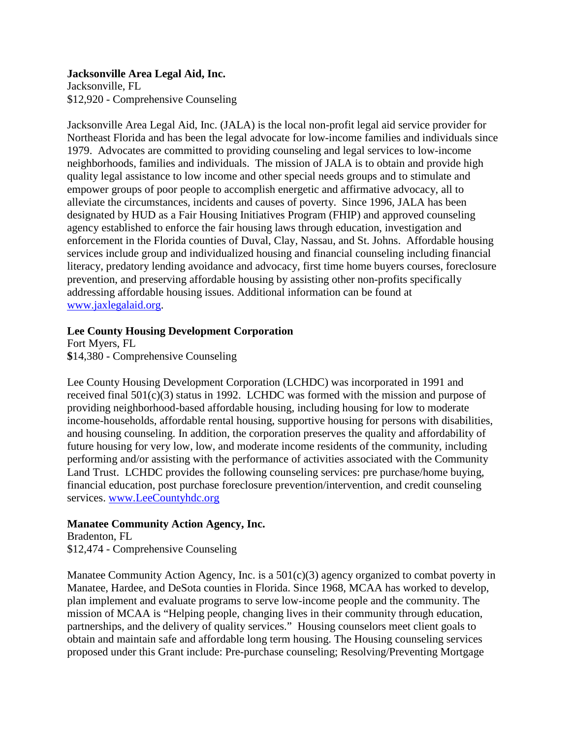**Jacksonville Area Legal Aid, Inc.**
Jacksonville, FL
$12,920 - Comprehensive Counseling

Jacksonville Area Legal Aid, Inc. (JALA) is the local non-profit legal aid service provider for Northeast Florida and has been the legal advocate for low-income families and individuals since 1979. Advocates are committed to providing counseling and legal services to low-income neighborhoods, families and individuals. The mission of JALA is to obtain and provide high quality legal assistance to low income and other special needs groups and to stimulate and empower groups of poor people to accomplish energetic and affirmative advocacy, all to alleviate the circumstances, incidents and causes of poverty. Since 1996, JALA has been designated by HUD as a Fair Housing Initiatives Program (FHIP) and approved counseling agency established to enforce the fair housing laws through education, investigation and enforcement in the Florida counties of Duval, Clay, Nassau, and St. Johns. Affordable housing services include group and individualized housing and financial counseling including financial literacy, predatory lending avoidance and advocacy, first time home buyers courses, foreclosure prevention, and preserving affordable housing by assisting other non-profits specifically addressing affordable housing issues. Additional information can be found at [www.jaxlegalaid.org](http://www.jaxlegalaid.org).

**Lee County Housing Development Corporation**
Fort Myers, FL
**$**14,380 - Comprehensive Counseling

Lee County Housing Development Corporation (LCHDC) was incorporated in 1991 and received final 501(c)(3) status in 1992. LCHDC was formed with the mission and purpose of providing neighborhood-based affordable housing, including housing for low to moderate income-households, affordable rental housing, supportive housing for persons with disabilities, and housing counseling. In addition, the corporation preserves the quality and affordability of future housing for very low, low, and moderate income residents of the community, including performing and/or assisting with the performance of activities associated with the Community Land Trust. LCHDC provides the following counseling services: pre purchase/home buying, financial education, post purchase foreclosure prevention/intervention, and credit counseling services. [www.LeeCountyhdc.org](http://www.LeeCountyhdc.org)

**Manatee Community Action Agency, Inc.**
Bradenton, FL
$12,474 - Comprehensive Counseling

Manatee Community Action Agency, Inc. is a 501(c)(3) agency organized to combat poverty in Manatee, Hardee, and DeSota counties in Florida. Since 1968, MCAA has worked to develop, plan implement and evaluate programs to serve low-income people and the community. The mission of MCAA is "Helping people, changing lives in their community through education, partnerships, and the delivery of quality services." Housing counselors meet client goals to obtain and maintain safe and affordable long term housing. The Housing counseling services proposed under this Grant include: Pre-purchase counseling; Resolving/Preventing Mortgage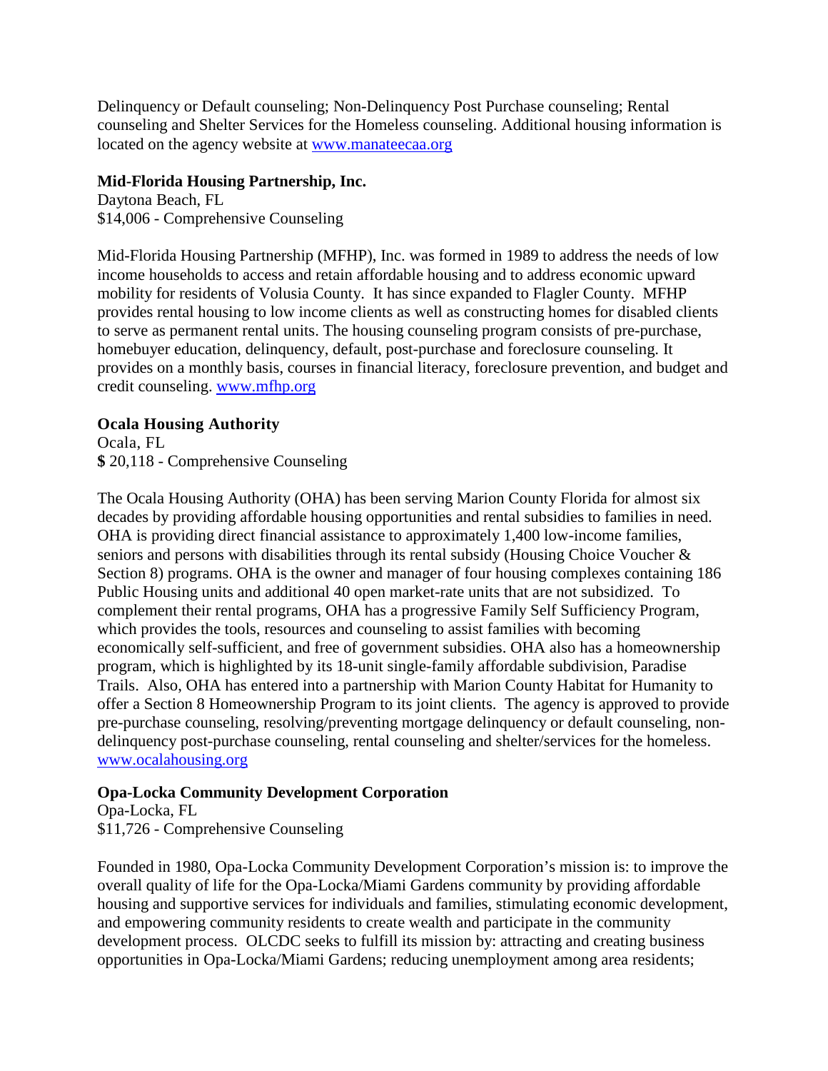Delinquency or Default counseling; Non-Delinquency Post Purchase counseling; Rental counseling and Shelter Services for the Homeless counseling. Additional housing information is located on the agency website at www.manateecaa.org

**Mid-Florida Housing Partnership, Inc.**
Daytona Beach, FL
$14,006 - Comprehensive Counseling

Mid-Florida Housing Partnership (MFHP), Inc. was formed in 1989 to address the needs of low income households to access and retain affordable housing and to address economic upward mobility for residents of Volusia County. It has since expanded to Flagler County. MFHP provides rental housing to low income clients as well as constructing homes for disabled clients to serve as permanent rental units. The housing counseling program consists of pre-purchase, homebuyer education, delinquency, default, post-purchase and foreclosure counseling. It provides on a monthly basis, courses in financial literacy, foreclosure prevention, and budget and credit counseling. www.mfhp.org

**Ocala Housing Authority**
Ocala, FL
**$** 20,118 - Comprehensive Counseling

The Ocala Housing Authority (OHA) has been serving Marion County Florida for almost six decades by providing affordable housing opportunities and rental subsidies to families in need. OHA is providing direct financial assistance to approximately 1,400 low-income families, seniors and persons with disabilities through its rental subsidy (Housing Choice Voucher & Section 8) programs. OHA is the owner and manager of four housing complexes containing 186 Public Housing units and additional 40 open market-rate units that are not subsidized. To complement their rental programs, OHA has a progressive Family Self Sufficiency Program, which provides the tools, resources and counseling to assist families with becoming economically self-sufficient, and free of government subsidies. OHA also has a homeownership program, which is highlighted by its 18-unit single-family affordable subdivision, Paradise Trails. Also, OHA has entered into a partnership with Marion County Habitat for Humanity to offer a Section 8 Homeownership Program to its joint clients. The agency is approved to provide pre-purchase counseling, resolving/preventing mortgage delinquency or default counseling, non-delinquency post-purchase counseling, rental counseling and shelter/services for the homeless. www.ocalahousing.org

**Opa-Locka Community Development Corporation**
Opa-Locka, FL
$11,726 - Comprehensive Counseling

Founded in 1980, Opa-Locka Community Development Corporation's mission is: to improve the overall quality of life for the Opa-Locka/Miami Gardens community by providing affordable housing and supportive services for individuals and families, stimulating economic development, and empowering community residents to create wealth and participate in the community development process. OLCDC seeks to fulfill its mission by: attracting and creating business opportunities in Opa-Locka/Miami Gardens; reducing unemployment among area residents;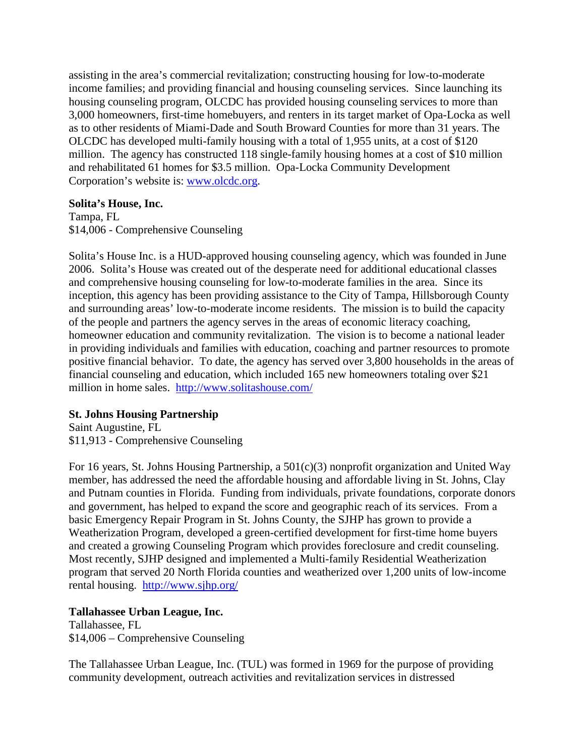assisting in the area's commercial revitalization; constructing housing for low-to-moderate income families; and providing financial and housing counseling services. Since launching its housing counseling program, OLCDC has provided housing counseling services to more than 3,000 homeowners, first-time homebuyers, and renters in its target market of Opa-Locka as well as to other residents of Miami-Dade and South Broward Counties for more than 31 years. The OLCDC has developed multi-family housing with a total of 1,955 units, at a cost of $120 million. The agency has constructed 118 single-family housing homes at a cost of $10 million and rehabilitated 61 homes for $3.5 million. Opa-Locka Community Development Corporation's website is: [www.olcdc.org](www.olcdc.org).

**Solita's House, Inc.**
Tampa, FL
$14,006 - Comprehensive Counseling

Solita's House Inc. is a HUD-approved housing counseling agency, which was founded in June 2006. Solita's House was created out of the desperate need for additional educational classes and comprehensive housing counseling for low-to-moderate families in the area. Since its inception, this agency has been providing assistance to the City of Tampa, Hillsborough County and surrounding areas' low-to-moderate income residents. The mission is to build the capacity of the people and partners the agency serves in the areas of economic literacy coaching, homeowner education and community revitalization. The vision is to become a national leader in providing individuals and families with education, coaching and partner resources to promote positive financial behavior. To date, the agency has served over 3,800 households in the areas of financial counseling and education, which included 165 new homeowners totaling over $21 million in home sales. [http://www.solitashouse.com/](http://www.solitashouse.com/)

**St. Johns Housing Partnership**
Saint Augustine, FL
$11,913 - Comprehensive Counseling

For 16 years, St. Johns Housing Partnership, a 501(c)(3) nonprofit organization and United Way member, has addressed the need the affordable housing and affordable living in St. Johns, Clay and Putnam counties in Florida. Funding from individuals, private foundations, corporate donors and government, has helped to expand the score and geographic reach of its services. From a basic Emergency Repair Program in St. Johns County, the SJHP has grown to provide a Weatherization Program, developed a green-certified development for first-time home buyers and created a growing Counseling Program which provides foreclosure and credit counseling. Most recently, SJHP designed and implemented a Multi-family Residential Weatherization program that served 20 North Florida counties and weatherized over 1,200 units of low-income rental housing. [http://www.sjhp.org/](http://www.sjhp.org/)

**Tallahassee Urban League, Inc.**
Tallahassee, FL
$14,006 – Comprehensive Counseling

The Tallahassee Urban League, Inc. (TUL) was formed in 1969 for the purpose of providing community development, outreach activities and revitalization services in distressed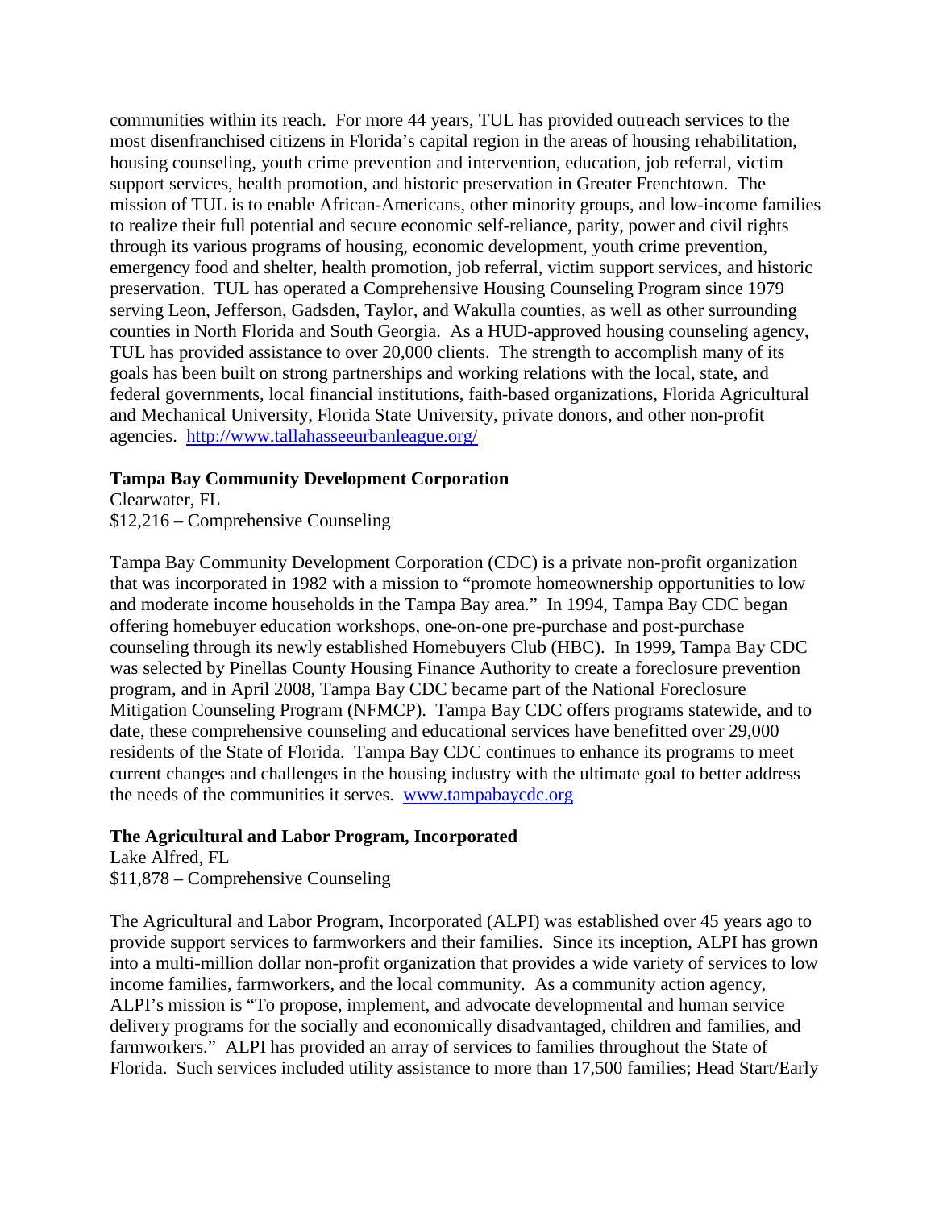communities within its reach. For more 44 years, TUL has provided outreach services to the most disenfranchised citizens in Florida's capital region in the areas of housing rehabilitation, housing counseling, youth crime prevention and intervention, education, job referral, victim support services, health promotion, and historic preservation in Greater Frenchtown. The mission of TUL is to enable African-Americans, other minority groups, and low-income families to realize their full potential and secure economic self-reliance, parity, power and civil rights through its various programs of housing, economic development, youth crime prevention, emergency food and shelter, health promotion, job referral, victim support services, and historic preservation. TUL has operated a Comprehensive Housing Counseling Program since 1979 serving Leon, Jefferson, Gadsden, Taylor, and Wakulla counties, as well as other surrounding counties in North Florida and South Georgia. As a HUD-approved housing counseling agency, TUL has provided assistance to over 20,000 clients. The strength to accomplish many of its goals has been built on strong partnerships and working relations with the local, state, and federal governments, local financial institutions, faith-based organizations, Florida Agricultural and Mechanical University, Florida State University, private donors, and other non-profit agencies. http://www.tallahasseeurbanleague.org/

**Tampa Bay Community Development Corporation**
Clearwater, FL
$12,216 – Comprehensive Counseling

Tampa Bay Community Development Corporation (CDC) is a private non-profit organization that was incorporated in 1982 with a mission to "promote homeownership opportunities to low and moderate income households in the Tampa Bay area." In 1994, Tampa Bay CDC began offering homebuyer education workshops, one-on-one pre-purchase and post-purchase counseling through its newly established Homebuyers Club (HBC). In 1999, Tampa Bay CDC was selected by Pinellas County Housing Finance Authority to create a foreclosure prevention program, and in April 2008, Tampa Bay CDC became part of the National Foreclosure Mitigation Counseling Program (NFMCP). Tampa Bay CDC offers programs statewide, and to date, these comprehensive counseling and educational services have benefitted over 29,000 residents of the State of Florida. Tampa Bay CDC continues to enhance its programs to meet current changes and challenges in the housing industry with the ultimate goal to better address the needs of the communities it serves. www.tampabaycdc.org

**The Agricultural and Labor Program, Incorporated**
Lake Alfred, FL
$11,878 – Comprehensive Counseling

The Agricultural and Labor Program, Incorporated (ALPI) was established over 45 years ago to provide support services to farmworkers and their families. Since its inception, ALPI has grown into a multi-million dollar non-profit organization that provides a wide variety of services to low income families, farmworkers, and the local community. As a community action agency, ALPI's mission is "To propose, implement, and advocate developmental and human service delivery programs for the socially and economically disadvantaged, children and families, and farmworkers." ALPI has provided an array of services to families throughout the State of Florida. Such services included utility assistance to more than 17,500 families; Head Start/Early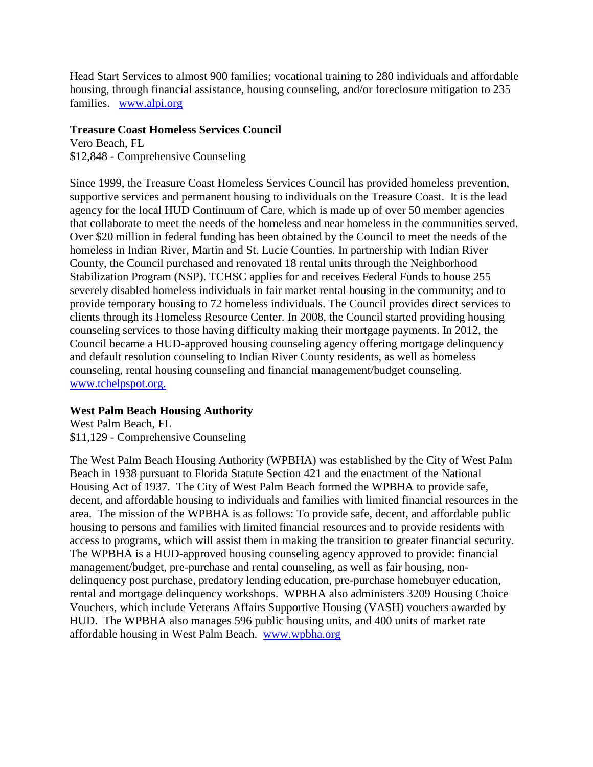Head Start Services to almost 900 families; vocational training to 280 individuals and affordable housing, through financial assistance, housing counseling, and/or foreclosure mitigation to 235 families. www.alpi.org

**Treasure Coast Homeless Services Council**
Vero Beach, FL
$12,848 - Comprehensive Counseling

Since 1999, the Treasure Coast Homeless Services Council has provided homeless prevention, supportive services and permanent housing to individuals on the Treasure Coast. It is the lead agency for the local HUD Continuum of Care, which is made up of over 50 member agencies that collaborate to meet the needs of the homeless and near homeless in the communities served. Over $20 million in federal funding has been obtained by the Council to meet the needs of the homeless in Indian River, Martin and St. Lucie Counties. In partnership with Indian River County, the Council purchased and renovated 18 rental units through the Neighborhood Stabilization Program (NSP). TCHSC applies for and receives Federal Funds to house 255 severely disabled homeless individuals in fair market rental housing in the community; and to provide temporary housing to 72 homeless individuals. The Council provides direct services to clients through its Homeless Resource Center. In 2008, the Council started providing housing counseling services to those having difficulty making their mortgage payments. In 2012, the Council became a HUD-approved housing counseling agency offering mortgage delinquency and default resolution counseling to Indian River County residents, as well as homeless counseling, rental housing counseling and financial management/budget counseling. www.tchelpspot.org.

**West Palm Beach Housing Authority**
West Palm Beach, FL
$11,129 - Comprehensive Counseling

The West Palm Beach Housing Authority (WPBHA) was established by the City of West Palm Beach in 1938 pursuant to Florida Statute Section 421 and the enactment of the National Housing Act of 1937. The City of West Palm Beach formed the WPBHA to provide safe, decent, and affordable housing to individuals and families with limited financial resources in the area. The mission of the WPBHA is as follows: To provide safe, decent, and affordable public housing to persons and families with limited financial resources and to provide residents with access to programs, which will assist them in making the transition to greater financial security. The WPBHA is a HUD-approved housing counseling agency approved to provide: financial management/budget, pre-purchase and rental counseling, as well as fair housing, non-delinquency post purchase, predatory lending education, pre-purchase homebuyer education, rental and mortgage delinquency workshops. WPBHA also administers 3209 Housing Choice Vouchers, which include Veterans Affairs Supportive Housing (VASH) vouchers awarded by HUD. The WPBHA also manages 596 public housing units, and 400 units of market rate affordable housing in West Palm Beach. www.wpbha.org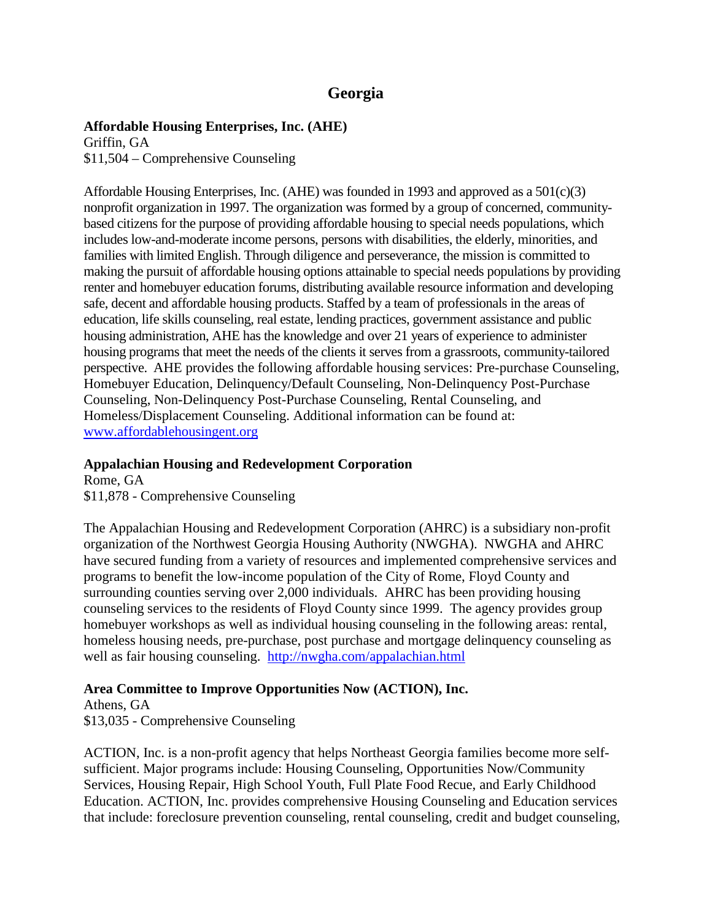# Georgia

**Affordable Housing Enterprises, Inc. (AHE)**
Griffin, GA
$11,504 – Comprehensive Counseling

Affordable Housing Enterprises, Inc. (AHE) was founded in 1993 and approved as a 501(c)(3) nonprofit organization in 1997. The organization was formed by a group of concerned, community-based citizens for the purpose of providing affordable housing to special needs populations, which includes low-and-moderate income persons, persons with disabilities, the elderly, minorities, and families with limited English. Through diligence and perseverance, the mission is committed to making the pursuit of affordable housing options attainable to special needs populations by providing renter and homebuyer education forums, distributing available resource information and developing safe, decent and affordable housing products. Staffed by a team of professionals in the areas of education, life skills counseling, real estate, lending practices, government assistance and public housing administration, AHE has the knowledge and over 21 years of experience to administer housing programs that meet the needs of the clients it serves from a grassroots, community-tailored perspective. AHE provides the following affordable housing services: Pre-purchase Counseling, Homebuyer Education, Delinquency/Default Counseling, Non-Delinquency Post-Purchase Counseling, Non-Delinquency Post-Purchase Counseling, Rental Counseling, and Homeless/Displacement Counseling. Additional information can be found at: www.affordablehousingent.org

**Appalachian Housing and Redevelopment Corporation**
Rome, GA
$11,878 - Comprehensive Counseling

The Appalachian Housing and Redevelopment Corporation (AHRC) is a subsidiary non-profit organization of the Northwest Georgia Housing Authority (NWGHA). NWGHA and AHRC have secured funding from a variety of resources and implemented comprehensive services and programs to benefit the low-income population of the City of Rome, Floyd County and surrounding counties serving over 2,000 individuals. AHRC has been providing housing counseling services to the residents of Floyd County since 1999. The agency provides group homebuyer workshops as well as individual housing counseling in the following areas: rental, homeless housing needs, pre-purchase, post purchase and mortgage delinquency counseling as well as fair housing counseling. http://nwgha.com/appalachian.html

**Area Committee to Improve Opportunities Now (ACTION), Inc.**
Athens, GA
$13,035 - Comprehensive Counseling

ACTION, Inc. is a non-profit agency that helps Northeast Georgia families become more self-sufficient. Major programs include: Housing Counseling, Opportunities Now/Community Services, Housing Repair, High School Youth, Full Plate Food Recue, and Early Childhood Education. ACTION, Inc. provides comprehensive Housing Counseling and Education services that include: foreclosure prevention counseling, rental counseling, credit and budget counseling,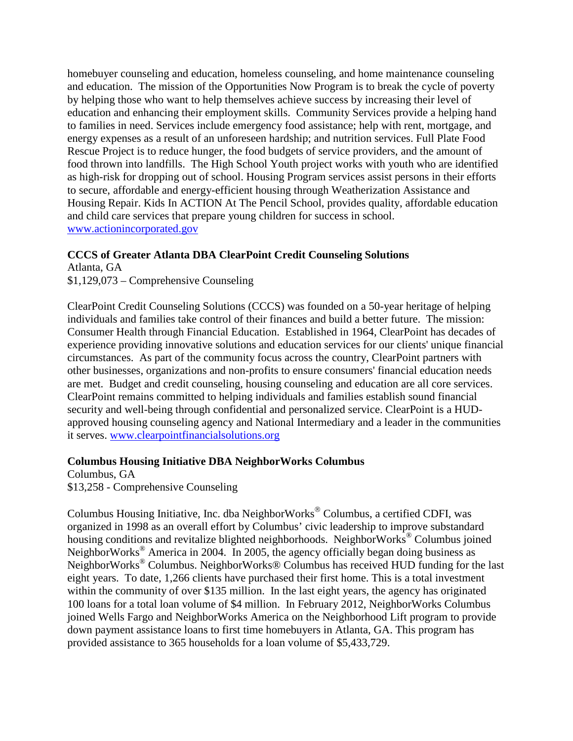homebuyer counseling and education, homeless counseling, and home maintenance counseling and education. The mission of the Opportunities Now Program is to break the cycle of poverty by helping those who want to help themselves achieve success by increasing their level of education and enhancing their employment skills. Community Services provide a helping hand to families in need. Services include emergency food assistance; help with rent, mortgage, and energy expenses as a result of an unforeseen hardship; and nutrition services. Full Plate Food Rescue Project is to reduce hunger, the food budgets of service providers, and the amount of food thrown into landfills. The High School Youth project works with youth who are identified as high-risk for dropping out of school. Housing Program services assist persons in their efforts to secure, affordable and energy-efficient housing through Weatherization Assistance and Housing Repair. Kids In ACTION At The Pencil School, provides quality, affordable education and child care services that prepare young children for success in school. www.actionincorporated.gov

**CCCS of Greater Atlanta DBA ClearPoint Credit Counseling Solutions**
Atlanta, GA
$1,129,073 – Comprehensive Counseling

ClearPoint Credit Counseling Solutions (CCCS) was founded on a 50-year heritage of helping individuals and families take control of their finances and build a better future. The mission: Consumer Health through Financial Education. Established in 1964, ClearPoint has decades of experience providing innovative solutions and education services for our clients' unique financial circumstances. As part of the community focus across the country, ClearPoint partners with other businesses, organizations and non-profits to ensure consumers' financial education needs are met. Budget and credit counseling, housing counseling and education are all core services. ClearPoint remains committed to helping individuals and families establish sound financial security and well-being through confidential and personalized service. ClearPoint is a HUD-approved housing counseling agency and National Intermediary and a leader in the communities it serves. www.clearpointfinancialsolutions.org

**Columbus Housing Initiative DBA NeighborWorks Columbus**
Columbus, GA
$13,258 - Comprehensive Counseling

Columbus Housing Initiative, Inc. dba NeighborWorks® Columbus, a certified CDFI, was organized in 1998 as an overall effort by Columbus' civic leadership to improve substandard housing conditions and revitalize blighted neighborhoods. NeighborWorks® Columbus joined NeighborWorks® America in 2004. In 2005, the agency officially began doing business as NeighborWorks® Columbus. NeighborWorks® Columbus has received HUD funding for the last eight years. To date, 1,266 clients have purchased their first home. This is a total investment within the community of over $135 million. In the last eight years, the agency has originated 100 loans for a total loan volume of $4 million. In February 2012, NeighborWorks Columbus joined Wells Fargo and NeighborWorks America on the Neighborhood Lift program to provide down payment assistance loans to first time homebuyers in Atlanta, GA. This program has provided assistance to 365 households for a loan volume of $5,433,729.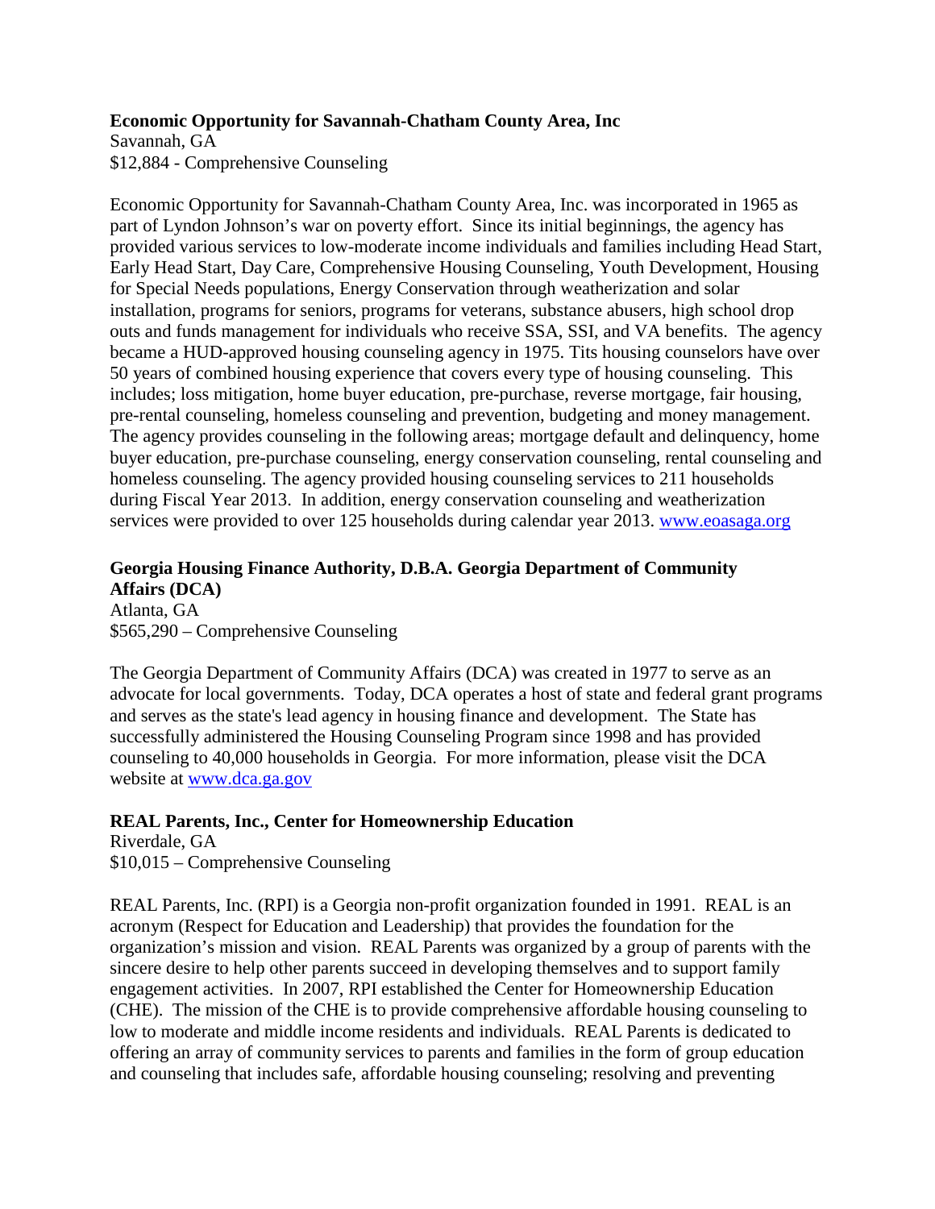**Economic Opportunity for Savannah-Chatham County Area, Inc**
Savannah, GA
$12,884 - Comprehensive Counseling

Economic Opportunity for Savannah-Chatham County Area, Inc. was incorporated in 1965 as part of Lyndon Johnson's war on poverty effort. Since its initial beginnings, the agency has provided various services to low-moderate income individuals and families including Head Start, Early Head Start, Day Care, Comprehensive Housing Counseling, Youth Development, Housing for Special Needs populations, Energy Conservation through weatherization and solar installation, programs for seniors, programs for veterans, substance abusers, high school drop outs and funds management for individuals who receive SSA, SSI, and VA benefits. The agency became a HUD-approved housing counseling agency in 1975. Tits housing counselors have over 50 years of combined housing experience that covers every type of housing counseling. This includes; loss mitigation, home buyer education, pre-purchase, reverse mortgage, fair housing, pre-rental counseling, homeless counseling and prevention, budgeting and money management. The agency provides counseling in the following areas; mortgage default and delinquency, home buyer education, pre-purchase counseling, energy conservation counseling, rental counseling and homeless counseling. The agency provided housing counseling services to 211 households during Fiscal Year 2013. In addition, energy conservation counseling and weatherization services were provided to over 125 households during calendar year 2013. www.eoasaga.org

**Georgia Housing Finance Authority, D.B.A. Georgia Department of Community Affairs (DCA)**
Atlanta, GA
$565,290 – Comprehensive Counseling

The Georgia Department of Community Affairs (DCA) was created in 1977 to serve as an advocate for local governments. Today, DCA operates a host of state and federal grant programs and serves as the state's lead agency in housing finance and development. The State has successfully administered the Housing Counseling Program since 1998 and has provided counseling to 40,000 households in Georgia. For more information, please visit the DCA website at www.dca.ga.gov

**REAL Parents, Inc., Center for Homeownership Education**
Riverdale, GA
$10,015 – Comprehensive Counseling

REAL Parents, Inc. (RPI) is a Georgia non-profit organization founded in 1991. REAL is an acronym (Respect for Education and Leadership) that provides the foundation for the organization's mission and vision. REAL Parents was organized by a group of parents with the sincere desire to help other parents succeed in developing themselves and to support family engagement activities. In 2007, RPI established the Center for Homeownership Education (CHE). The mission of the CHE is to provide comprehensive affordable housing counseling to low to moderate and middle income residents and individuals. REAL Parents is dedicated to offering an array of community services to parents and families in the form of group education and counseling that includes safe, affordable housing counseling; resolving and preventing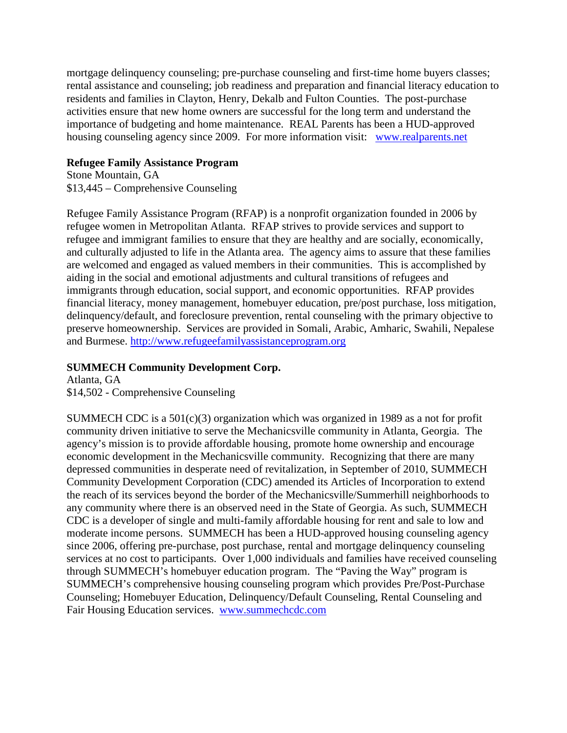mortgage delinquency counseling; pre-purchase counseling and first-time home buyers classes; rental assistance and counseling; job readiness and preparation and financial literacy education to residents and families in Clayton, Henry, Dekalb and Fulton Counties. The post-purchase activities ensure that new home owners are successful for the long term and understand the importance of budgeting and home maintenance. REAL Parents has been a HUD-approved housing counseling agency since 2009. For more information visit: [www.realparents.net](http://www.realparents.net)

**Refugee Family Assistance Program**
Stone Mountain, GA
$13,445 – Comprehensive Counseling

Refugee Family Assistance Program (RFAP) is a nonprofit organization founded in 2006 by refugee women in Metropolitan Atlanta. RFAP strives to provide services and support to refugee and immigrant families to ensure that they are healthy and are socially, economically, and culturally adjusted to life in the Atlanta area. The agency aims to assure that these families are welcomed and engaged as valued members in their communities. This is accomplished by aiding in the social and emotional adjustments and cultural transitions of refugees and immigrants through education, social support, and economic opportunities. RFAP provides financial literacy, money management, homebuyer education, pre/post purchase, loss mitigation, delinquency/default, and foreclosure prevention, rental counseling with the primary objective to preserve homeownership. Services are provided in Somali, Arabic, Amharic, Swahili, Nepalese and Burmese. [http://www.refugeefamilyassistanceprogram.org](http://www.refugeefamilyassistanceprogram.org)

**SUMMECH Community Development Corp.**
Atlanta, GA
$14,502 - Comprehensive Counseling

SUMMECH CDC is a 501(c)(3) organization which was organized in 1989 as a not for profit community driven initiative to serve the Mechanicsville community in Atlanta, Georgia. The agency's mission is to provide affordable housing, promote home ownership and encourage economic development in the Mechanicsville community. Recognizing that there are many depressed communities in desperate need of revitalization, in September of 2010, SUMMECH Community Development Corporation (CDC) amended its Articles of Incorporation to extend the reach of its services beyond the border of the Mechanicsville/Summerhill neighborhoods to any community where there is an observed need in the State of Georgia. As such, SUMMECH CDC is a developer of single and multi-family affordable housing for rent and sale to low and moderate income persons. SUMMECH has been a HUD-approved housing counseling agency since 2006, offering pre-purchase, post purchase, rental and mortgage delinquency counseling services at no cost to participants. Over 1,000 individuals and families have received counseling through SUMMECH's homebuyer education program. The "Paving the Way" program is SUMMECH's comprehensive housing counseling program which provides Pre/Post-Purchase Counseling; Homebuyer Education, Delinquency/Default Counseling, Rental Counseling and Fair Housing Education services. [www.summechcdc.com](http://www.summechcdc.com)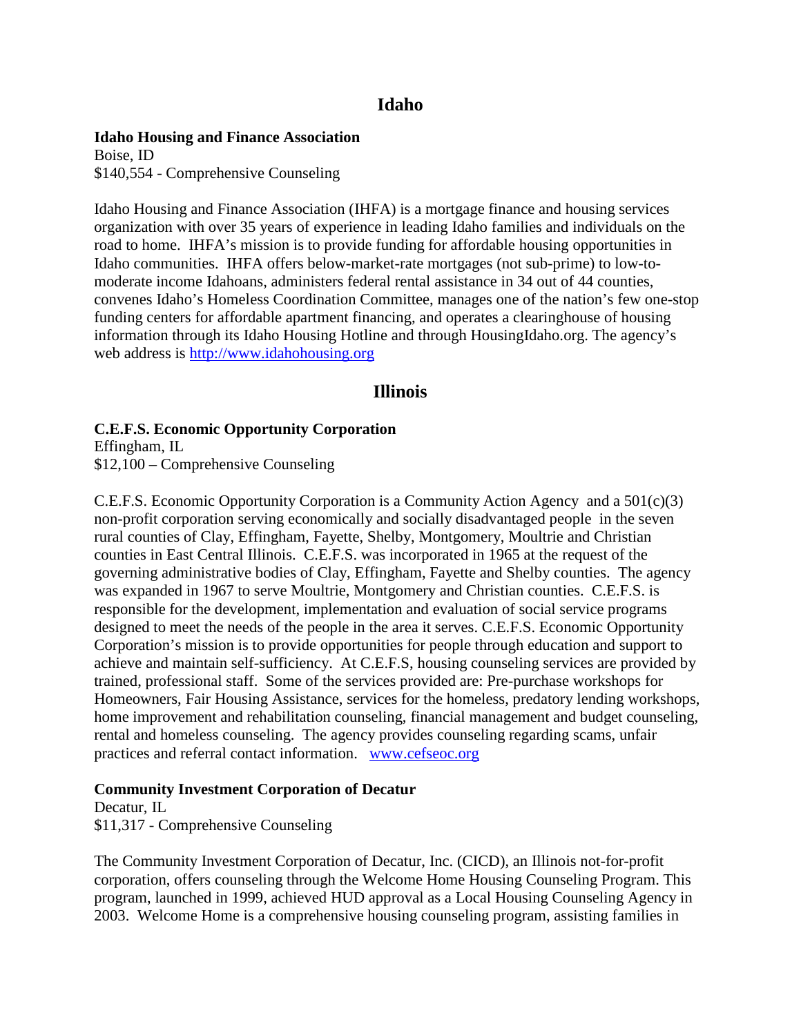## Idaho

**Idaho Housing and Finance Association**
Boise, ID
$140,554 - Comprehensive Counseling

Idaho Housing and Finance Association (IHFA) is a mortgage finance and housing services organization with over 35 years of experience in leading Idaho families and individuals on the road to home. IHFA's mission is to provide funding for affordable housing opportunities in Idaho communities. IHFA offers below-market-rate mortgages (not sub-prime) to low-to-moderate income Idahoans, administers federal rental assistance in 34 out of 44 counties, convenes Idaho's Homeless Coordination Committee, manages one of the nation's few one-stop funding centers for affordable apartment financing, and operates a clearinghouse of housing information through its Idaho Housing Hotline and through HousingIdaho.org. The agency's web address is http://www.idahohousing.org

## Illinois

**C.E.F.S. Economic Opportunity Corporation**
Effingham, IL
$12,100 – Comprehensive Counseling

C.E.F.S. Economic Opportunity Corporation is a Community Action Agency and a 501(c)(3) non-profit corporation serving economically and socially disadvantaged people in the seven rural counties of Clay, Effingham, Fayette, Shelby, Montgomery, Moultrie and Christian counties in East Central Illinois. C.E.F.S. was incorporated in 1965 at the request of the governing administrative bodies of Clay, Effingham, Fayette and Shelby counties. The agency was expanded in 1967 to serve Moultrie, Montgomery and Christian counties. C.E.F.S. is responsible for the development, implementation and evaluation of social service programs designed to meet the needs of the people in the area it serves. C.E.F.S. Economic Opportunity Corporation's mission is to provide opportunities for people through education and support to achieve and maintain self-sufficiency. At C.E.F.S, housing counseling services are provided by trained, professional staff. Some of the services provided are: Pre-purchase workshops for Homeowners, Fair Housing Assistance, services for the homeless, predatory lending workshops, home improvement and rehabilitation counseling, financial management and budget counseling, rental and homeless counseling. The agency provides counseling regarding scams, unfair practices and referral contact information. www.cefseoc.org

**Community Investment Corporation of Decatur**
Decatur, IL
$11,317 - Comprehensive Counseling

The Community Investment Corporation of Decatur, Inc. (CICD), an Illinois not-for-profit corporation, offers counseling through the Welcome Home Housing Counseling Program. This program, launched in 1999, achieved HUD approval as a Local Housing Counseling Agency in 2003. Welcome Home is a comprehensive housing counseling program, assisting families in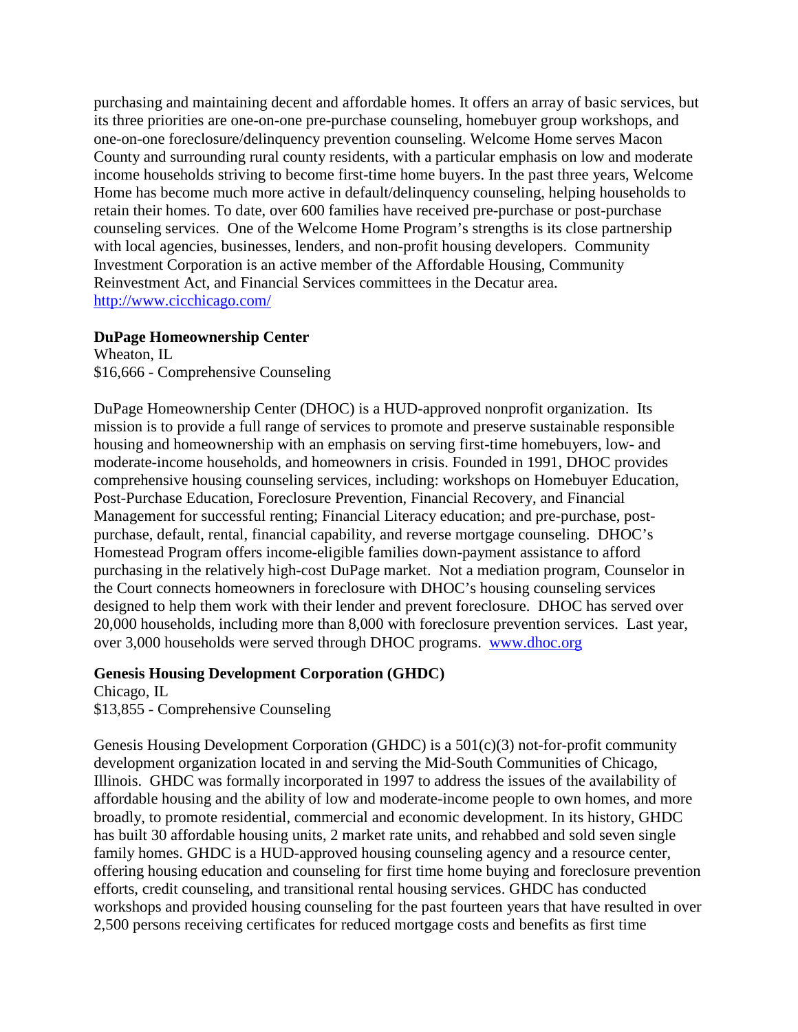purchasing and maintaining decent and affordable homes. It offers an array of basic services, but its three priorities are one-on-one pre-purchase counseling, homebuyer group workshops, and one-on-one foreclosure/delinquency prevention counseling. Welcome Home serves Macon County and surrounding rural county residents, with a particular emphasis on low and moderate income households striving to become first-time home buyers. In the past three years, Welcome Home has become much more active in default/delinquency counseling, helping households to retain their homes. To date, over 600 families have received pre-purchase or post-purchase counseling services. One of the Welcome Home Program's strengths is its close partnership with local agencies, businesses, lenders, and non-profit housing developers. Community Investment Corporation is an active member of the Affordable Housing, Community Reinvestment Act, and Financial Services committees in the Decatur area. http://www.cicchicago.com/

**DuPage Homeownership Center**
Wheaton, IL
$16,666 - Comprehensive Counseling

DuPage Homeownership Center (DHOC) is a HUD-approved nonprofit organization. Its mission is to provide a full range of services to promote and preserve sustainable responsible housing and homeownership with an emphasis on serving first-time homebuyers, low- and moderate-income households, and homeowners in crisis. Founded in 1991, DHOC provides comprehensive housing counseling services, including: workshops on Homebuyer Education, Post-Purchase Education, Foreclosure Prevention, Financial Recovery, and Financial Management for successful renting; Financial Literacy education; and pre-purchase, post-purchase, default, rental, financial capability, and reverse mortgage counseling. DHOC's Homestead Program offers income-eligible families down-payment assistance to afford purchasing in the relatively high-cost DuPage market. Not a mediation program, Counselor in the Court connects homeowners in foreclosure with DHOC's housing counseling services designed to help them work with their lender and prevent foreclosure. DHOC has served over 20,000 households, including more than 8,000 with foreclosure prevention services. Last year, over 3,000 households were served through DHOC programs. www.dhoc.org

**Genesis Housing Development Corporation (GHDC)**
Chicago, IL
$13,855 - Comprehensive Counseling

Genesis Housing Development Corporation (GHDC) is a 501(c)(3) not-for-profit community development organization located in and serving the Mid-South Communities of Chicago, Illinois. GHDC was formally incorporated in 1997 to address the issues of the availability of affordable housing and the ability of low and moderate-income people to own homes, and more broadly, to promote residential, commercial and economic development. In its history, GHDC has built 30 affordable housing units, 2 market rate units, and rehabbed and sold seven single family homes. GHDC is a HUD-approved housing counseling agency and a resource center, offering housing education and counseling for first time home buying and foreclosure prevention efforts, credit counseling, and transitional rental housing services. GHDC has conducted workshops and provided housing counseling for the past fourteen years that have resulted in over 2,500 persons receiving certificates for reduced mortgage costs and benefits as first time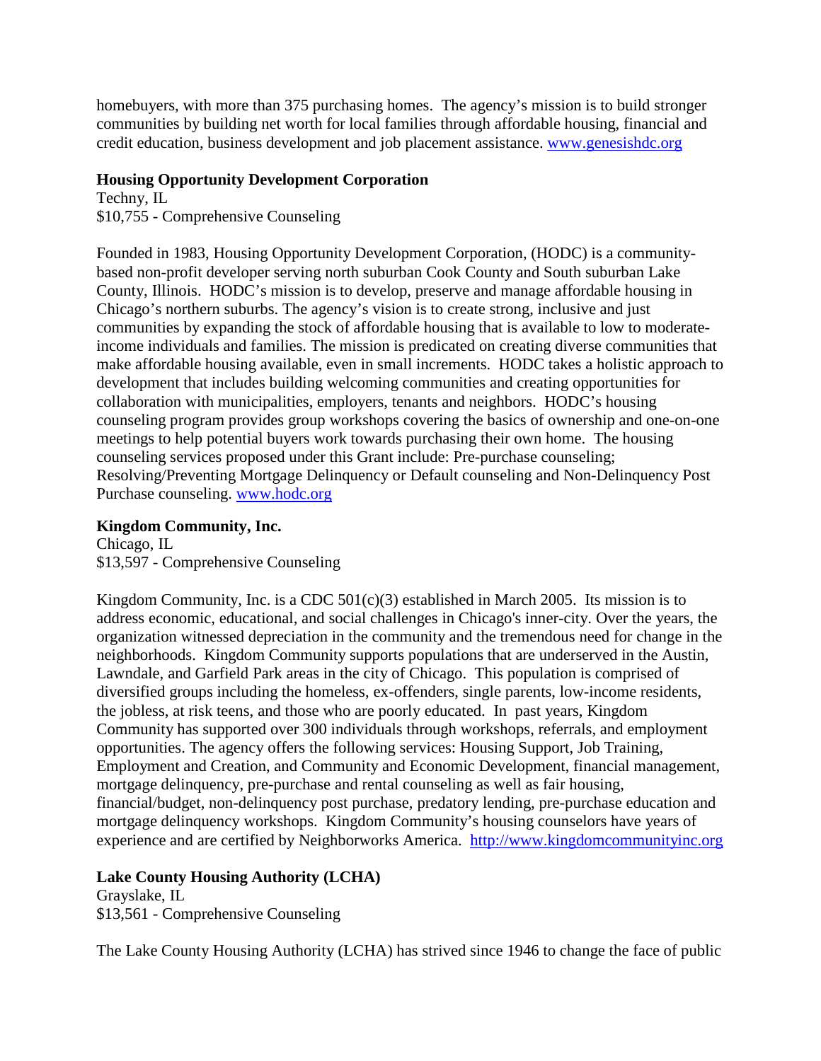homebuyers, with more than 375 purchasing homes. The agency's mission is to build stronger communities by building net worth for local families through affordable housing, financial and credit education, business development and job placement assistance. [www.genesishdc.org](http://www.genesishdc.org)

**Housing Opportunity Development Corporation**
Techny, IL
$10,755 - Comprehensive Counseling

Founded in 1983, Housing Opportunity Development Corporation, (HODC) is a community-based non-profit developer serving north suburban Cook County and South suburban Lake County, Illinois. HODC's mission is to develop, preserve and manage affordable housing in Chicago's northern suburbs. The agency's vision is to create strong, inclusive and just communities by expanding the stock of affordable housing that is available to low to moderate-income individuals and families. The mission is predicated on creating diverse communities that make affordable housing available, even in small increments. HODC takes a holistic approach to development that includes building welcoming communities and creating opportunities for collaboration with municipalities, employers, tenants and neighbors. HODC's housing counseling program provides group workshops covering the basics of ownership and one-on-one meetings to help potential buyers work towards purchasing their own home. The housing counseling services proposed under this Grant include: Pre-purchase counseling; Resolving/Preventing Mortgage Delinquency or Default counseling and Non-Delinquency Post Purchase counseling. [www.hodc.org](http://www.hodc.org)

**Kingdom Community, Inc.**
Chicago, IL
$13,597 - Comprehensive Counseling

Kingdom Community, Inc. is a CDC 501(c)(3) established in March 2005. Its mission is to address economic, educational, and social challenges in Chicago's inner-city. Over the years, the organization witnessed depreciation in the community and the tremendous need for change in the neighborhoods. Kingdom Community supports populations that are underserved in the Austin, Lawndale, and Garfield Park areas in the city of Chicago. This population is comprised of diversified groups including the homeless, ex-offenders, single parents, low-income residents, the jobless, at risk teens, and those who are poorly educated. In past years, Kingdom Community has supported over 300 individuals through workshops, referrals, and employment opportunities. The agency offers the following services: Housing Support, Job Training, Employment and Creation, and Community and Economic Development, financial management, mortgage delinquency, pre-purchase and rental counseling as well as fair housing, financial/budget, non-delinquency post purchase, predatory lending, pre-purchase education and mortgage delinquency workshops. Kingdom Community's housing counselors have years of experience and are certified by Neighborworks America. [http://www.kingdomcommunityinc.org](http://www.kingdomcommunityinc.org)

**Lake County Housing Authority (LCHA)**
Grayslake, IL
$13,561 - Comprehensive Counseling

The Lake County Housing Authority (LCHA) has strived since 1946 to change the face of public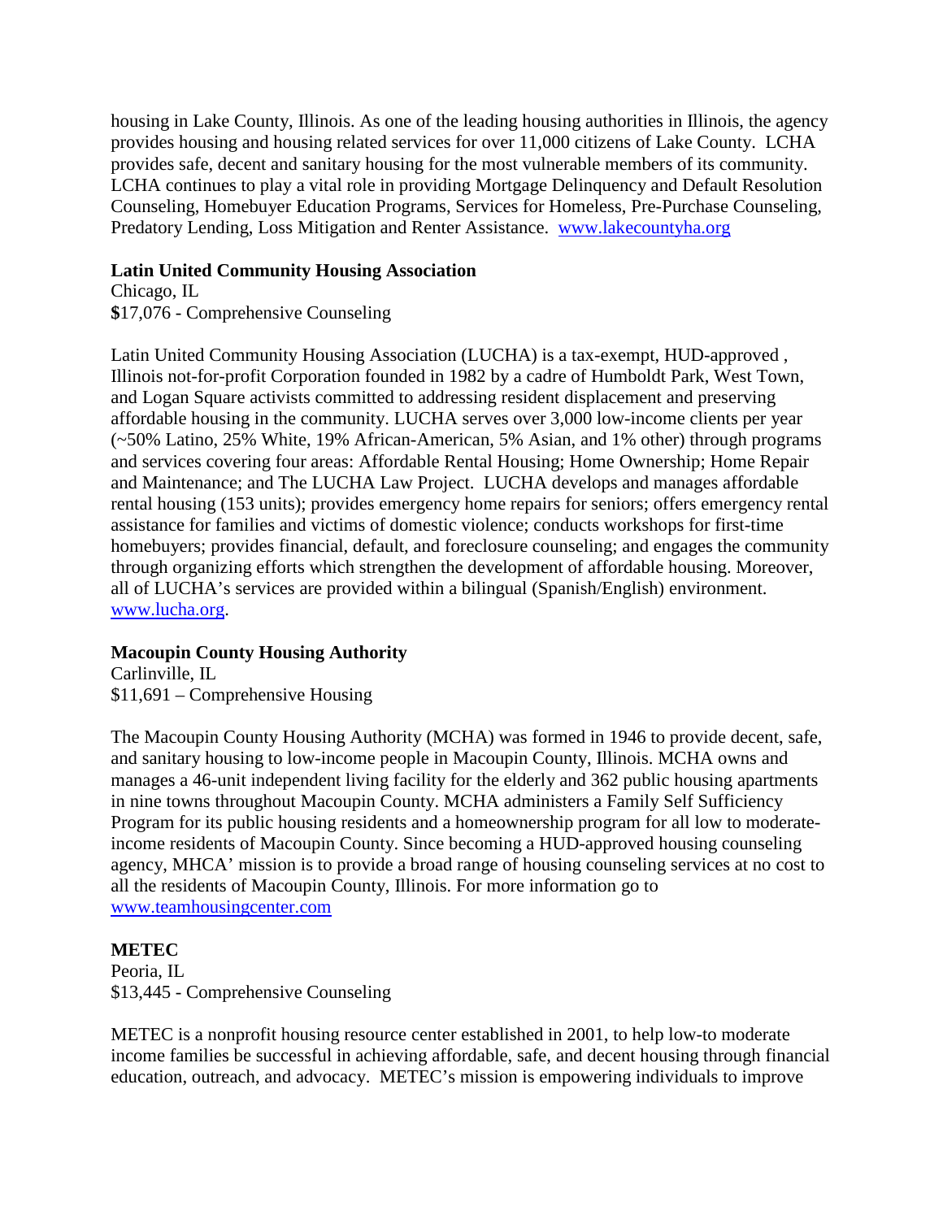housing in Lake County, Illinois. As one of the leading housing authorities in Illinois, the agency provides housing and housing related services for over 11,000 citizens of Lake County. LCHA provides safe, decent and sanitary housing for the most vulnerable members of its community. LCHA continues to play a vital role in providing Mortgage Delinquency and Default Resolution Counseling, Homebuyer Education Programs, Services for Homeless, Pre-Purchase Counseling, Predatory Lending, Loss Mitigation and Renter Assistance. www.lakecountyha.org

**Latin United Community Housing Association**
Chicago, IL
**$**17,076 - Comprehensive Counseling

Latin United Community Housing Association (LUCHA) is a tax-exempt, HUD-approved , Illinois not-for-profit Corporation founded in 1982 by a cadre of Humboldt Park, West Town, and Logan Square activists committed to addressing resident displacement and preserving affordable housing in the community. LUCHA serves over 3,000 low-income clients per year (~50% Latino, 25% White, 19% African-American, 5% Asian, and 1% other) through programs and services covering four areas: Affordable Rental Housing; Home Ownership; Home Repair and Maintenance; and The LUCHA Law Project. LUCHA develops and manages affordable rental housing (153 units); provides emergency home repairs for seniors; offers emergency rental assistance for families and victims of domestic violence; conducts workshops for first-time homebuyers; provides financial, default, and foreclosure counseling; and engages the community through organizing efforts which strengthen the development of affordable housing. Moreover, all of LUCHA's services are provided within a bilingual (Spanish/English) environment. www.lucha.org.

**Macoupin County Housing Authority**
Carlinville, IL
$11,691 – Comprehensive Housing

The Macoupin County Housing Authority (MCHA) was formed in 1946 to provide decent, safe, and sanitary housing to low-income people in Macoupin County, Illinois. MCHA owns and manages a 46-unit independent living facility for the elderly and 362 public housing apartments in nine towns throughout Macoupin County. MCHA administers a Family Self Sufficiency Program for its public housing residents and a homeownership program for all low to moderate-income residents of Macoupin County. Since becoming a HUD-approved housing counseling agency, MHCA' mission is to provide a broad range of housing counseling services at no cost to all the residents of Macoupin County, Illinois. For more information go to www.teamhousingcenter.com

**METEC**
Peoria, IL
$13,445 - Comprehensive Counseling

METEC is a nonprofit housing resource center established in 2001, to help low-to moderate income families be successful in achieving affordable, safe, and decent housing through financial education, outreach, and advocacy. METEC's mission is empowering individuals to improve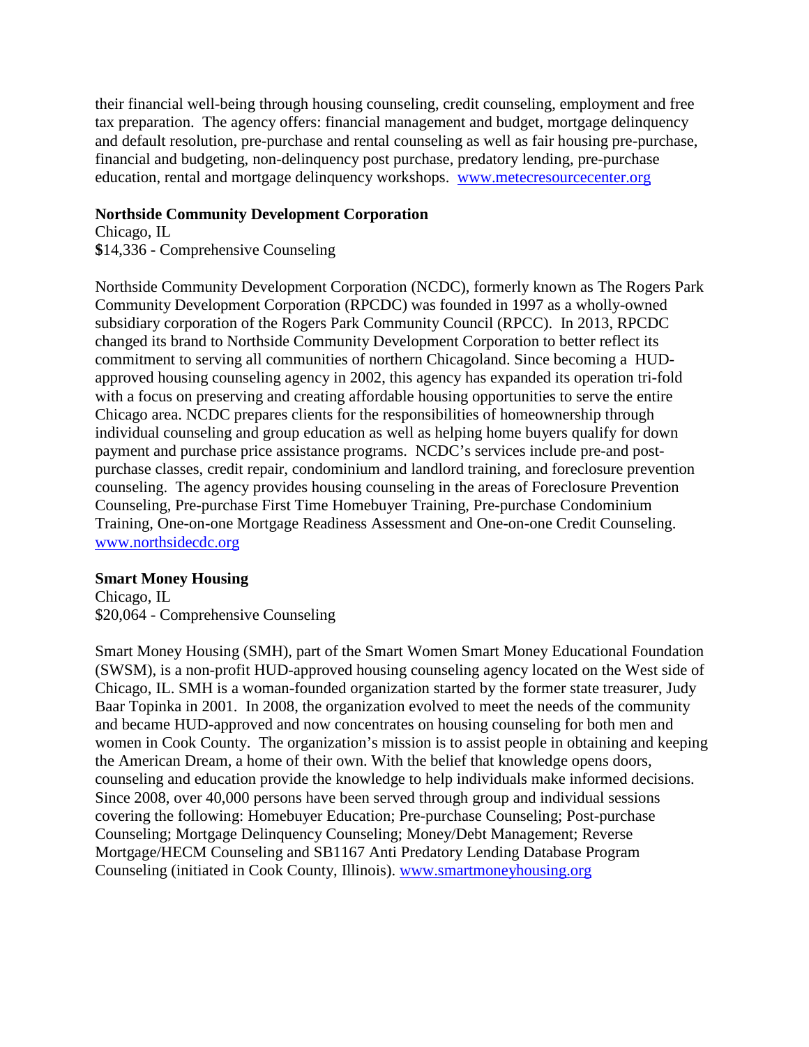their financial well-being through housing counseling, credit counseling, employment and free tax preparation. The agency offers: financial management and budget, mortgage delinquency and default resolution, pre-purchase and rental counseling as well as fair housing pre-purchase, financial and budgeting, non-delinquency post purchase, predatory lending, pre-purchase education, rental and mortgage delinquency workshops. [www.metecresourcecenter.org](http://www.metecresourcecenter.org)

**Northside Community Development Corporation**
Chicago, IL
**$**14,336 - Comprehensive Counseling

Northside Community Development Corporation (NCDC), formerly known as The Rogers Park Community Development Corporation (RPCDC) was founded in 1997 as a wholly-owned subsidiary corporation of the Rogers Park Community Council (RPCC). In 2013, RPCDC changed its brand to Northside Community Development Corporation to better reflect its commitment to serving all communities of northern Chicagoland. Since becoming a HUD-approved housing counseling agency in 2002, this agency has expanded its operation tri-fold with a focus on preserving and creating affordable housing opportunities to serve the entire Chicago area. NCDC prepares clients for the responsibilities of homeownership through individual counseling and group education as well as helping home buyers qualify for down payment and purchase price assistance programs. NCDC's services include pre-and post-purchase classes, credit repair, condominium and landlord training, and foreclosure prevention counseling. The agency provides housing counseling in the areas of Foreclosure Prevention Counseling, Pre-purchase First Time Homebuyer Training, Pre-purchase Condominium Training, One-on-one Mortgage Readiness Assessment and One-on-one Credit Counseling. [www.northsidecdc.org](http://www.northsidecdc.org)

**Smart Money Housing**
Chicago, IL
$20,064 - Comprehensive Counseling

Smart Money Housing (SMH), part of the Smart Women Smart Money Educational Foundation (SWSM), is a non-profit HUD-approved housing counseling agency located on the West side of Chicago, IL. SMH is a woman-founded organization started by the former state treasurer, Judy Baar Topinka in 2001. In 2008, the organization evolved to meet the needs of the community and became HUD-approved and now concentrates on housing counseling for both men and women in Cook County. The organization's mission is to assist people in obtaining and keeping the American Dream, a home of their own. With the belief that knowledge opens doors, counseling and education provide the knowledge to help individuals make informed decisions. Since 2008, over 40,000 persons have been served through group and individual sessions covering the following: Homebuyer Education; Pre-purchase Counseling; Post-purchase Counseling; Mortgage Delinquency Counseling; Money/Debt Management; Reverse Mortgage/HECM Counseling and SB1167 Anti Predatory Lending Database Program Counseling (initiated in Cook County, Illinois). [www.smartmoneyhousing.org](http://www.smartmoneyhousing.org)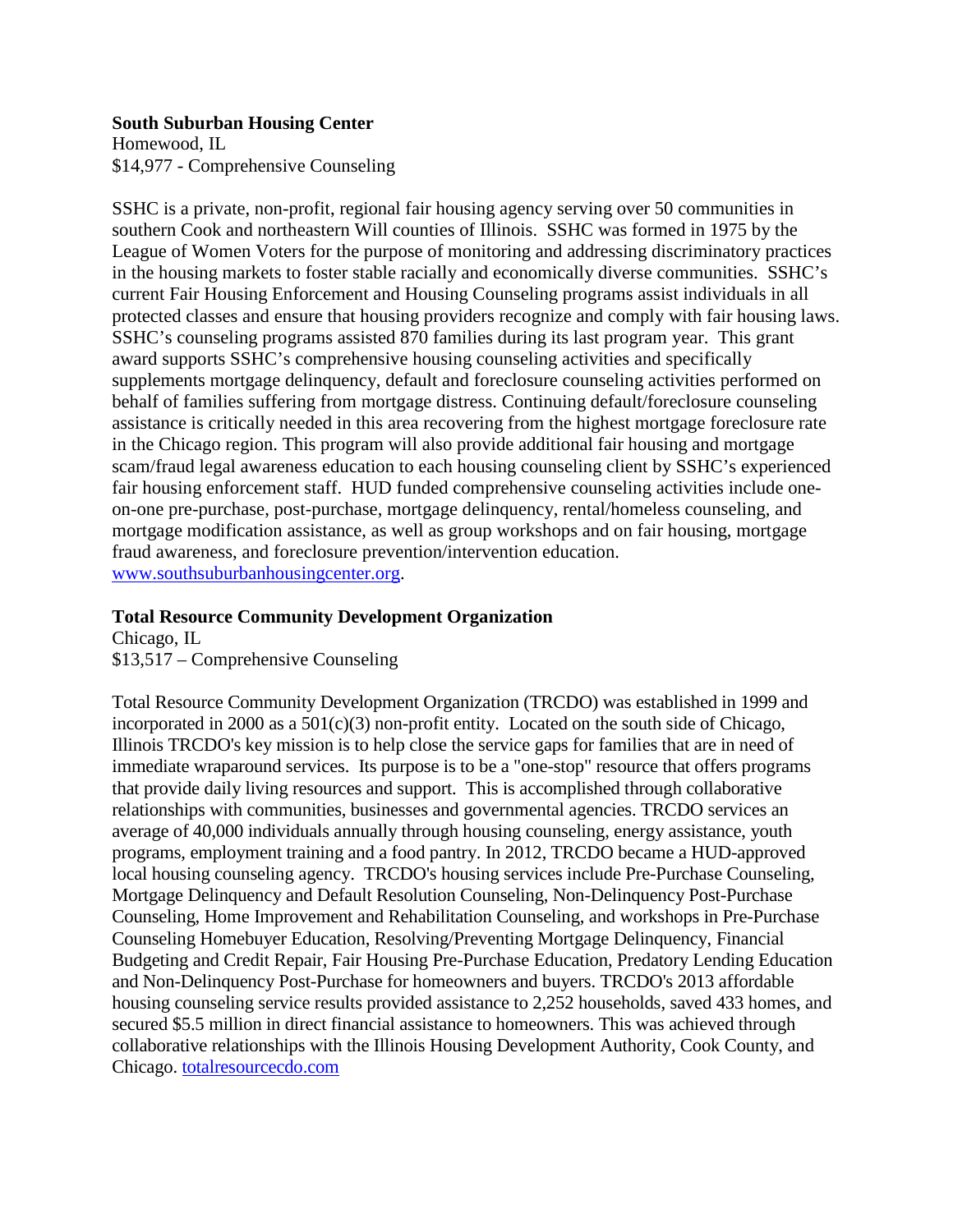**South Suburban Housing Center**
Homewood, IL
$14,977 - Comprehensive Counseling

SSHC is a private, non-profit, regional fair housing agency serving over 50 communities in southern Cook and northeastern Will counties of Illinois. SSHC was formed in 1975 by the League of Women Voters for the purpose of monitoring and addressing discriminatory practices in the housing markets to foster stable racially and economically diverse communities. SSHC's current Fair Housing Enforcement and Housing Counseling programs assist individuals in all protected classes and ensure that housing providers recognize and comply with fair housing laws. SSHC's counseling programs assisted 870 families during its last program year. This grant award supports SSHC's comprehensive housing counseling activities and specifically supplements mortgage delinquency, default and foreclosure counseling activities performed on behalf of families suffering from mortgage distress. Continuing default/foreclosure counseling assistance is critically needed in this area recovering from the highest mortgage foreclosure rate in the Chicago region. This program will also provide additional fair housing and mortgage scam/fraud legal awareness education to each housing counseling client by SSHC's experienced fair housing enforcement staff. HUD funded comprehensive counseling activities include one-on-one pre-purchase, post-purchase, mortgage delinquency, rental/homeless counseling, and mortgage modification assistance, as well as group workshops and on fair housing, mortgage fraud awareness, and foreclosure prevention/intervention education. www.southsuburbanhousingcenter.org.

**Total Resource Community Development Organization**
Chicago, IL
$13,517 – Comprehensive Counseling

Total Resource Community Development Organization (TRCDO) was established in 1999 and incorporated in 2000 as a 501(c)(3) non-profit entity. Located on the south side of Chicago, Illinois TRCDO's key mission is to help close the service gaps for families that are in need of immediate wraparound services. Its purpose is to be a "one-stop" resource that offers programs that provide daily living resources and support. This is accomplished through collaborative relationships with communities, businesses and governmental agencies. TRCDO services an average of 40,000 individuals annually through housing counseling, energy assistance, youth programs, employment training and a food pantry. In 2012, TRCDO became a HUD-approved local housing counseling agency. TRCDO's housing services include Pre-Purchase Counseling, Mortgage Delinquency and Default Resolution Counseling, Non-Delinquency Post-Purchase Counseling, Home Improvement and Rehabilitation Counseling, and workshops in Pre-Purchase Counseling Homebuyer Education, Resolving/Preventing Mortgage Delinquency, Financial Budgeting and Credit Repair, Fair Housing Pre-Purchase Education, Predatory Lending Education and Non-Delinquency Post-Purchase for homeowners and buyers. TRCDO's 2013 affordable housing counseling service results provided assistance to 2,252 households, saved 433 homes, and secured $5.5 million in direct financial assistance to homeowners. This was achieved through collaborative relationships with the Illinois Housing Development Authority, Cook County, and Chicago. totalresourcecdo.com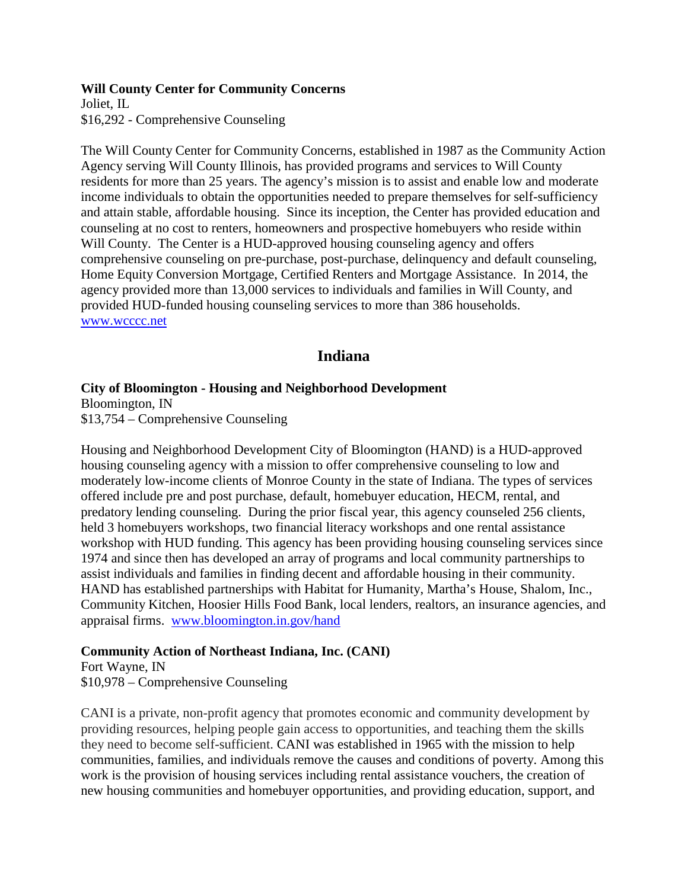**Will County Center for Community Concerns**
Joliet, IL
$16,292 - Comprehensive Counseling

The Will County Center for Community Concerns, established in 1987 as the Community Action Agency serving Will County Illinois, has provided programs and services to Will County residents for more than 25 years. The agency's mission is to assist and enable low and moderate income individuals to obtain the opportunities needed to prepare themselves for self-sufficiency and attain stable, affordable housing. Since its inception, the Center has provided education and counseling at no cost to renters, homeowners and prospective homebuyers who reside within Will County. The Center is a HUD-approved housing counseling agency and offers comprehensive counseling on pre-purchase, post-purchase, delinquency and default counseling, Home Equity Conversion Mortgage, Certified Renters and Mortgage Assistance. In 2014, the agency provided more than 13,000 services to individuals and families in Will County, and provided HUD-funded housing counseling services to more than 386 households. www.wcccc.net

## Indiana

**City of Bloomington - Housing and Neighborhood Development**
Bloomington, IN
$13,754 – Comprehensive Counseling

Housing and Neighborhood Development City of Bloomington (HAND) is a HUD-approved housing counseling agency with a mission to offer comprehensive counseling to low and moderately low-income clients of Monroe County in the state of Indiana. The types of services offered include pre and post purchase, default, homebuyer education, HECM, rental, and predatory lending counseling. During the prior fiscal year, this agency counseled 256 clients, held 3 homebuyers workshops, two financial literacy workshops and one rental assistance workshop with HUD funding. This agency has been providing housing counseling services since 1974 and since then has developed an array of programs and local community partnerships to assist individuals and families in finding decent and affordable housing in their community. HAND has established partnerships with Habitat for Humanity, Martha's House, Shalom, Inc., Community Kitchen, Hoosier Hills Food Bank, local lenders, realtors, an insurance agencies, and appraisal firms. www.bloomington.in.gov/hand

**Community Action of Northeast Indiana, Inc. (CANI)**
Fort Wayne, IN
$10,978 – Comprehensive Counseling

CANI is a private, non-profit agency that promotes economic and community development by providing resources, helping people gain access to opportunities, and teaching them the skills they need to become self-sufficient. CANI was established in 1965 with the mission to help communities, families, and individuals remove the causes and conditions of poverty. Among this work is the provision of housing services including rental assistance vouchers, the creation of new housing communities and homebuyer opportunities, and providing education, support, and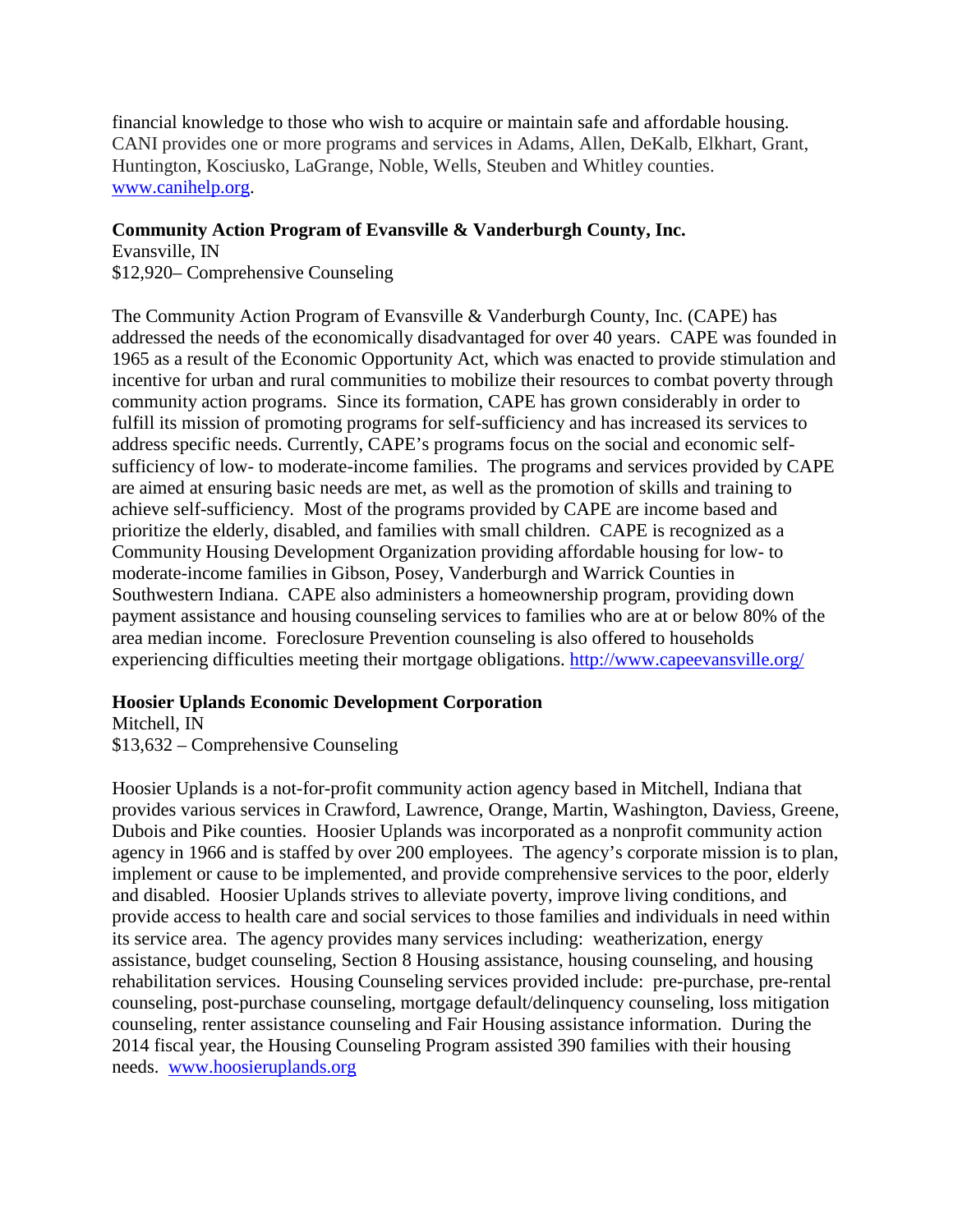financial knowledge to those who wish to acquire or maintain safe and affordable housing. CANI provides one or more programs and services in Adams, Allen, DeKalb, Elkhart, Grant, Huntington, Kosciusko, LaGrange, Noble, Wells, Steuben and Whitley counties. [www.canihelp.org](http://www.canihelp.org).

**Community Action Program of Evansville & Vanderburgh County, Inc.**
Evansville, IN
$12,920– Comprehensive Counseling

The Community Action Program of Evansville & Vanderburgh County, Inc. (CAPE) has addressed the needs of the economically disadvantaged for over 40 years. CAPE was founded in 1965 as a result of the Economic Opportunity Act, which was enacted to provide stimulation and incentive for urban and rural communities to mobilize their resources to combat poverty through community action programs. Since its formation, CAPE has grown considerably in order to fulfill its mission of promoting programs for self-sufficiency and has increased its services to address specific needs. Currently, CAPE's programs focus on the social and economic self-sufficiency of low- to moderate-income families. The programs and services provided by CAPE are aimed at ensuring basic needs are met, as well as the promotion of skills and training to achieve self-sufficiency. Most of the programs provided by CAPE are income based and prioritize the elderly, disabled, and families with small children. CAPE is recognized as a Community Housing Development Organization providing affordable housing for low- to moderate-income families in Gibson, Posey, Vanderburgh and Warrick Counties in Southwestern Indiana. CAPE also administers a homeownership program, providing down payment assistance and housing counseling services to families who are at or below 80% of the area median income. Foreclosure Prevention counseling is also offered to households experiencing difficulties meeting their mortgage obligations. [http://www.capeevansville.org/](http://www.capeevansville.org/)

**Hoosier Uplands Economic Development Corporation**
Mitchell, IN
$13,632 – Comprehensive Counseling

Hoosier Uplands is a not-for-profit community action agency based in Mitchell, Indiana that provides various services in Crawford, Lawrence, Orange, Martin, Washington, Daviess, Greene, Dubois and Pike counties. Hoosier Uplands was incorporated as a nonprofit community action agency in 1966 and is staffed by over 200 employees. The agency's corporate mission is to plan, implement or cause to be implemented, and provide comprehensive services to the poor, elderly and disabled. Hoosier Uplands strives to alleviate poverty, improve living conditions, and provide access to health care and social services to those families and individuals in need within its service area. The agency provides many services including: weatherization, energy assistance, budget counseling, Section 8 Housing assistance, housing counseling, and housing rehabilitation services. Housing Counseling services provided include: pre-purchase, pre-rental counseling, post-purchase counseling, mortgage default/delinquency counseling, loss mitigation counseling, renter assistance counseling and Fair Housing assistance information. During the 2014 fiscal year, the Housing Counseling Program assisted 390 families with their housing needs. [www.hoosieruplands.org](http://www.hoosieruplands.org)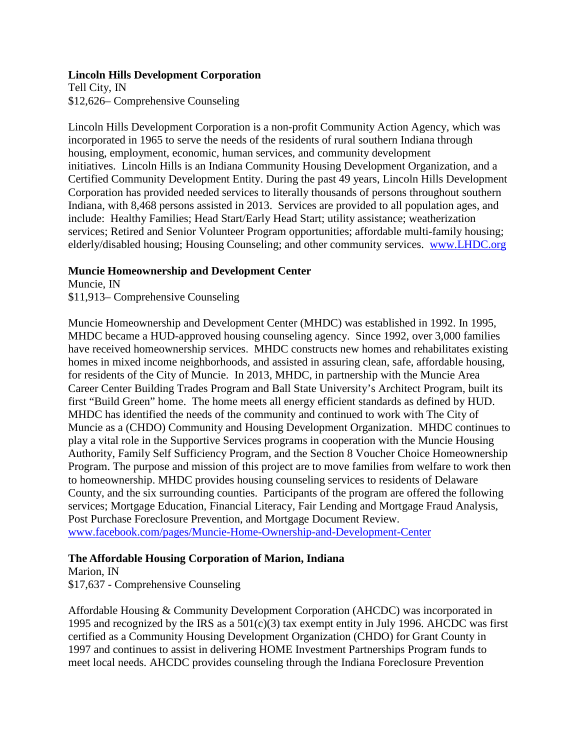**Lincoln Hills Development Corporation**
Tell City, IN
$12,626– Comprehensive Counseling

Lincoln Hills Development Corporation is a non-profit Community Action Agency, which was incorporated in 1965 to serve the needs of the residents of rural southern Indiana through housing, employment, economic, human services, and community development initiatives. Lincoln Hills is an Indiana Community Housing Development Organization, and a Certified Community Development Entity. During the past 49 years, Lincoln Hills Development Corporation has provided needed services to literally thousands of persons throughout southern Indiana, with 8,468 persons assisted in 2013. Services are provided to all population ages, and include: Healthy Families; Head Start/Early Head Start; utility assistance; weatherization services; Retired and Senior Volunteer Program opportunities; affordable multi-family housing; elderly/disabled housing; Housing Counseling; and other community services. [www.LHDC.org](http://www.LHDC.org)

**Muncie Homeownership and Development Center**
Muncie, IN
$11,913– Comprehensive Counseling

Muncie Homeownership and Development Center (MHDC) was established in 1992. In 1995, MHDC became a HUD-approved housing counseling agency. Since 1992, over 3,000 families have received homeownership services. MHDC constructs new homes and rehabilitates existing homes in mixed income neighborhoods, and assisted in assuring clean, safe, affordable housing, for residents of the City of Muncie. In 2013, MHDC, in partnership with the Muncie Area Career Center Building Trades Program and Ball State University's Architect Program, built its first "Build Green" home. The home meets all energy efficient standards as defined by HUD. MHDC has identified the needs of the community and continued to work with The City of Muncie as a (CHDO) Community and Housing Development Organization. MHDC continues to play a vital role in the Supportive Services programs in cooperation with the Muncie Housing Authority, Family Self Sufficiency Program, and the Section 8 Voucher Choice Homeownership Program. The purpose and mission of this project are to move families from welfare to work then to homeownership. MHDC provides housing counseling services to residents of Delaware County, and the six surrounding counties. Participants of the program are offered the following services; Mortgage Education, Financial Literacy, Fair Lending and Mortgage Fraud Analysis, Post Purchase Foreclosure Prevention, and Mortgage Document Review.
[www.facebook.com/pages/Muncie-Home-Ownership-and-Development-Center](http://www.facebook.com/pages/Muncie-Home-Ownership-and-Development-Center)

**The Affordable Housing Corporation of Marion, Indiana**
Marion, IN
$17,637 - Comprehensive Counseling

Affordable Housing & Community Development Corporation (AHCDC) was incorporated in 1995 and recognized by the IRS as a 501(c)(3) tax exempt entity in July 1996. AHCDC was first certified as a Community Housing Development Organization (CHDO) for Grant County in 1997 and continues to assist in delivering HOME Investment Partnerships Program funds to meet local needs. AHCDC provides counseling through the Indiana Foreclosure Prevention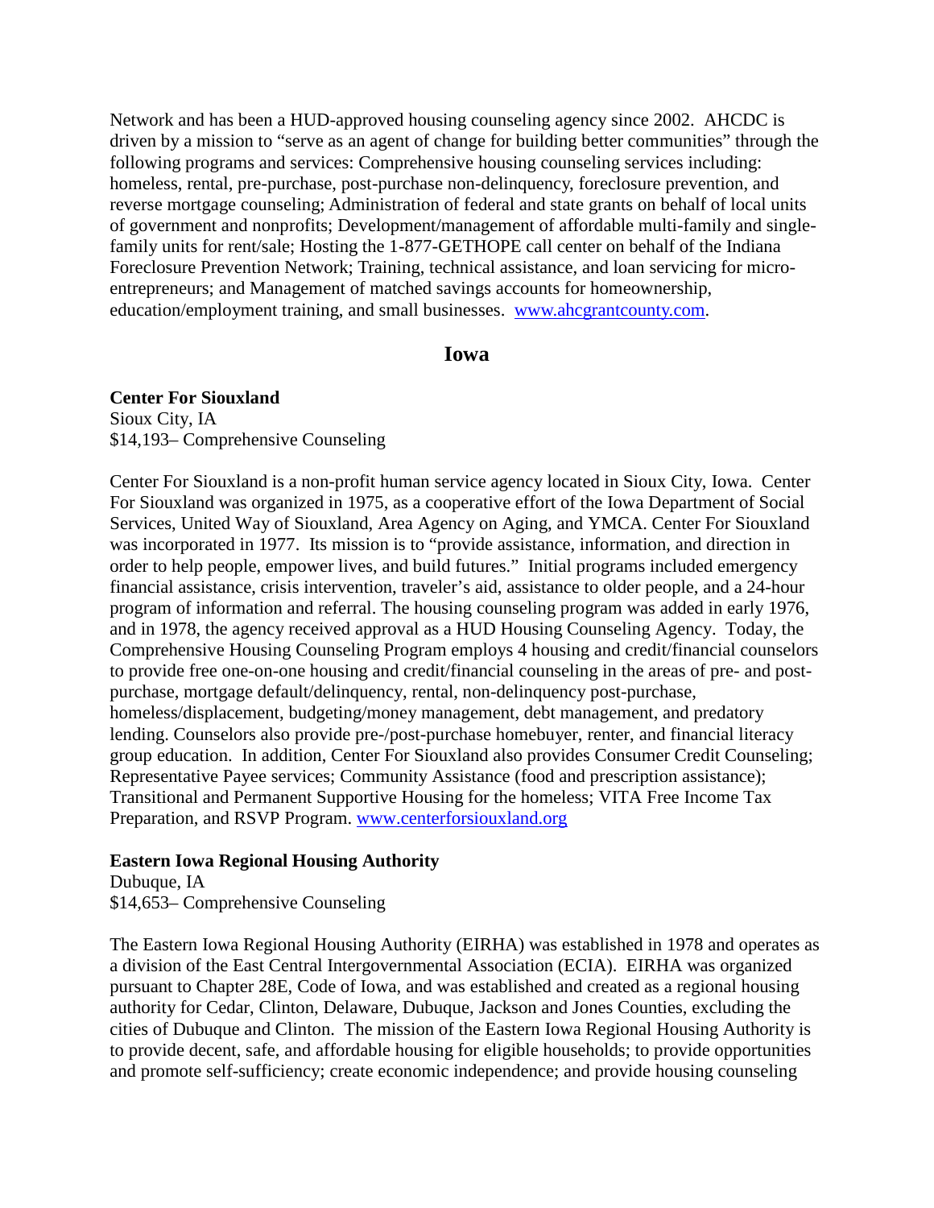Network and has been a HUD-approved housing counseling agency since 2002. AHCDC is driven by a mission to "serve as an agent of change for building better communities" through the following programs and services: Comprehensive housing counseling services including: homeless, rental, pre-purchase, post-purchase non-delinquency, foreclosure prevention, and reverse mortgage counseling; Administration of federal and state grants on behalf of local units of government and nonprofits; Development/management of affordable multi-family and single-family units for rent/sale; Hosting the 1-877-GETHOPE call center on behalf of the Indiana Foreclosure Prevention Network; Training, technical assistance, and loan servicing for micro-entrepreneurs; and Management of matched savings accounts for homeownership, education/employment training, and small businesses. [www.ahcgrantcounty.com](www.ahcgrantcounty.com).

## Iowa

**Center For Siouxland**
Sioux City, IA
$14,193– Comprehensive Counseling

Center For Siouxland is a non-profit human service agency located in Sioux City, Iowa. Center For Siouxland was organized in 1975, as a cooperative effort of the Iowa Department of Social Services, United Way of Siouxland, Area Agency on Aging, and YMCA. Center For Siouxland was incorporated in 1977. Its mission is to "provide assistance, information, and direction in order to help people, empower lives, and build futures." Initial programs included emergency financial assistance, crisis intervention, traveler's aid, assistance to older people, and a 24-hour program of information and referral. The housing counseling program was added in early 1976, and in 1978, the agency received approval as a HUD Housing Counseling Agency. Today, the Comprehensive Housing Counseling Program employs 4 housing and credit/financial counselors to provide free one-on-one housing and credit/financial counseling in the areas of pre- and post-purchase, mortgage default/delinquency, rental, non-delinquency post-purchase, homeless/displacement, budgeting/money management, debt management, and predatory lending. Counselors also provide pre-/post-purchase homebuyer, renter, and financial literacy group education. In addition, Center For Siouxland also provides Consumer Credit Counseling; Representative Payee services; Community Assistance (food and prescription assistance); Transitional and Permanent Supportive Housing for the homeless; VITA Free Income Tax Preparation, and RSVP Program. [www.centerforsiouxland.org](www.centerforsiouxland.org)

**Eastern Iowa Regional Housing Authority**
Dubuque, IA
$14,653– Comprehensive Counseling

The Eastern Iowa Regional Housing Authority (EIRHA) was established in 1978 and operates as a division of the East Central Intergovernmental Association (ECIA). EIRHA was organized pursuant to Chapter 28E, Code of Iowa, and was established and created as a regional housing authority for Cedar, Clinton, Delaware, Dubuque, Jackson and Jones Counties, excluding the cities of Dubuque and Clinton. The mission of the Eastern Iowa Regional Housing Authority is to provide decent, safe, and affordable housing for eligible households; to provide opportunities and promote self-sufficiency; create economic independence; and provide housing counseling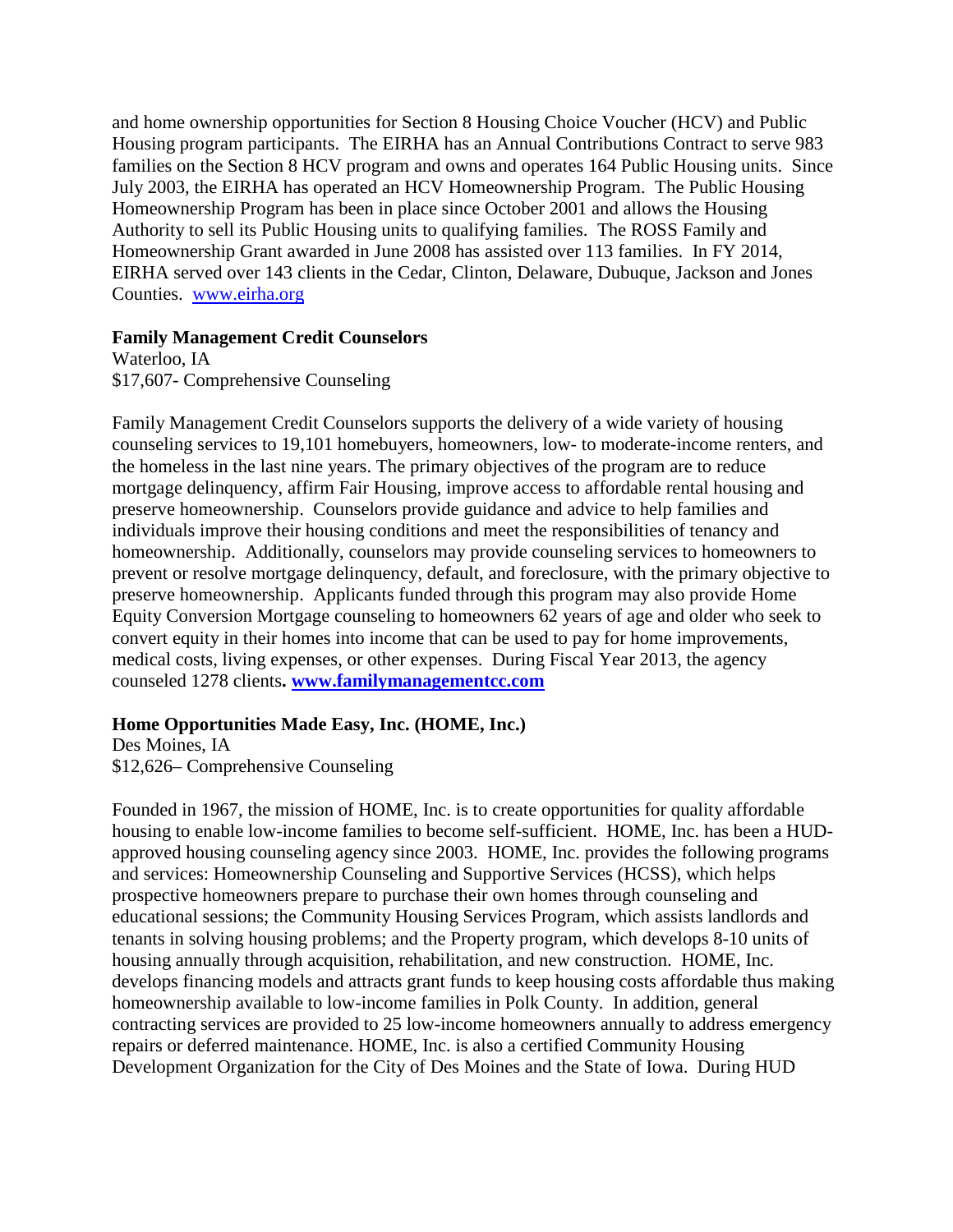and home ownership opportunities for Section 8 Housing Choice Voucher (HCV) and Public Housing program participants. The EIRHA has an Annual Contributions Contract to serve 983 families on the Section 8 HCV program and owns and operates 164 Public Housing units. Since July 2003, the EIRHA has operated an HCV Homeownership Program. The Public Housing Homeownership Program has been in place since October 2001 and allows the Housing Authority to sell its Public Housing units to qualifying families. The ROSS Family and Homeownership Grant awarded in June 2008 has assisted over 113 families. In FY 2014, EIRHA served over 143 clients in the Cedar, Clinton, Delaware, Dubuque, Jackson and Jones Counties. [www.eirha.org](http://www.eirha.org)

**Family Management Credit Counselors**
Waterloo, IA
$17,607- Comprehensive Counseling

Family Management Credit Counselors supports the delivery of a wide variety of housing counseling services to 19,101 homebuyers, homeowners, low- to moderate-income renters, and the homeless in the last nine years. The primary objectives of the program are to reduce mortgage delinquency, affirm Fair Housing, improve access to affordable rental housing and preserve homeownership. Counselors provide guidance and advice to help families and individuals improve their housing conditions and meet the responsibilities of tenancy and homeownership. Additionally, counselors may provide counseling services to homeowners to prevent or resolve mortgage delinquency, default, and foreclosure, with the primary objective to preserve homeownership. Applicants funded through this program may also provide Home Equity Conversion Mortgage counseling to homeowners 62 years of age and older who seek to convert equity in their homes into income that can be used to pay for home improvements, medical costs, living expenses, or other expenses. During Fiscal Year 2013, the agency counseled 1278 clients**. [www.familymanagementcc.com](http://www.familymanagementcc.com)**

**Home Opportunities Made Easy, Inc. (HOME, Inc.)**
Des Moines, IA
$12,626– Comprehensive Counseling

Founded in 1967, the mission of HOME, Inc. is to create opportunities for quality affordable housing to enable low-income families to become self-sufficient. HOME, Inc. has been a HUD-approved housing counseling agency since 2003. HOME, Inc. provides the following programs and services: Homeownership Counseling and Supportive Services (HCSS), which helps prospective homeowners prepare to purchase their own homes through counseling and educational sessions; the Community Housing Services Program, which assists landlords and tenants in solving housing problems; and the Property program, which develops 8-10 units of housing annually through acquisition, rehabilitation, and new construction. HOME, Inc. develops financing models and attracts grant funds to keep housing costs affordable thus making homeownership available to low-income families in Polk County. In addition, general contracting services are provided to 25 low-income homeowners annually to address emergency repairs or deferred maintenance. HOME, Inc. is also a certified Community Housing Development Organization for the City of Des Moines and the State of Iowa. During HUD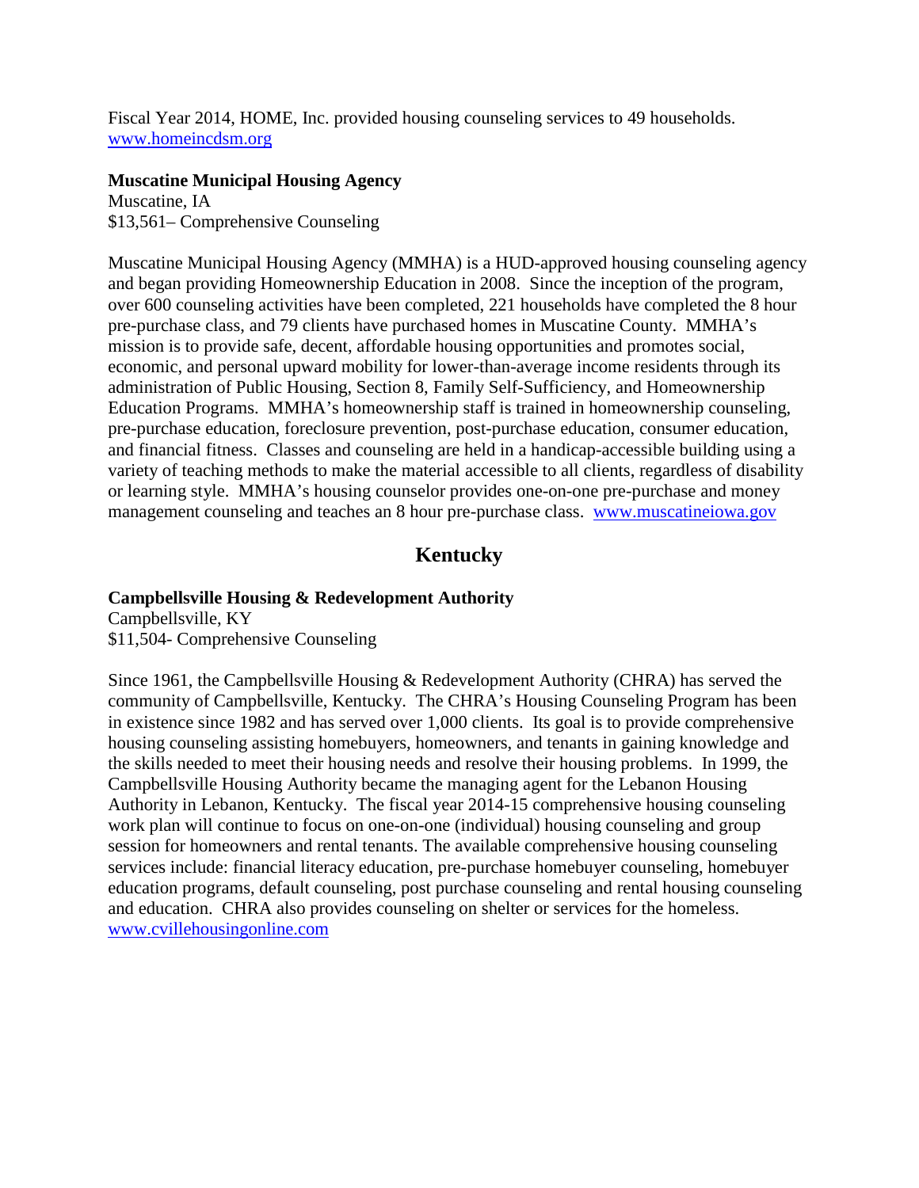Fiscal Year 2014, HOME, Inc. provided housing counseling services to 49 households. www.homeincdsm.org

**Muscatine Municipal Housing Agency**
Muscatine, IA
$13,561– Comprehensive Counseling

Muscatine Municipal Housing Agency (MMHA) is a HUD-approved housing counseling agency and began providing Homeownership Education in 2008. Since the inception of the program, over 600 counseling activities have been completed, 221 households have completed the 8 hour pre-purchase class, and 79 clients have purchased homes in Muscatine County. MMHA's mission is to provide safe, decent, affordable housing opportunities and promotes social, economic, and personal upward mobility for lower-than-average income residents through its administration of Public Housing, Section 8, Family Self-Sufficiency, and Homeownership Education Programs. MMHA's homeownership staff is trained in homeownership counseling, pre-purchase education, foreclosure prevention, post-purchase education, consumer education, and financial fitness. Classes and counseling are held in a handicap-accessible building using a variety of teaching methods to make the material accessible to all clients, regardless of disability or learning style. MMHA's housing counselor provides one-on-one pre-purchase and money management counseling and teaches an 8 hour pre-purchase class. www.muscatineiowa.gov

## Kentucky

**Campbellsville Housing & Redevelopment Authority**
Campbellsville, KY
$11,504- Comprehensive Counseling

Since 1961, the Campbellsville Housing & Redevelopment Authority (CHRA) has served the community of Campbellsville, Kentucky. The CHRA's Housing Counseling Program has been in existence since 1982 and has served over 1,000 clients. Its goal is to provide comprehensive housing counseling assisting homebuyers, homeowners, and tenants in gaining knowledge and the skills needed to meet their housing needs and resolve their housing problems. In 1999, the Campbellsville Housing Authority became the managing agent for the Lebanon Housing Authority in Lebanon, Kentucky. The fiscal year 2014-15 comprehensive housing counseling work plan will continue to focus on one-on-one (individual) housing counseling and group session for homeowners and rental tenants. The available comprehensive housing counseling services include: financial literacy education, pre-purchase homebuyer counseling, homebuyer education programs, default counseling, post purchase counseling and rental housing counseling and education. CHRA also provides counseling on shelter or services for the homeless. www.cvillehousingonline.com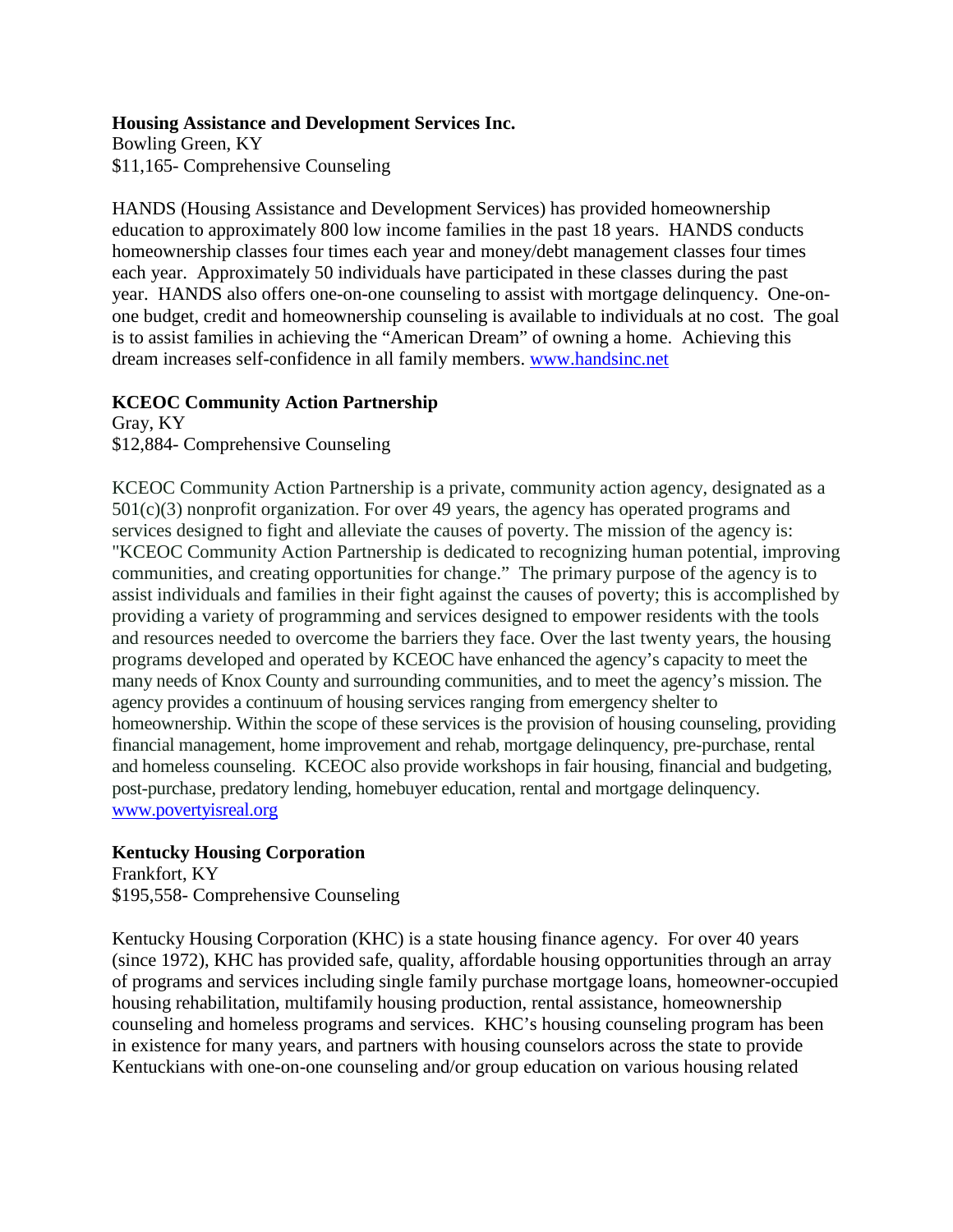**Housing Assistance and Development Services Inc.**
Bowling Green, KY
$11,165- Comprehensive Counseling

HANDS (Housing Assistance and Development Services) has provided homeownership education to approximately 800 low income families in the past 18 years. HANDS conducts homeownership classes four times each year and money/debt management classes four times each year. Approximately 50 individuals have participated in these classes during the past year. HANDS also offers one-on-one counseling to assist with mortgage delinquency. One-on-one budget, credit and homeownership counseling is available to individuals at no cost. The goal is to assist families in achieving the "American Dream" of owning a home. Achieving this dream increases self-confidence in all family members. www.handsinc.net

**KCEOC Community Action Partnership**
Gray, KY
$12,884- Comprehensive Counseling

KCEOC Community Action Partnership is a private, community action agency, designated as a 501(c)(3) nonprofit organization. For over 49 years, the agency has operated programs and services designed to fight and alleviate the causes of poverty. The mission of the agency is: "KCEOC Community Action Partnership is dedicated to recognizing human potential, improving communities, and creating opportunities for change." The primary purpose of the agency is to assist individuals and families in their fight against the causes of poverty; this is accomplished by providing a variety of programming and services designed to empower residents with the tools and resources needed to overcome the barriers they face. Over the last twenty years, the housing programs developed and operated by KCEOC have enhanced the agency's capacity to meet the many needs of Knox County and surrounding communities, and to meet the agency's mission. The agency provides a continuum of housing services ranging from emergency shelter to homeownership. Within the scope of these services is the provision of housing counseling, providing financial management, home improvement and rehab, mortgage delinquency, pre-purchase, rental and homeless counseling. KCEOC also provide workshops in fair housing, financial and budgeting, post-purchase, predatory lending, homebuyer education, rental and mortgage delinquency. www.povertyisreal.org

**Kentucky Housing Corporation**
Frankfort, KY
$195,558- Comprehensive Counseling

Kentucky Housing Corporation (KHC) is a state housing finance agency. For over 40 years (since 1972), KHC has provided safe, quality, affordable housing opportunities through an array of programs and services including single family purchase mortgage loans, homeowner-occupied housing rehabilitation, multifamily housing production, rental assistance, homeownership counseling and homeless programs and services. KHC's housing counseling program has been in existence for many years, and partners with housing counselors across the state to provide Kentuckians with one-on-one counseling and/or group education on various housing related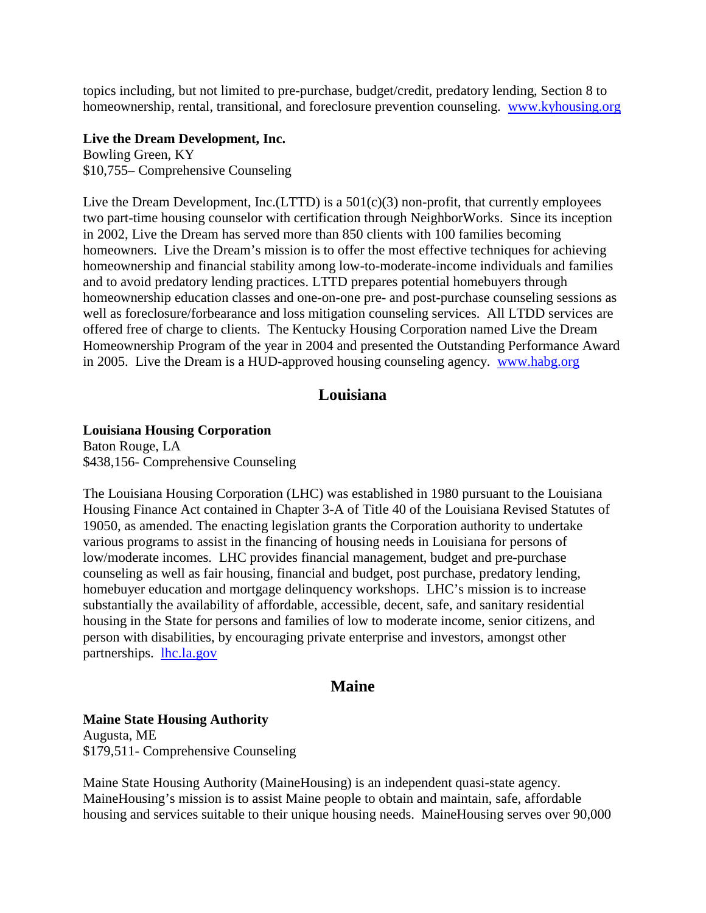topics including, but not limited to pre-purchase, budget/credit, predatory lending, Section 8 to homeownership, rental, transitional, and foreclosure prevention counseling. www.kyhousing.org

**Live the Dream Development, Inc.**
Bowling Green, KY
$10,755– Comprehensive Counseling

Live the Dream Development, Inc.(LTTD) is a 501(c)(3) non-profit, that currently employees two part-time housing counselor with certification through NeighborWorks. Since its inception in 2002, Live the Dream has served more than 850 clients with 100 families becoming homeowners. Live the Dream's mission is to offer the most effective techniques for achieving homeownership and financial stability among low-to-moderate-income individuals and families and to avoid predatory lending practices. LTTD prepares potential homebuyers through homeownership education classes and one-on-one pre- and post-purchase counseling sessions as well as foreclosure/forbearance and loss mitigation counseling services. All LTDD services are offered free of charge to clients. The Kentucky Housing Corporation named Live the Dream Homeownership Program of the year in 2004 and presented the Outstanding Performance Award in 2005. Live the Dream is a HUD-approved housing counseling agency. www.habg.org

## Louisiana

**Louisiana Housing Corporation**
Baton Rouge, LA
$438,156- Comprehensive Counseling

The Louisiana Housing Corporation (LHC) was established in 1980 pursuant to the Louisiana Housing Finance Act contained in Chapter 3-A of Title 40 of the Louisiana Revised Statutes of 19050, as amended. The enacting legislation grants the Corporation authority to undertake various programs to assist in the financing of housing needs in Louisiana for persons of low/moderate incomes. LHC provides financial management, budget and pre-purchase counseling as well as fair housing, financial and budget, post purchase, predatory lending, homebuyer education and mortgage delinquency workshops. LHC's mission is to increase substantially the availability of affordable, accessible, decent, safe, and sanitary residential housing in the State for persons and families of low to moderate income, senior citizens, and person with disabilities, by encouraging private enterprise and investors, amongst other partnerships. lhc.la.gov

## Maine

**Maine State Housing Authority**
Augusta, ME
$179,511- Comprehensive Counseling

Maine State Housing Authority (MaineHousing) is an independent quasi-state agency. MaineHousing's mission is to assist Maine people to obtain and maintain, safe, affordable housing and services suitable to their unique housing needs. MaineHousing serves over 90,000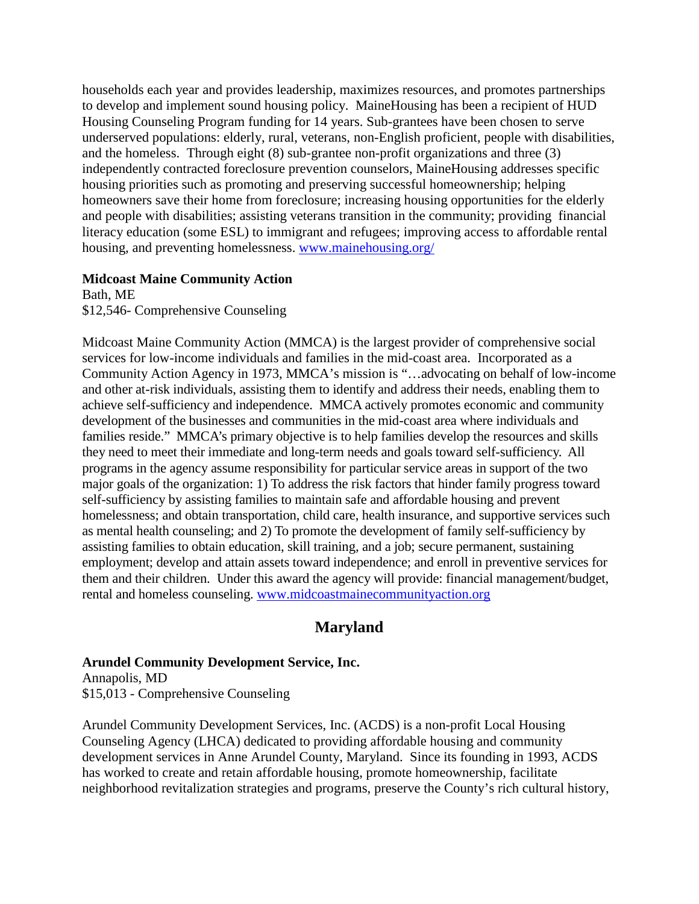households each year and provides leadership, maximizes resources, and promotes partnerships to develop and implement sound housing policy. MaineHousing has been a recipient of HUD Housing Counseling Program funding for 14 years. Sub-grantees have been chosen to serve underserved populations: elderly, rural, veterans, non-English proficient, people with disabilities, and the homeless. Through eight (8) sub-grantee non-profit organizations and three (3) independently contracted foreclosure prevention counselors, MaineHousing addresses specific housing priorities such as promoting and preserving successful homeownership; helping homeowners save their home from foreclosure; increasing housing opportunities for the elderly and people with disabilities; assisting veterans transition in the community; providing financial literacy education (some ESL) to immigrant and refugees; improving access to affordable rental housing, and preventing homelessness. [www.mainehousing.org/](http://www.mainehousing.org/)

**Midcoast Maine Community Action**
Bath, ME
$12,546- Comprehensive Counseling

Midcoast Maine Community Action (MMCA) is the largest provider of comprehensive social services for low-income individuals and families in the mid-coast area. Incorporated as a Community Action Agency in 1973, MMCA's mission is "…advocating on behalf of low-income and other at-risk individuals, assisting them to identify and address their needs, enabling them to achieve self-sufficiency and independence. MMCA actively promotes economic and community development of the businesses and communities in the mid-coast area where individuals and families reside." MMCA's primary objective is to help families develop the resources and skills they need to meet their immediate and long-term needs and goals toward self-sufficiency. All programs in the agency assume responsibility for particular service areas in support of the two major goals of the organization: 1) To address the risk factors that hinder family progress toward self-sufficiency by assisting families to maintain safe and affordable housing and prevent homelessness; and obtain transportation, child care, health insurance, and supportive services such as mental health counseling; and 2) To promote the development of family self-sufficiency by assisting families to obtain education, skill training, and a job; secure permanent, sustaining employment; develop and attain assets toward independence; and enroll in preventive services for them and their children. Under this award the agency will provide: financial management/budget, rental and homeless counseling. [www.midcoastmainecommunityaction.org](http://www.midcoastmainecommunityaction.org)

## Maryland

**Arundel Community Development Service, Inc.**
Annapolis, MD
$15,013 - Comprehensive Counseling

Arundel Community Development Services, Inc. (ACDS) is a non-profit Local Housing Counseling Agency (LHCA) dedicated to providing affordable housing and community development services in Anne Arundel County, Maryland. Since its founding in 1993, ACDS has worked to create and retain affordable housing, promote homeownership, facilitate neighborhood revitalization strategies and programs, preserve the County's rich cultural history,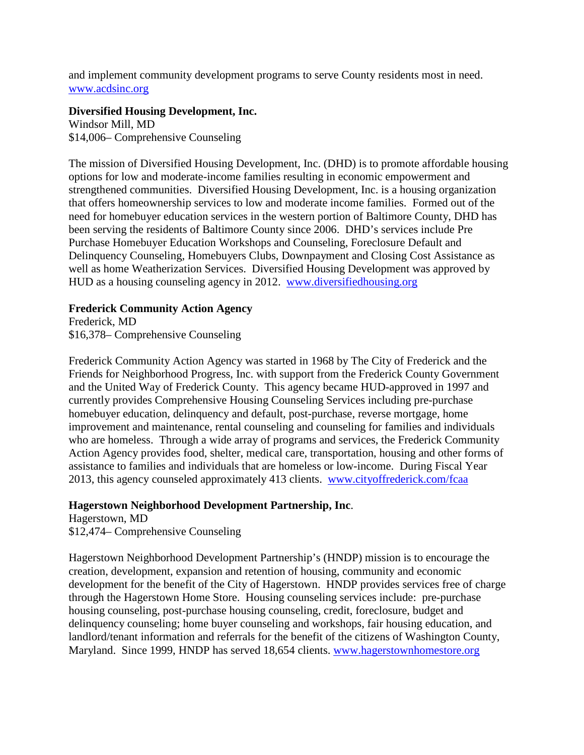and implement community development programs to serve County residents most in need. [www.acdsinc.org](http://www.acdsinc.org)

**Diversified Housing Development, Inc.**
Windsor Mill, MD
$14,006– Comprehensive Counseling

The mission of Diversified Housing Development, Inc. (DHD) is to promote affordable housing options for low and moderate-income families resulting in economic empowerment and strengthened communities. Diversified Housing Development, Inc. is a housing organization that offers homeownership services to low and moderate income families. Formed out of the need for homebuyer education services in the western portion of Baltimore County, DHD has been serving the residents of Baltimore County since 2006. DHD's services include Pre Purchase Homebuyer Education Workshops and Counseling, Foreclosure Default and Delinquency Counseling, Homebuyers Clubs, Downpayment and Closing Cost Assistance as well as home Weatherization Services. Diversified Housing Development was approved by HUD as a housing counseling agency in 2012. [www.diversifiedhousing.org](http://www.diversifiedhousing.org)

**Frederick Community Action Agency**
Frederick, MD
$16,378– Comprehensive Counseling

Frederick Community Action Agency was started in 1968 by The City of Frederick and the Friends for Neighborhood Progress, Inc. with support from the Frederick County Government and the United Way of Frederick County. This agency became HUD-approved in 1997 and currently provides Comprehensive Housing Counseling Services including pre-purchase homebuyer education, delinquency and default, post-purchase, reverse mortgage, home improvement and maintenance, rental counseling and counseling for families and individuals who are homeless. Through a wide array of programs and services, the Frederick Community Action Agency provides food, shelter, medical care, transportation, housing and other forms of assistance to families and individuals that are homeless or low-income. During Fiscal Year 2013, this agency counseled approximately 413 clients. [www.cityoffrederick.com/fcaa](http://www.cityoffrederick.com/fcaa)

**Hagerstown Neighborhood Development Partnership, Inc**.
Hagerstown, MD
$12,474– Comprehensive Counseling

Hagerstown Neighborhood Development Partnership's (HNDP) mission is to encourage the creation, development, expansion and retention of housing, community and economic development for the benefit of the City of Hagerstown. HNDP provides services free of charge through the Hagerstown Home Store. Housing counseling services include: pre-purchase housing counseling, post-purchase housing counseling, credit, foreclosure, budget and delinquency counseling; home buyer counseling and workshops, fair housing education, and landlord/tenant information and referrals for the benefit of the citizens of Washington County, Maryland. Since 1999, HNDP has served 18,654 clients. [www.hagerstownhomestore.org](http://www.hagerstownhomestore.org)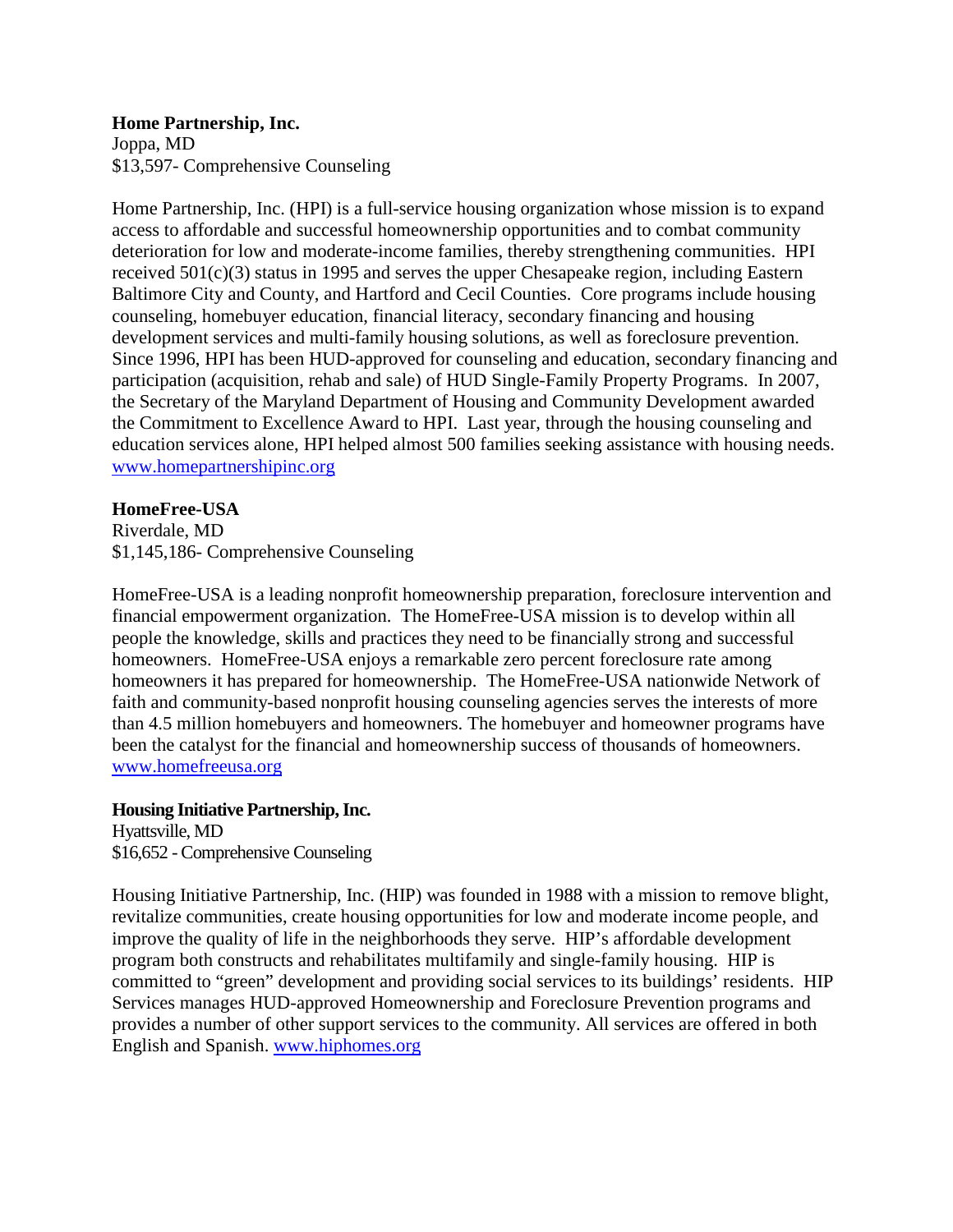**Home Partnership, Inc.**
Joppa, MD
$13,597- Comprehensive Counseling

Home Partnership, Inc. (HPI) is a full-service housing organization whose mission is to expand access to affordable and successful homeownership opportunities and to combat community deterioration for low and moderate-income families, thereby strengthening communities. HPI received 501(c)(3) status in 1995 and serves the upper Chesapeake region, including Eastern Baltimore City and County, and Hartford and Cecil Counties. Core programs include housing counseling, homebuyer education, financial literacy, secondary financing and housing development services and multi-family housing solutions, as well as foreclosure prevention. Since 1996, HPI has been HUD-approved for counseling and education, secondary financing and participation (acquisition, rehab and sale) of HUD Single-Family Property Programs. In 2007, the Secretary of the Maryland Department of Housing and Community Development awarded the Commitment to Excellence Award to HPI. Last year, through the housing counseling and education services alone, HPI helped almost 500 families seeking assistance with housing needs. www.homepartnershipinc.org

**HomeFree-USA**
Riverdale, MD
$1,145,186- Comprehensive Counseling

HomeFree-USA is a leading nonprofit homeownership preparation, foreclosure intervention and financial empowerment organization. The HomeFree-USA mission is to develop within all people the knowledge, skills and practices they need to be financially strong and successful homeowners. HomeFree-USA enjoys a remarkable zero percent foreclosure rate among homeowners it has prepared for homeownership. The HomeFree-USA nationwide Network of faith and community-based nonprofit housing counseling agencies serves the interests of more than 4.5 million homebuyers and homeowners. The homebuyer and homeowner programs have been the catalyst for the financial and homeownership success of thousands of homeowners. www.homefreeusa.org

**Housing Initiative Partnership, Inc.**
Hyattsville, MD
$16,652 - Comprehensive Counseling

Housing Initiative Partnership, Inc. (HIP) was founded in 1988 with a mission to remove blight, revitalize communities, create housing opportunities for low and moderate income people, and improve the quality of life in the neighborhoods they serve. HIP's affordable development program both constructs and rehabilitates multifamily and single-family housing. HIP is committed to "green" development and providing social services to its buildings' residents. HIP Services manages HUD-approved Homeownership and Foreclosure Prevention programs and provides a number of other support services to the community. All services are offered in both English and Spanish. www.hiphomes.org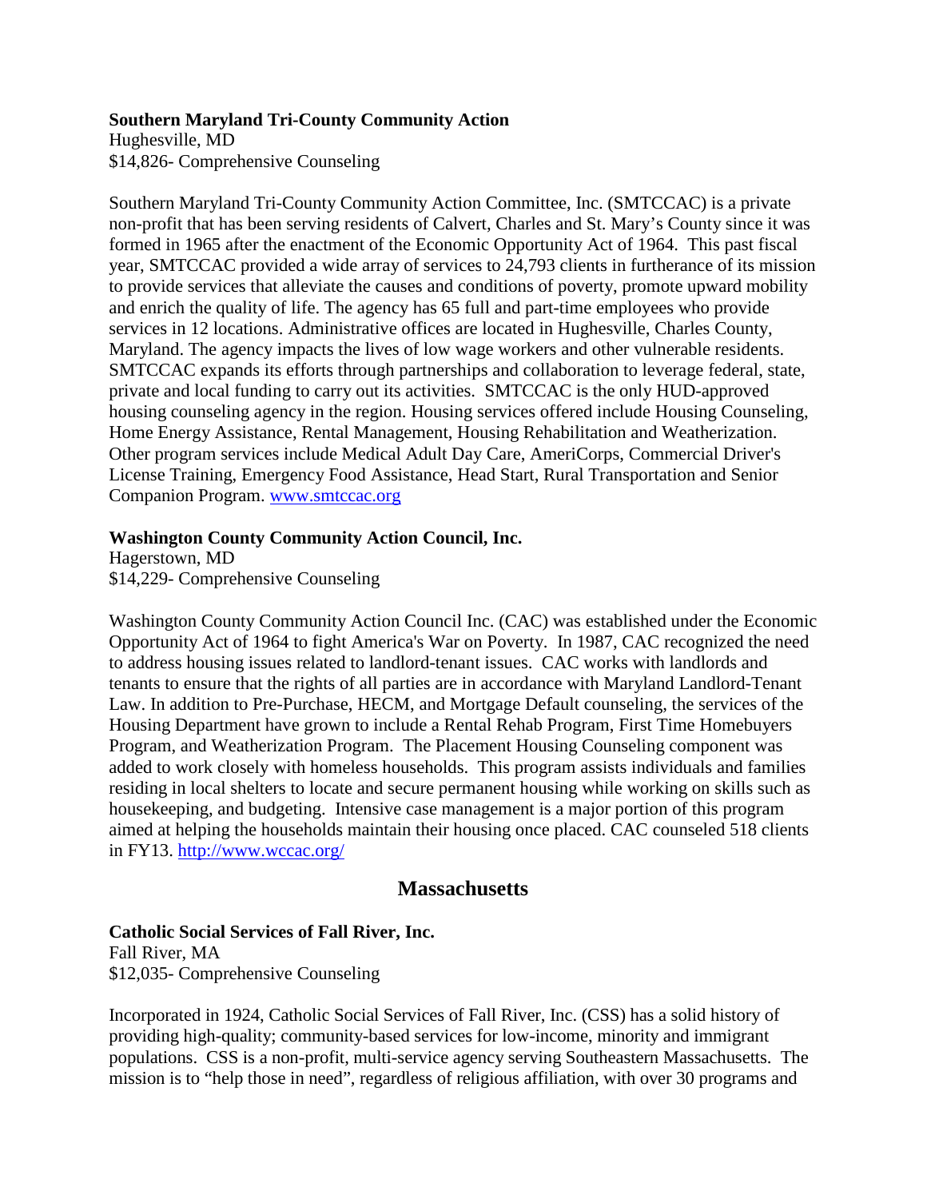**Southern Maryland Tri-County Community Action**
Hughesville, MD
$14,826- Comprehensive Counseling

Southern Maryland Tri-County Community Action Committee, Inc. (SMTCCAC) is a private non-profit that has been serving residents of Calvert, Charles and St. Mary's County since it was formed in 1965 after the enactment of the Economic Opportunity Act of 1964. This past fiscal year, SMTCCAC provided a wide array of services to 24,793 clients in furtherance of its mission to provide services that alleviate the causes and conditions of poverty, promote upward mobility and enrich the quality of life. The agency has 65 full and part-time employees who provide services in 12 locations. Administrative offices are located in Hughesville, Charles County, Maryland. The agency impacts the lives of low wage workers and other vulnerable residents. SMTCCAC expands its efforts through partnerships and collaboration to leverage federal, state, private and local funding to carry out its activities. SMTCCAC is the only HUD-approved housing counseling agency in the region. Housing services offered include Housing Counseling, Home Energy Assistance, Rental Management, Housing Rehabilitation and Weatherization. Other program services include Medical Adult Day Care, AmeriCorps, Commercial Driver's License Training, Emergency Food Assistance, Head Start, Rural Transportation and Senior Companion Program. [www.smtccac.org](http://www.smtccac.org)

**Washington County Community Action Council, Inc.**
Hagerstown, MD
$14,229- Comprehensive Counseling

Washington County Community Action Council Inc. (CAC) was established under the Economic Opportunity Act of 1964 to fight America's War on Poverty. In 1987, CAC recognized the need to address housing issues related to landlord-tenant issues. CAC works with landlords and tenants to ensure that the rights of all parties are in accordance with Maryland Landlord-Tenant Law. In addition to Pre-Purchase, HECM, and Mortgage Default counseling, the services of the Housing Department have grown to include a Rental Rehab Program, First Time Homebuyers Program, and Weatherization Program. The Placement Housing Counseling component was added to work closely with homeless households. This program assists individuals and families residing in local shelters to locate and secure permanent housing while working on skills such as housekeeping, and budgeting. Intensive case management is a major portion of this program aimed at helping the households maintain their housing once placed. CAC counseled 518 clients in FY13. [http://www.wccac.org/](http://www.wccac.org/)

## Massachusetts

**Catholic Social Services of Fall River, Inc.**
Fall River, MA
$12,035- Comprehensive Counseling

Incorporated in 1924, Catholic Social Services of Fall River, Inc. (CSS) has a solid history of providing high-quality; community-based services for low-income, minority and immigrant populations. CSS is a non-profit, multi-service agency serving Southeastern Massachusetts. The mission is to "help those in need", regardless of religious affiliation, with over 30 programs and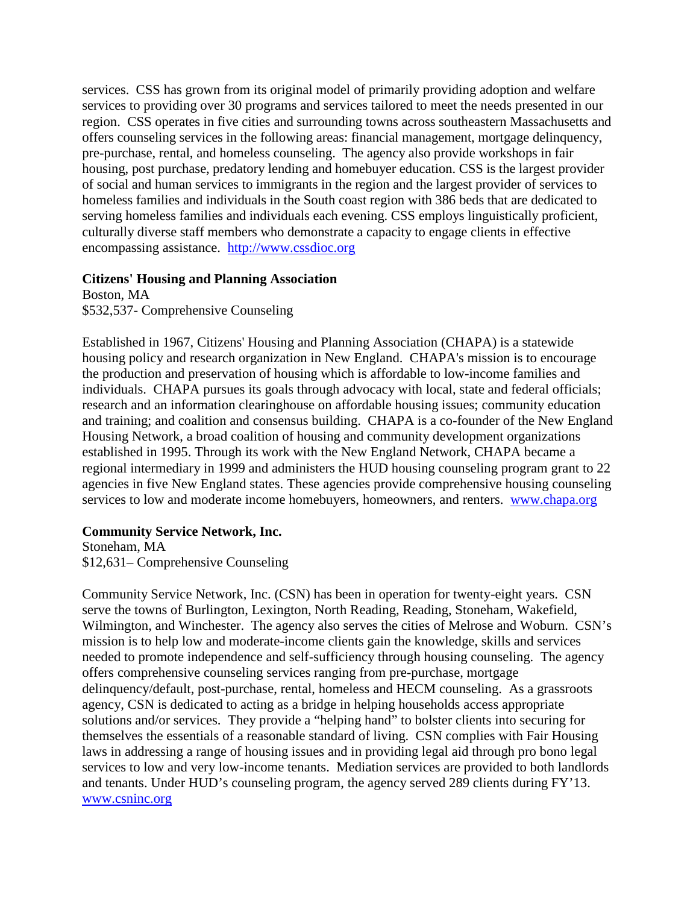services. CSS has grown from its original model of primarily providing adoption and welfare services to providing over 30 programs and services tailored to meet the needs presented in our region. CSS operates in five cities and surrounding towns across southeastern Massachusetts and offers counseling services in the following areas: financial management, mortgage delinquency, pre-purchase, rental, and homeless counseling. The agency also provide workshops in fair housing, post purchase, predatory lending and homebuyer education. CSS is the largest provider of social and human services to immigrants in the region and the largest provider of services to homeless families and individuals in the South coast region with 386 beds that are dedicated to serving homeless families and individuals each evening. CSS employs linguistically proficient, culturally diverse staff members who demonstrate a capacity to engage clients in effective encompassing assistance. http://www.cssdioc.org

**Citizens' Housing and Planning Association**
Boston, MA
$532,537- Comprehensive Counseling

Established in 1967, Citizens' Housing and Planning Association (CHAPA) is a statewide housing policy and research organization in New England. CHAPA's mission is to encourage the production and preservation of housing which is affordable to low-income families and individuals. CHAPA pursues its goals through advocacy with local, state and federal officials; research and an information clearinghouse on affordable housing issues; community education and training; and coalition and consensus building. CHAPA is a co-founder of the New England Housing Network, a broad coalition of housing and community development organizations established in 1995. Through its work with the New England Network, CHAPA became a regional intermediary in 1999 and administers the HUD housing counseling program grant to 22 agencies in five New England states. These agencies provide comprehensive housing counseling services to low and moderate income homebuyers, homeowners, and renters. www.chapa.org

**Community Service Network, Inc.**
Stoneham, MA
$12,631– Comprehensive Counseling

Community Service Network, Inc. (CSN) has been in operation for twenty-eight years. CSN serve the towns of Burlington, Lexington, North Reading, Reading, Stoneham, Wakefield, Wilmington, and Winchester. The agency also serves the cities of Melrose and Woburn. CSN's mission is to help low and moderate-income clients gain the knowledge, skills and services needed to promote independence and self-sufficiency through housing counseling. The agency offers comprehensive counseling services ranging from pre-purchase, mortgage delinquency/default, post-purchase, rental, homeless and HECM counseling. As a grassroots agency, CSN is dedicated to acting as a bridge in helping households access appropriate solutions and/or services. They provide a "helping hand" to bolster clients into securing for themselves the essentials of a reasonable standard of living. CSN complies with Fair Housing laws in addressing a range of housing issues and in providing legal aid through pro bono legal services to low and very low-income tenants. Mediation services are provided to both landlords and tenants. Under HUD's counseling program, the agency served 289 clients during FY'13. www.csninc.org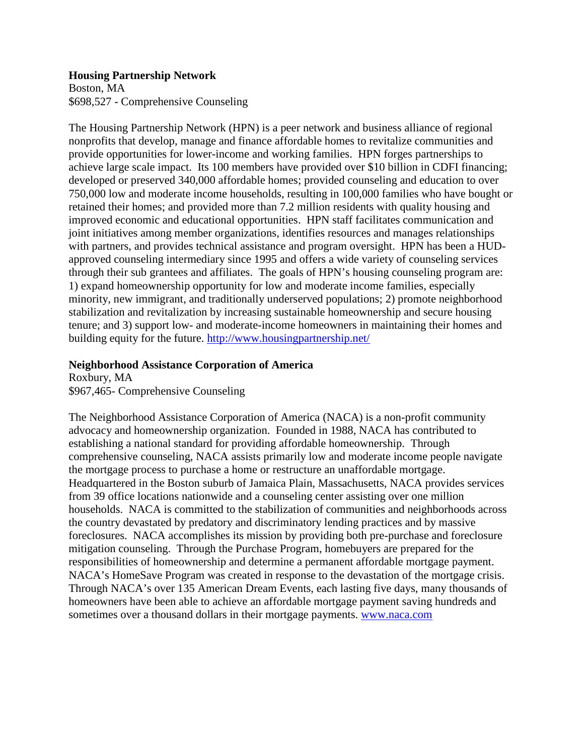**Housing Partnership Network**
Boston, MA
$698,527 - Comprehensive Counseling

The Housing Partnership Network (HPN) is a peer network and business alliance of regional nonprofits that develop, manage and finance affordable homes to revitalize communities and provide opportunities for lower-income and working families. HPN forges partnerships to achieve large scale impact. Its 100 members have provided over $10 billion in CDFI financing; developed or preserved 340,000 affordable homes; provided counseling and education to over 750,000 low and moderate income households, resulting in 100,000 families who have bought or retained their homes; and provided more than 7.2 million residents with quality housing and improved economic and educational opportunities. HPN staff facilitates communication and joint initiatives among member organizations, identifies resources and manages relationships with partners, and provides technical assistance and program oversight. HPN has been a HUD-approved counseling intermediary since 1995 and offers a wide variety of counseling services through their sub grantees and affiliates. The goals of HPN's housing counseling program are: 1) expand homeownership opportunity for low and moderate income families, especially minority, new immigrant, and traditionally underserved populations; 2) promote neighborhood stabilization and revitalization by increasing sustainable homeownership and secure housing tenure; and 3) support low- and moderate-income homeowners in maintaining their homes and building equity for the future. http://www.housingpartnership.net/

**Neighborhood Assistance Corporation of America**
Roxbury, MA
$967,465- Comprehensive Counseling

The Neighborhood Assistance Corporation of America (NACA) is a non-profit community advocacy and homeownership organization. Founded in 1988, NACA has contributed to establishing a national standard for providing affordable homeownership. Through comprehensive counseling, NACA assists primarily low and moderate income people navigate the mortgage process to purchase a home or restructure an unaffordable mortgage. Headquartered in the Boston suburb of Jamaica Plain, Massachusetts, NACA provides services from 39 office locations nationwide and a counseling center assisting over one million households. NACA is committed to the stabilization of communities and neighborhoods across the country devastated by predatory and discriminatory lending practices and by massive foreclosures. NACA accomplishes its mission by providing both pre-purchase and foreclosure mitigation counseling. Through the Purchase Program, homebuyers are prepared for the responsibilities of homeownership and determine a permanent affordable mortgage payment. NACA's HomeSave Program was created in response to the devastation of the mortgage crisis. Through NACA's over 135 American Dream Events, each lasting five days, many thousands of homeowners have been able to achieve an affordable mortgage payment saving hundreds and sometimes over a thousand dollars in their mortgage payments. www.naca.com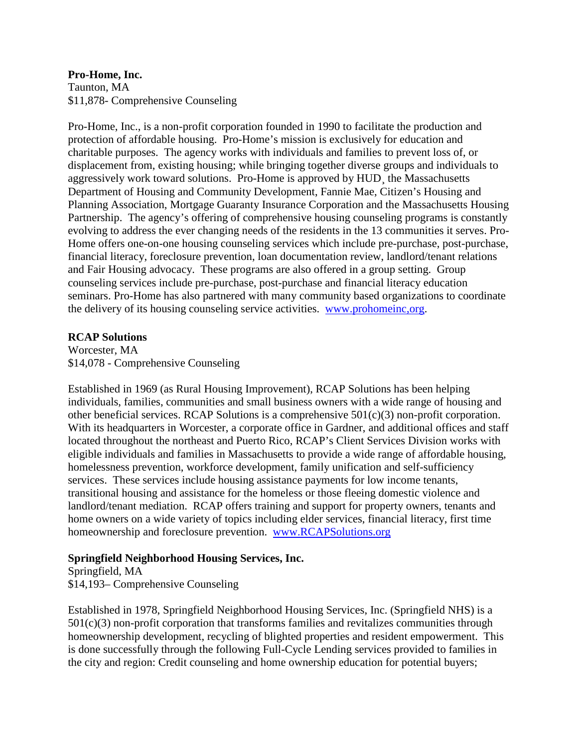**Pro-Home, Inc.**
Taunton, MA
$11,878- Comprehensive Counseling

Pro-Home, Inc., is a non-profit corporation founded in 1990 to facilitate the production and protection of affordable housing. Pro-Home's mission is exclusively for education and charitable purposes. The agency works with individuals and families to prevent loss of, or displacement from, existing housing; while bringing together diverse groups and individuals to aggressively work toward solutions. Pro-Home is approved by HUD¸ the Massachusetts Department of Housing and Community Development, Fannie Mae, Citizen's Housing and Planning Association, Mortgage Guaranty Insurance Corporation and the Massachusetts Housing Partnership. The agency's offering of comprehensive housing counseling programs is constantly evolving to address the ever changing needs of the residents in the 13 communities it serves. Pro-Home offers one-on-one housing counseling services which include pre-purchase, post-purchase, financial literacy, foreclosure prevention, loan documentation review, landlord/tenant relations and Fair Housing advocacy. These programs are also offered in a group setting. Group counseling services include pre-purchase, post-purchase and financial literacy education seminars. Pro-Home has also partnered with many community based organizations to coordinate the delivery of its housing counseling service activities. www.prohomeinc,org.

**RCAP Solutions**
Worcester, MA
$14,078 - Comprehensive Counseling

Established in 1969 (as Rural Housing Improvement), RCAP Solutions has been helping individuals, families, communities and small business owners with a wide range of housing and other beneficial services. RCAP Solutions is a comprehensive 501(c)(3) non-profit corporation. With its headquarters in Worcester, a corporate office in Gardner, and additional offices and staff located throughout the northeast and Puerto Rico, RCAP's Client Services Division works with eligible individuals and families in Massachusetts to provide a wide range of affordable housing, homelessness prevention, workforce development, family unification and self-sufficiency services. These services include housing assistance payments for low income tenants, transitional housing and assistance for the homeless or those fleeing domestic violence and landlord/tenant mediation. RCAP offers training and support for property owners, tenants and home owners on a wide variety of topics including elder services, financial literacy, first time homeownership and foreclosure prevention. www.RCAPSolutions.org

**Springfield Neighborhood Housing Services, Inc.**
Springfield, MA
$14,193– Comprehensive Counseling

Established in 1978, Springfield Neighborhood Housing Services, Inc. (Springfield NHS) is a 501(c)(3) non-profit corporation that transforms families and revitalizes communities through homeownership development, recycling of blighted properties and resident empowerment. This is done successfully through the following Full-Cycle Lending services provided to families in the city and region: Credit counseling and home ownership education for potential buyers;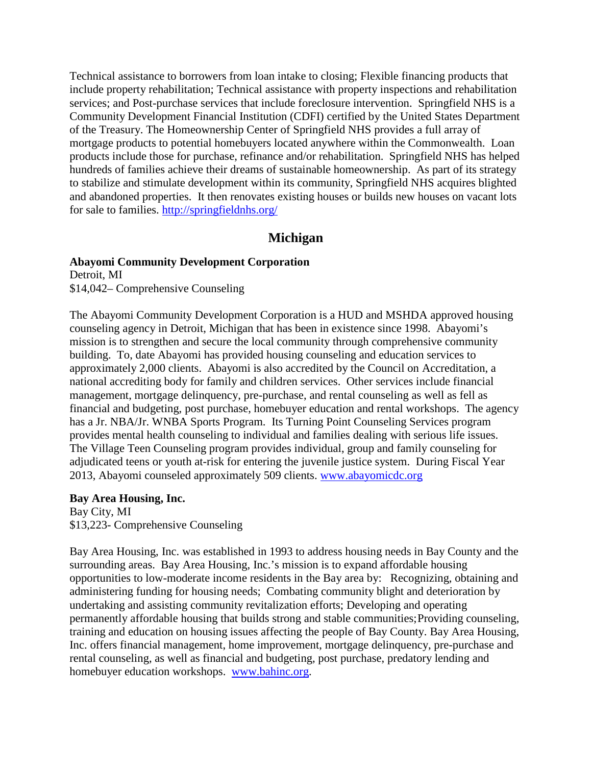Technical assistance to borrowers from loan intake to closing; Flexible financing products that include property rehabilitation; Technical assistance with property inspections and rehabilitation services; and Post-purchase services that include foreclosure intervention. Springfield NHS is a Community Development Financial Institution (CDFI) certified by the United States Department of the Treasury. The Homeownership Center of Springfield NHS provides a full array of mortgage products to potential homebuyers located anywhere within the Commonwealth. Loan products include those for purchase, refinance and/or rehabilitation. Springfield NHS has helped hundreds of families achieve their dreams of sustainable homeownership. As part of its strategy to stabilize and stimulate development within its community, Springfield NHS acquires blighted and abandoned properties. It then renovates existing houses or builds new houses on vacant lots for sale to families. http://springfieldnhs.org/

## Michigan

**Abayomi Community Development Corporation**
Detroit, MI
$14,042– Comprehensive Counseling

The Abayomi Community Development Corporation is a HUD and MSHDA approved housing counseling agency in Detroit, Michigan that has been in existence since 1998. Abayomi's mission is to strengthen and secure the local community through comprehensive community building. To, date Abayomi has provided housing counseling and education services to approximately 2,000 clients. Abayomi is also accredited by the Council on Accreditation, a national accrediting body for family and children services. Other services include financial management, mortgage delinquency, pre-purchase, and rental counseling as well as fell as financial and budgeting, post purchase, homebuyer education and rental workshops. The agency has a Jr. NBA/Jr. WNBA Sports Program. Its Turning Point Counseling Services program provides mental health counseling to individual and families dealing with serious life issues. The Village Teen Counseling program provides individual, group and family counseling for adjudicated teens or youth at-risk for entering the juvenile justice system. During Fiscal Year 2013, Abayomi counseled approximately 509 clients. www.abayomicdc.org

**Bay Area Housing, Inc.**
Bay City, MI
$13,223- Comprehensive Counseling

Bay Area Housing, Inc. was established in 1993 to address housing needs in Bay County and the surrounding areas. Bay Area Housing, Inc.'s mission is to expand affordable housing opportunities to low-moderate income residents in the Bay area by: Recognizing, obtaining and administering funding for housing needs; Combating community blight and deterioration by undertaking and assisting community revitalization efforts; Developing and operating permanently affordable housing that builds strong and stable communities;Providing counseling, training and education on housing issues affecting the people of Bay County. Bay Area Housing, Inc. offers financial management, home improvement, mortgage delinquency, pre-purchase and rental counseling, as well as financial and budgeting, post purchase, predatory lending and homebuyer education workshops. www.bahinc.org.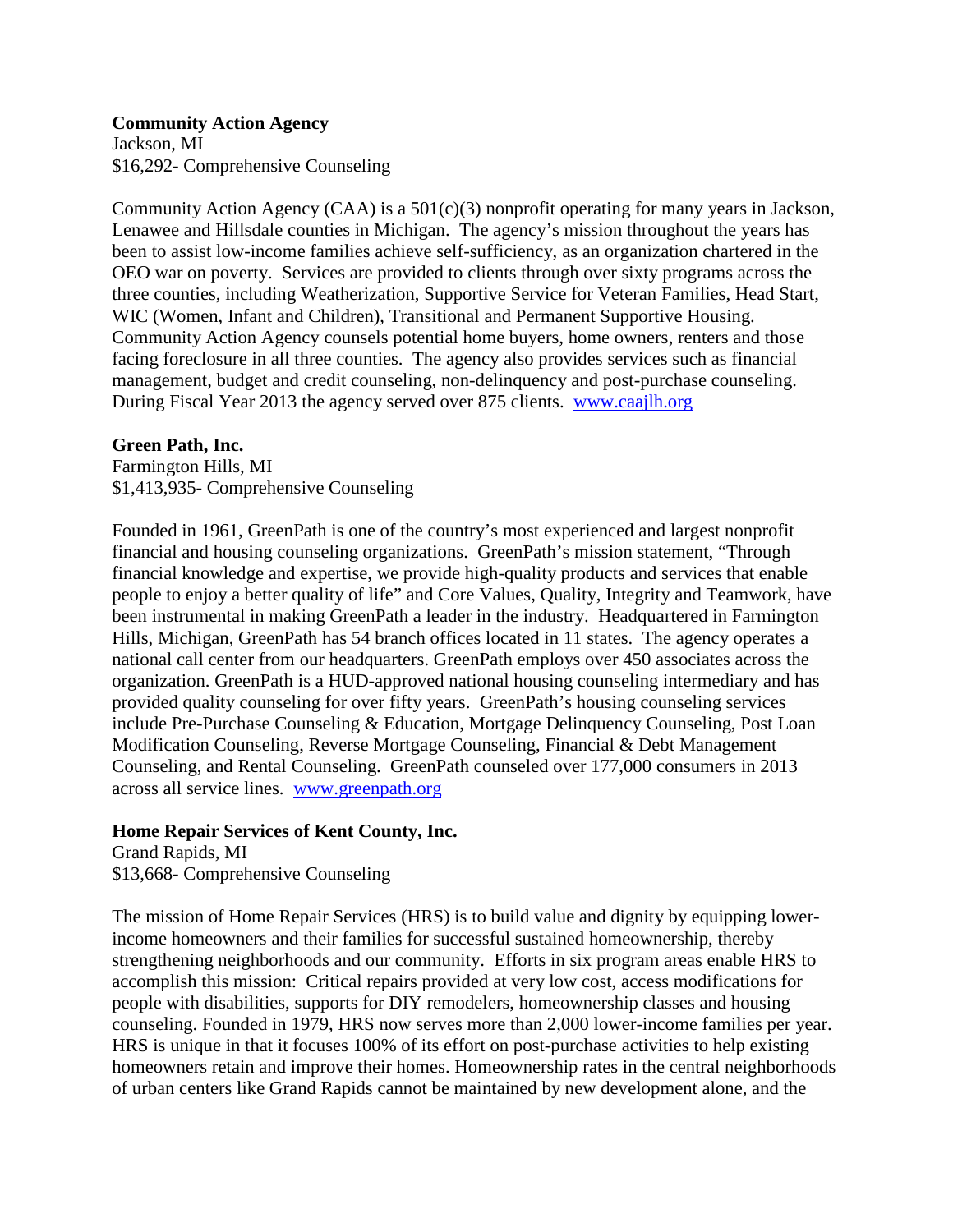**Community Action Agency**
Jackson, MI
$16,292- Comprehensive Counseling

Community Action Agency (CAA) is a 501(c)(3) nonprofit operating for many years in Jackson, Lenawee and Hillsdale counties in Michigan. The agency's mission throughout the years has been to assist low-income families achieve self-sufficiency, as an organization chartered in the OEO war on poverty. Services are provided to clients through over sixty programs across the three counties, including Weatherization, Supportive Service for Veteran Families, Head Start, WIC (Women, Infant and Children), Transitional and Permanent Supportive Housing. Community Action Agency counsels potential home buyers, home owners, renters and those facing foreclosure in all three counties. The agency also provides services such as financial management, budget and credit counseling, non-delinquency and post-purchase counseling. During Fiscal Year 2013 the agency served over 875 clients. [www.caajlh.org](www.caajlh.org)

**Green Path, Inc.**
Farmington Hills, MI
$1,413,935- Comprehensive Counseling

Founded in 1961, GreenPath is one of the country's most experienced and largest nonprofit financial and housing counseling organizations. GreenPath's mission statement, "Through financial knowledge and expertise, we provide high-quality products and services that enable people to enjoy a better quality of life" and Core Values, Quality, Integrity and Teamwork, have been instrumental in making GreenPath a leader in the industry. Headquartered in Farmington Hills, Michigan, GreenPath has 54 branch offices located in 11 states. The agency operates a national call center from our headquarters. GreenPath employs over 450 associates across the organization. GreenPath is a HUD-approved national housing counseling intermediary and has provided quality counseling for over fifty years. GreenPath's housing counseling services include Pre-Purchase Counseling & Education, Mortgage Delinquency Counseling, Post Loan Modification Counseling, Reverse Mortgage Counseling, Financial & Debt Management Counseling, and Rental Counseling. GreenPath counseled over 177,000 consumers in 2013 across all service lines. [www.greenpath.org](www.greenpath.org)

**Home Repair Services of Kent County, Inc.**
Grand Rapids, MI
$13,668- Comprehensive Counseling

The mission of Home Repair Services (HRS) is to build value and dignity by equipping lower-income homeowners and their families for successful sustained homeownership, thereby strengthening neighborhoods and our community. Efforts in six program areas enable HRS to accomplish this mission: Critical repairs provided at very low cost, access modifications for people with disabilities, supports for DIY remodelers, homeownership classes and housing counseling. Founded in 1979, HRS now serves more than 2,000 lower-income families per year. HRS is unique in that it focuses 100% of its effort on post-purchase activities to help existing homeowners retain and improve their homes. Homeownership rates in the central neighborhoods of urban centers like Grand Rapids cannot be maintained by new development alone, and the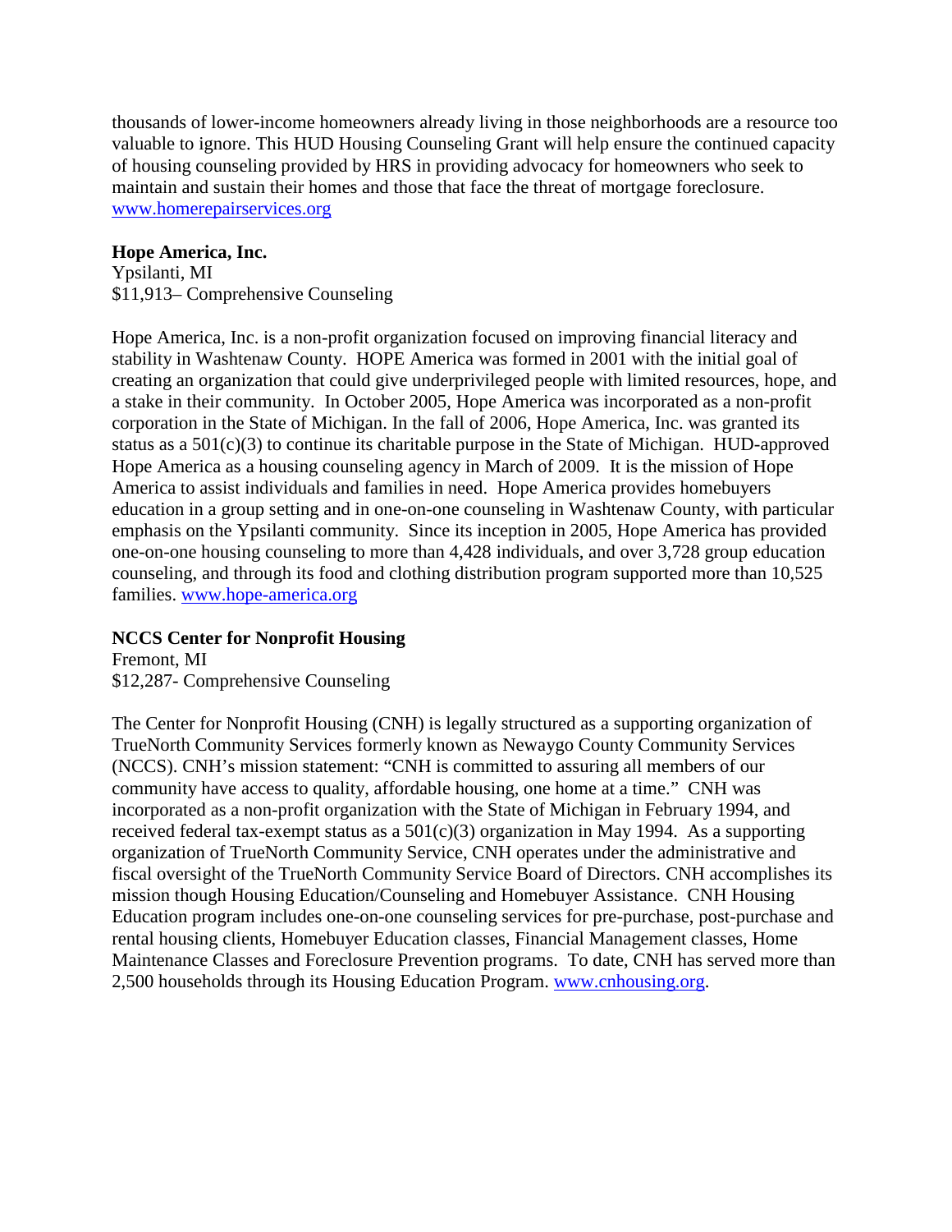thousands of lower-income homeowners already living in those neighborhoods are a resource too valuable to ignore. This HUD Housing Counseling Grant will help ensure the continued capacity of housing counseling provided by HRS in providing advocacy for homeowners who seek to maintain and sustain their homes and those that face the threat of mortgage foreclosure. www.homerepairservices.org

**Hope America, Inc.**
Ypsilanti, MI
$11,913– Comprehensive Counseling

Hope America, Inc. is a non-profit organization focused on improving financial literacy and stability in Washtenaw County. HOPE America was formed in 2001 with the initial goal of creating an organization that could give underprivileged people with limited resources, hope, and a stake in their community. In October 2005, Hope America was incorporated as a non-profit corporation in the State of Michigan. In the fall of 2006, Hope America, Inc. was granted its status as a 501(c)(3) to continue its charitable purpose in the State of Michigan. HUD-approved Hope America as a housing counseling agency in March of 2009. It is the mission of Hope America to assist individuals and families in need. Hope America provides homebuyers education in a group setting and in one-on-one counseling in Washtenaw County, with particular emphasis on the Ypsilanti community. Since its inception in 2005, Hope America has provided one-on-one housing counseling to more than 4,428 individuals, and over 3,728 group education counseling, and through its food and clothing distribution program supported more than 10,525 families. www.hope-america.org

**NCCS Center for Nonprofit Housing**
Fremont, MI
$12,287- Comprehensive Counseling

The Center for Nonprofit Housing (CNH) is legally structured as a supporting organization of TrueNorth Community Services formerly known as Newaygo County Community Services (NCCS). CNH's mission statement: "CNH is committed to assuring all members of our community have access to quality, affordable housing, one home at a time." CNH was incorporated as a non-profit organization with the State of Michigan in February 1994, and received federal tax-exempt status as a 501(c)(3) organization in May 1994. As a supporting organization of TrueNorth Community Service, CNH operates under the administrative and fiscal oversight of the TrueNorth Community Service Board of Directors. CNH accomplishes its mission though Housing Education/Counseling and Homebuyer Assistance. CNH Housing Education program includes one-on-one counseling services for pre-purchase, post-purchase and rental housing clients, Homebuyer Education classes, Financial Management classes, Home Maintenance Classes and Foreclosure Prevention programs. To date, CNH has served more than 2,500 households through its Housing Education Program. www.cnhousing.org.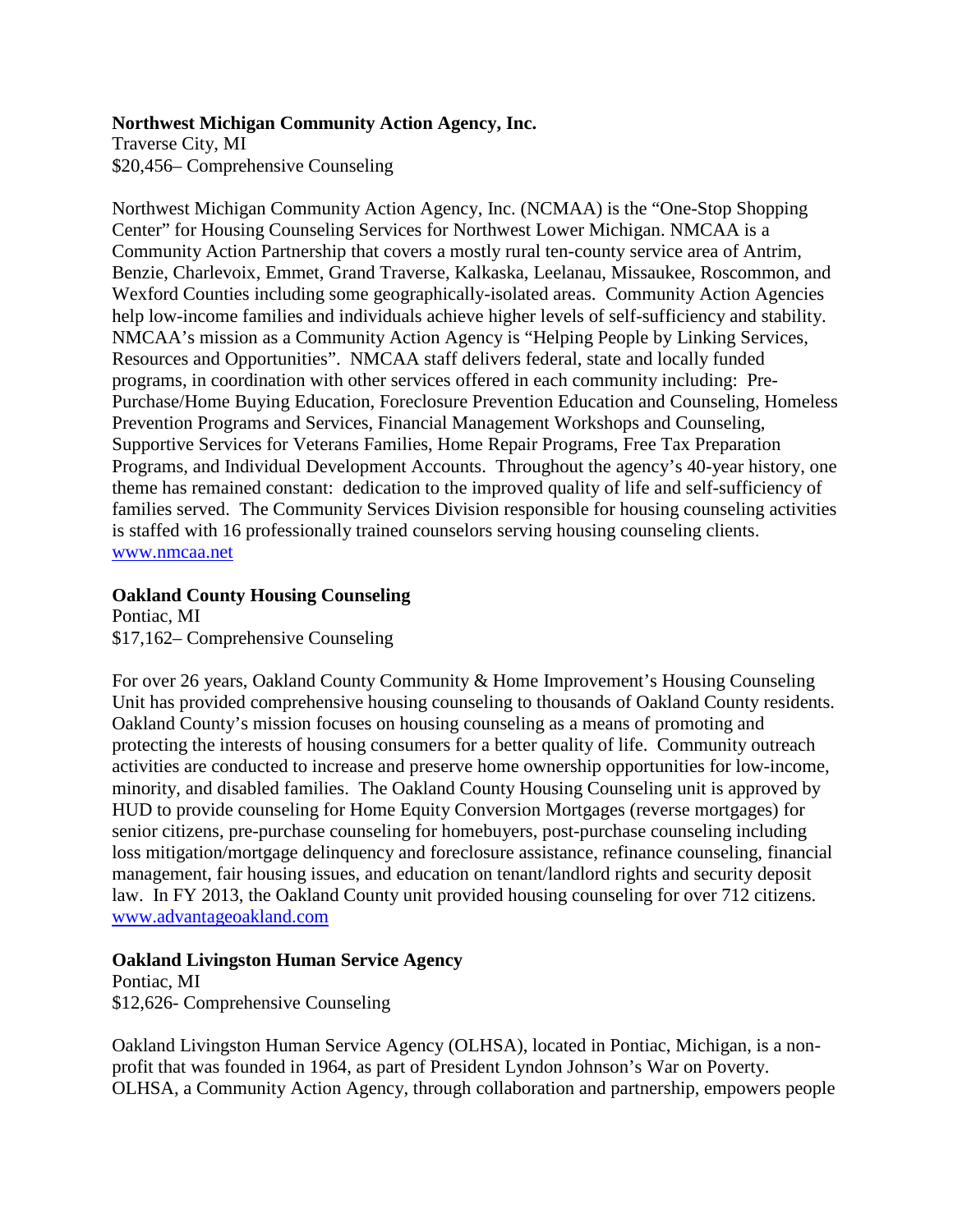**Northwest Michigan Community Action Agency, Inc.**
Traverse City, MI
$20,456– Comprehensive Counseling

Northwest Michigan Community Action Agency, Inc. (NCMAA) is the "One-Stop Shopping Center" for Housing Counseling Services for Northwest Lower Michigan. NMCAA is a Community Action Partnership that covers a mostly rural ten-county service area of Antrim, Benzie, Charlevoix, Emmet, Grand Traverse, Kalkaska, Leelanau, Missaukee, Roscommon, and Wexford Counties including some geographically-isolated areas. Community Action Agencies help low-income families and individuals achieve higher levels of self-sufficiency and stability. NMCAA's mission as a Community Action Agency is "Helping People by Linking Services, Resources and Opportunities". NMCAA staff delivers federal, state and locally funded programs, in coordination with other services offered in each community including: Pre-Purchase/Home Buying Education, Foreclosure Prevention Education and Counseling, Homeless Prevention Programs and Services, Financial Management Workshops and Counseling, Supportive Services for Veterans Families, Home Repair Programs, Free Tax Preparation Programs, and Individual Development Accounts. Throughout the agency's 40-year history, one theme has remained constant: dedication to the improved quality of life and self-sufficiency of families served. The Community Services Division responsible for housing counseling activities is staffed with 16 professionally trained counselors serving housing counseling clients.
www.nmcaa.net

**Oakland County Housing Counseling**
Pontiac, MI
$17,162– Comprehensive Counseling

For over 26 years, Oakland County Community & Home Improvement's Housing Counseling Unit has provided comprehensive housing counseling to thousands of Oakland County residents. Oakland County's mission focuses on housing counseling as a means of promoting and protecting the interests of housing consumers for a better quality of life. Community outreach activities are conducted to increase and preserve home ownership opportunities for low-income, minority, and disabled families. The Oakland County Housing Counseling unit is approved by HUD to provide counseling for Home Equity Conversion Mortgages (reverse mortgages) for senior citizens, pre-purchase counseling for homebuyers, post-purchase counseling including loss mitigation/mortgage delinquency and foreclosure assistance, refinance counseling, financial management, fair housing issues, and education on tenant/landlord rights and security deposit law. In FY 2013, the Oakland County unit provided housing counseling for over 712 citizens.
www.advantageoakland.com

**Oakland Livingston Human Service Agency**
Pontiac, MI
$12,626- Comprehensive Counseling

Oakland Livingston Human Service Agency (OLHSA), located in Pontiac, Michigan, is a non-profit that was founded in 1964, as part of President Lyndon Johnson's War on Poverty. OLHSA, a Community Action Agency, through collaboration and partnership, empowers people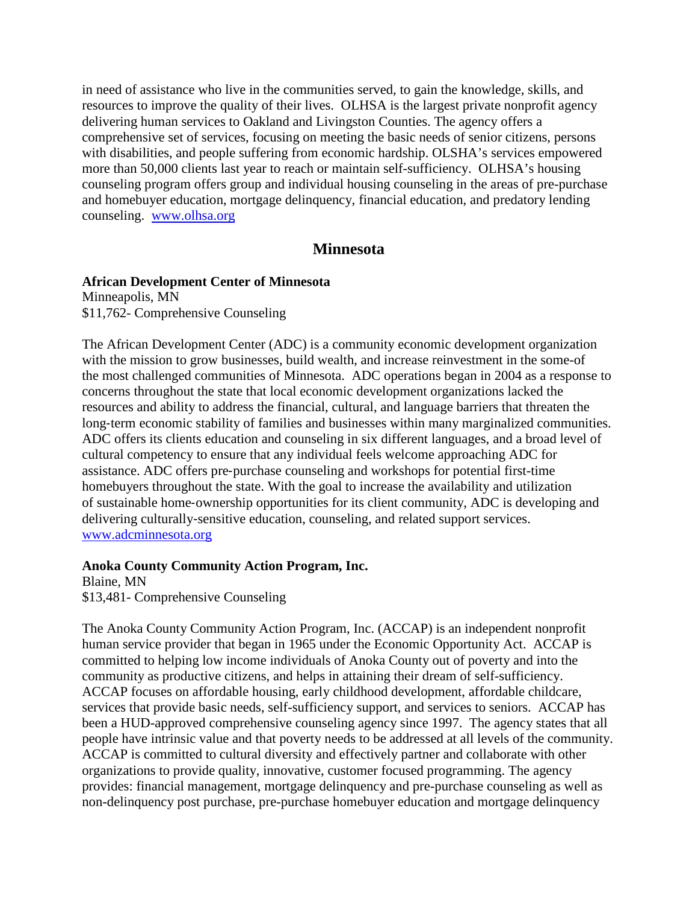in need of assistance who live in the communities served, to gain the knowledge, skills, and resources to improve the quality of their lives. OLHSA is the largest private nonprofit agency delivering human services to Oakland and Livingston Counties. The agency offers a comprehensive set of services, focusing on meeting the basic needs of senior citizens, persons with disabilities, and people suffering from economic hardship. OLSHA's services empowered more than 50,000 clients last year to reach or maintain self-sufficiency. OLHSA's housing counseling program offers group and individual housing counseling in the areas of pre-purchase and homebuyer education, mortgage delinquency, financial education, and predatory lending counseling. www.olhsa.org

## Minnesota

**African Development Center of Minnesota**
Minneapolis, MN
$11,762- Comprehensive Counseling

The African Development Center (ADC) is a community economic development organization with the mission to grow businesses, build wealth, and increase reinvestment in the some-of the most challenged communities of Minnesota. ADC operations began in 2004 as a response to concerns throughout the state that local economic development organizations lacked the resources and ability to address the financial, cultural, and language barriers that threaten the long-term economic stability of families and businesses within many marginalized communities. ADC offers its clients education and counseling in six different languages, and a broad level of cultural competency to ensure that any individual feels welcome approaching ADC for assistance. ADC offers pre-purchase counseling and workshops for potential first-time homebuyers throughout the state. With the goal to increase the availability and utilization of sustainable home-ownership opportunities for its client community, ADC is developing and delivering culturally-sensitive education, counseling, and related support services. www.adcminnesota.org

**Anoka County Community Action Program, Inc.**
Blaine, MN
$13,481- Comprehensive Counseling

The Anoka County Community Action Program, Inc. (ACCAP) is an independent nonprofit human service provider that began in 1965 under the Economic Opportunity Act. ACCAP is committed to helping low income individuals of Anoka County out of poverty and into the community as productive citizens, and helps in attaining their dream of self-sufficiency. ACCAP focuses on affordable housing, early childhood development, affordable childcare, services that provide basic needs, self-sufficiency support, and services to seniors. ACCAP has been a HUD-approved comprehensive counseling agency since 1997. The agency states that all people have intrinsic value and that poverty needs to be addressed at all levels of the community. ACCAP is committed to cultural diversity and effectively partner and collaborate with other organizations to provide quality, innovative, customer focused programming. The agency provides: financial management, mortgage delinquency and pre-purchase counseling as well as non-delinquency post purchase, pre-purchase homebuyer education and mortgage delinquency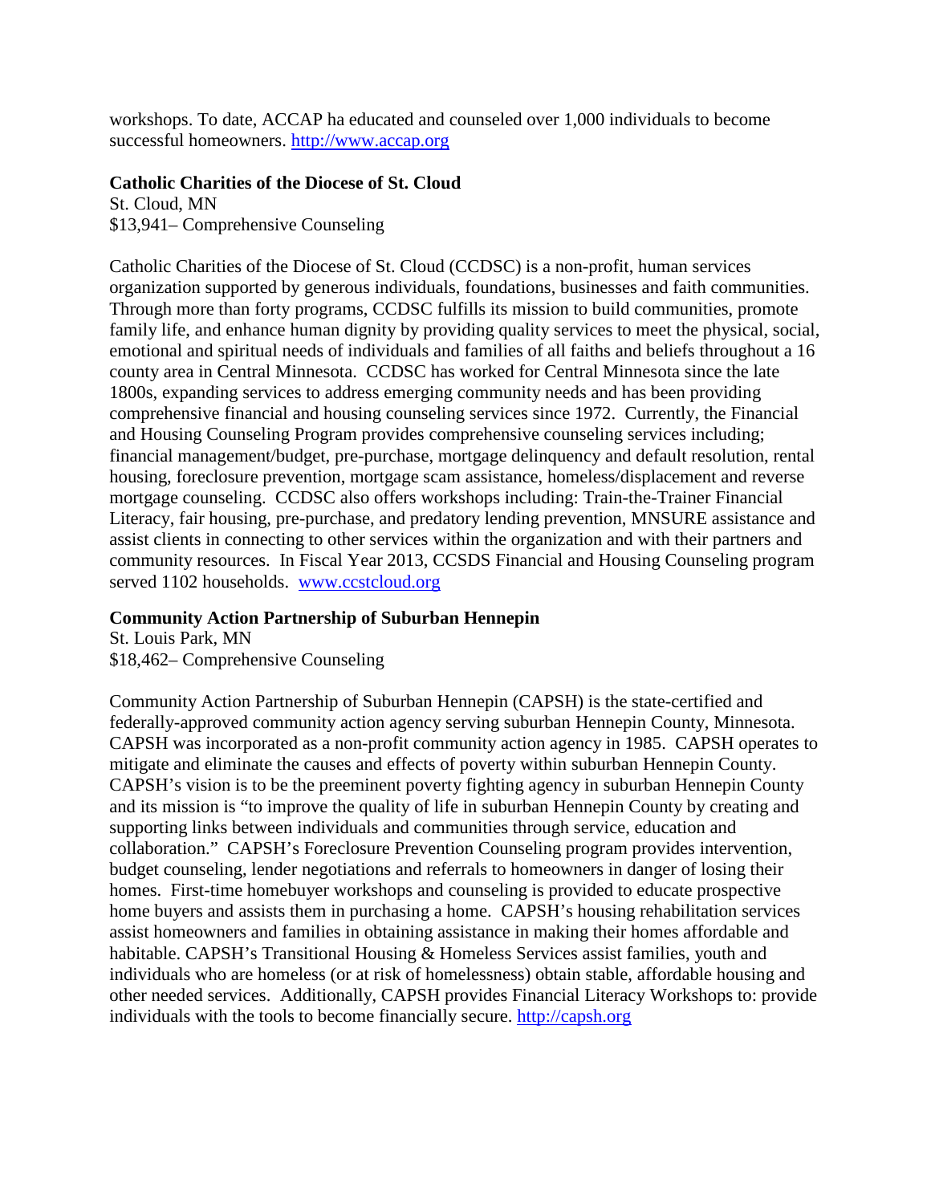workshops. To date, ACCAP ha educated and counseled over 1,000 individuals to become successful homeowners. http://www.accap.org

**Catholic Charities of the Diocese of St. Cloud**
St. Cloud, MN
$13,941– Comprehensive Counseling

Catholic Charities of the Diocese of St. Cloud (CCDSC) is a non-profit, human services organization supported by generous individuals, foundations, businesses and faith communities. Through more than forty programs, CCDSC fulfills its mission to build communities, promote family life, and enhance human dignity by providing quality services to meet the physical, social, emotional and spiritual needs of individuals and families of all faiths and beliefs throughout a 16 county area in Central Minnesota. CCDSC has worked for Central Minnesota since the late 1800s, expanding services to address emerging community needs and has been providing comprehensive financial and housing counseling services since 1972. Currently, the Financial and Housing Counseling Program provides comprehensive counseling services including; financial management/budget, pre-purchase, mortgage delinquency and default resolution, rental housing, foreclosure prevention, mortgage scam assistance, homeless/displacement and reverse mortgage counseling. CCDSC also offers workshops including: Train-the-Trainer Financial Literacy, fair housing, pre-purchase, and predatory lending prevention, MNSURE assistance and assist clients in connecting to other services within the organization and with their partners and community resources. In Fiscal Year 2013, CCSDS Financial and Housing Counseling program served 1102 households. www.ccstcloud.org

**Community Action Partnership of Suburban Hennepin**
St. Louis Park, MN
$18,462– Comprehensive Counseling

Community Action Partnership of Suburban Hennepin (CAPSH) is the state-certified and federally-approved community action agency serving suburban Hennepin County, Minnesota. CAPSH was incorporated as a non-profit community action agency in 1985. CAPSH operates to mitigate and eliminate the causes and effects of poverty within suburban Hennepin County. CAPSH's vision is to be the preeminent poverty fighting agency in suburban Hennepin County and its mission is "to improve the quality of life in suburban Hennepin County by creating and supporting links between individuals and communities through service, education and collaboration." CAPSH's Foreclosure Prevention Counseling program provides intervention, budget counseling, lender negotiations and referrals to homeowners in danger of losing their homes. First-time homebuyer workshops and counseling is provided to educate prospective home buyers and assists them in purchasing a home. CAPSH's housing rehabilitation services assist homeowners and families in obtaining assistance in making their homes affordable and habitable. CAPSH's Transitional Housing & Homeless Services assist families, youth and individuals who are homeless (or at risk of homelessness) obtain stable, affordable housing and other needed services. Additionally, CAPSH provides Financial Literacy Workshops to: provide individuals with the tools to become financially secure. http://capsh.org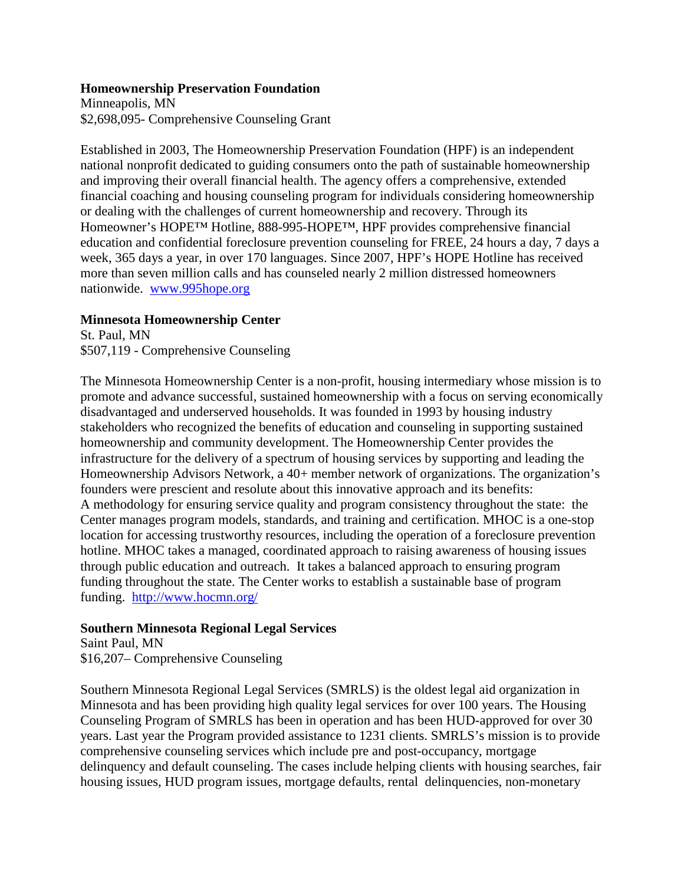**Homeownership Preservation Foundation**
Minneapolis, MN
$2,698,095- Comprehensive Counseling Grant

Established in 2003, The Homeownership Preservation Foundation (HPF) is an independent national nonprofit dedicated to guiding consumers onto the path of sustainable homeownership and improving their overall financial health. The agency offers a comprehensive, extended financial coaching and housing counseling program for individuals considering homeownership or dealing with the challenges of current homeownership and recovery. Through its Homeowner's HOPE™ Hotline, 888-995-HOPE™, HPF provides comprehensive financial education and confidential foreclosure prevention counseling for FREE, 24 hours a day, 7 days a week, 365 days a year, in over 170 languages. Since 2007, HPF's HOPE Hotline has received more than seven million calls and has counseled nearly 2 million distressed homeowners nationwide. [www.995hope.org](http://www.995hope.org)

**Minnesota Homeownership Center**
St. Paul, MN
$507,119 - Comprehensive Counseling

The Minnesota Homeownership Center is a non-profit, housing intermediary whose mission is to promote and advance successful, sustained homeownership with a focus on serving economically disadvantaged and underserved households. It was founded in 1993 by housing industry stakeholders who recognized the benefits of education and counseling in supporting sustained homeownership and community development. The Homeownership Center provides the infrastructure for the delivery of a spectrum of housing services by supporting and leading the Homeownership Advisors Network, a 40+ member network of organizations. The organization's founders were prescient and resolute about this innovative approach and its benefits:
A methodology for ensuring service quality and program consistency throughout the state: the Center manages program models, standards, and training and certification. MHOC is a one-stop location for accessing trustworthy resources, including the operation of a foreclosure prevention hotline. MHOC takes a managed, coordinated approach to raising awareness of housing issues through public education and outreach. It takes a balanced approach to ensuring program funding throughout the state. The Center works to establish a sustainable base of program funding. [http://www.hocmn.org/](http://www.hocmn.org/)

**Southern Minnesota Regional Legal Services**
Saint Paul, MN
$16,207– Comprehensive Counseling

Southern Minnesota Regional Legal Services (SMRLS) is the oldest legal aid organization in Minnesota and has been providing high quality legal services for over 100 years. The Housing Counseling Program of SMRLS has been in operation and has been HUD-approved for over 30 years. Last year the Program provided assistance to 1231 clients. SMRLS's mission is to provide comprehensive counseling services which include pre and post-occupancy, mortgage delinquency and default counseling. The cases include helping clients with housing searches, fair housing issues, HUD program issues, mortgage defaults, rental delinquencies, non-monetary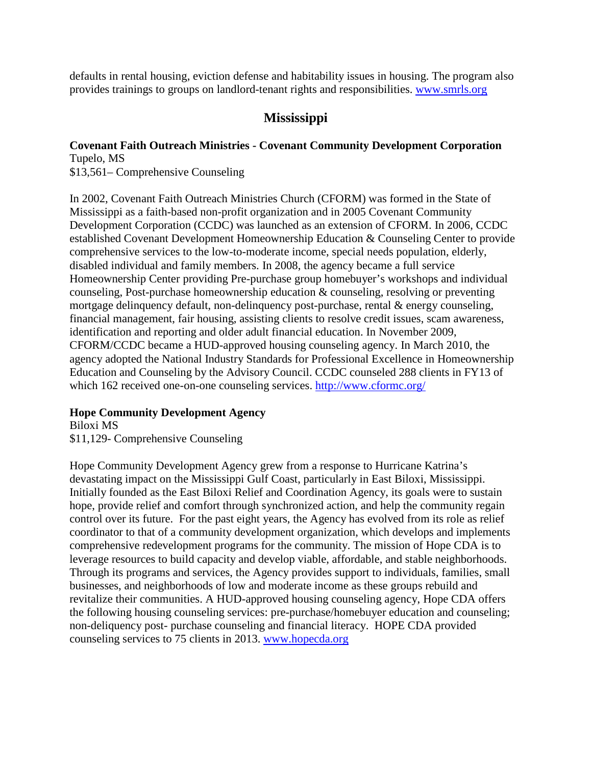defaults in rental housing, eviction defense and habitability issues in housing. The program also provides trainings to groups on landlord-tenant rights and responsibilities. www.smrls.org

## Mississippi

**Covenant Faith Outreach Ministries - Covenant Community Development Corporation**
Tupelo, MS
$13,561– Comprehensive Counseling

In 2002, Covenant Faith Outreach Ministries Church (CFORM) was formed in the State of Mississippi as a faith-based non-profit organization and in 2005 Covenant Community Development Corporation (CCDC) was launched as an extension of CFORM. In 2006, CCDC established Covenant Development Homeownership Education & Counseling Center to provide comprehensive services to the low-to-moderate income, special needs population, elderly, disabled individual and family members. In 2008, the agency became a full service Homeownership Center providing Pre-purchase group homebuyer's workshops and individual counseling, Post-purchase homeownership education & counseling, resolving or preventing mortgage delinquency default, non-delinquency post-purchase, rental & energy counseling, financial management, fair housing, assisting clients to resolve credit issues, scam awareness, identification and reporting and older adult financial education. In November 2009, CFORM/CCDC became a HUD-approved housing counseling agency. In March 2010, the agency adopted the National Industry Standards for Professional Excellence in Homeownership Education and Counseling by the Advisory Council. CCDC counseled 288 clients in FY13 of which 162 received one-on-one counseling services. http://www.cformc.org/

**Hope Community Development Agency**
Biloxi MS
$11,129- Comprehensive Counseling

Hope Community Development Agency grew from a response to Hurricane Katrina's devastating impact on the Mississippi Gulf Coast, particularly in East Biloxi, Mississippi. Initially founded as the East Biloxi Relief and Coordination Agency, its goals were to sustain hope, provide relief and comfort through synchronized action, and help the community regain control over its future. For the past eight years, the Agency has evolved from its role as relief coordinator to that of a community development organization, which develops and implements comprehensive redevelopment programs for the community. The mission of Hope CDA is to leverage resources to build capacity and develop viable, affordable, and stable neighborhoods. Through its programs and services, the Agency provides support to individuals, families, small businesses, and neighborhoods of low and moderate income as these groups rebuild and revitalize their communities. A HUD-approved housing counseling agency, Hope CDA offers the following housing counseling services: pre-purchase/homebuyer education and counseling; non-deliquency post- purchase counseling and financial literacy. HOPE CDA provided counseling services to 75 clients in 2013. www.hopecda.org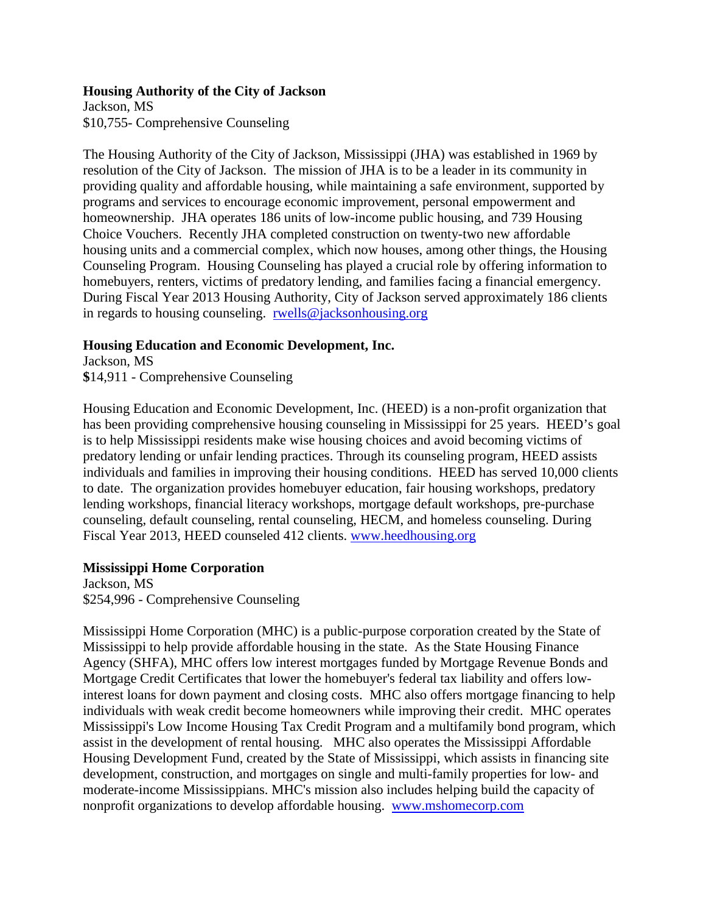**Housing Authority of the City of Jackson**
Jackson, MS
$10,755- Comprehensive Counseling

The Housing Authority of the City of Jackson, Mississippi (JHA) was established in 1969 by resolution of the City of Jackson. The mission of JHA is to be a leader in its community in providing quality and affordable housing, while maintaining a safe environment, supported by programs and services to encourage economic improvement, personal empowerment and homeownership. JHA operates 186 units of low-income public housing, and 739 Housing Choice Vouchers. Recently JHA completed construction on twenty-two new affordable housing units and a commercial complex, which now houses, among other things, the Housing Counseling Program. Housing Counseling has played a crucial role by offering information to homebuyers, renters, victims of predatory lending, and families facing a financial emergency. During Fiscal Year 2013 Housing Authority, City of Jackson served approximately 186 clients in regards to housing counseling. rwells@jacksonhousing.org

**Housing Education and Economic Development, Inc.**
Jackson, MS
**$**14,911 - Comprehensive Counseling

Housing Education and Economic Development, Inc. (HEED) is a non-profit organization that has been providing comprehensive housing counseling in Mississippi for 25 years. HEED's goal is to help Mississippi residents make wise housing choices and avoid becoming victims of predatory lending or unfair lending practices. Through its counseling program, HEED assists individuals and families in improving their housing conditions. HEED has served 10,000 clients to date. The organization provides homebuyer education, fair housing workshops, predatory lending workshops, financial literacy workshops, mortgage default workshops, pre-purchase counseling, default counseling, rental counseling, HECM, and homeless counseling. During Fiscal Year 2013, HEED counseled 412 clients. www.heedhousing.org

**Mississippi Home Corporation**
Jackson, MS
$254,996 - Comprehensive Counseling

Mississippi Home Corporation (MHC) is a public-purpose corporation created by the State of Mississippi to help provide affordable housing in the state. As the State Housing Finance Agency (SHFA), MHC offers low interest mortgages funded by Mortgage Revenue Bonds and Mortgage Credit Certificates that lower the homebuyer's federal tax liability and offers low-interest loans for down payment and closing costs. MHC also offers mortgage financing to help individuals with weak credit become homeowners while improving their credit. MHC operates Mississippi's Low Income Housing Tax Credit Program and a multifamily bond program, which assist in the development of rental housing. MHC also operates the Mississippi Affordable Housing Development Fund, created by the State of Mississippi, which assists in financing site development, construction, and mortgages on single and multi-family properties for low- and moderate-income Mississippians. MHC's mission also includes helping build the capacity of nonprofit organizations to develop affordable housing. www.mshomecorp.com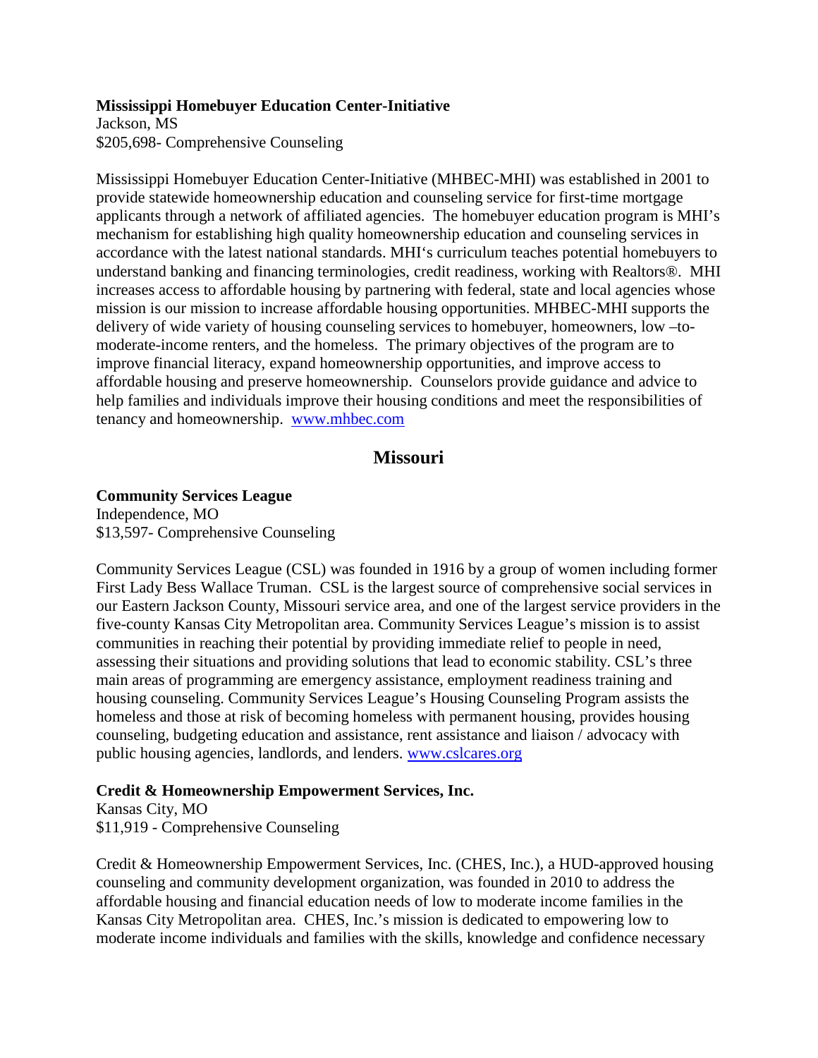**Mississippi Homebuyer Education Center-Initiative**
Jackson, MS
$205,698- Comprehensive Counseling

Mississippi Homebuyer Education Center-Initiative (MHBEC-MHI) was established in 2001 to provide statewide homeownership education and counseling service for first-time mortgage applicants through a network of affiliated agencies. The homebuyer education program is MHI's mechanism for establishing high quality homeownership education and counseling services in accordance with the latest national standards. MHI's curriculum teaches potential homebuyers to understand banking and financing terminologies, credit readiness, working with Realtors®. MHI increases access to affordable housing by partnering with federal, state and local agencies whose mission is our mission to increase affordable housing opportunities. MHBEC-MHI supports the delivery of wide variety of housing counseling services to homebuyer, homeowners, low –to-moderate-income renters, and the homeless. The primary objectives of the program are to improve financial literacy, expand homeownership opportunities, and improve access to affordable housing and preserve homeownership. Counselors provide guidance and advice to help families and individuals improve their housing conditions and meet the responsibilities of tenancy and homeownership. www.mhbec.com

## Missouri

**Community Services League**
Independence, MO
$13,597- Comprehensive Counseling

Community Services League (CSL) was founded in 1916 by a group of women including former First Lady Bess Wallace Truman. CSL is the largest source of comprehensive social services in our Eastern Jackson County, Missouri service area, and one of the largest service providers in the five-county Kansas City Metropolitan area. Community Services League's mission is to assist communities in reaching their potential by providing immediate relief to people in need, assessing their situations and providing solutions that lead to economic stability. CSL's three main areas of programming are emergency assistance, employment readiness training and housing counseling. Community Services League's Housing Counseling Program assists the homeless and those at risk of becoming homeless with permanent housing, provides housing counseling, budgeting education and assistance, rent assistance and liaison / advocacy with public housing agencies, landlords, and lenders. www.cslcares.org

**Credit & Homeownership Empowerment Services, Inc.**
Kansas City, MO
$11,919 - Comprehensive Counseling

Credit & Homeownership Empowerment Services, Inc. (CHES, Inc.), a HUD-approved housing counseling and community development organization, was founded in 2010 to address the affordable housing and financial education needs of low to moderate income families in the Kansas City Metropolitan area. CHES, Inc.'s mission is dedicated to empowering low to moderate income individuals and families with the skills, knowledge and confidence necessary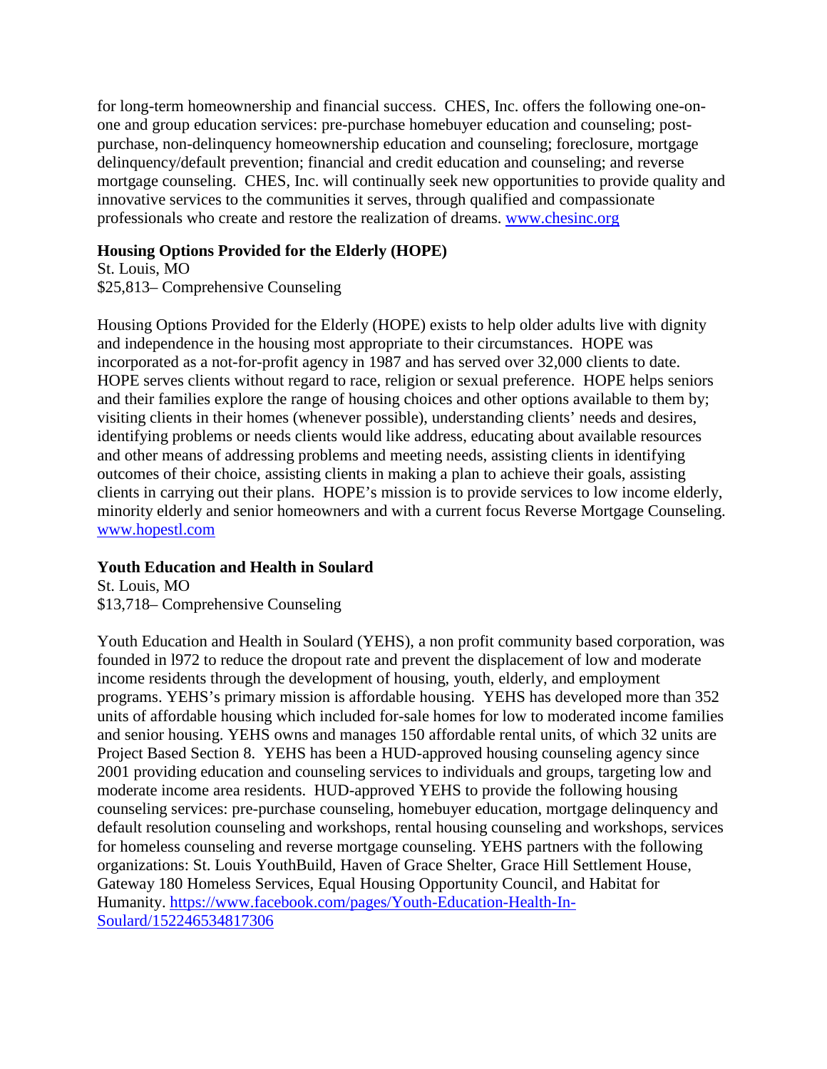for long-term homeownership and financial success. CHES, Inc. offers the following one-on-one and group education services: pre-purchase homebuyer education and counseling; post-purchase, non-delinquency homeownership education and counseling; foreclosure, mortgage delinquency/default prevention; financial and credit education and counseling; and reverse mortgage counseling. CHES, Inc. will continually seek new opportunities to provide quality and innovative services to the communities it serves, through qualified and compassionate professionals who create and restore the realization of dreams. www.chesinc.org

**Housing Options Provided for the Elderly (HOPE)**
St. Louis, MO
$25,813– Comprehensive Counseling

Housing Options Provided for the Elderly (HOPE) exists to help older adults live with dignity and independence in the housing most appropriate to their circumstances. HOPE was incorporated as a not-for-profit agency in 1987 and has served over 32,000 clients to date. HOPE serves clients without regard to race, religion or sexual preference. HOPE helps seniors and their families explore the range of housing choices and other options available to them by; visiting clients in their homes (whenever possible), understanding clients' needs and desires, identifying problems or needs clients would like address, educating about available resources and other means of addressing problems and meeting needs, assisting clients in identifying outcomes of their choice, assisting clients in making a plan to achieve their goals, assisting clients in carrying out their plans. HOPE's mission is to provide services to low income elderly, minority elderly and senior homeowners and with a current focus Reverse Mortgage Counseling. www.hopestl.com

**Youth Education and Health in Soulard**
St. Louis, MO
$13,718– Comprehensive Counseling

Youth Education and Health in Soulard (YEHS), a non profit community based corporation, was founded in l972 to reduce the dropout rate and prevent the displacement of low and moderate income residents through the development of housing, youth, elderly, and employment programs. YEHS's primary mission is affordable housing. YEHS has developed more than 352 units of affordable housing which included for-sale homes for low to moderated income families and senior housing. YEHS owns and manages 150 affordable rental units, of which 32 units are Project Based Section 8. YEHS has been a HUD-approved housing counseling agency since 2001 providing education and counseling services to individuals and groups, targeting low and moderate income area residents. HUD-approved YEHS to provide the following housing counseling services: pre-purchase counseling, homebuyer education, mortgage delinquency and default resolution counseling and workshops, rental housing counseling and workshops, services for homeless counseling and reverse mortgage counseling. YEHS partners with the following organizations: St. Louis YouthBuild, Haven of Grace Shelter, Grace Hill Settlement House, Gateway 180 Homeless Services, Equal Housing Opportunity Council, and Habitat for Humanity. https://www.facebook.com/pages/Youth-Education-Health-In-Soulard/152246534817306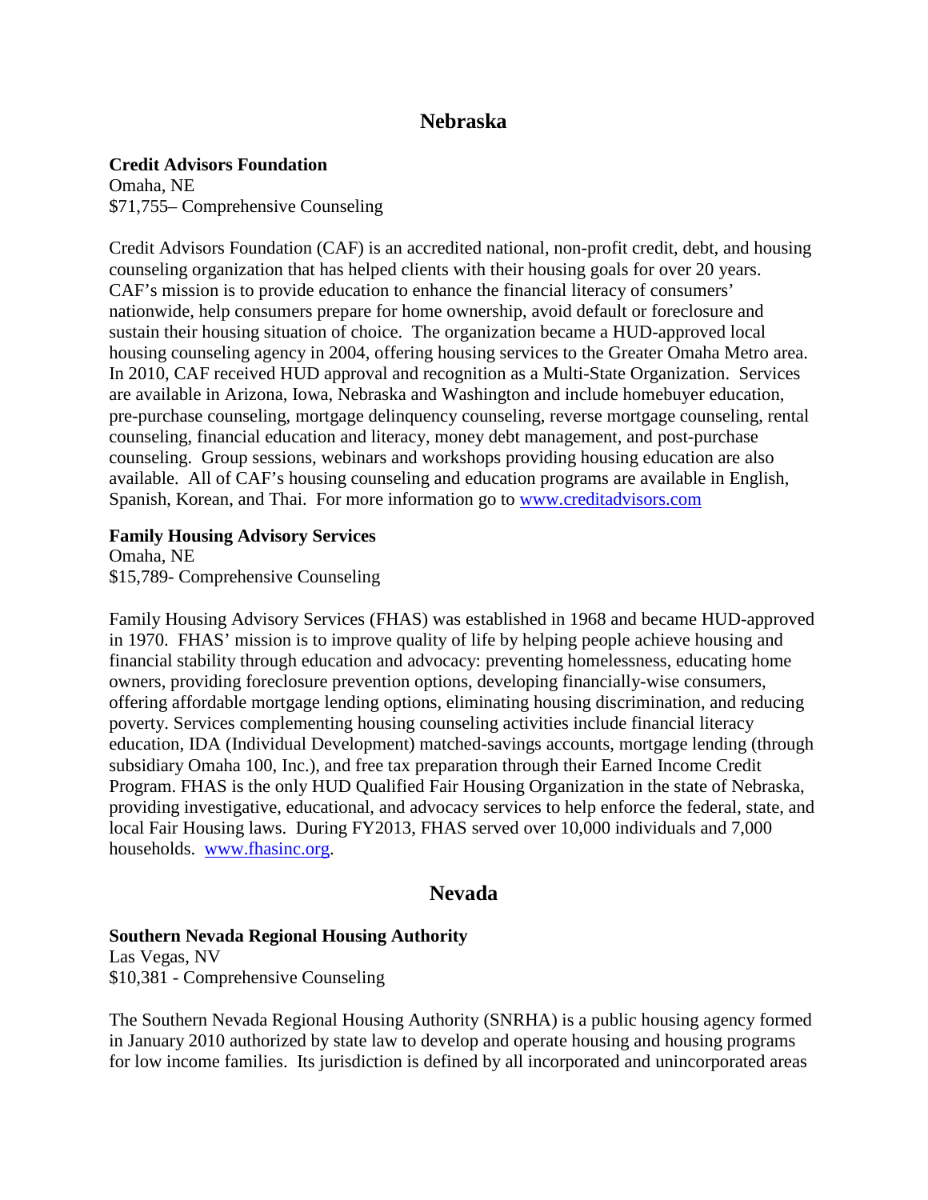## Nebraska

**Credit Advisors Foundation**
Omaha, NE
$71,755– Comprehensive Counseling

Credit Advisors Foundation (CAF) is an accredited national, non-profit credit, debt, and housing counseling organization that has helped clients with their housing goals for over 20 years. CAF's mission is to provide education to enhance the financial literacy of consumers' nationwide, help consumers prepare for home ownership, avoid default or foreclosure and sustain their housing situation of choice. The organization became a HUD-approved local housing counseling agency in 2004, offering housing services to the Greater Omaha Metro area. In 2010, CAF received HUD approval and recognition as a Multi-State Organization. Services are available in Arizona, Iowa, Nebraska and Washington and include homebuyer education, pre-purchase counseling, mortgage delinquency counseling, reverse mortgage counseling, rental counseling, financial education and literacy, money debt management, and post-purchase counseling. Group sessions, webinars and workshops providing housing education are also available. All of CAF's housing counseling and education programs are available in English, Spanish, Korean, and Thai. For more information go to www.creditadvisors.com

**Family Housing Advisory Services**
Omaha, NE
$15,789- Comprehensive Counseling

Family Housing Advisory Services (FHAS) was established in 1968 and became HUD-approved in 1970. FHAS' mission is to improve quality of life by helping people achieve housing and financial stability through education and advocacy: preventing homelessness, educating home owners, providing foreclosure prevention options, developing financially-wise consumers, offering affordable mortgage lending options, eliminating housing discrimination, and reducing poverty. Services complementing housing counseling activities include financial literacy education, IDA (Individual Development) matched-savings accounts, mortgage lending (through subsidiary Omaha 100, Inc.), and free tax preparation through their Earned Income Credit Program. FHAS is the only HUD Qualified Fair Housing Organization in the state of Nebraska, providing investigative, educational, and advocacy services to help enforce the federal, state, and local Fair Housing laws. During FY2013, FHAS served over 10,000 individuals and 7,000 households. www.fhasinc.org.

## Nevada

**Southern Nevada Regional Housing Authority**
Las Vegas, NV
$10,381 - Comprehensive Counseling

The Southern Nevada Regional Housing Authority (SNRHA) is a public housing agency formed in January 2010 authorized by state law to develop and operate housing and housing programs for low income families. Its jurisdiction is defined by all incorporated and unincorporated areas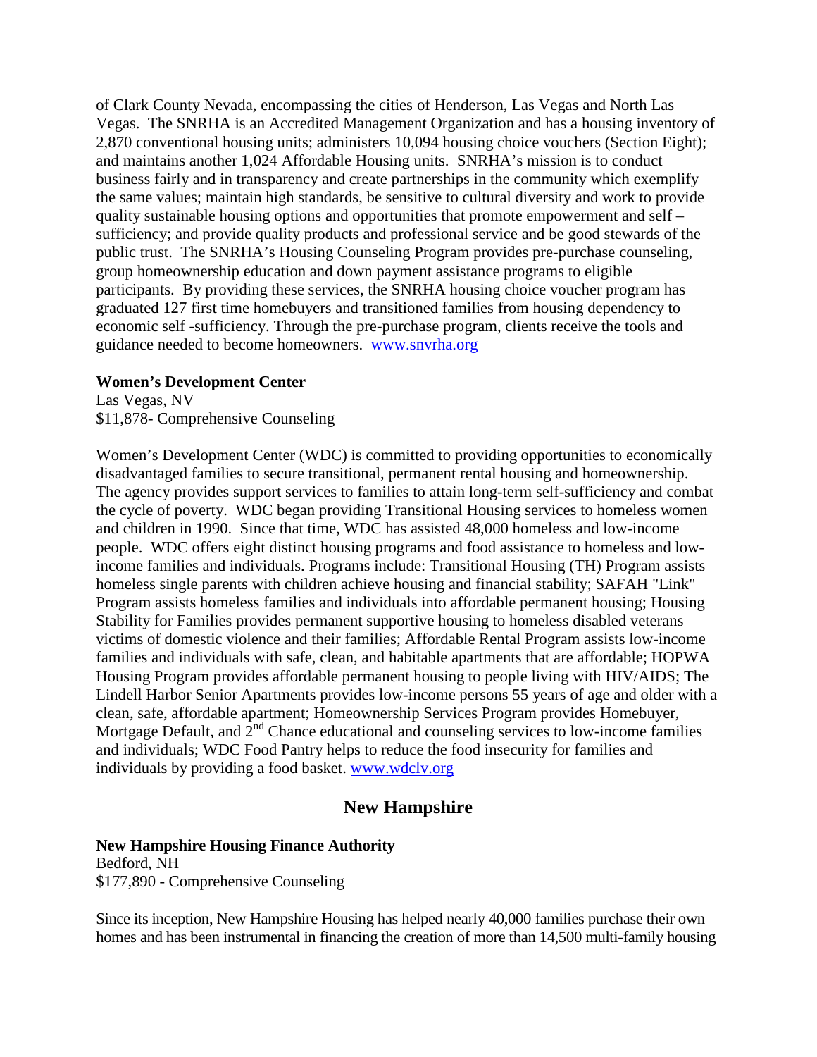of Clark County Nevada, encompassing the cities of Henderson, Las Vegas and North Las Vegas. The SNRHA is an Accredited Management Organization and has a housing inventory of 2,870 conventional housing units; administers 10,094 housing choice vouchers (Section Eight); and maintains another 1,024 Affordable Housing units. SNRHA's mission is to conduct business fairly and in transparency and create partnerships in the community which exemplify the same values; maintain high standards, be sensitive to cultural diversity and work to provide quality sustainable housing options and opportunities that promote empowerment and self – sufficiency; and provide quality products and professional service and be good stewards of the public trust. The SNRHA's Housing Counseling Program provides pre-purchase counseling, group homeownership education and down payment assistance programs to eligible participants. By providing these services, the SNRHA housing choice voucher program has graduated 127 first time homebuyers and transitioned families from housing dependency to economic self -sufficiency. Through the pre-purchase program, clients receive the tools and guidance needed to become homeowners. www.snvrha.org

**Women's Development Center**
Las Vegas, NV
$11,878- Comprehensive Counseling

Women's Development Center (WDC) is committed to providing opportunities to economically disadvantaged families to secure transitional, permanent rental housing and homeownership. The agency provides support services to families to attain long-term self-sufficiency and combat the cycle of poverty. WDC began providing Transitional Housing services to homeless women and children in 1990. Since that time, WDC has assisted 48,000 homeless and low-income people. WDC offers eight distinct housing programs and food assistance to homeless and low-income families and individuals. Programs include: Transitional Housing (TH) Program assists homeless single parents with children achieve housing and financial stability; SAFAH "Link" Program assists homeless families and individuals into affordable permanent housing; Housing Stability for Families provides permanent supportive housing to homeless disabled veterans victims of domestic violence and their families; Affordable Rental Program assists low-income families and individuals with safe, clean, and habitable apartments that are affordable; HOPWA Housing Program provides affordable permanent housing to people living with HIV/AIDS; The Lindell Harbor Senior Apartments provides low-income persons 55 years of age and older with a clean, safe, affordable apartment; Homeownership Services Program provides Homebuyer, Mortgage Default, and 2nd Chance educational and counseling services to low-income families and individuals; WDC Food Pantry helps to reduce the food insecurity for families and individuals by providing a food basket. www.wdclv.org

## New Hampshire

**New Hampshire Housing Finance Authority**
Bedford, NH
$177,890 - Comprehensive Counseling

Since its inception, New Hampshire Housing has helped nearly 40,000 families purchase their own homes and has been instrumental in financing the creation of more than 14,500 multi-family housing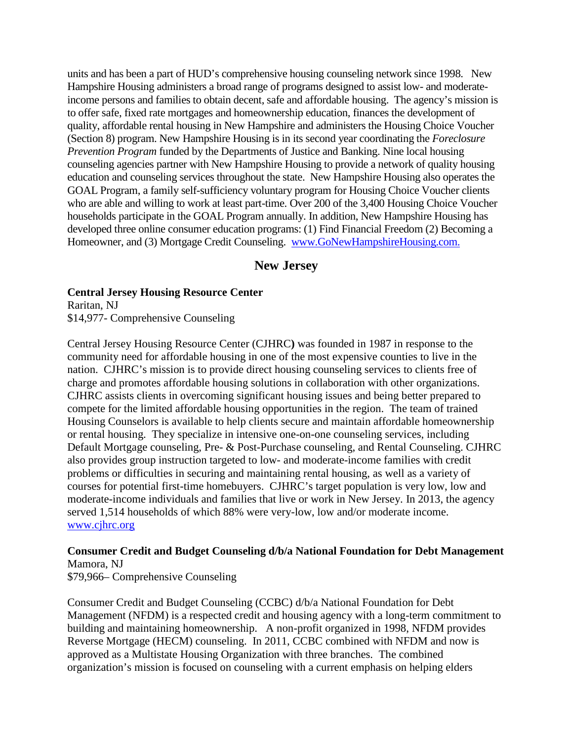units and has been a part of HUD's comprehensive housing counseling network since 1998. New Hampshire Housing administers a broad range of programs designed to assist low- and moderate-income persons and families to obtain decent, safe and affordable housing. The agency's mission is to offer safe, fixed rate mortgages and homeownership education, finances the development of quality, affordable rental housing in New Hampshire and administers the Housing Choice Voucher (Section 8) program. New Hampshire Housing is in its second year coordinating the *Foreclosure Prevention Program* funded by the Departments of Justice and Banking. Nine local housing counseling agencies partner with New Hampshire Housing to provide a network of quality housing education and counseling services throughout the state. New Hampshire Housing also operates the GOAL Program, a family self-sufficiency voluntary program for Housing Choice Voucher clients who are able and willing to work at least part-time. Over 200 of the 3,400 Housing Choice Voucher households participate in the GOAL Program annually. In addition, New Hampshire Housing has developed three online consumer education programs: (1) Find Financial Freedom (2) Becoming a Homeowner, and (3) Mortgage Credit Counseling. [www.GoNewHampshireHousing.com.](www.GoNewHampshireHousing.com)

## New Jersey

**Central Jersey Housing Resource Center**
Raritan, NJ
$14,977- Comprehensive Counseling

Central Jersey Housing Resource Center (CJHRC**)** was founded in 1987 in response to the community need for affordable housing in one of the most expensive counties to live in the nation. CJHRC's mission is to provide direct housing counseling services to clients free of charge and promotes affordable housing solutions in collaboration with other organizations. CJHRC assists clients in overcoming significant housing issues and being better prepared to compete for the limited affordable housing opportunities in the region. The team of trained Housing Counselors is available to help clients secure and maintain affordable homeownership or rental housing. They specialize in intensive one-on-one counseling services, including Default Mortgage counseling, Pre- & Post-Purchase counseling, and Rental Counseling. CJHRC also provides group instruction targeted to low- and moderate-income families with credit problems or difficulties in securing and maintaining rental housing, as well as a variety of courses for potential first-time homebuyers. CJHRC's target population is very low, low and moderate-income individuals and families that live or work in New Jersey. In 2013, the agency served 1,514 households of which 88% were very-low, low and/or moderate income. [www.cjhrc.org](www.cjhrc.org)

**Consumer Credit and Budget Counseling d/b/a National Foundation for Debt Management**
Mamora, NJ
$79,966– Comprehensive Counseling

Consumer Credit and Budget Counseling (CCBC) d/b/a National Foundation for Debt Management (NFDM) is a respected credit and housing agency with a long-term commitment to building and maintaining homeownership. A non-profit organized in 1998, NFDM provides Reverse Mortgage (HECM) counseling. In 2011, CCBC combined with NFDM and now is approved as a Multistate Housing Organization with three branches. The combined organization's mission is focused on counseling with a current emphasis on helping elders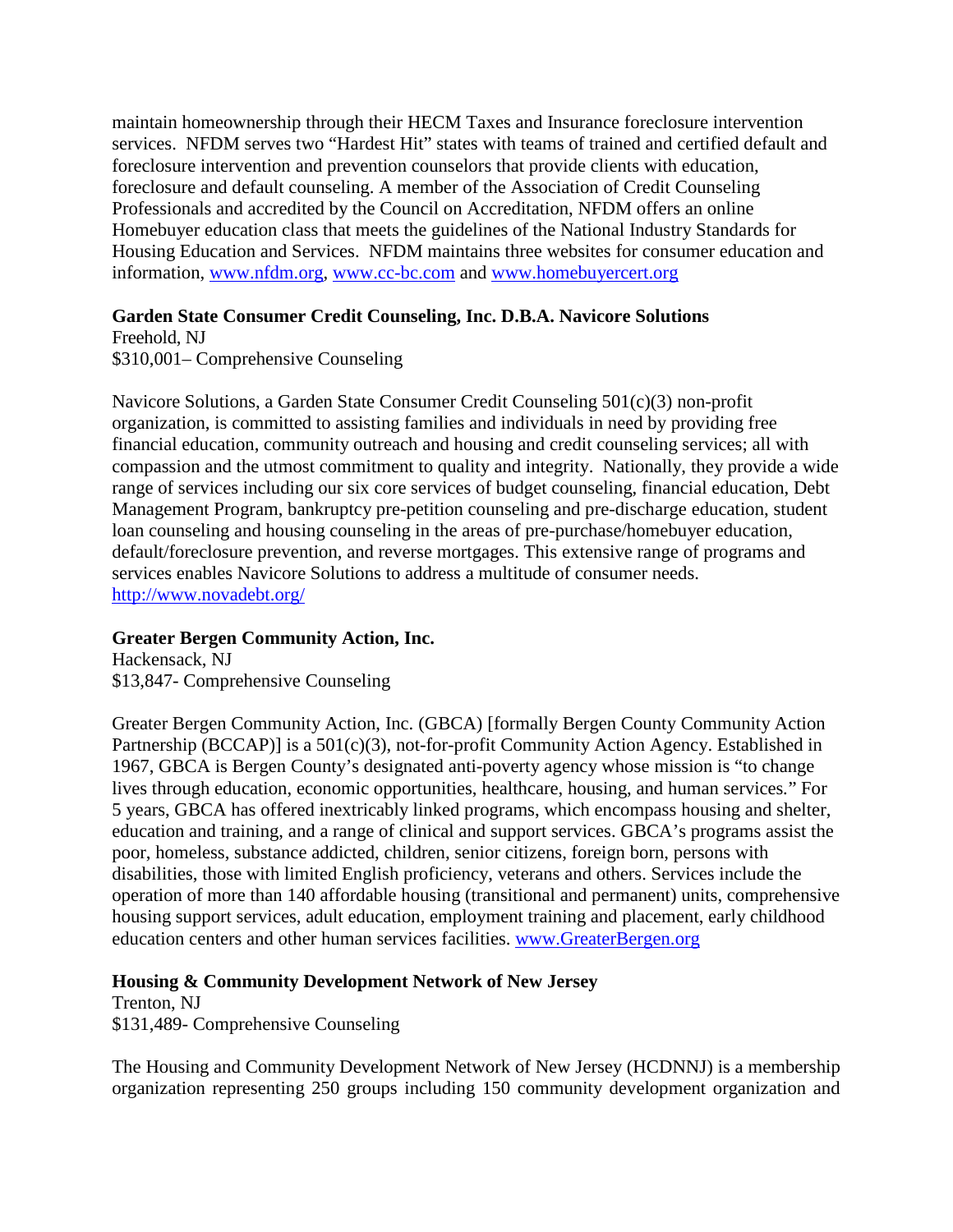maintain homeownership through their HECM Taxes and Insurance foreclosure intervention services. NFDM serves two "Hardest Hit" states with teams of trained and certified default and foreclosure intervention and prevention counselors that provide clients with education, foreclosure and default counseling. A member of the Association of Credit Counseling Professionals and accredited by the Council on Accreditation, NFDM offers an online Homebuyer education class that meets the guidelines of the National Industry Standards for Housing Education and Services. NFDM maintains three websites for consumer education and information, www.nfdm.org, www.cc-bc.com and www.homebuyercert.org

**Garden State Consumer Credit Counseling, Inc. D.B.A. Navicore Solutions**
Freehold, NJ
$310,001– Comprehensive Counseling

Navicore Solutions, a Garden State Consumer Credit Counseling 501(c)(3) non-profit organization, is committed to assisting families and individuals in need by providing free financial education, community outreach and housing and credit counseling services; all with compassion and the utmost commitment to quality and integrity. Nationally, they provide a wide range of services including our six core services of budget counseling, financial education, Debt Management Program, bankruptcy pre-petition counseling and pre-discharge education, student loan counseling and housing counseling in the areas of pre-purchase/homebuyer education, default/foreclosure prevention, and reverse mortgages. This extensive range of programs and services enables Navicore Solutions to address a multitude of consumer needs.
http://www.novadebt.org/

**Greater Bergen Community Action, Inc.**
Hackensack, NJ
$13,847- Comprehensive Counseling

Greater Bergen Community Action, Inc. (GBCA) [formally Bergen County Community Action Partnership (BCCAP)] is a 501(c)(3), not-for-profit Community Action Agency. Established in 1967, GBCA is Bergen County's designated anti-poverty agency whose mission is "to change lives through education, economic opportunities, healthcare, housing, and human services." For 5 years, GBCA has offered inextricably linked programs, which encompass housing and shelter, education and training, and a range of clinical and support services. GBCA's programs assist the poor, homeless, substance addicted, children, senior citizens, foreign born, persons with disabilities, those with limited English proficiency, veterans and others. Services include the operation of more than 140 affordable housing (transitional and permanent) units, comprehensive housing support services, adult education, employment training and placement, early childhood education centers and other human services facilities. www.GreaterBergen.org

**Housing & Community Development Network of New Jersey**
Trenton, NJ
$131,489- Comprehensive Counseling

The Housing and Community Development Network of New Jersey (HCDNNJ) is a membership organization representing 250 groups including 150 community development organization and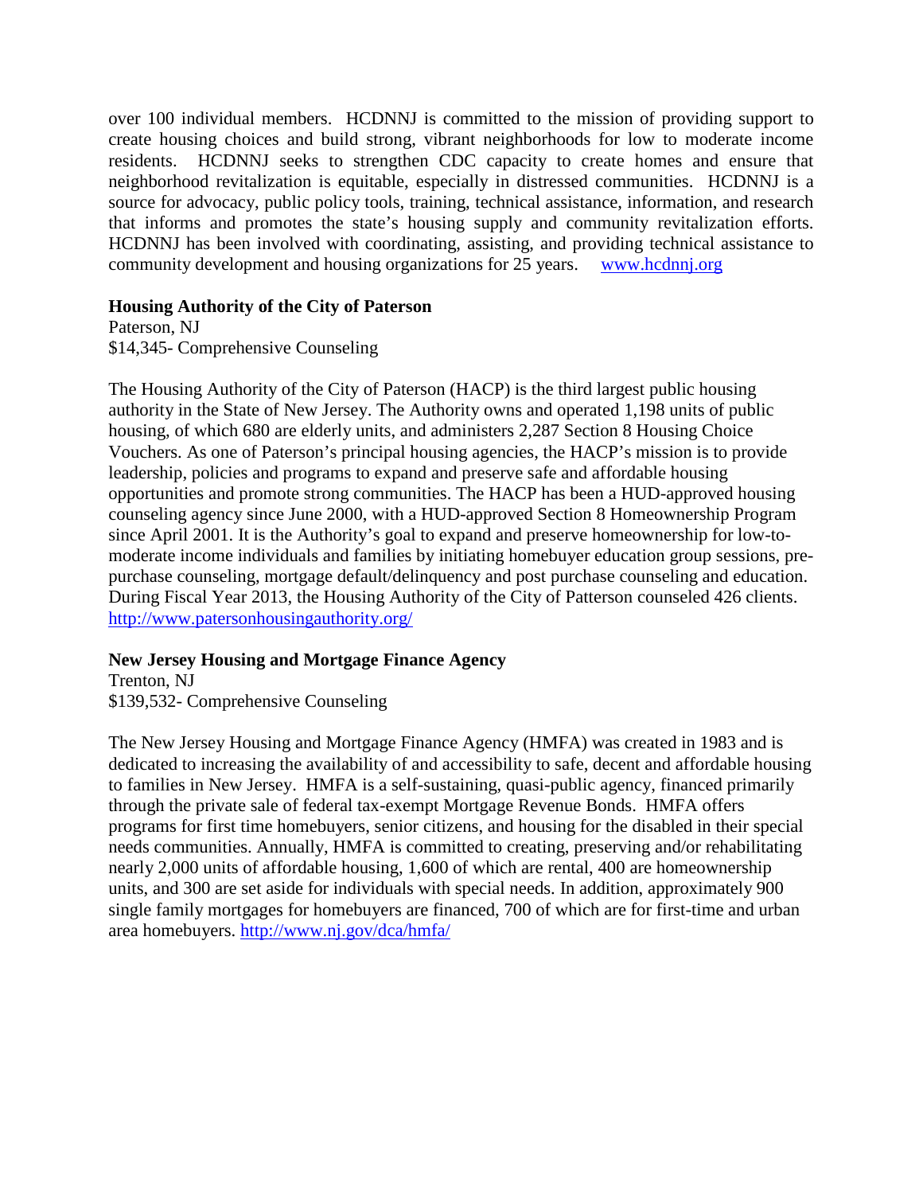over 100 individual members. HCDNNJ is committed to the mission of providing support to create housing choices and build strong, vibrant neighborhoods for low to moderate income residents. HCDNNJ seeks to strengthen CDC capacity to create homes and ensure that neighborhood revitalization is equitable, especially in distressed communities. HCDNNJ is a source for advocacy, public policy tools, training, technical assistance, information, and research that informs and promotes the state's housing supply and community revitalization efforts. HCDNNJ has been involved with coordinating, assisting, and providing technical assistance to community development and housing organizations for 25 years. www.hcdnnj.org

**Housing Authority of the City of Paterson**
Paterson, NJ
$14,345- Comprehensive Counseling

The Housing Authority of the City of Paterson (HACP) is the third largest public housing authority in the State of New Jersey. The Authority owns and operated 1,198 units of public housing, of which 680 are elderly units, and administers 2,287 Section 8 Housing Choice Vouchers. As one of Paterson's principal housing agencies, the HACP's mission is to provide leadership, policies and programs to expand and preserve safe and affordable housing opportunities and promote strong communities. The HACP has been a HUD-approved housing counseling agency since June 2000, with a HUD-approved Section 8 Homeownership Program since April 2001. It is the Authority's goal to expand and preserve homeownership for low-to-moderate income individuals and families by initiating homebuyer education group sessions, pre-purchase counseling, mortgage default/delinquency and post purchase counseling and education. During Fiscal Year 2013, the Housing Authority of the City of Patterson counseled 426 clients. http://www.patersonhousingauthority.org/

**New Jersey Housing and Mortgage Finance Agency**
Trenton, NJ
$139,532- Comprehensive Counseling

The New Jersey Housing and Mortgage Finance Agency (HMFA) was created in 1983 and is dedicated to increasing the availability of and accessibility to safe, decent and affordable housing to families in New Jersey. HMFA is a self-sustaining, quasi-public agency, financed primarily through the private sale of federal tax-exempt Mortgage Revenue Bonds. HMFA offers programs for first time homebuyers, senior citizens, and housing for the disabled in their special needs communities. Annually, HMFA is committed to creating, preserving and/or rehabilitating nearly 2,000 units of affordable housing, 1,600 of which are rental, 400 are homeownership units, and 300 are set aside for individuals with special needs. In addition, approximately 900 single family mortgages for homebuyers are financed, 700 of which are for first-time and urban area homebuyers. http://www.nj.gov/dca/hmfa/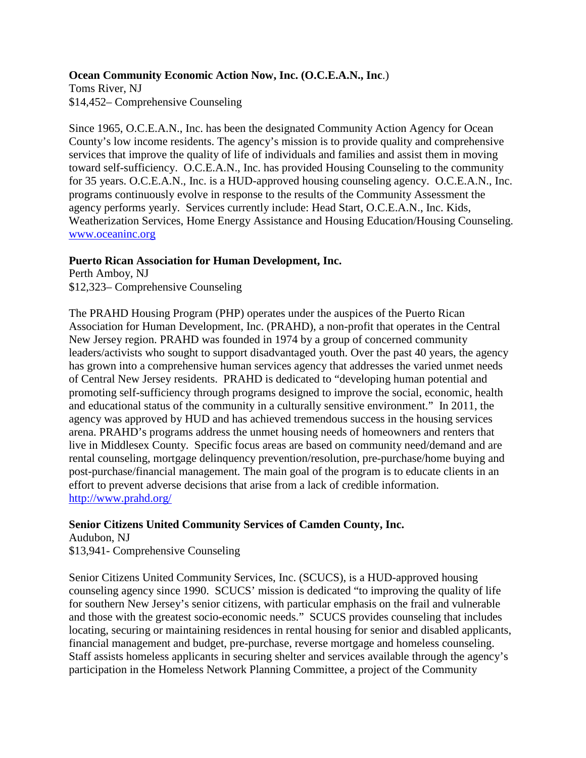**Ocean Community Economic Action Now, Inc. (O.C.E.A.N., Inc.)**
Toms River, NJ
$14,452– Comprehensive Counseling

Since 1965, O.C.E.A.N., Inc. has been the designated Community Action Agency for Ocean County's low income residents. The agency's mission is to provide quality and comprehensive services that improve the quality of life of individuals and families and assist them in moving toward self-sufficiency. O.C.E.A.N., Inc. has provided Housing Counseling to the community for 35 years. O.C.E.A.N., Inc. is a HUD-approved housing counseling agency. O.C.E.A.N., Inc. programs continuously evolve in response to the results of the Community Assessment the agency performs yearly. Services currently include: Head Start, O.C.E.A.N., Inc. Kids, Weatherization Services, Home Energy Assistance and Housing Education/Housing Counseling. [www.oceaninc.org](www.oceaninc.org)

**Puerto Rican Association for Human Development, Inc.**
Perth Amboy, NJ
$12,323– Comprehensive Counseling

The PRAHD Housing Program (PHP) operates under the auspices of the Puerto Rican Association for Human Development, Inc. (PRAHD), a non-profit that operates in the Central New Jersey region. PRAHD was founded in 1974 by a group of concerned community leaders/activists who sought to support disadvantaged youth. Over the past 40 years, the agency has grown into a comprehensive human services agency that addresses the varied unmet needs of Central New Jersey residents. PRAHD is dedicated to "developing human potential and promoting self-sufficiency through programs designed to improve the social, economic, health and educational status of the community in a culturally sensitive environment." In 2011, the agency was approved by HUD and has achieved tremendous success in the housing services arena. PRAHD's programs address the unmet housing needs of homeowners and renters that live in Middlesex County. Specific focus areas are based on community need/demand and are rental counseling, mortgage delinquency prevention/resolution, pre-purchase/home buying and post-purchase/financial management. The main goal of the program is to educate clients in an effort to prevent adverse decisions that arise from a lack of credible information. [http://www.prahd.org/](http://www.prahd.org/)

**Senior Citizens United Community Services of Camden County, Inc.**
Audubon, NJ
$13,941- Comprehensive Counseling

Senior Citizens United Community Services, Inc. (SCUCS), is a HUD-approved housing counseling agency since 1990. SCUCS' mission is dedicated "to improving the quality of life for southern New Jersey's senior citizens, with particular emphasis on the frail and vulnerable and those with the greatest socio-economic needs." SCUCS provides counseling that includes locating, securing or maintaining residences in rental housing for senior and disabled applicants, financial management and budget, pre-purchase, reverse mortgage and homeless counseling. Staff assists homeless applicants in securing shelter and services available through the agency's participation in the Homeless Network Planning Committee, a project of the Community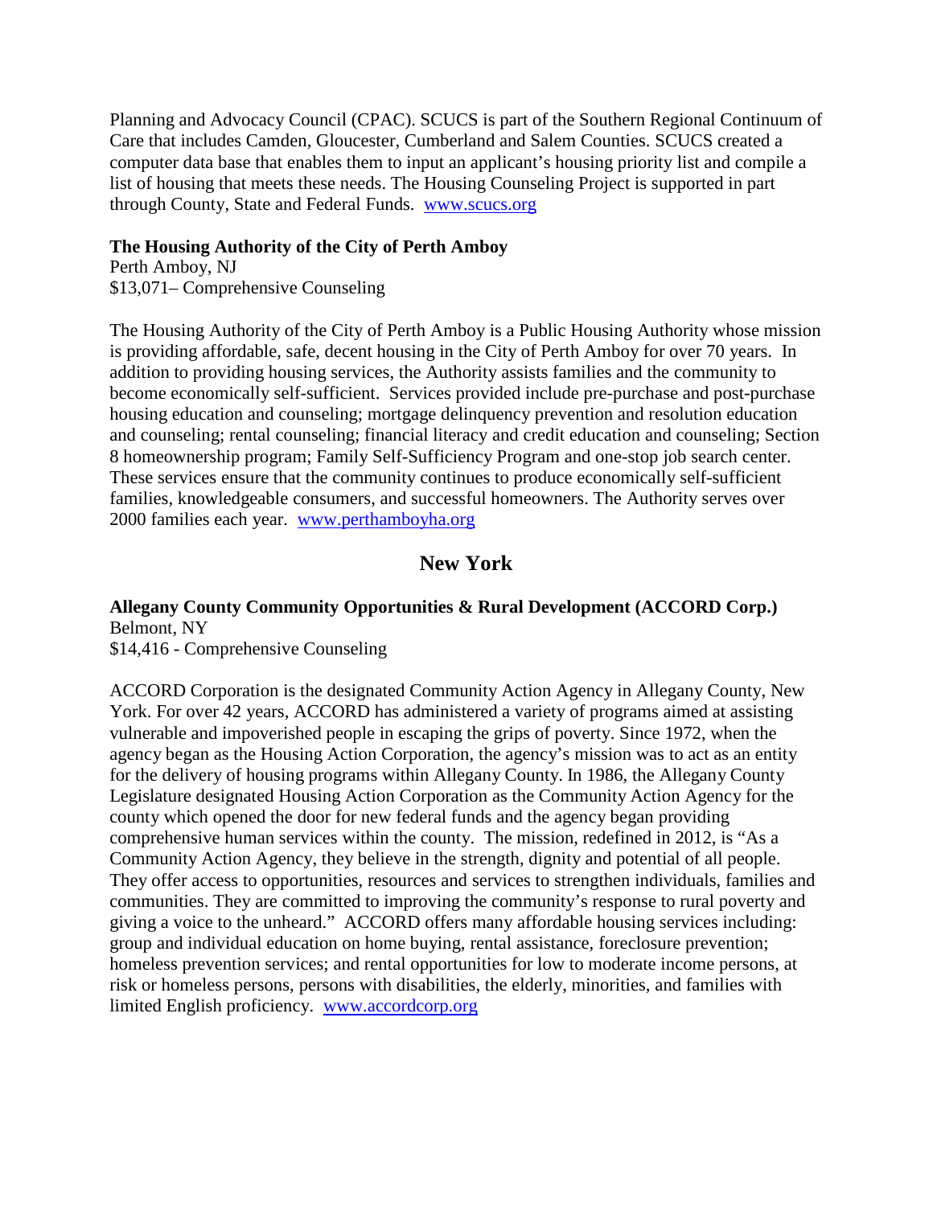Planning and Advocacy Council (CPAC). SCUCS is part of the Southern Regional Continuum of Care that includes Camden, Gloucester, Cumberland and Salem Counties. SCUCS created a computer data base that enables them to input an applicant's housing priority list and compile a list of housing that meets these needs. The Housing Counseling Project is supported in part through County, State and Federal Funds. www.scucs.org

**The Housing Authority of the City of Perth Amboy**
Perth Amboy, NJ
$13,071– Comprehensive Counseling

The Housing Authority of the City of Perth Amboy is a Public Housing Authority whose mission is providing affordable, safe, decent housing in the City of Perth Amboy for over 70 years. In addition to providing housing services, the Authority assists families and the community to become economically self-sufficient. Services provided include pre-purchase and post-purchase housing education and counseling; mortgage delinquency prevention and resolution education and counseling; rental counseling; financial literacy and credit education and counseling; Section 8 homeownership program; Family Self-Sufficiency Program and one-stop job search center. These services ensure that the community continues to produce economically self-sufficient families, knowledgeable consumers, and successful homeowners. The Authority serves over 2000 families each year. www.perthamboyha.org

## New York

**Allegany County Community Opportunities & Rural Development (ACCORD Corp.)**
Belmont, NY
$14,416 - Comprehensive Counseling

ACCORD Corporation is the designated Community Action Agency in Allegany County, New York. For over 42 years, ACCORD has administered a variety of programs aimed at assisting vulnerable and impoverished people in escaping the grips of poverty. Since 1972, when the agency began as the Housing Action Corporation, the agency's mission was to act as an entity for the delivery of housing programs within Allegany County. In 1986, the Allegany County Legislature designated Housing Action Corporation as the Community Action Agency for the county which opened the door for new federal funds and the agency began providing comprehensive human services within the county. The mission, redefined in 2012, is "As a Community Action Agency, they believe in the strength, dignity and potential of all people. They offer access to opportunities, resources and services to strengthen individuals, families and communities. They are committed to improving the community's response to rural poverty and giving a voice to the unheard." ACCORD offers many affordable housing services including: group and individual education on home buying, rental assistance, foreclosure prevention; homeless prevention services; and rental opportunities for low to moderate income persons, at risk or homeless persons, persons with disabilities, the elderly, minorities, and families with limited English proficiency. www.accordcorp.org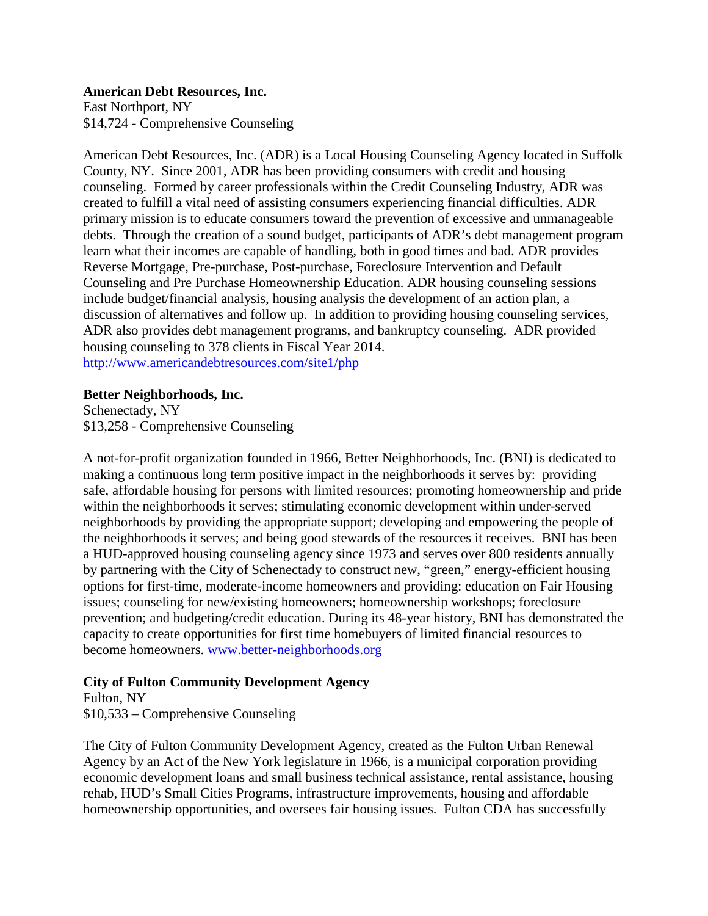**American Debt Resources, Inc.**
East Northport, NY
$14,724 - Comprehensive Counseling

American Debt Resources, Inc. (ADR) is a Local Housing Counseling Agency located in Suffolk County, NY. Since 2001, ADR has been providing consumers with credit and housing counseling. Formed by career professionals within the Credit Counseling Industry, ADR was created to fulfill a vital need of assisting consumers experiencing financial difficulties. ADR primary mission is to educate consumers toward the prevention of excessive and unmanageable debts. Through the creation of a sound budget, participants of ADR's debt management program learn what their incomes are capable of handling, both in good times and bad. ADR provides Reverse Mortgage, Pre-purchase, Post-purchase, Foreclosure Intervention and Default Counseling and Pre Purchase Homeownership Education. ADR housing counseling sessions include budget/financial analysis, housing analysis the development of an action plan, a discussion of alternatives and follow up. In addition to providing housing counseling services, ADR also provides debt management programs, and bankruptcy counseling. ADR provided housing counseling to 378 clients in Fiscal Year 2014.
http://www.americandebtresources.com/site1/php

**Better Neighborhoods, Inc.**
Schenectady, NY
$13,258 - Comprehensive Counseling

A not-for-profit organization founded in 1966, Better Neighborhoods, Inc. (BNI) is dedicated to making a continuous long term positive impact in the neighborhoods it serves by: providing safe, affordable housing for persons with limited resources; promoting homeownership and pride within the neighborhoods it serves; stimulating economic development within under-served neighborhoods by providing the appropriate support; developing and empowering the people of the neighborhoods it serves; and being good stewards of the resources it receives. BNI has been a HUD-approved housing counseling agency since 1973 and serves over 800 residents annually by partnering with the City of Schenectady to construct new, "green," energy-efficient housing options for first-time, moderate-income homeowners and providing: education on Fair Housing issues; counseling for new/existing homeowners; homeownership workshops; foreclosure prevention; and budgeting/credit education. During its 48-year history, BNI has demonstrated the capacity to create opportunities for first time homebuyers of limited financial resources to become homeowners. www.better-neighborhoods.org

**City of Fulton Community Development Agency**
Fulton, NY
$10,533 – Comprehensive Counseling

The City of Fulton Community Development Agency, created as the Fulton Urban Renewal Agency by an Act of the New York legislature in 1966, is a municipal corporation providing economic development loans and small business technical assistance, rental assistance, housing rehab, HUD's Small Cities Programs, infrastructure improvements, housing and affordable homeownership opportunities, and oversees fair housing issues. Fulton CDA has successfully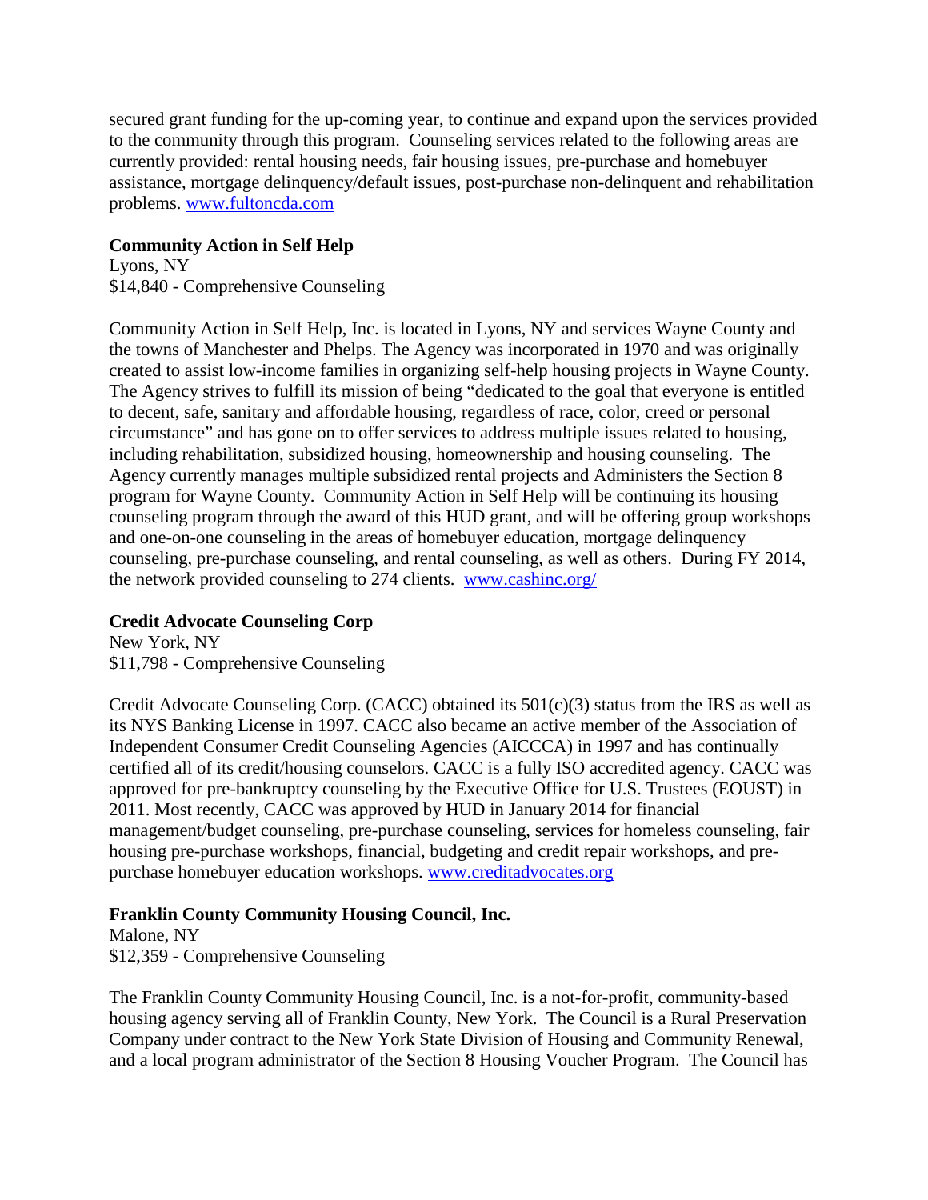secured grant funding for the up-coming year, to continue and expand upon the services provided to the community through this program. Counseling services related to the following areas are currently provided: rental housing needs, fair housing issues, pre-purchase and homebuyer assistance, mortgage delinquency/default issues, post-purchase non-delinquent and rehabilitation problems. www.fultoncda.com

**Community Action in Self Help**
Lyons, NY
$14,840 - Comprehensive Counseling

Community Action in Self Help, Inc. is located in Lyons, NY and services Wayne County and the towns of Manchester and Phelps. The Agency was incorporated in 1970 and was originally created to assist low-income families in organizing self-help housing projects in Wayne County. The Agency strives to fulfill its mission of being "dedicated to the goal that everyone is entitled to decent, safe, sanitary and affordable housing, regardless of race, color, creed or personal circumstance" and has gone on to offer services to address multiple issues related to housing, including rehabilitation, subsidized housing, homeownership and housing counseling. The Agency currently manages multiple subsidized rental projects and Administers the Section 8 program for Wayne County. Community Action in Self Help will be continuing its housing counseling program through the award of this HUD grant, and will be offering group workshops and one-on-one counseling in the areas of homebuyer education, mortgage delinquency counseling, pre-purchase counseling, and rental counseling, as well as others. During FY 2014, the network provided counseling to 274 clients. www.cashinc.org/

**Credit Advocate Counseling Corp**
New York, NY
$11,798 - Comprehensive Counseling

Credit Advocate Counseling Corp. (CACC) obtained its 501(c)(3) status from the IRS as well as its NYS Banking License in 1997. CACC also became an active member of the Association of Independent Consumer Credit Counseling Agencies (AICCCA) in 1997 and has continually certified all of its credit/housing counselors. CACC is a fully ISO accredited agency. CACC was approved for pre-bankruptcy counseling by the Executive Office for U.S. Trustees (EOUST) in 2011. Most recently, CACC was approved by HUD in January 2014 for financial management/budget counseling, pre-purchase counseling, services for homeless counseling, fair housing pre-purchase workshops, financial, budgeting and credit repair workshops, and pre-purchase homebuyer education workshops. www.creditadvocates.org

**Franklin County Community Housing Council, Inc.**
Malone, NY
$12,359 - Comprehensive Counseling

The Franklin County Community Housing Council, Inc. is a not-for-profit, community-based housing agency serving all of Franklin County, New York. The Council is a Rural Preservation Company under contract to the New York State Division of Housing and Community Renewal, and a local program administrator of the Section 8 Housing Voucher Program. The Council has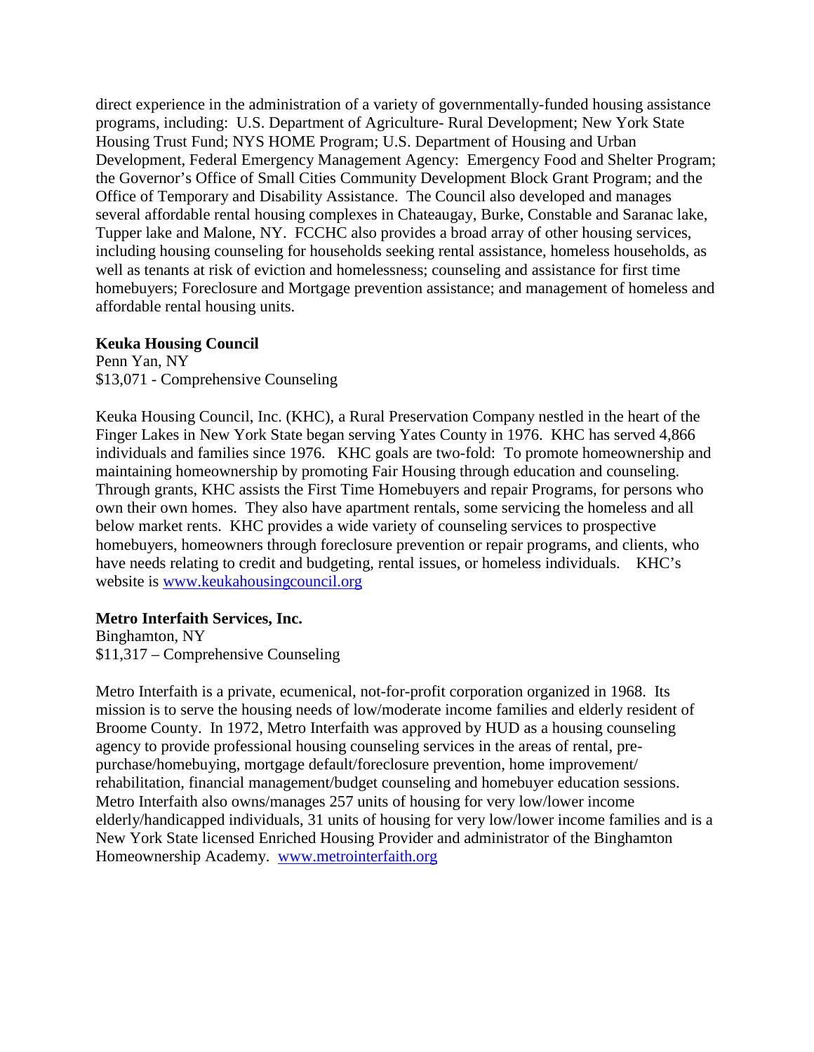direct experience in the administration of a variety of governmentally-funded housing assistance programs, including: U.S. Department of Agriculture- Rural Development; New York State Housing Trust Fund; NYS HOME Program; U.S. Department of Housing and Urban Development, Federal Emergency Management Agency: Emergency Food and Shelter Program; the Governor's Office of Small Cities Community Development Block Grant Program; and the Office of Temporary and Disability Assistance. The Council also developed and manages several affordable rental housing complexes in Chateaugay, Burke, Constable and Saranac lake, Tupper lake and Malone, NY. FCCHC also provides a broad array of other housing services, including housing counseling for households seeking rental assistance, homeless households, as well as tenants at risk of eviction and homelessness; counseling and assistance for first time homebuyers; Foreclosure and Mortgage prevention assistance; and management of homeless and affordable rental housing units.

**Keuka Housing Council**
Penn Yan, NY
$13,071 - Comprehensive Counseling

Keuka Housing Council, Inc. (KHC), a Rural Preservation Company nestled in the heart of the Finger Lakes in New York State began serving Yates County in 1976. KHC has served 4,866 individuals and families since 1976. KHC goals are two-fold: To promote homeownership and maintaining homeownership by promoting Fair Housing through education and counseling. Through grants, KHC assists the First Time Homebuyers and repair Programs, for persons who own their own homes. They also have apartment rentals, some servicing the homeless and all below market rents. KHC provides a wide variety of counseling services to prospective homebuyers, homeowners through foreclosure prevention or repair programs, and clients, who have needs relating to credit and budgeting, rental issues, or homeless individuals. KHC's website is www.keukahousingcouncil.org

**Metro Interfaith Services, Inc.**
Binghamton, NY
$11,317 – Comprehensive Counseling

Metro Interfaith is a private, ecumenical, not-for-profit corporation organized in 1968. Its mission is to serve the housing needs of low/moderate income families and elderly resident of Broome County. In 1972, Metro Interfaith was approved by HUD as a housing counseling agency to provide professional housing counseling services in the areas of rental, pre-purchase/homebuying, mortgage default/foreclosure prevention, home improvement/rehabilitation, financial management/budget counseling and homebuyer education sessions. Metro Interfaith also owns/manages 257 units of housing for very low/lower income elderly/handicapped individuals, 31 units of housing for very low/lower income families and is a New York State licensed Enriched Housing Provider and administrator of the Binghamton Homeownership Academy. www.metrointerfaith.org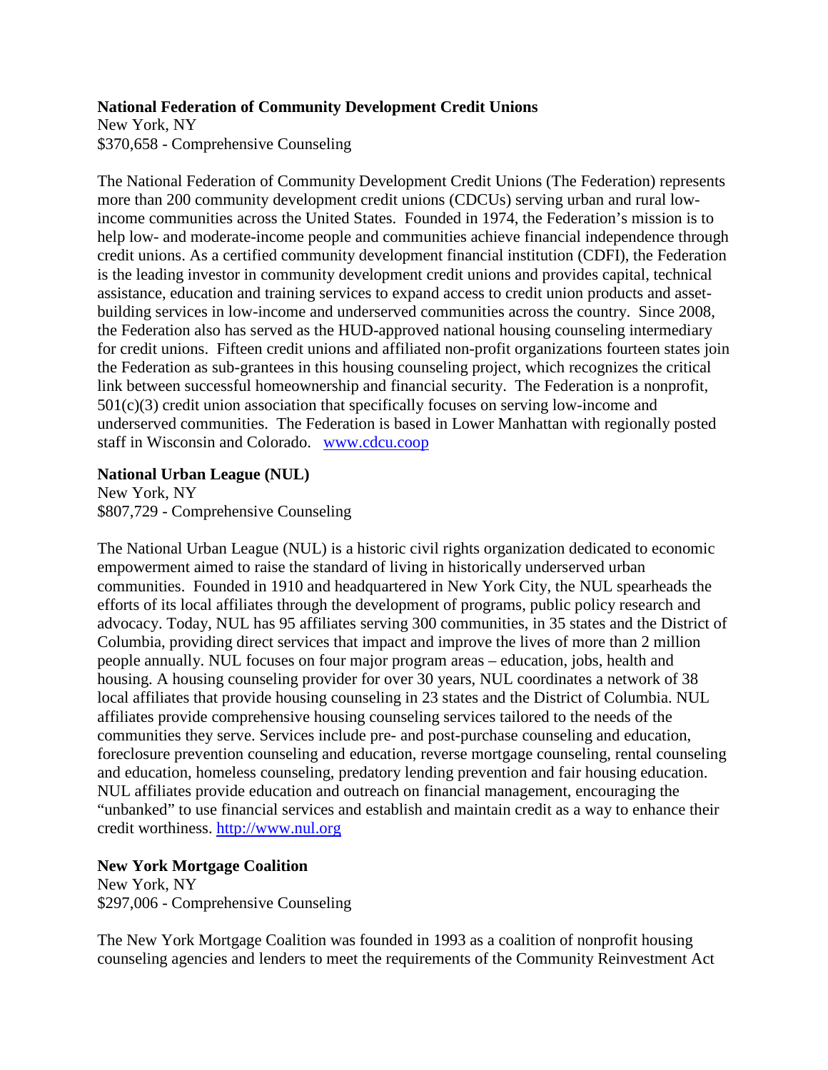**National Federation of Community Development Credit Unions**
New York, NY
$370,658 - Comprehensive Counseling

The National Federation of Community Development Credit Unions (The Federation) represents more than 200 community development credit unions (CDCUs) serving urban and rural low-income communities across the United States. Founded in 1974, the Federation's mission is to help low- and moderate-income people and communities achieve financial independence through credit unions. As a certified community development financial institution (CDFI), the Federation is the leading investor in community development credit unions and provides capital, technical assistance, education and training services to expand access to credit union products and asset-building services in low-income and underserved communities across the country. Since 2008, the Federation also has served as the HUD-approved national housing counseling intermediary for credit unions. Fifteen credit unions and affiliated non-profit organizations fourteen states join the Federation as sub-grantees in this housing counseling project, which recognizes the critical link between successful homeownership and financial security. The Federation is a nonprofit, 501(c)(3) credit union association that specifically focuses on serving low-income and underserved communities. The Federation is based in Lower Manhattan with regionally posted staff in Wisconsin and Colorado. [www.cdcu.coop](http://www.cdcu.coop)

**National Urban League (NUL)**
New York, NY
$807,729 - Comprehensive Counseling

The National Urban League (NUL) is a historic civil rights organization dedicated to economic empowerment aimed to raise the standard of living in historically underserved urban communities. Founded in 1910 and headquartered in New York City, the NUL spearheads the efforts of its local affiliates through the development of programs, public policy research and advocacy. Today, NUL has 95 affiliates serving 300 communities, in 35 states and the District of Columbia, providing direct services that impact and improve the lives of more than 2 million people annually. NUL focuses on four major program areas – education, jobs, health and housing. A housing counseling provider for over 30 years, NUL coordinates a network of 38 local affiliates that provide housing counseling in 23 states and the District of Columbia. NUL affiliates provide comprehensive housing counseling services tailored to the needs of the communities they serve. Services include pre- and post-purchase counseling and education, foreclosure prevention counseling and education, reverse mortgage counseling, rental counseling and education, homeless counseling, predatory lending prevention and fair housing education. NUL affiliates provide education and outreach on financial management, encouraging the "unbanked" to use financial services and establish and maintain credit as a way to enhance their credit worthiness. [http://www.nul.org](http://www.nul.org)

**New York Mortgage Coalition**
New York, NY
$297,006 - Comprehensive Counseling

The New York Mortgage Coalition was founded in 1993 as a coalition of nonprofit housing counseling agencies and lenders to meet the requirements of the Community Reinvestment Act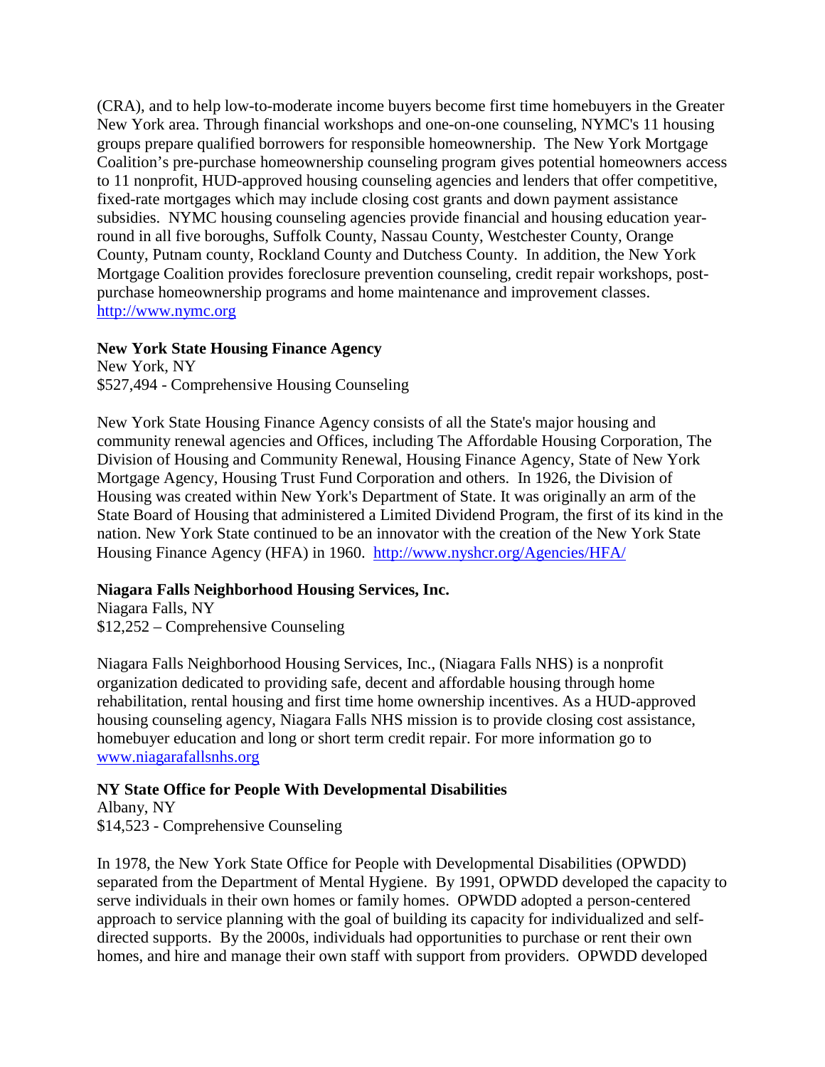(CRA), and to help low-to-moderate income buyers become first time homebuyers in the Greater New York area. Through financial workshops and one-on-one counseling, NYMC's 11 housing groups prepare qualified borrowers for responsible homeownership. The New York Mortgage Coalition's pre-purchase homeownership counseling program gives potential homeowners access to 11 nonprofit, HUD-approved housing counseling agencies and lenders that offer competitive, fixed-rate mortgages which may include closing cost grants and down payment assistance subsidies. NYMC housing counseling agencies provide financial and housing education year-round in all five boroughs, Suffolk County, Nassau County, Westchester County, Orange County, Putnam county, Rockland County and Dutchess County. In addition, the New York Mortgage Coalition provides foreclosure prevention counseling, credit repair workshops, post-purchase homeownership programs and home maintenance and improvement classes. http://www.nymc.org

**New York State Housing Finance Agency**
New York, NY
$527,494 - Comprehensive Housing Counseling

New York State Housing Finance Agency consists of all the State's major housing and community renewal agencies and Offices, including The Affordable Housing Corporation, The Division of Housing and Community Renewal, Housing Finance Agency, State of New York Mortgage Agency, Housing Trust Fund Corporation and others. In 1926, the Division of Housing was created within New York's Department of State. It was originally an arm of the State Board of Housing that administered a Limited Dividend Program, the first of its kind in the nation. New York State continued to be an innovator with the creation of the New York State Housing Finance Agency (HFA) in 1960. http://www.nyshcr.org/Agencies/HFA/

**Niagara Falls Neighborhood Housing Services, Inc.**
Niagara Falls, NY
$12,252 – Comprehensive Counseling

Niagara Falls Neighborhood Housing Services, Inc., (Niagara Falls NHS) is a nonprofit organization dedicated to providing safe, decent and affordable housing through home rehabilitation, rental housing and first time home ownership incentives. As a HUD-approved housing counseling agency, Niagara Falls NHS mission is to provide closing cost assistance, homebuyer education and long or short term credit repair. For more information go to www.niagarafallsnhs.org

**NY State Office for People With Developmental Disabilities**
Albany, NY
$14,523 - Comprehensive Counseling

In 1978, the New York State Office for People with Developmental Disabilities (OPWDD) separated from the Department of Mental Hygiene. By 1991, OPWDD developed the capacity to serve individuals in their own homes or family homes. OPWDD adopted a person-centered approach to service planning with the goal of building its capacity for individualized and self-directed supports. By the 2000s, individuals had opportunities to purchase or rent their own homes, and hire and manage their own staff with support from providers. OPWDD developed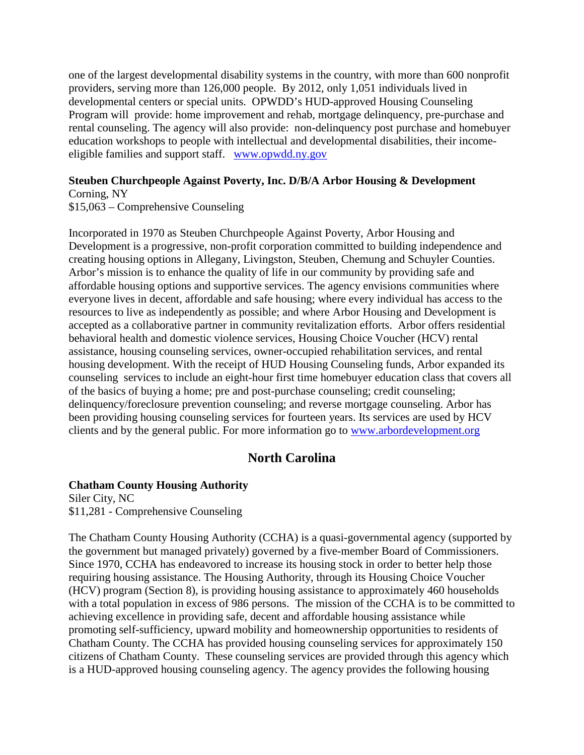one of the largest developmental disability systems in the country, with more than 600 nonprofit providers, serving more than 126,000 people. By 2012, only 1,051 individuals lived in developmental centers or special units. OPWDD's HUD-approved Housing Counseling Program will provide: home improvement and rehab, mortgage delinquency, pre-purchase and rental counseling. The agency will also provide: non-delinquency post purchase and homebuyer education workshops to people with intellectual and developmental disabilities, their income-eligible families and support staff. www.opwdd.ny.gov

**Steuben Churchpeople Against Poverty, Inc. D/B/A Arbor Housing & Development**
Corning, NY
$15,063 – Comprehensive Counseling

Incorporated in 1970 as Steuben Churchpeople Against Poverty, Arbor Housing and Development is a progressive, non-profit corporation committed to building independence and creating housing options in Allegany, Livingston, Steuben, Chemung and Schuyler Counties. Arbor's mission is to enhance the quality of life in our community by providing safe and affordable housing options and supportive services. The agency envisions communities where everyone lives in decent, affordable and safe housing; where every individual has access to the resources to live as independently as possible; and where Arbor Housing and Development is accepted as a collaborative partner in community revitalization efforts. Arbor offers residential behavioral health and domestic violence services, Housing Choice Voucher (HCV) rental assistance, housing counseling services, owner-occupied rehabilitation services, and rental housing development. With the receipt of HUD Housing Counseling funds, Arbor expanded its counseling services to include an eight-hour first time homebuyer education class that covers all of the basics of buying a home; pre and post-purchase counseling; credit counseling; delinquency/foreclosure prevention counseling; and reverse mortgage counseling. Arbor has been providing housing counseling services for fourteen years. Its services are used by HCV clients and by the general public. For more information go to www.arbordevelopment.org

## North Carolina

**Chatham County Housing Authority**
Siler City, NC
$11,281 - Comprehensive Counseling

The Chatham County Housing Authority (CCHA) is a quasi-governmental agency (supported by the government but managed privately) governed by a five-member Board of Commissioners. Since 1970, CCHA has endeavored to increase its housing stock in order to better help those requiring housing assistance. The Housing Authority, through its Housing Choice Voucher (HCV) program (Section 8), is providing housing assistance to approximately 460 households with a total population in excess of 986 persons. The mission of the CCHA is to be committed to achieving excellence in providing safe, decent and affordable housing assistance while promoting self-sufficiency, upward mobility and homeownership opportunities to residents of Chatham County. The CCHA has provided housing counseling services for approximately 150 citizens of Chatham County. These counseling services are provided through this agency which is a HUD-approved housing counseling agency. The agency provides the following housing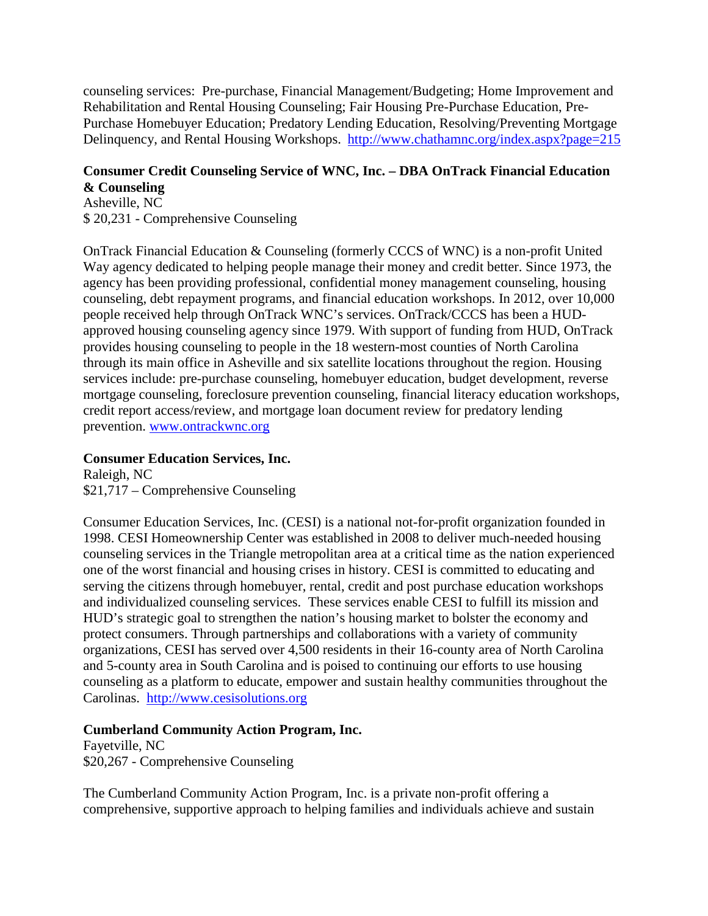counseling services: Pre-purchase, Financial Management/Budgeting; Home Improvement and Rehabilitation and Rental Housing Counseling; Fair Housing Pre-Purchase Education, Pre-Purchase Homebuyer Education; Predatory Lending Education, Resolving/Preventing Mortgage Delinquency, and Rental Housing Workshops. http://www.chathamnc.org/index.aspx?page=215

**Consumer Credit Counseling Service of WNC, Inc. – DBA OnTrack Financial Education & Counseling**
Asheville, NC
$ 20,231 - Comprehensive Counseling

OnTrack Financial Education & Counseling (formerly CCCS of WNC) is a non-profit United Way agency dedicated to helping people manage their money and credit better. Since 1973, the agency has been providing professional, confidential money management counseling, housing counseling, debt repayment programs, and financial education workshops. In 2012, over 10,000 people received help through OnTrack WNC's services. OnTrack/CCCS has been a HUD-approved housing counseling agency since 1979. With support of funding from HUD, OnTrack provides housing counseling to people in the 18 western-most counties of North Carolina through its main office in Asheville and six satellite locations throughout the region. Housing services include: pre-purchase counseling, homebuyer education, budget development, reverse mortgage counseling, foreclosure prevention counseling, financial literacy education workshops, credit report access/review, and mortgage loan document review for predatory lending prevention. www.ontrackwnc.org

**Consumer Education Services, Inc.**
Raleigh, NC
$21,717 – Comprehensive Counseling

Consumer Education Services, Inc. (CESI) is a national not-for-profit organization founded in 1998. CESI Homeownership Center was established in 2008 to deliver much-needed housing counseling services in the Triangle metropolitan area at a critical time as the nation experienced one of the worst financial and housing crises in history. CESI is committed to educating and serving the citizens through homebuyer, rental, credit and post purchase education workshops and individualized counseling services. These services enable CESI to fulfill its mission and HUD's strategic goal to strengthen the nation's housing market to bolster the economy and protect consumers. Through partnerships and collaborations with a variety of community organizations, CESI has served over 4,500 residents in their 16-county area of North Carolina and 5-county area in South Carolina and is poised to continuing our efforts to use housing counseling as a platform to educate, empower and sustain healthy communities throughout the Carolinas. http://www.cesisolutions.org

**Cumberland Community Action Program, Inc.**
Fayetville, NC
$20,267 - Comprehensive Counseling

The Cumberland Community Action Program, Inc. is a private non-profit offering a comprehensive, supportive approach to helping families and individuals achieve and sustain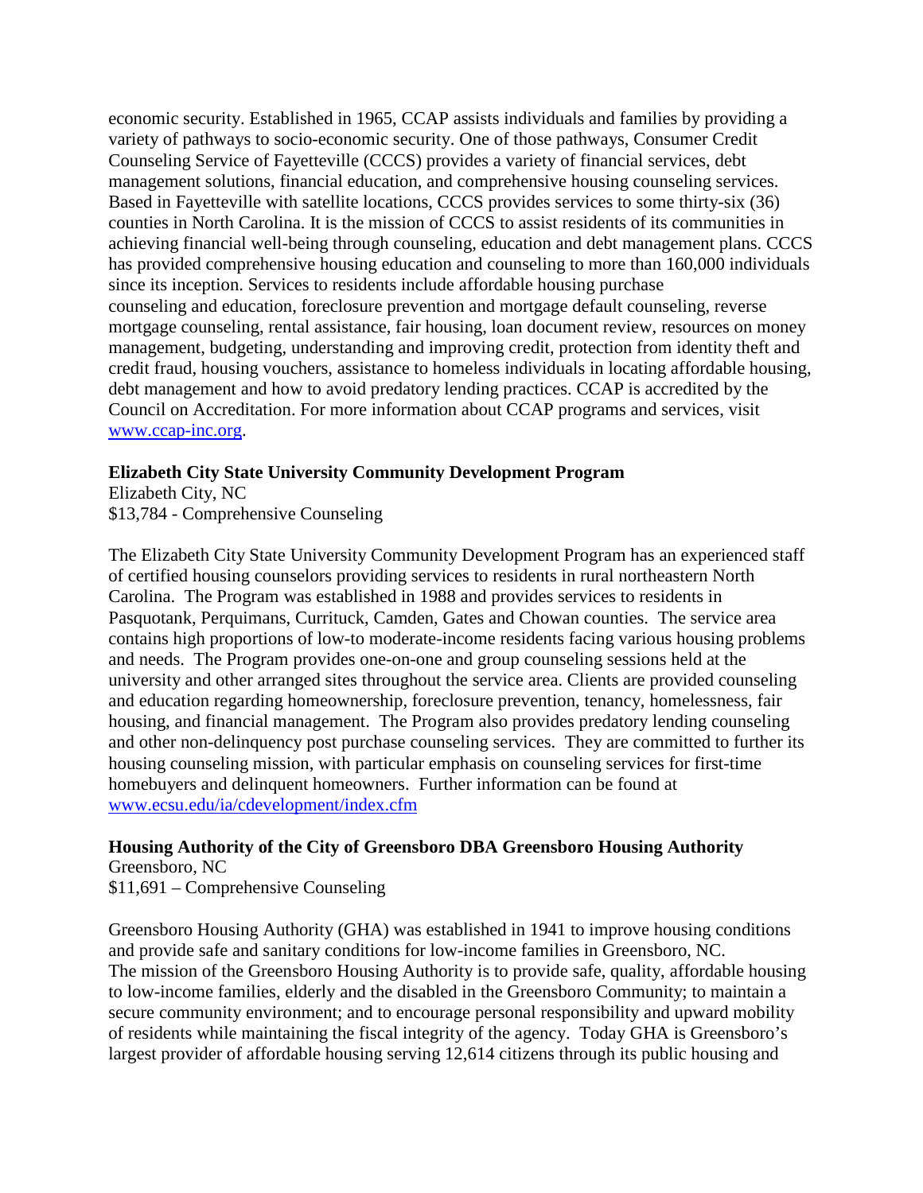economic security. Established in 1965, CCAP assists individuals and families by providing a variety of pathways to socio-economic security. One of those pathways, Consumer Credit Counseling Service of Fayetteville (CCCS) provides a variety of financial services, debt management solutions, financial education, and comprehensive housing counseling services. Based in Fayetteville with satellite locations, CCCS provides services to some thirty-six (36) counties in North Carolina. It is the mission of CCCS to assist residents of its communities in achieving financial well-being through counseling, education and debt management plans. CCCS has provided comprehensive housing education and counseling to more than 160,000 individuals since its inception. Services to residents include affordable housing purchase counseling and education, foreclosure prevention and mortgage default counseling, reverse mortgage counseling, rental assistance, fair housing, loan document review, resources on money management, budgeting, understanding and improving credit, protection from identity theft and credit fraud, housing vouchers, assistance to homeless individuals in locating affordable housing, debt management and how to avoid predatory lending practices. CCAP is accredited by the Council on Accreditation. For more information about CCAP programs and services, visit www.ccap-inc.org.

**Elizabeth City State University Community Development Program**
Elizabeth City, NC
$13,784 - Comprehensive Counseling

The Elizabeth City State University Community Development Program has an experienced staff of certified housing counselors providing services to residents in rural northeastern North Carolina. The Program was established in 1988 and provides services to residents in Pasquotank, Perquimans, Currituck, Camden, Gates and Chowan counties. The service area contains high proportions of low-to moderate-income residents facing various housing problems and needs. The Program provides one-on-one and group counseling sessions held at the university and other arranged sites throughout the service area. Clients are provided counseling and education regarding homeownership, foreclosure prevention, tenancy, homelessness, fair housing, and financial management. The Program also provides predatory lending counseling and other non-delinquency post purchase counseling services. They are committed to further its housing counseling mission, with particular emphasis on counseling services for first-time homebuyers and delinquent homeowners. Further information can be found at www.ecsu.edu/ia/cdevelopment/index.cfm

**Housing Authority of the City of Greensboro DBA Greensboro Housing Authority**
Greensboro, NC
$11,691 – Comprehensive Counseling

Greensboro Housing Authority (GHA) was established in 1941 to improve housing conditions and provide safe and sanitary conditions for low-income families in Greensboro, NC. The mission of the Greensboro Housing Authority is to provide safe, quality, affordable housing to low-income families, elderly and the disabled in the Greensboro Community; to maintain a secure community environment; and to encourage personal responsibility and upward mobility of residents while maintaining the fiscal integrity of the agency. Today GHA is Greensboro's largest provider of affordable housing serving 12,614 citizens through its public housing and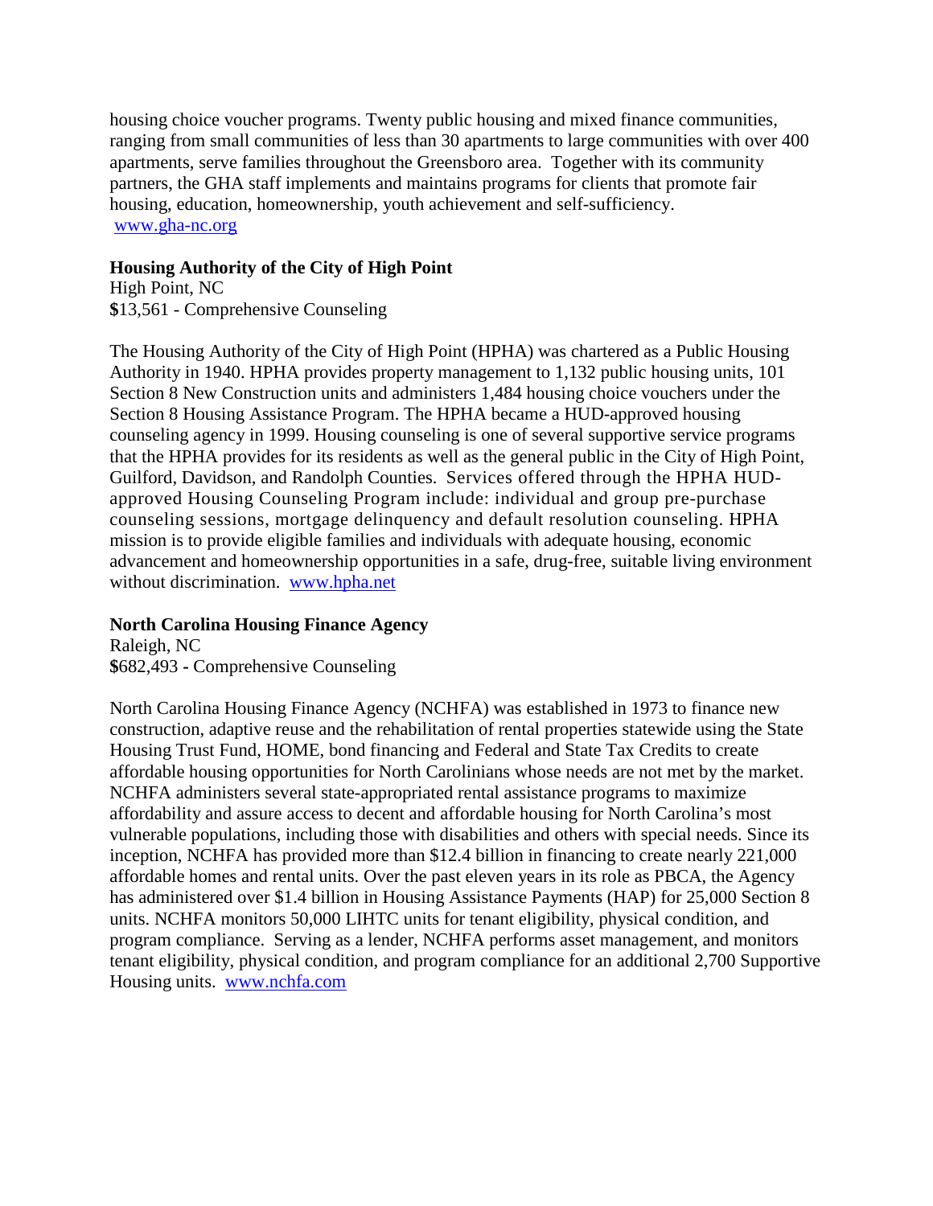housing choice voucher programs. Twenty public housing and mixed finance communities, ranging from small communities of less than 30 apartments to large communities with over 400 apartments, serve families throughout the Greensboro area. Together with its community partners, the GHA staff implements and maintains programs for clients that promote fair housing, education, homeownership, youth achievement and self-sufficiency. www.gha-nc.org

**Housing Authority of the City of High Point**
High Point, NC
**$**13,561 - Comprehensive Counseling

The Housing Authority of the City of High Point (HPHA) was chartered as a Public Housing Authority in 1940. HPHA provides property management to 1,132 public housing units, 101 Section 8 New Construction units and administers 1,484 housing choice vouchers under the Section 8 Housing Assistance Program. The HPHA became a HUD-approved housing counseling agency in 1999. Housing counseling is one of several supportive service programs that the HPHA provides for its residents as well as the general public in the City of High Point, Guilford, Davidson, and Randolph Counties. Services offered through the HPHA HUD-approved Housing Counseling Program include: individual and group pre-purchase counseling sessions, mortgage delinquency and default resolution counseling. HPHA mission is to provide eligible families and individuals with adequate housing, economic advancement and homeownership opportunities in a safe, drug-free, suitable living environment without discrimination. www.hpha.net

**North Carolina Housing Finance Agency**
Raleigh, NC
**$**682,493 **-** Comprehensive Counseling

North Carolina Housing Finance Agency (NCHFA) was established in 1973 to finance new construction, adaptive reuse and the rehabilitation of rental properties statewide using the State Housing Trust Fund, HOME, bond financing and Federal and State Tax Credits to create affordable housing opportunities for North Carolinians whose needs are not met by the market. NCHFA administers several state-appropriated rental assistance programs to maximize affordability and assure access to decent and affordable housing for North Carolina's most vulnerable populations, including those with disabilities and others with special needs. Since its inception, NCHFA has provided more than $12.4 billion in financing to create nearly 221,000 affordable homes and rental units. Over the past eleven years in its role as PBCA, the Agency has administered over $1.4 billion in Housing Assistance Payments (HAP) for 25,000 Section 8 units. NCHFA monitors 50,000 LIHTC units for tenant eligibility, physical condition, and program compliance. Serving as a lender, NCHFA performs asset management, and monitors tenant eligibility, physical condition, and program compliance for an additional 2,700 Supportive Housing units. www.nchfa.com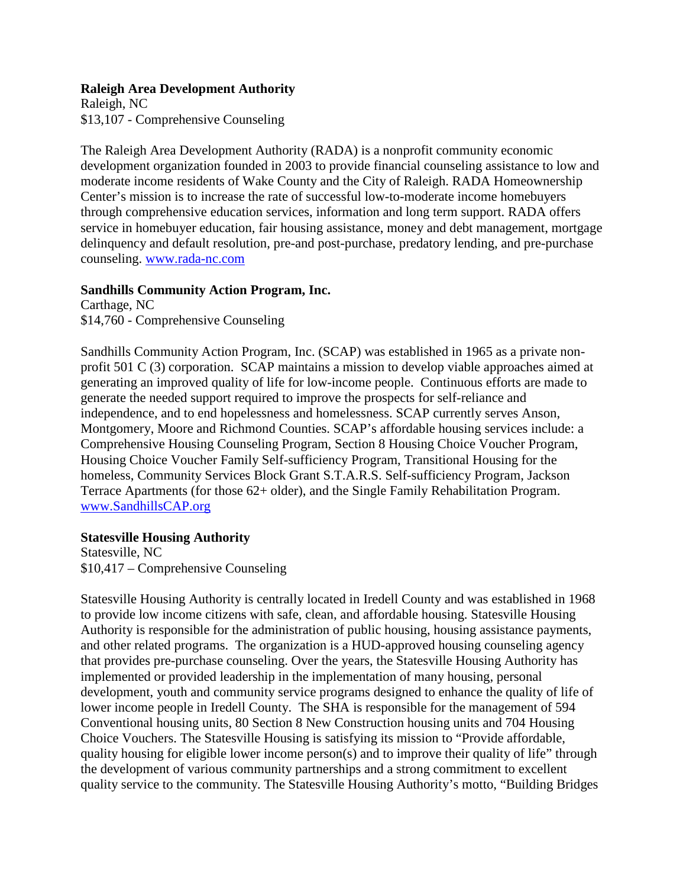**Raleigh Area Development Authority**
Raleigh, NC
$13,107 - Comprehensive Counseling

The Raleigh Area Development Authority (RADA) is a nonprofit community economic development organization founded in 2003 to provide financial counseling assistance to low and moderate income residents of Wake County and the City of Raleigh. RADA Homeownership Center's mission is to increase the rate of successful low-to-moderate income homebuyers through comprehensive education services, information and long term support. RADA offers service in homebuyer education, fair housing assistance, money and debt management, mortgage delinquency and default resolution, pre-and post-purchase, predatory lending, and pre-purchase counseling. www.rada-nc.com

**Sandhills Community Action Program, Inc.**
Carthage, NC
$14,760 - Comprehensive Counseling

Sandhills Community Action Program, Inc. (SCAP) was established in 1965 as a private non-profit 501 C (3) corporation. SCAP maintains a mission to develop viable approaches aimed at generating an improved quality of life for low-income people. Continuous efforts are made to generate the needed support required to improve the prospects for self-reliance and independence, and to end hopelessness and homelessness. SCAP currently serves Anson, Montgomery, Moore and Richmond Counties. SCAP's affordable housing services include: a Comprehensive Housing Counseling Program, Section 8 Housing Choice Voucher Program, Housing Choice Voucher Family Self-sufficiency Program, Transitional Housing for the homeless, Community Services Block Grant S.T.A.R.S. Self-sufficiency Program, Jackson Terrace Apartments (for those 62+ older), and the Single Family Rehabilitation Program. www.SandhillsCAP.org

**Statesville Housing Authority**
Statesville, NC
$10,417 – Comprehensive Counseling

Statesville Housing Authority is centrally located in Iredell County and was established in 1968 to provide low income citizens with safe, clean, and affordable housing. Statesville Housing Authority is responsible for the administration of public housing, housing assistance payments, and other related programs. The organization is a HUD-approved housing counseling agency that provides pre-purchase counseling. Over the years, the Statesville Housing Authority has implemented or provided leadership in the implementation of many housing, personal development, youth and community service programs designed to enhance the quality of life of lower income people in Iredell County. The SHA is responsible for the management of 594 Conventional housing units, 80 Section 8 New Construction housing units and 704 Housing Choice Vouchers. The Statesville Housing is satisfying its mission to "Provide affordable, quality housing for eligible lower income person(s) and to improve their quality of life" through the development of various community partnerships and a strong commitment to excellent quality service to the community. The Statesville Housing Authority's motto, "Building Bridges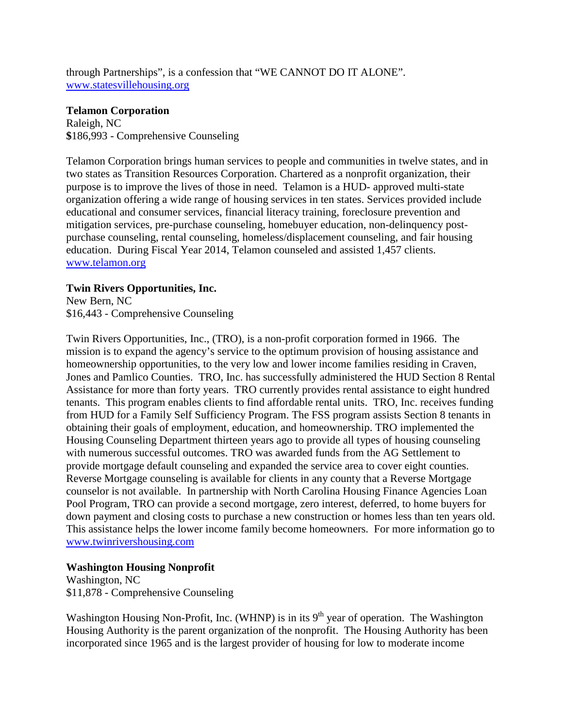through Partnerships", is a confession that "WE CANNOT DO IT ALONE".
www.statesvillehousing.org

**Telamon Corporation**
Raleigh, NC
**$**186,993 - Comprehensive Counseling

Telamon Corporation brings human services to people and communities in twelve states, and in two states as Transition Resources Corporation. Chartered as a nonprofit organization, their purpose is to improve the lives of those in need. Telamon is a HUD- approved multi-state organization offering a wide range of housing services in ten states. Services provided include educational and consumer services, financial literacy training, foreclosure prevention and mitigation services, pre-purchase counseling, homebuyer education, non-delinquency post-purchase counseling, rental counseling, homeless/displacement counseling, and fair housing education. During Fiscal Year 2014, Telamon counseled and assisted 1,457 clients.
www.telamon.org

**Twin Rivers Opportunities, Inc.**
New Bern, NC
$16,443 - Comprehensive Counseling

Twin Rivers Opportunities, Inc., (TRO), is a non-profit corporation formed in 1966. The mission is to expand the agency's service to the optimum provision of housing assistance and homeownership opportunities, to the very low and lower income families residing in Craven, Jones and Pamlico Counties. TRO, Inc. has successfully administered the HUD Section 8 Rental Assistance for more than forty years. TRO currently provides rental assistance to eight hundred tenants. This program enables clients to find affordable rental units. TRO, Inc. receives funding from HUD for a Family Self Sufficiency Program. The FSS program assists Section 8 tenants in obtaining their goals of employment, education, and homeownership. TRO implemented the Housing Counseling Department thirteen years ago to provide all types of housing counseling with numerous successful outcomes. TRO was awarded funds from the AG Settlement to provide mortgage default counseling and expanded the service area to cover eight counties. Reverse Mortgage counseling is available for clients in any county that a Reverse Mortgage counselor is not available. In partnership with North Carolina Housing Finance Agencies Loan Pool Program, TRO can provide a second mortgage, zero interest, deferred, to home buyers for down payment and closing costs to purchase a new construction or homes less than ten years old. This assistance helps the lower income family become homeowners. For more information go to www.twinrivershousing.com

**Washington Housing Nonprofit**
Washington, NC
$11,878 - Comprehensive Counseling

Washington Housing Non-Profit, Inc. (WHNP) is in its 9th year of operation. The Washington Housing Authority is the parent organization of the nonprofit. The Housing Authority has been incorporated since 1965 and is the largest provider of housing for low to moderate income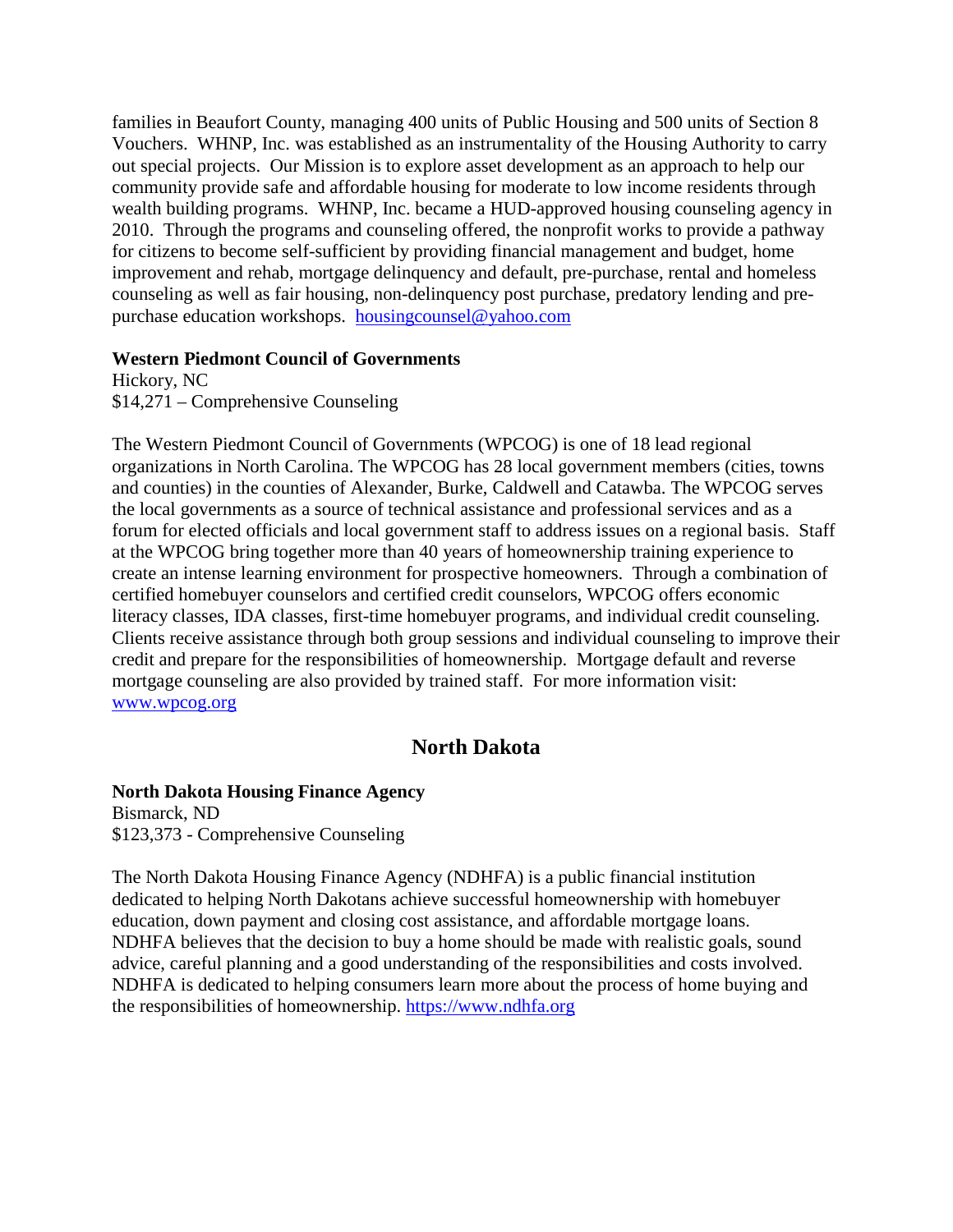families in Beaufort County, managing 400 units of Public Housing and 500 units of Section 8 Vouchers. WHNP, Inc. was established as an instrumentality of the Housing Authority to carry out special projects. Our Mission is to explore asset development as an approach to help our community provide safe and affordable housing for moderate to low income residents through wealth building programs. WHNP, Inc. became a HUD-approved housing counseling agency in 2010. Through the programs and counseling offered, the nonprofit works to provide a pathway for citizens to become self-sufficient by providing financial management and budget, home improvement and rehab, mortgage delinquency and default, pre-purchase, rental and homeless counseling as well as fair housing, non-delinquency post purchase, predatory lending and pre-purchase education workshops. housingcounsel@yahoo.com

**Western Piedmont Council of Governments**
Hickory, NC
$14,271 – Comprehensive Counseling

The Western Piedmont Council of Governments (WPCOG) is one of 18 lead regional organizations in North Carolina. The WPCOG has 28 local government members (cities, towns and counties) in the counties of Alexander, Burke, Caldwell and Catawba. The WPCOG serves the local governments as a source of technical assistance and professional services and as a forum for elected officials and local government staff to address issues on a regional basis. Staff at the WPCOG bring together more than 40 years of homeownership training experience to create an intense learning environment for prospective homeowners. Through a combination of certified homebuyer counselors and certified credit counselors, WPCOG offers economic literacy classes, IDA classes, first-time homebuyer programs, and individual credit counseling. Clients receive assistance through both group sessions and individual counseling to improve their credit and prepare for the responsibilities of homeownership. Mortgage default and reverse mortgage counseling are also provided by trained staff. For more information visit: www.wpcog.org

## North Dakota

**North Dakota Housing Finance Agency**
Bismarck, ND
$123,373 - Comprehensive Counseling

The North Dakota Housing Finance Agency (NDHFA) is a public financial institution dedicated to helping North Dakotans achieve successful homeownership with homebuyer education, down payment and closing cost assistance, and affordable mortgage loans. NDHFA believes that the decision to buy a home should be made with realistic goals, sound advice, careful planning and a good understanding of the responsibilities and costs involved. NDHFA is dedicated to helping consumers learn more about the process of home buying and the responsibilities of homeownership. https://www.ndhfa.org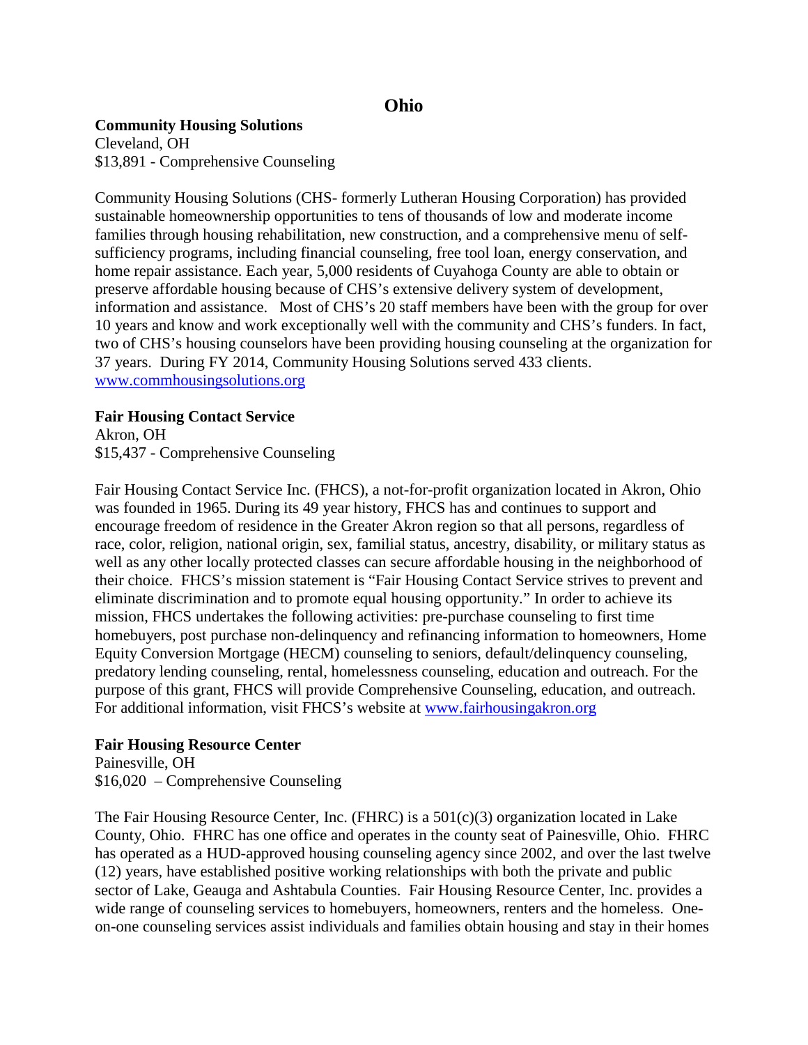# Ohio

**Community Housing Solutions**
Cleveland, OH
$13,891 - Comprehensive Counseling

Community Housing Solutions (CHS- formerly Lutheran Housing Corporation) has provided sustainable homeownership opportunities to tens of thousands of low and moderate income families through housing rehabilitation, new construction, and a comprehensive menu of self-sufficiency programs, including financial counseling, free tool loan, energy conservation, and home repair assistance. Each year, 5,000 residents of Cuyahoga County are able to obtain or preserve affordable housing because of CHS's extensive delivery system of development, information and assistance. Most of CHS's 20 staff members have been with the group for over 10 years and know and work exceptionally well with the community and CHS's funders. In fact, two of CHS's housing counselors have been providing housing counseling at the organization for 37 years. During FY 2014, Community Housing Solutions served 433 clients. [www.commhousingsolutions.org](www.commhousingsolutions.org)

**Fair Housing Contact Service**
Akron, OH
$15,437 - Comprehensive Counseling

Fair Housing Contact Service Inc. (FHCS), a not-for-profit organization located in Akron, Ohio was founded in 1965. During its 49 year history, FHCS has and continues to support and encourage freedom of residence in the Greater Akron region so that all persons, regardless of race, color, religion, national origin, sex, familial status, ancestry, disability, or military status as well as any other locally protected classes can secure affordable housing in the neighborhood of their choice. FHCS's mission statement is "Fair Housing Contact Service strives to prevent and eliminate discrimination and to promote equal housing opportunity." In order to achieve its mission, FHCS undertakes the following activities: pre-purchase counseling to first time homebuyers, post purchase non-delinquency and refinancing information to homeowners, Home Equity Conversion Mortgage (HECM) counseling to seniors, default/delinquency counseling, predatory lending counseling, rental, homelessness counseling, education and outreach. For the purpose of this grant, FHCS will provide Comprehensive Counseling, education, and outreach. For additional information, visit FHCS's website at [www.fairhousingakron.org](www.fairhousingakron.org)

**Fair Housing Resource Center**
Painesville, OH
$16,020 – Comprehensive Counseling

The Fair Housing Resource Center, Inc. (FHRC) is a 501(c)(3) organization located in Lake County, Ohio. FHRC has one office and operates in the county seat of Painesville, Ohio. FHRC has operated as a HUD-approved housing counseling agency since 2002, and over the last twelve (12) years, have established positive working relationships with both the private and public sector of Lake, Geauga and Ashtabula Counties. Fair Housing Resource Center, Inc. provides a wide range of counseling services to homebuyers, homeowners, renters and the homeless. One-on-one counseling services assist individuals and families obtain housing and stay in their homes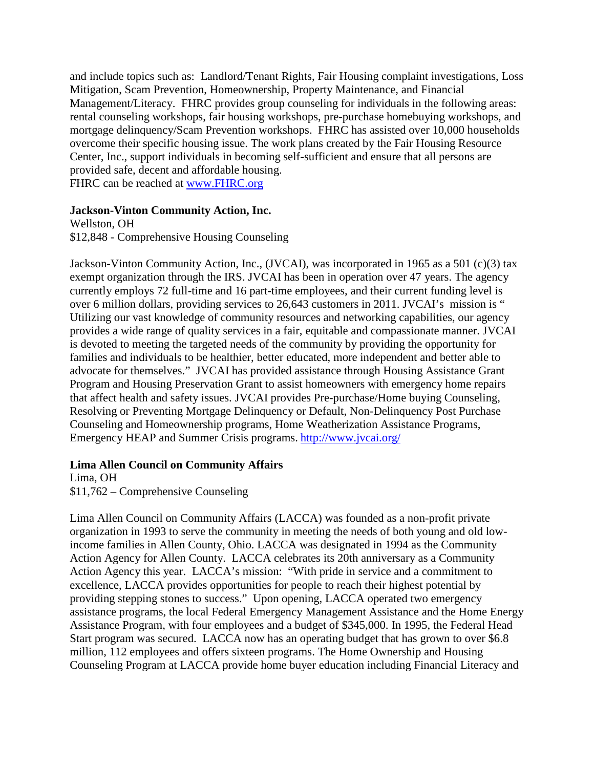and include topics such as: Landlord/Tenant Rights, Fair Housing complaint investigations, Loss Mitigation, Scam Prevention, Homeownership, Property Maintenance, and Financial Management/Literacy. FHRC provides group counseling for individuals in the following areas: rental counseling workshops, fair housing workshops, pre-purchase homebuying workshops, and mortgage delinquency/Scam Prevention workshops. FHRC has assisted over 10,000 households overcome their specific housing issue. The work plans created by the Fair Housing Resource Center, Inc., support individuals in becoming self-sufficient and ensure that all persons are provided safe, decent and affordable housing.
FHRC can be reached at www.FHRC.org

**Jackson-Vinton Community Action, Inc.**
Wellston, OH
$12,848 - Comprehensive Housing Counseling

Jackson-Vinton Community Action, Inc., (JVCAI), was incorporated in 1965 as a 501 (c)(3) tax exempt organization through the IRS. JVCAI has been in operation over 47 years. The agency currently employs 72 full-time and 16 part-time employees, and their current funding level is over 6 million dollars, providing services to 26,643 customers in 2011. JVCAI's mission is " Utilizing our vast knowledge of community resources and networking capabilities, our agency provides a wide range of quality services in a fair, equitable and compassionate manner. JVCAI is devoted to meeting the targeted needs of the community by providing the opportunity for families and individuals to be healthier, better educated, more independent and better able to advocate for themselves." JVCAI has provided assistance through Housing Assistance Grant Program and Housing Preservation Grant to assist homeowners with emergency home repairs that affect health and safety issues. JVCAI provides Pre-purchase/Home buying Counseling, Resolving or Preventing Mortgage Delinquency or Default, Non-Delinquency Post Purchase Counseling and Homeownership programs, Home Weatherization Assistance Programs, Emergency HEAP and Summer Crisis programs. http://www.jvcai.org/

**Lima Allen Council on Community Affairs**
Lima, OH
$11,762 – Comprehensive Counseling

Lima Allen Council on Community Affairs (LACCA) was founded as a non-profit private organization in 1993 to serve the community in meeting the needs of both young and old low-income families in Allen County, Ohio. LACCA was designated in 1994 as the Community Action Agency for Allen County. LACCA celebrates its 20th anniversary as a Community Action Agency this year. LACCA's mission: "With pride in service and a commitment to excellence, LACCA provides opportunities for people to reach their highest potential by providing stepping stones to success." Upon opening, LACCA operated two emergency assistance programs, the local Federal Emergency Management Assistance and the Home Energy Assistance Program, with four employees and a budget of $345,000. In 1995, the Federal Head Start program was secured. LACCA now has an operating budget that has grown to over $6.8 million, 112 employees and offers sixteen programs. The Home Ownership and Housing Counseling Program at LACCA provide home buyer education including Financial Literacy and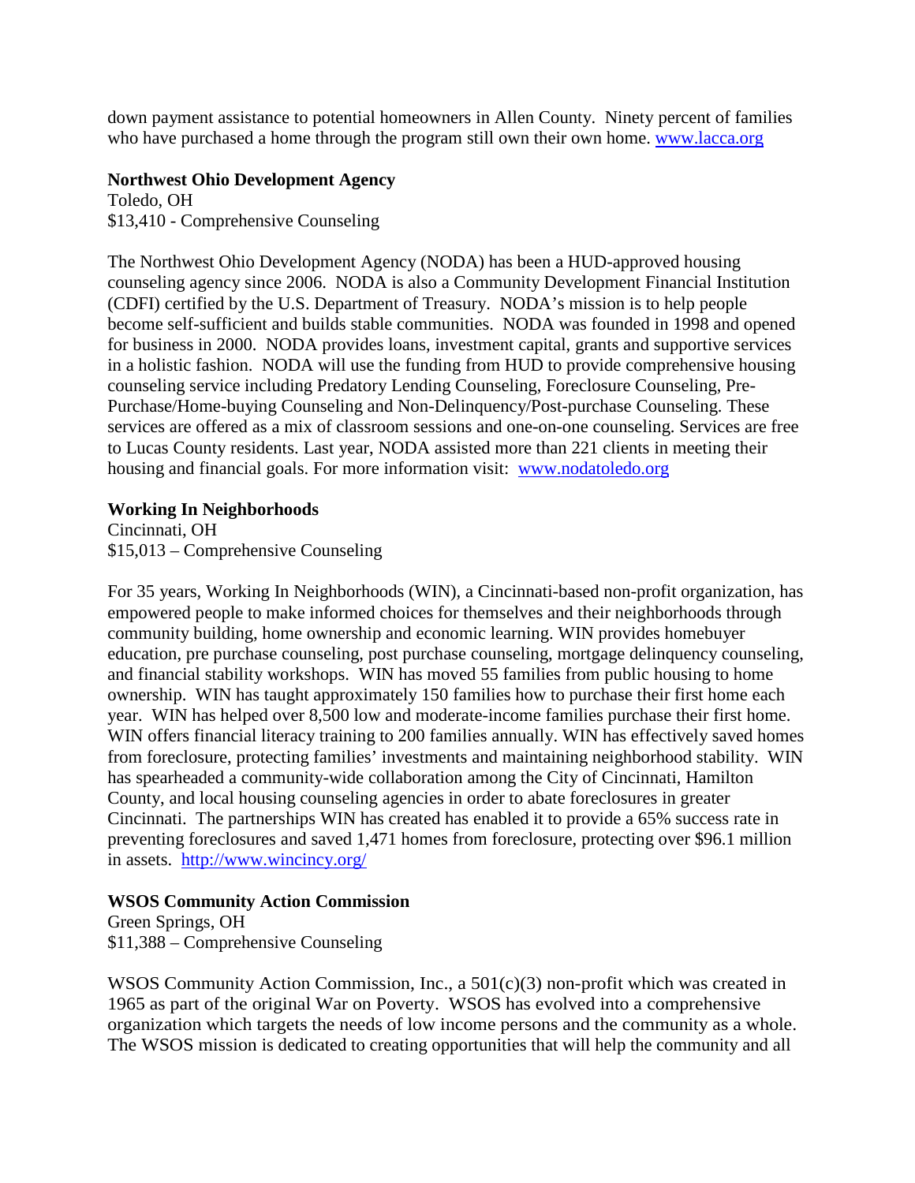down payment assistance to potential homeowners in Allen County. Ninety percent of families who have purchased a home through the program still own their own home. www.lacca.org

**Northwest Ohio Development Agency**
Toledo, OH
$13,410 - Comprehensive Counseling

The Northwest Ohio Development Agency (NODA) has been a HUD-approved housing counseling agency since 2006. NODA is also a Community Development Financial Institution (CDFI) certified by the U.S. Department of Treasury. NODA's mission is to help people become self-sufficient and builds stable communities. NODA was founded in 1998 and opened for business in 2000. NODA provides loans, investment capital, grants and supportive services in a holistic fashion. NODA will use the funding from HUD to provide comprehensive housing counseling service including Predatory Lending Counseling, Foreclosure Counseling, Pre-Purchase/Home-buying Counseling and Non-Delinquency/Post-purchase Counseling. These services are offered as a mix of classroom sessions and one-on-one counseling. Services are free to Lucas County residents. Last year, NODA assisted more than 221 clients in meeting their housing and financial goals. For more information visit: www.nodatoledo.org

**Working In Neighborhoods**
Cincinnati, OH
$15,013 – Comprehensive Counseling

For 35 years, Working In Neighborhoods (WIN), a Cincinnati-based non-profit organization, has empowered people to make informed choices for themselves and their neighborhoods through community building, home ownership and economic learning. WIN provides homebuyer education, pre purchase counseling, post purchase counseling, mortgage delinquency counseling, and financial stability workshops. WIN has moved 55 families from public housing to home ownership. WIN has taught approximately 150 families how to purchase their first home each year. WIN has helped over 8,500 low and moderate-income families purchase their first home. WIN offers financial literacy training to 200 families annually. WIN has effectively saved homes from foreclosure, protecting families' investments and maintaining neighborhood stability. WIN has spearheaded a community-wide collaboration among the City of Cincinnati, Hamilton County, and local housing counseling agencies in order to abate foreclosures in greater Cincinnati. The partnerships WIN has created has enabled it to provide a 65% success rate in preventing foreclosures and saved 1,471 homes from foreclosure, protecting over $96.1 million in assets. http://www.wincincy.org/

**WSOS Community Action Commission**
Green Springs, OH
$11,388 – Comprehensive Counseling

WSOS Community Action Commission, Inc., a 501(c)(3) non-profit which was created in 1965 as part of the original War on Poverty. WSOS has evolved into a comprehensive organization which targets the needs of low income persons and the community as a whole. The WSOS mission is dedicated to creating opportunities that will help the community and all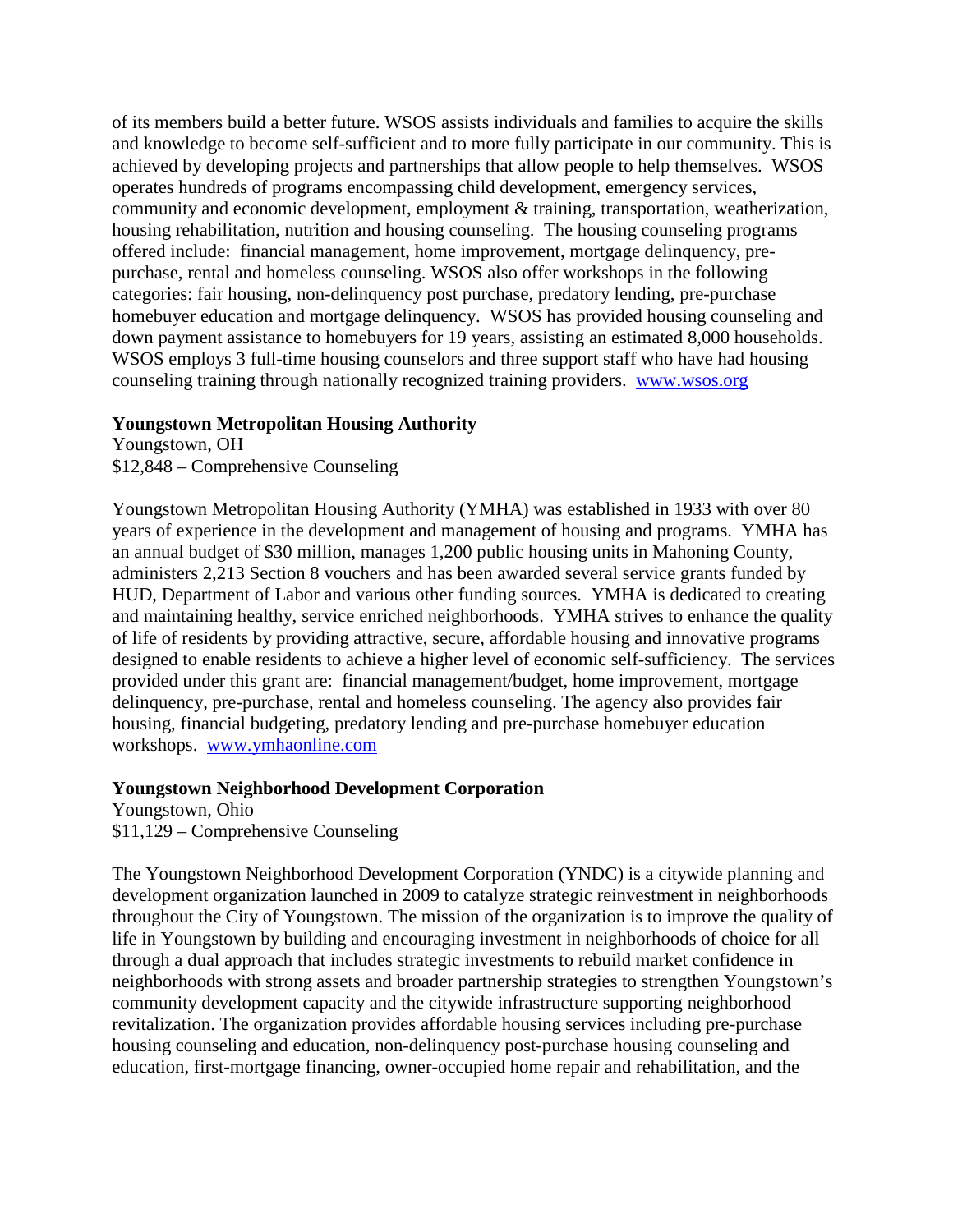of its members build a better future. WSOS assists individuals and families to acquire the skills and knowledge to become self-sufficient and to more fully participate in our community. This is achieved by developing projects and partnerships that allow people to help themselves. WSOS operates hundreds of programs encompassing child development, emergency services, community and economic development, employment & training, transportation, weatherization, housing rehabilitation, nutrition and housing counseling. The housing counseling programs offered include: financial management, home improvement, mortgage delinquency, pre-purchase, rental and homeless counseling. WSOS also offer workshops in the following categories: fair housing, non-delinquency post purchase, predatory lending, pre-purchase homebuyer education and mortgage delinquency. WSOS has provided housing counseling and down payment assistance to homebuyers for 19 years, assisting an estimated 8,000 households. WSOS employs 3 full-time housing counselors and three support staff who have had housing counseling training through nationally recognized training providers. [www.wsos.org](http://www.wsos.org)

**Youngstown Metropolitan Housing Authority**
Youngstown, OH
$12,848 – Comprehensive Counseling

Youngstown Metropolitan Housing Authority (YMHA) was established in 1933 with over 80 years of experience in the development and management of housing and programs. YMHA has an annual budget of $30 million, manages 1,200 public housing units in Mahoning County, administers 2,213 Section 8 vouchers and has been awarded several service grants funded by HUD, Department of Labor and various other funding sources. YMHA is dedicated to creating and maintaining healthy, service enriched neighborhoods. YMHA strives to enhance the quality of life of residents by providing attractive, secure, affordable housing and innovative programs designed to enable residents to achieve a higher level of economic self-sufficiency. The services provided under this grant are: financial management/budget, home improvement, mortgage delinquency, pre-purchase, rental and homeless counseling. The agency also provides fair housing, financial budgeting, predatory lending and pre-purchase homebuyer education workshops. [www.ymhaonline.com](http://www.ymhaonline.com)

**Youngstown Neighborhood Development Corporation**
Youngstown, Ohio
$11,129 – Comprehensive Counseling

The Youngstown Neighborhood Development Corporation (YNDC) is a citywide planning and development organization launched in 2009 to catalyze strategic reinvestment in neighborhoods throughout the City of Youngstown. The mission of the organization is to improve the quality of life in Youngstown by building and encouraging investment in neighborhoods of choice for all through a dual approach that includes strategic investments to rebuild market confidence in neighborhoods with strong assets and broader partnership strategies to strengthen Youngstown's community development capacity and the citywide infrastructure supporting neighborhood revitalization. The organization provides affordable housing services including pre-purchase housing counseling and education, non-delinquency post-purchase housing counseling and education, first-mortgage financing, owner-occupied home repair and rehabilitation, and the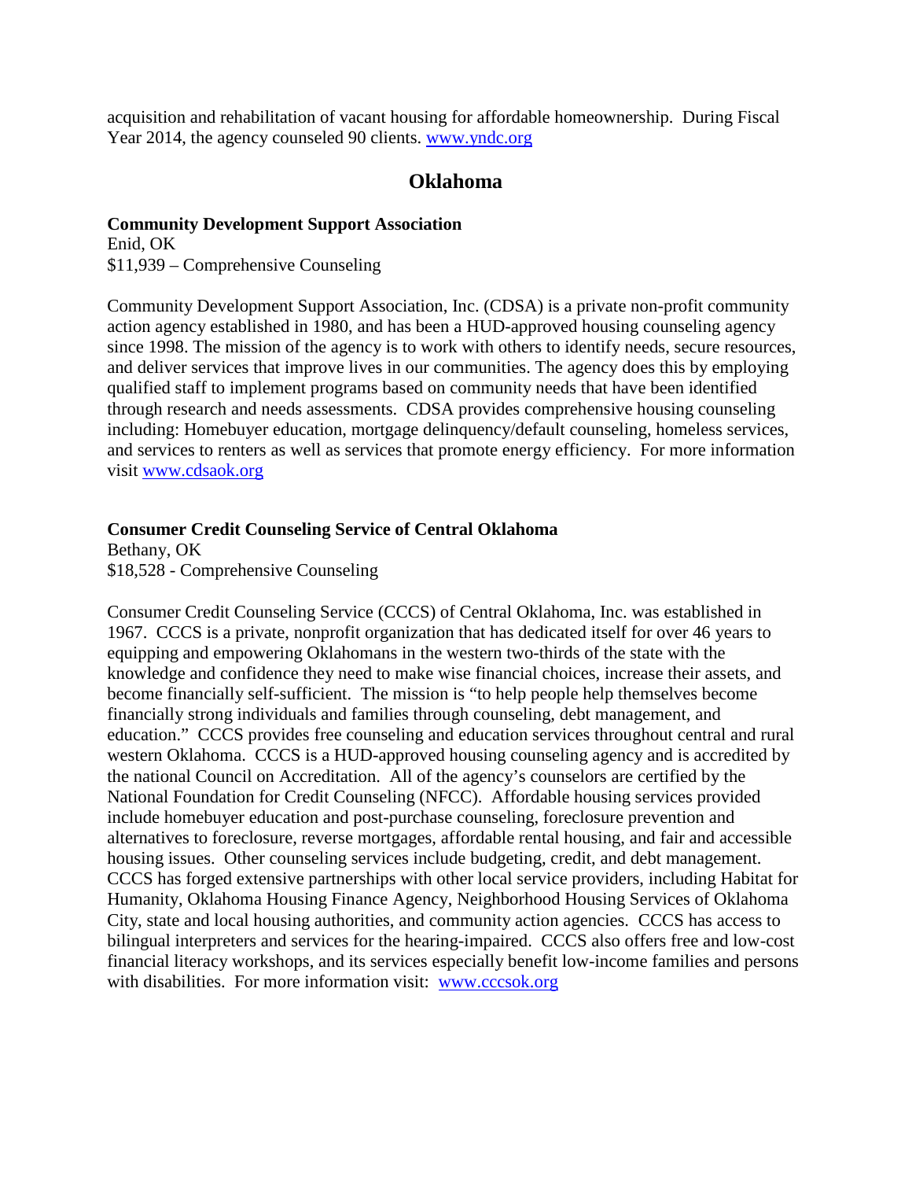acquisition and rehabilitation of vacant housing for affordable homeownership. During Fiscal Year 2014, the agency counseled 90 clients. www.yndc.org

## Oklahoma

**Community Development Support Association**
Enid, OK
$11,939 – Comprehensive Counseling

Community Development Support Association, Inc. (CDSA) is a private non-profit community action agency established in 1980, and has been a HUD-approved housing counseling agency since 1998. The mission of the agency is to work with others to identify needs, secure resources, and deliver services that improve lives in our communities. The agency does this by employing qualified staff to implement programs based on community needs that have been identified through research and needs assessments. CDSA provides comprehensive housing counseling including: Homebuyer education, mortgage delinquency/default counseling, homeless services, and services to renters as well as services that promote energy efficiency. For more information visit www.cdsaok.org

**Consumer Credit Counseling Service of Central Oklahoma**
Bethany, OK
$18,528 - Comprehensive Counseling

Consumer Credit Counseling Service (CCCS) of Central Oklahoma, Inc. was established in 1967. CCCS is a private, nonprofit organization that has dedicated itself for over 46 years to equipping and empowering Oklahomans in the western two-thirds of the state with the knowledge and confidence they need to make wise financial choices, increase their assets, and become financially self-sufficient. The mission is "to help people help themselves become financially strong individuals and families through counseling, debt management, and education." CCCS provides free counseling and education services throughout central and rural western Oklahoma. CCCS is a HUD-approved housing counseling agency and is accredited by the national Council on Accreditation. All of the agency's counselors are certified by the National Foundation for Credit Counseling (NFCC). Affordable housing services provided include homebuyer education and post-purchase counseling, foreclosure prevention and alternatives to foreclosure, reverse mortgages, affordable rental housing, and fair and accessible housing issues. Other counseling services include budgeting, credit, and debt management. CCCS has forged extensive partnerships with other local service providers, including Habitat for Humanity, Oklahoma Housing Finance Agency, Neighborhood Housing Services of Oklahoma City, state and local housing authorities, and community action agencies. CCCS has access to bilingual interpreters and services for the hearing-impaired. CCCS also offers free and low-cost financial literacy workshops, and its services especially benefit low-income families and persons with disabilities. For more information visit: www.cccsok.org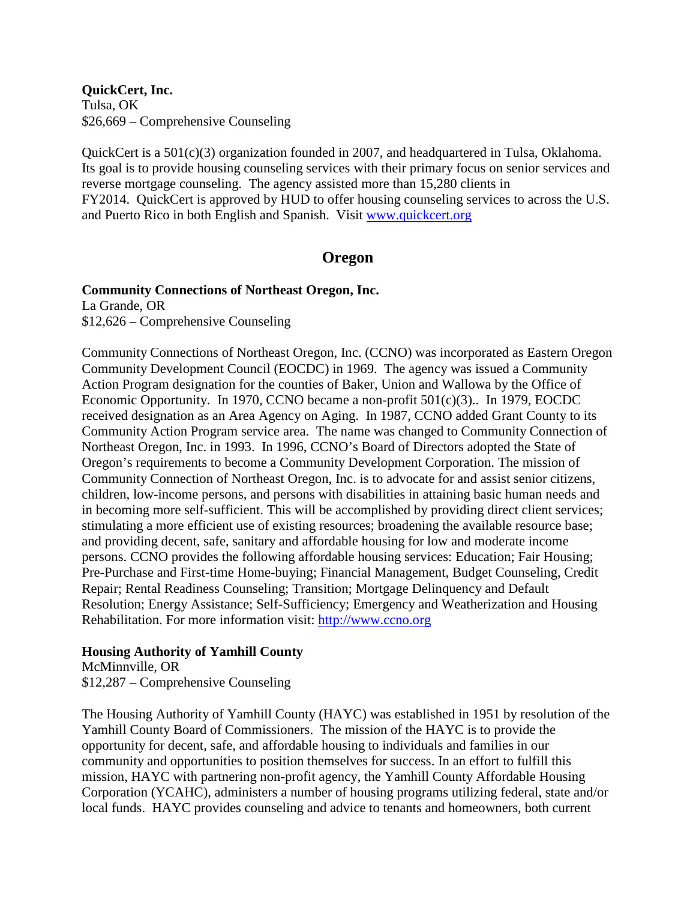**QuickCert, Inc.**
Tulsa, OK
$26,669 – Comprehensive Counseling

QuickCert is a 501(c)(3) organization founded in 2007, and headquartered in Tulsa, Oklahoma. Its goal is to provide housing counseling services with their primary focus on senior services and reverse mortgage counseling. The agency assisted more than 15,280 clients in FY2014. QuickCert is approved by HUD to offer housing counseling services to across the U.S. and Puerto Rico in both English and Spanish. Visit www.quickcert.org

## Oregon

**Community Connections of Northeast Oregon, Inc.**
La Grande, OR
$12,626 – Comprehensive Counseling

Community Connections of Northeast Oregon, Inc. (CCNO) was incorporated as Eastern Oregon Community Development Council (EOCDC) in 1969. The agency was issued a Community Action Program designation for the counties of Baker, Union and Wallowa by the Office of Economic Opportunity. In 1970, CCNO became a non-profit 501(c)(3).. In 1979, EOCDC received designation as an Area Agency on Aging. In 1987, CCNO added Grant County to its Community Action Program service area. The name was changed to Community Connection of Northeast Oregon, Inc. in 1993. In 1996, CCNO's Board of Directors adopted the State of Oregon's requirements to become a Community Development Corporation. The mission of Community Connection of Northeast Oregon, Inc. is to advocate for and assist senior citizens, children, low-income persons, and persons with disabilities in attaining basic human needs and in becoming more self-sufficient. This will be accomplished by providing direct client services; stimulating a more efficient use of existing resources; broadening the available resource base; and providing decent, safe, sanitary and affordable housing for low and moderate income persons. CCNO provides the following affordable housing services: Education; Fair Housing; Pre-Purchase and First-time Home-buying; Financial Management, Budget Counseling, Credit Repair; Rental Readiness Counseling; Transition; Mortgage Delinquency and Default Resolution; Energy Assistance; Self-Sufficiency; Emergency and Weatherization and Housing Rehabilitation. For more information visit: http://www.ccno.org

**Housing Authority of Yamhill County**
McMinnville, OR
$12,287 – Comprehensive Counseling

The Housing Authority of Yamhill County (HAYC) was established in 1951 by resolution of the Yamhill County Board of Commissioners. The mission of the HAYC is to provide the opportunity for decent, safe, and affordable housing to individuals and families in our community and opportunities to position themselves for success. In an effort to fulfill this mission, HAYC with partnering non-profit agency, the Yamhill County Affordable Housing Corporation (YCAHC), administers a number of housing programs utilizing federal, state and/or local funds. HAYC provides counseling and advice to tenants and homeowners, both current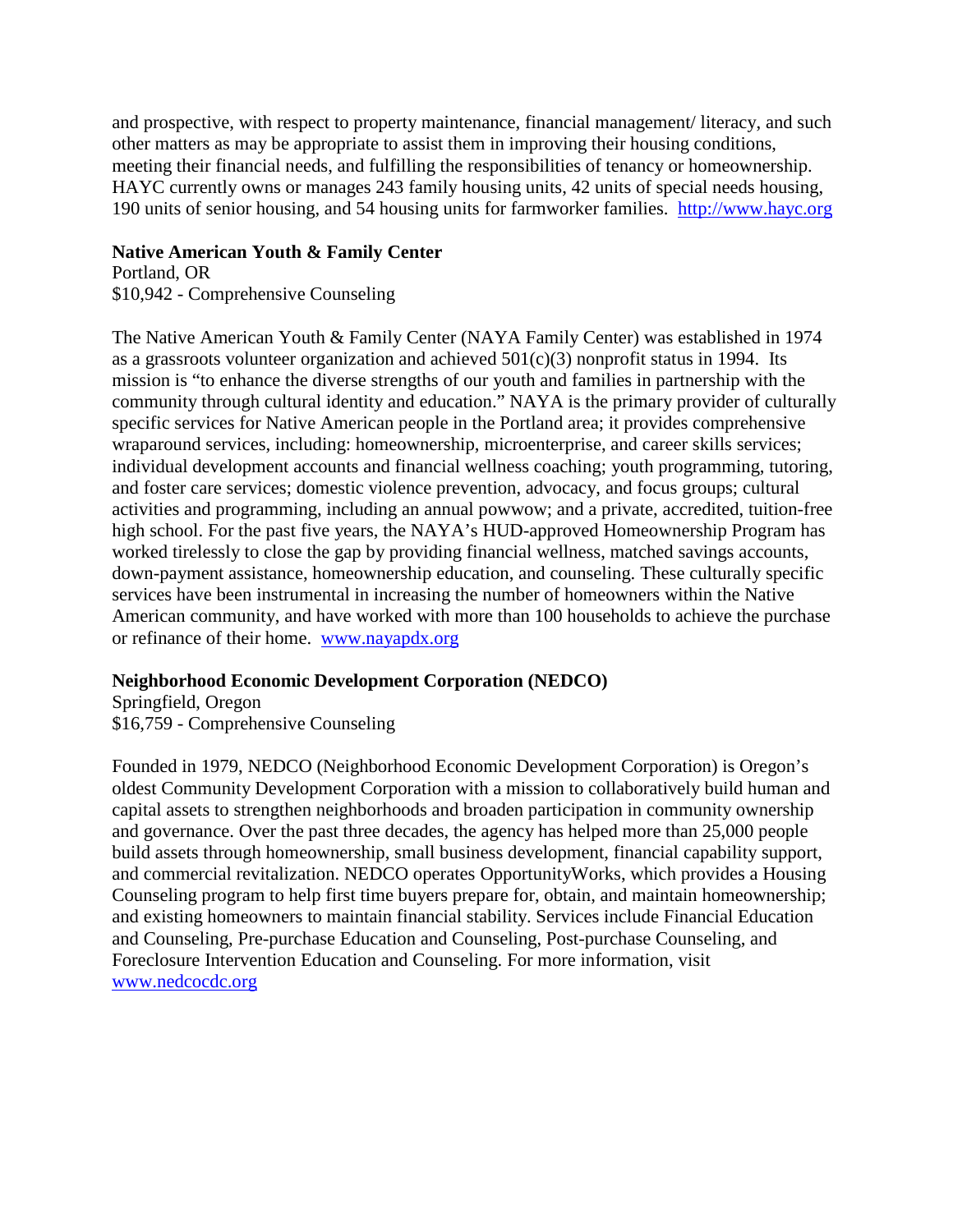and prospective, with respect to property maintenance, financial management/ literacy, and such other matters as may be appropriate to assist them in improving their housing conditions, meeting their financial needs, and fulfilling the responsibilities of tenancy or homeownership. HAYC currently owns or manages 243 family housing units, 42 units of special needs housing, 190 units of senior housing, and 54 housing units for farmworker families. http://www.hayc.org

**Native American Youth & Family Center**
Portland, OR
$10,942 - Comprehensive Counseling

The Native American Youth & Family Center (NAYA Family Center) was established in 1974 as a grassroots volunteer organization and achieved 501(c)(3) nonprofit status in 1994. Its mission is "to enhance the diverse strengths of our youth and families in partnership with the community through cultural identity and education." NAYA is the primary provider of culturally specific services for Native American people in the Portland area; it provides comprehensive wraparound services, including: homeownership, microenterprise, and career skills services; individual development accounts and financial wellness coaching; youth programming, tutoring, and foster care services; domestic violence prevention, advocacy, and focus groups; cultural activities and programming, including an annual powwow; and a private, accredited, tuition-free high school. For the past five years, the NAYA's HUD-approved Homeownership Program has worked tirelessly to close the gap by providing financial wellness, matched savings accounts, down-payment assistance, homeownership education, and counseling. These culturally specific services have been instrumental in increasing the number of homeowners within the Native American community, and have worked with more than 100 households to achieve the purchase or refinance of their home. www.nayapdx.org

**Neighborhood Economic Development Corporation (NEDCO)**
Springfield, Oregon
$16,759 - Comprehensive Counseling

Founded in 1979, NEDCO (Neighborhood Economic Development Corporation) is Oregon's oldest Community Development Corporation with a mission to collaboratively build human and capital assets to strengthen neighborhoods and broaden participation in community ownership and governance. Over the past three decades, the agency has helped more than 25,000 people build assets through homeownership, small business development, financial capability support, and commercial revitalization. NEDCO operates OpportunityWorks, which provides a Housing Counseling program to help first time buyers prepare for, obtain, and maintain homeownership; and existing homeowners to maintain financial stability. Services include Financial Education and Counseling, Pre-purchase Education and Counseling, Post-purchase Counseling, and Foreclosure Intervention Education and Counseling. For more information, visit www.nedcocdc.org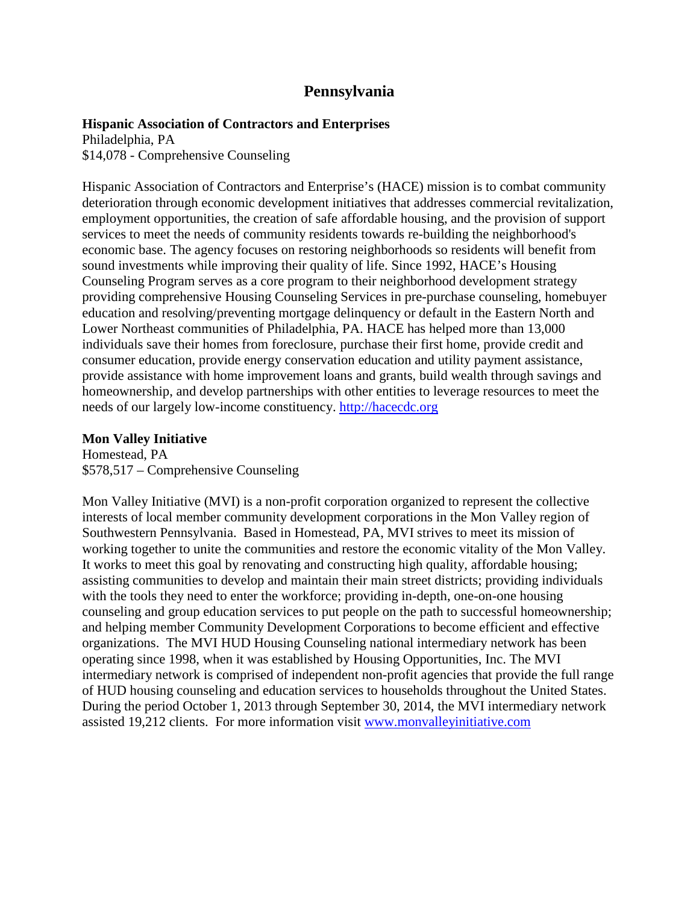# Pennsylvania

**Hispanic Association of Contractors and Enterprises**
Philadelphia, PA
$14,078 - Comprehensive Counseling

Hispanic Association of Contractors and Enterprise's (HACE) mission is to combat community deterioration through economic development initiatives that addresses commercial revitalization, employment opportunities, the creation of safe affordable housing, and the provision of support services to meet the needs of community residents towards re-building the neighborhood's economic base. The agency focuses on restoring neighborhoods so residents will benefit from sound investments while improving their quality of life. Since 1992, HACE's Housing Counseling Program serves as a core program to their neighborhood development strategy providing comprehensive Housing Counseling Services in pre-purchase counseling, homebuyer education and resolving/preventing mortgage delinquency or default in the Eastern North and Lower Northeast communities of Philadelphia, PA. HACE has helped more than 13,000 individuals save their homes from foreclosure, purchase their first home, provide credit and consumer education, provide energy conservation education and utility payment assistance, provide assistance with home improvement loans and grants, build wealth through savings and homeownership, and develop partnerships with other entities to leverage resources to meet the needs of our largely low-income constituency. http://hacecdc.org

**Mon Valley Initiative**
Homestead, PA
$578,517 – Comprehensive Counseling

Mon Valley Initiative (MVI) is a non-profit corporation organized to represent the collective interests of local member community development corporations in the Mon Valley region of Southwestern Pennsylvania. Based in Homestead, PA, MVI strives to meet its mission of working together to unite the communities and restore the economic vitality of the Mon Valley. It works to meet this goal by renovating and constructing high quality, affordable housing; assisting communities to develop and maintain their main street districts; providing individuals with the tools they need to enter the workforce; providing in-depth, one-on-one housing counseling and group education services to put people on the path to successful homeownership; and helping member Community Development Corporations to become efficient and effective organizations. The MVI HUD Housing Counseling national intermediary network has been operating since 1998, when it was established by Housing Opportunities, Inc. The MVI intermediary network is comprised of independent non-profit agencies that provide the full range of HUD housing counseling and education services to households throughout the United States. During the period October 1, 2013 through September 30, 2014, the MVI intermediary network assisted 19,212 clients. For more information visit www.monvalleyinitiative.com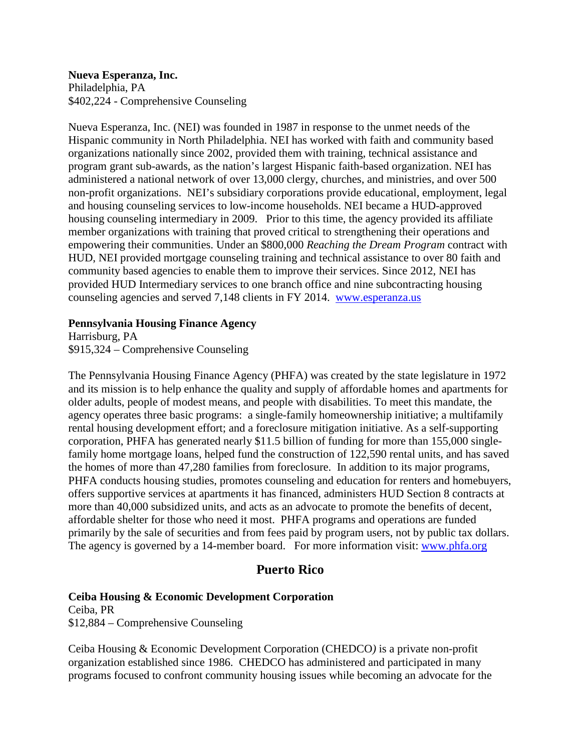**Nueva Esperanza, Inc.**
Philadelphia, PA
$402,224 - Comprehensive Counseling

Nueva Esperanza, Inc. (NEI) was founded in 1987 in response to the unmet needs of the Hispanic community in North Philadelphia. NEI has worked with faith and community based organizations nationally since 2002, provided them with training, technical assistance and program grant sub-awards, as the nation's largest Hispanic faith-based organization. NEI has administered a national network of over 13,000 clergy, churches, and ministries, and over 500 non-profit organizations. NEI's subsidiary corporations provide educational, employment, legal and housing counseling services to low-income households. NEI became a HUD-approved housing counseling intermediary in 2009. Prior to this time, the agency provided its affiliate member organizations with training that proved critical to strengthening their operations and empowering their communities. Under an $800,000 *Reaching the Dream Program* contract with HUD, NEI provided mortgage counseling training and technical assistance to over 80 faith and community based agencies to enable them to improve their services. Since 2012, NEI has provided HUD Intermediary services to one branch office and nine subcontracting housing counseling agencies and served 7,148 clients in FY 2014. [www.esperanza.us](http://www.esperanza.us)

**Pennsylvania Housing Finance Agency**
Harrisburg, PA
$915,324 – Comprehensive Counseling

The Pennsylvania Housing Finance Agency (PHFA) was created by the state legislature in 1972 and its mission is to help enhance the quality and supply of affordable homes and apartments for older adults, people of modest means, and people with disabilities. To meet this mandate, the agency operates three basic programs: a single-family homeownership initiative; a multifamily rental housing development effort; and a foreclosure mitigation initiative. As a self-supporting corporation, PHFA has generated nearly $11.5 billion of funding for more than 155,000 single-family home mortgage loans, helped fund the construction of 122,590 rental units, and has saved the homes of more than 47,280 families from foreclosure. In addition to its major programs, PHFA conducts housing studies, promotes counseling and education for renters and homebuyers, offers supportive services at apartments it has financed, administers HUD Section 8 contracts at more than 40,000 subsidized units, and acts as an advocate to promote the benefits of decent, affordable shelter for those who need it most. PHFA programs and operations are funded primarily by the sale of securities and from fees paid by program users, not by public tax dollars. The agency is governed by a 14-member board. For more information visit: [www.phfa.org](http://www.phfa.org)

## Puerto Rico

**Ceiba Housing & Economic Development Corporation**
Ceiba, PR
$12,884 – Comprehensive Counseling

Ceiba Housing & Economic Development Corporation (CHEDCO) is a private non-profit organization established since 1986. CHEDCO has administered and participated in many programs focused to confront community housing issues while becoming an advocate for the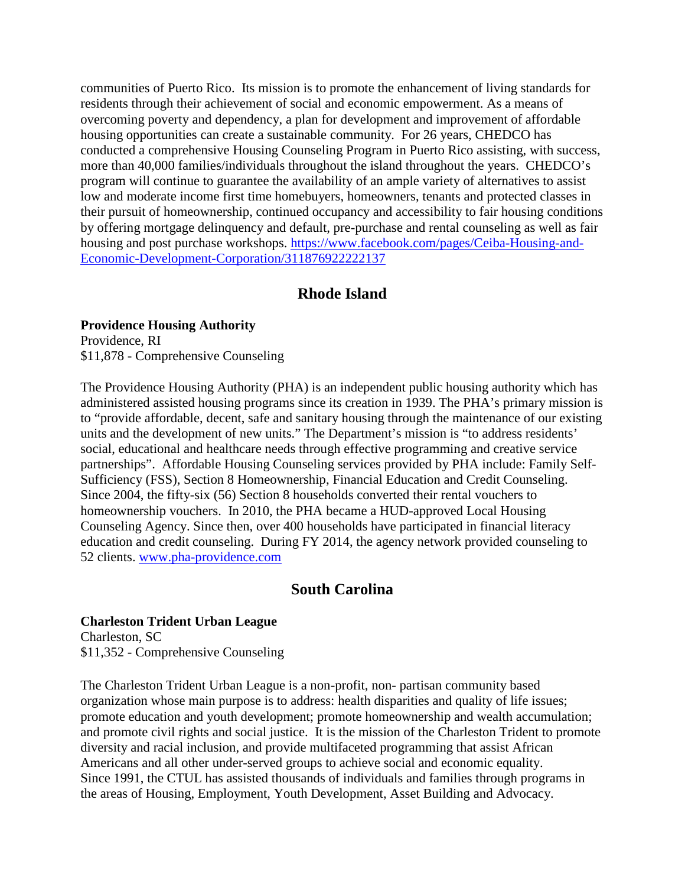communities of Puerto Rico. Its mission is to promote the enhancement of living standards for residents through their achievement of social and economic empowerment. As a means of overcoming poverty and dependency, a plan for development and improvement of affordable housing opportunities can create a sustainable community. For 26 years, CHEDCO has conducted a comprehensive Housing Counseling Program in Puerto Rico assisting, with success, more than 40,000 families/individuals throughout the island throughout the years. CHEDCO's program will continue to guarantee the availability of an ample variety of alternatives to assist low and moderate income first time homebuyers, homeowners, tenants and protected classes in their pursuit of homeownership, continued occupancy and accessibility to fair housing conditions by offering mortgage delinquency and default, pre-purchase and rental counseling as well as fair housing and post purchase workshops. [https://www.facebook.com/pages/Ceiba-Housing-and-Economic-Development-Corporation/311876922222137](https://www.facebook.com/pages/Ceiba-Housing-and-Economic-Development-Corporation/311876922222137)

## Rhode Island

**Providence Housing Authority**
Providence, RI
$11,878 - Comprehensive Counseling

The Providence Housing Authority (PHA) is an independent public housing authority which has administered assisted housing programs since its creation in 1939. The PHA's primary mission is to "provide affordable, decent, safe and sanitary housing through the maintenance of our existing units and the development of new units." The Department's mission is "to address residents' social, educational and healthcare needs through effective programming and creative service partnerships". Affordable Housing Counseling services provided by PHA include: Family Self-Sufficiency (FSS), Section 8 Homeownership, Financial Education and Credit Counseling. Since 2004, the fifty-six (56) Section 8 households converted their rental vouchers to homeownership vouchers. In 2010, the PHA became a HUD-approved Local Housing Counseling Agency. Since then, over 400 households have participated in financial literacy education and credit counseling. During FY 2014, the agency network provided counseling to 52 clients. [www.pha-providence.com](www.pha-providence.com)

## South Carolina

**Charleston Trident Urban League**
Charleston, SC
$11,352 - Comprehensive Counseling

The Charleston Trident Urban League is a non-profit, non- partisan community based organization whose main purpose is to address: health disparities and quality of life issues; promote education and youth development; promote homeownership and wealth accumulation; and promote civil rights and social justice. It is the mission of the Charleston Trident to promote diversity and racial inclusion, and provide multifaceted programming that assist African Americans and all other under-served groups to achieve social and economic equality. Since 1991, the CTUL has assisted thousands of individuals and families through programs in the areas of Housing, Employment, Youth Development, Asset Building and Advocacy.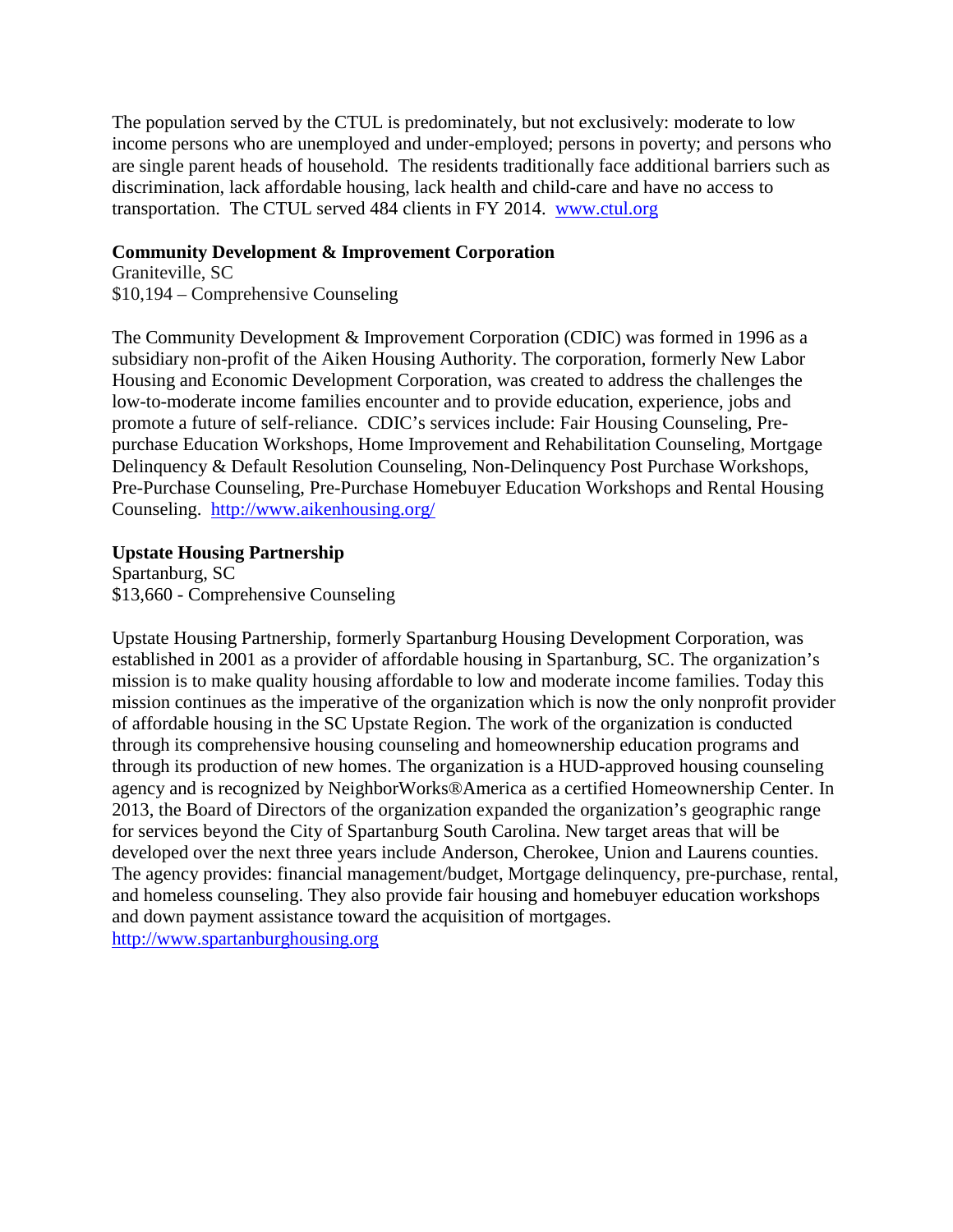The population served by the CTUL is predominately, but not exclusively: moderate to low income persons who are unemployed and under-employed; persons in poverty; and persons who are single parent heads of household. The residents traditionally face additional barriers such as discrimination, lack affordable housing, lack health and child-care and have no access to transportation. The CTUL served 484 clients in FY 2014. [www.ctul.org](www.ctul.org)

**Community Development & Improvement Corporation**
Graniteville, SC
$10,194 – Comprehensive Counseling

The Community Development & Improvement Corporation (CDIC) was formed in 1996 as a subsidiary non-profit of the Aiken Housing Authority. The corporation, formerly New Labor Housing and Economic Development Corporation, was created to address the challenges the low-to-moderate income families encounter and to provide education, experience, jobs and promote a future of self-reliance. CDIC's services include: Fair Housing Counseling, Pre-purchase Education Workshops, Home Improvement and Rehabilitation Counseling, Mortgage Delinquency & Default Resolution Counseling, Non-Delinquency Post Purchase Workshops, Pre-Purchase Counseling, Pre-Purchase Homebuyer Education Workshops and Rental Housing Counseling. [http://www.aikenhousing.org/](http://www.aikenhousing.org/)

**Upstate Housing Partnership**
Spartanburg, SC
$13,660 - Comprehensive Counseling

Upstate Housing Partnership, formerly Spartanburg Housing Development Corporation, was established in 2001 as a provider of affordable housing in Spartanburg, SC. The organization's mission is to make quality housing affordable to low and moderate income families. Today this mission continues as the imperative of the organization which is now the only nonprofit provider of affordable housing in the SC Upstate Region. The work of the organization is conducted through its comprehensive housing counseling and homeownership education programs and through its production of new homes. The organization is a HUD-approved housing counseling agency and is recognized by NeighborWorks®America as a certified Homeownership Center. In 2013, the Board of Directors of the organization expanded the organization's geographic range for services beyond the City of Spartanburg South Carolina. New target areas that will be developed over the next three years include Anderson, Cherokee, Union and Laurens counties. The agency provides: financial management/budget, Mortgage delinquency, pre-purchase, rental, and homeless counseling. They also provide fair housing and homebuyer education workshops and down payment assistance toward the acquisition of mortgages.
[http://www.spartanburghousing.org](http://www.spartanburghousing.org)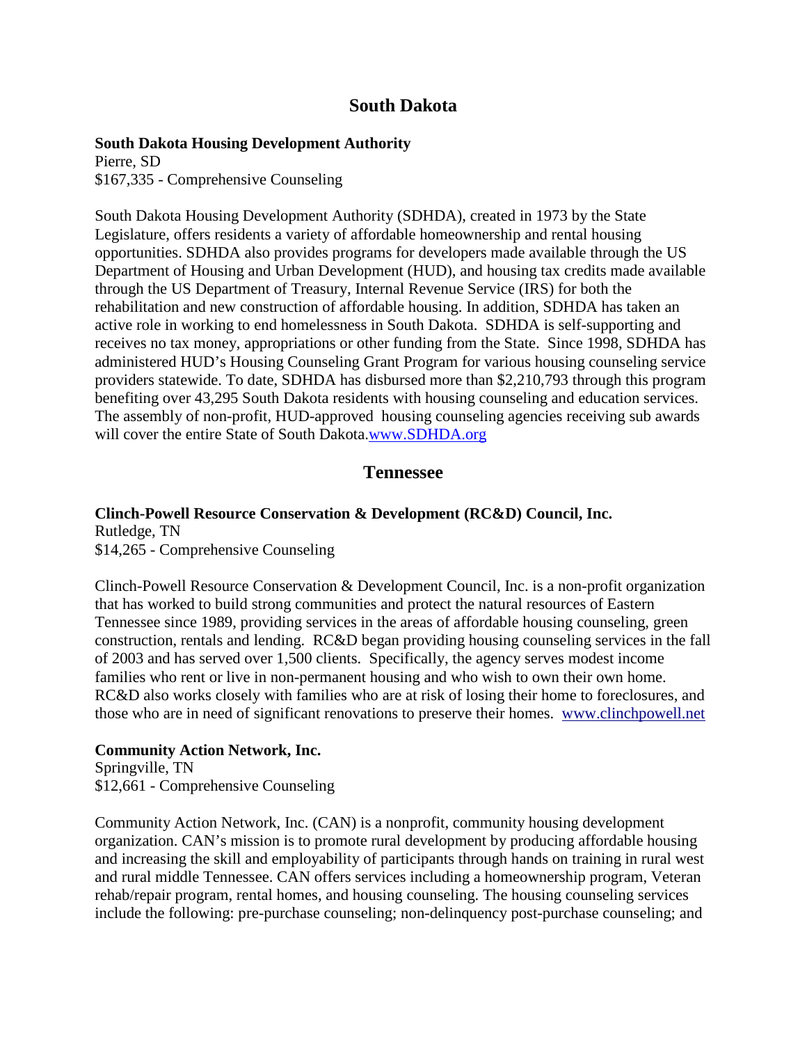## South Dakota

**South Dakota Housing Development Authority**
Pierre, SD
$167,335 - Comprehensive Counseling

South Dakota Housing Development Authority (SDHDA), created in 1973 by the State Legislature, offers residents a variety of affordable homeownership and rental housing opportunities. SDHDA also provides programs for developers made available through the US Department of Housing and Urban Development (HUD), and housing tax credits made available through the US Department of Treasury, Internal Revenue Service (IRS) for both the rehabilitation and new construction of affordable housing. In addition, SDHDA has taken an active role in working to end homelessness in South Dakota. SDHDA is self-supporting and receives no tax money, appropriations or other funding from the State. Since 1998, SDHDA has administered HUD's Housing Counseling Grant Program for various housing counseling service providers statewide. To date, SDHDA has disbursed more than $2,210,793 through this program benefiting over 43,295 South Dakota residents with housing counseling and education services. The assembly of non-profit, HUD-approved housing counseling agencies receiving sub awards will cover the entire State of South Dakota.www.SDHDA.org

## Tennessee

**Clinch-Powell Resource Conservation & Development (RC&D) Council, Inc.**
Rutledge, TN
$14,265 - Comprehensive Counseling

Clinch-Powell Resource Conservation & Development Council, Inc. is a non-profit organization that has worked to build strong communities and protect the natural resources of Eastern Tennessee since 1989, providing services in the areas of affordable housing counseling, green construction, rentals and lending. RC&D began providing housing counseling services in the fall of 2003 and has served over 1,500 clients. Specifically, the agency serves modest income families who rent or live in non-permanent housing and who wish to own their own home. RC&D also works closely with families who are at risk of losing their home to foreclosures, and those who are in need of significant renovations to preserve their homes. www.clinchpowell.net

**Community Action Network, Inc.**
Springville, TN
$12,661 - Comprehensive Counseling

Community Action Network, Inc. (CAN) is a nonprofit, community housing development organization. CAN's mission is to promote rural development by producing affordable housing and increasing the skill and employability of participants through hands on training in rural west and rural middle Tennessee. CAN offers services including a homeownership program, Veteran rehab/repair program, rental homes, and housing counseling. The housing counseling services include the following: pre-purchase counseling; non-delinquency post-purchase counseling; and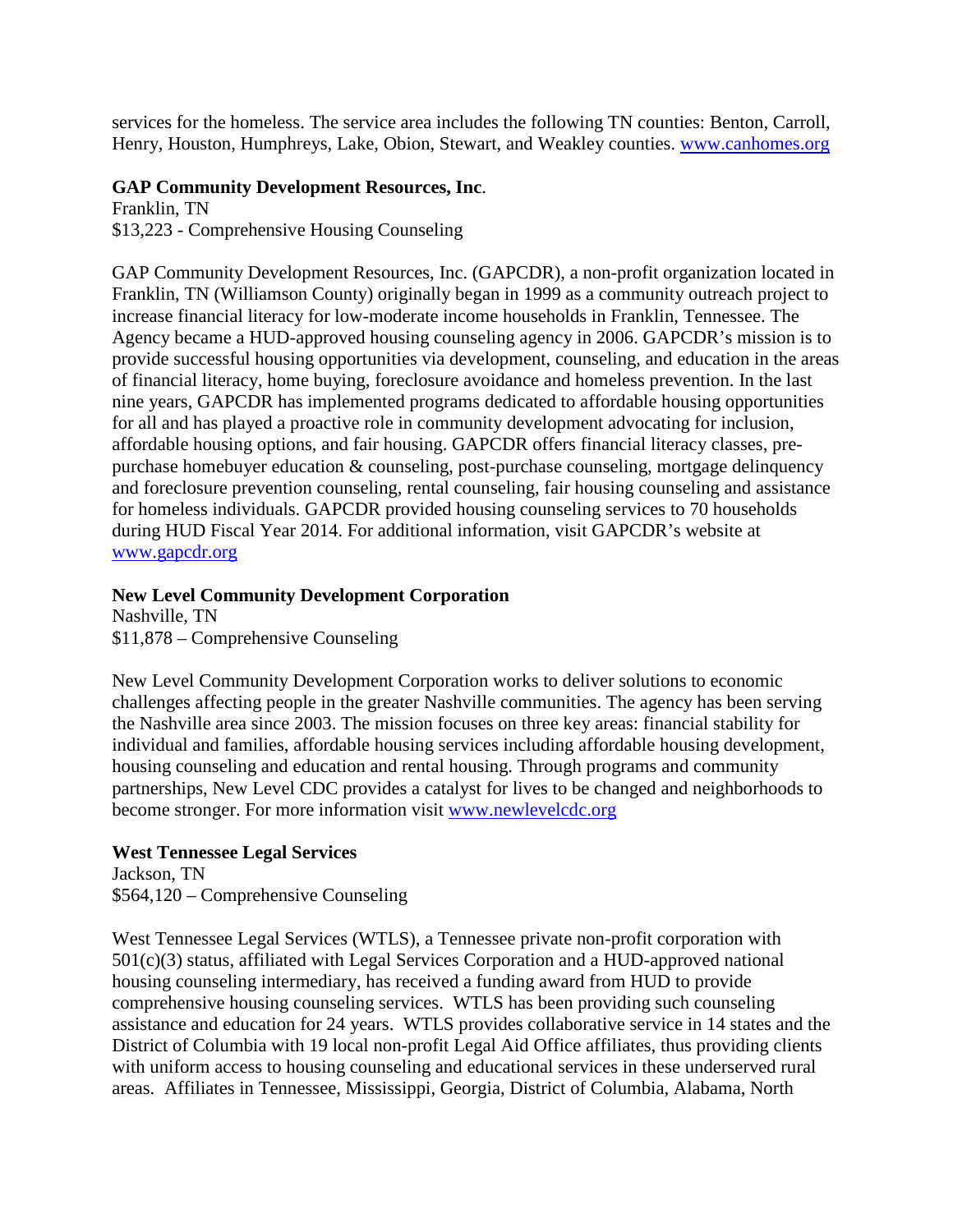services for the homeless. The service area includes the following TN counties: Benton, Carroll, Henry, Houston, Humphreys, Lake, Obion, Stewart, and Weakley counties. www.canhomes.org

**GAP Community Development Resources, Inc**.
Franklin, TN
$13,223 - Comprehensive Housing Counseling

GAP Community Development Resources, Inc. (GAPCDR), a non-profit organization located in Franklin, TN (Williamson County) originally began in 1999 as a community outreach project to increase financial literacy for low-moderate income households in Franklin, Tennessee. The Agency became a HUD-approved housing counseling agency in 2006. GAPCDR's mission is to provide successful housing opportunities via development, counseling, and education in the areas of financial literacy, home buying, foreclosure avoidance and homeless prevention. In the last nine years, GAPCDR has implemented programs dedicated to affordable housing opportunities for all and has played a proactive role in community development advocating for inclusion, affordable housing options, and fair housing. GAPCDR offers financial literacy classes, pre-purchase homebuyer education & counseling, post-purchase counseling, mortgage delinquency and foreclosure prevention counseling, rental counseling, fair housing counseling and assistance for homeless individuals. GAPCDR provided housing counseling services to 70 households during HUD Fiscal Year 2014. For additional information, visit GAPCDR's website at www.gapcdr.org

**New Level Community Development Corporation**
Nashville, TN
$11,878 – Comprehensive Counseling

New Level Community Development Corporation works to deliver solutions to economic challenges affecting people in the greater Nashville communities. The agency has been serving the Nashville area since 2003. The mission focuses on three key areas: financial stability for individual and families, affordable housing services including affordable housing development, housing counseling and education and rental housing. Through programs and community partnerships, New Level CDC provides a catalyst for lives to be changed and neighborhoods to become stronger. For more information visit www.newlevelcdc.org

**West Tennessee Legal Services**
Jackson, TN
$564,120 – Comprehensive Counseling

West Tennessee Legal Services (WTLS), a Tennessee private non-profit corporation with 501(c)(3) status, affiliated with Legal Services Corporation and a HUD-approved national housing counseling intermediary, has received a funding award from HUD to provide comprehensive housing counseling services. WTLS has been providing such counseling assistance and education for 24 years. WTLS provides collaborative service in 14 states and the District of Columbia with 19 local non-profit Legal Aid Office affiliates, thus providing clients with uniform access to housing counseling and educational services in these underserved rural areas. Affiliates in Tennessee, Mississippi, Georgia, District of Columbia, Alabama, North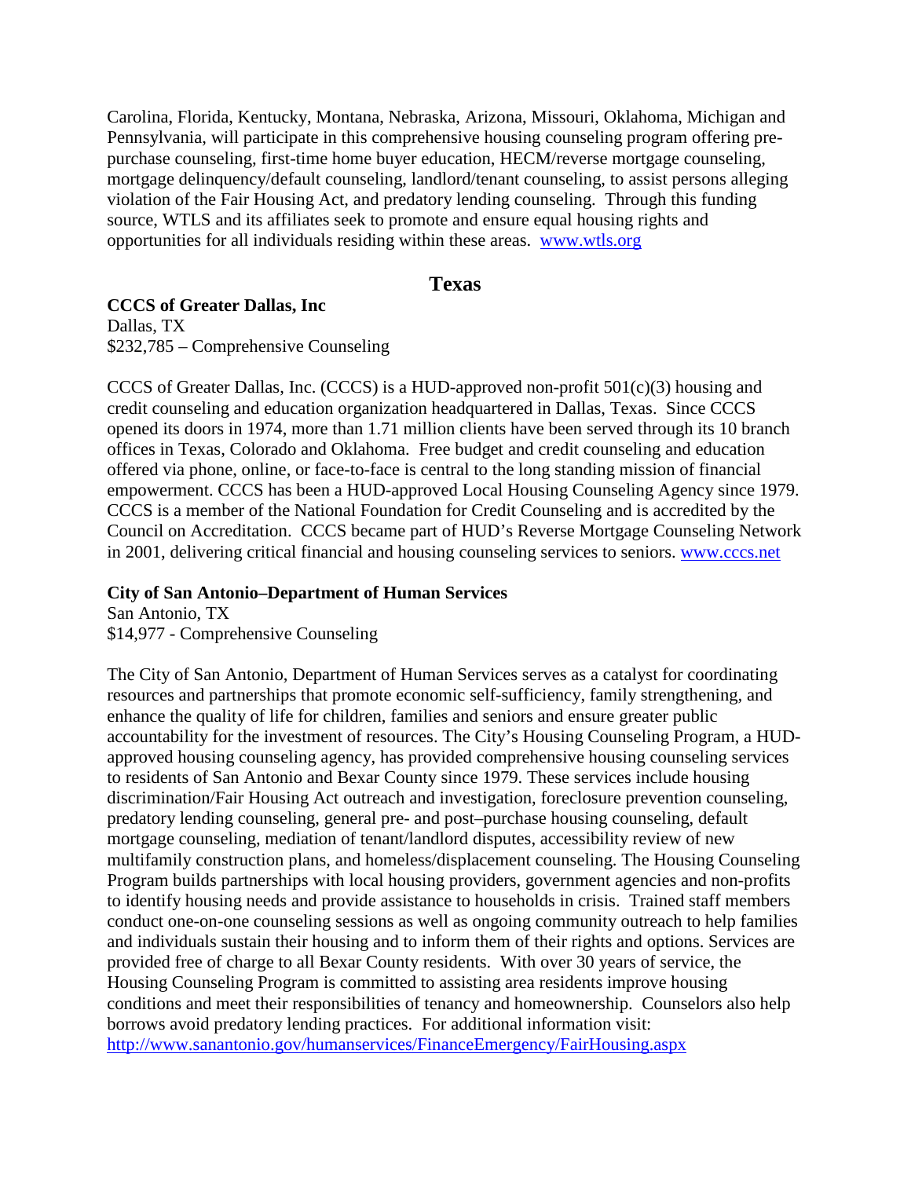Carolina, Florida, Kentucky, Montana, Nebraska, Arizona, Missouri, Oklahoma, Michigan and Pennsylvania, will participate in this comprehensive housing counseling program offering pre-purchase counseling, first-time home buyer education, HECM/reverse mortgage counseling, mortgage delinquency/default counseling, landlord/tenant counseling, to assist persons alleging violation of the Fair Housing Act, and predatory lending counseling. Through this funding source, WTLS and its affiliates seek to promote and ensure equal housing rights and opportunities for all individuals residing within these areas. www.wtls.org

## Texas

**CCCS of Greater Dallas, Inc**
Dallas, TX
$232,785 – Comprehensive Counseling

CCCS of Greater Dallas, Inc. (CCCS) is a HUD-approved non-profit 501(c)(3) housing and credit counseling and education organization headquartered in Dallas, Texas. Since CCCS opened its doors in 1974, more than 1.71 million clients have been served through its 10 branch offices in Texas, Colorado and Oklahoma. Free budget and credit counseling and education offered via phone, online, or face-to-face is central to the long standing mission of financial empowerment. CCCS has been a HUD-approved Local Housing Counseling Agency since 1979. CCCS is a member of the National Foundation for Credit Counseling and is accredited by the Council on Accreditation. CCCS became part of HUD's Reverse Mortgage Counseling Network in 2001, delivering critical financial and housing counseling services to seniors. www.cccs.net

**City of San Antonio–Department of Human Services**
San Antonio, TX
$14,977 - Comprehensive Counseling

The City of San Antonio, Department of Human Services serves as a catalyst for coordinating resources and partnerships that promote economic self-sufficiency, family strengthening, and enhance the quality of life for children, families and seniors and ensure greater public accountability for the investment of resources. The City's Housing Counseling Program, a HUD-approved housing counseling agency, has provided comprehensive housing counseling services to residents of San Antonio and Bexar County since 1979. These services include housing discrimination/Fair Housing Act outreach and investigation, foreclosure prevention counseling, predatory lending counseling, general pre- and post–purchase housing counseling, default mortgage counseling, mediation of tenant/landlord disputes, accessibility review of new multifamily construction plans, and homeless/displacement counseling. The Housing Counseling Program builds partnerships with local housing providers, government agencies and non-profits to identify housing needs and provide assistance to households in crisis. Trained staff members conduct one-on-one counseling sessions as well as ongoing community outreach to help families and individuals sustain their housing and to inform them of their rights and options. Services are provided free of charge to all Bexar County residents. With over 30 years of service, the Housing Counseling Program is committed to assisting area residents improve housing conditions and meet their responsibilities of tenancy and homeownership. Counselors also help borrows avoid predatory lending practices. For additional information visit: http://www.sanantonio.gov/humanservices/FinanceEmergency/FairHousing.aspx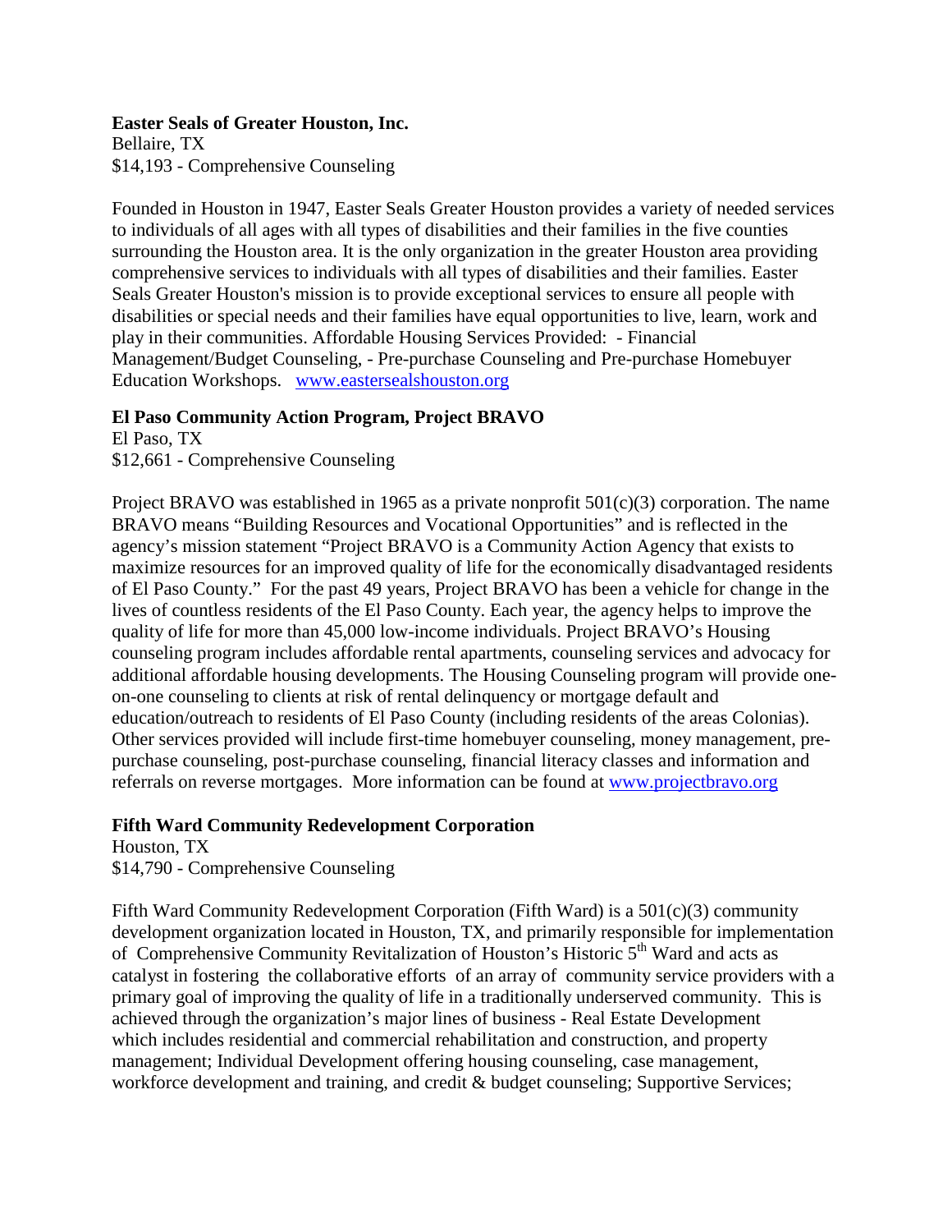**Easter Seals of Greater Houston, Inc.**
Bellaire, TX
$14,193 - Comprehensive Counseling

Founded in Houston in 1947, Easter Seals Greater Houston provides a variety of needed services to individuals of all ages with all types of disabilities and their families in the five counties surrounding the Houston area. It is the only organization in the greater Houston area providing comprehensive services to individuals with all types of disabilities and their families. Easter Seals Greater Houston's mission is to provide exceptional services to ensure all people with disabilities or special needs and their families have equal opportunities to live, learn, work and play in their communities. Affordable Housing Services Provided: - Financial Management/Budget Counseling, - Pre-purchase Counseling and Pre-purchase Homebuyer Education Workshops. [www.eastersealshouston.org](http://www.eastersealshouston.org)

**El Paso Community Action Program, Project BRAVO**
El Paso, TX
$12,661 - Comprehensive Counseling

Project BRAVO was established in 1965 as a private nonprofit 501(c)(3) corporation. The name BRAVO means "Building Resources and Vocational Opportunities" and is reflected in the agency's mission statement "Project BRAVO is a Community Action Agency that exists to maximize resources for an improved quality of life for the economically disadvantaged residents of El Paso County." For the past 49 years, Project BRAVO has been a vehicle for change in the lives of countless residents of the El Paso County. Each year, the agency helps to improve the quality of life for more than 45,000 low-income individuals. Project BRAVO's Housing counseling program includes affordable rental apartments, counseling services and advocacy for additional affordable housing developments. The Housing Counseling program will provide one-on-one counseling to clients at risk of rental delinquency or mortgage default and education/outreach to residents of El Paso County (including residents of the areas Colonias). Other services provided will include first-time homebuyer counseling, money management, pre-purchase counseling, post-purchase counseling, financial literacy classes and information and referrals on reverse mortgages. More information can be found at [www.projectbravo.org](http://www.projectbravo.org)

**Fifth Ward Community Redevelopment Corporation**
Houston, TX
$14,790 - Comprehensive Counseling

Fifth Ward Community Redevelopment Corporation (Fifth Ward) is a 501(c)(3) community development organization located in Houston, TX, and primarily responsible for implementation of Comprehensive Community Revitalization of Houston's Historic 5th Ward and acts as catalyst in fostering the collaborative efforts of an array of community service providers with a primary goal of improving the quality of life in a traditionally underserved community. This is achieved through the organization's major lines of business - Real Estate Development which includes residential and commercial rehabilitation and construction, and property management; Individual Development offering housing counseling, case management, workforce development and training, and credit & budget counseling; Supportive Services;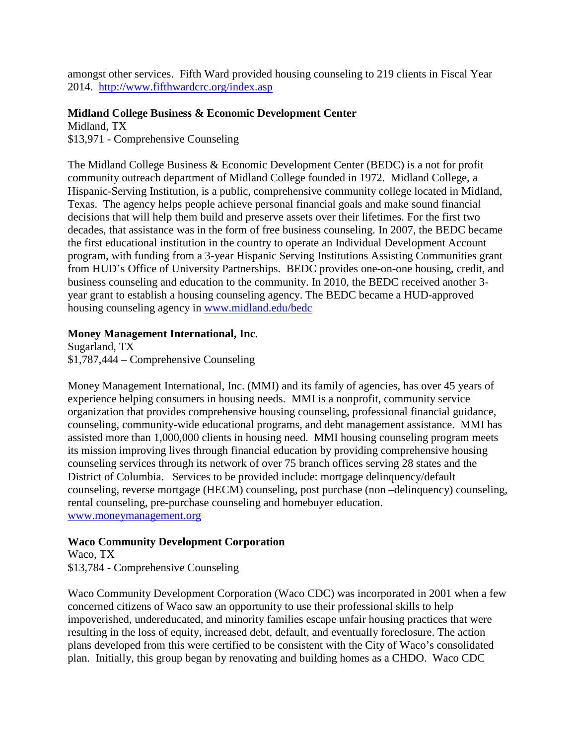amongst other services. Fifth Ward provided housing counseling to 219 clients in Fiscal Year 2014. http://www.fifthwardcrc.org/index.asp

**Midland College Business & Economic Development Center**
Midland, TX
$13,971 - Comprehensive Counseling

The Midland College Business & Economic Development Center (BEDC) is a not for profit community outreach department of Midland College founded in 1972. Midland College, a Hispanic-Serving Institution, is a public, comprehensive community college located in Midland, Texas. The agency helps people achieve personal financial goals and make sound financial decisions that will help them build and preserve assets over their lifetimes. For the first two decades, that assistance was in the form of free business counseling. In 2007, the BEDC became the first educational institution in the country to operate an Individual Development Account program, with funding from a 3-year Hispanic Serving Institutions Assisting Communities grant from HUD's Office of University Partnerships. BEDC provides one-on-one housing, credit, and business counseling and education to the community. In 2010, the BEDC received another 3-year grant to establish a housing counseling agency. The BEDC became a HUD-approved housing counseling agency in www.midland.edu/bedc

**Money Management International, Inc.**
Sugarland, TX
$1,787,444 – Comprehensive Counseling

Money Management International, Inc. (MMI) and its family of agencies, has over 45 years of experience helping consumers in housing needs. MMI is a nonprofit, community service organization that provides comprehensive housing counseling, professional financial guidance, counseling, community-wide educational programs, and debt management assistance. MMI has assisted more than 1,000,000 clients in housing need. MMI housing counseling program meets its mission improving lives through financial education by providing comprehensive housing counseling services through its network of over 75 branch offices serving 28 states and the District of Columbia. Services to be provided include: mortgage delinquency/default counseling, reverse mortgage (HECM) counseling, post purchase (non –delinquency) counseling, rental counseling, pre-purchase counseling and homebuyer education.
www.moneymanagement.org

**Waco Community Development Corporation**
Waco, TX
$13,784 - Comprehensive Counseling

Waco Community Development Corporation (Waco CDC) was incorporated in 2001 when a few concerned citizens of Waco saw an opportunity to use their professional skills to help impoverished, undereducated, and minority families escape unfair housing practices that were resulting in the loss of equity, increased debt, default, and eventually foreclosure. The action plans developed from this were certified to be consistent with the City of Waco's consolidated plan. Initially, this group began by renovating and building homes as a CHDO. Waco CDC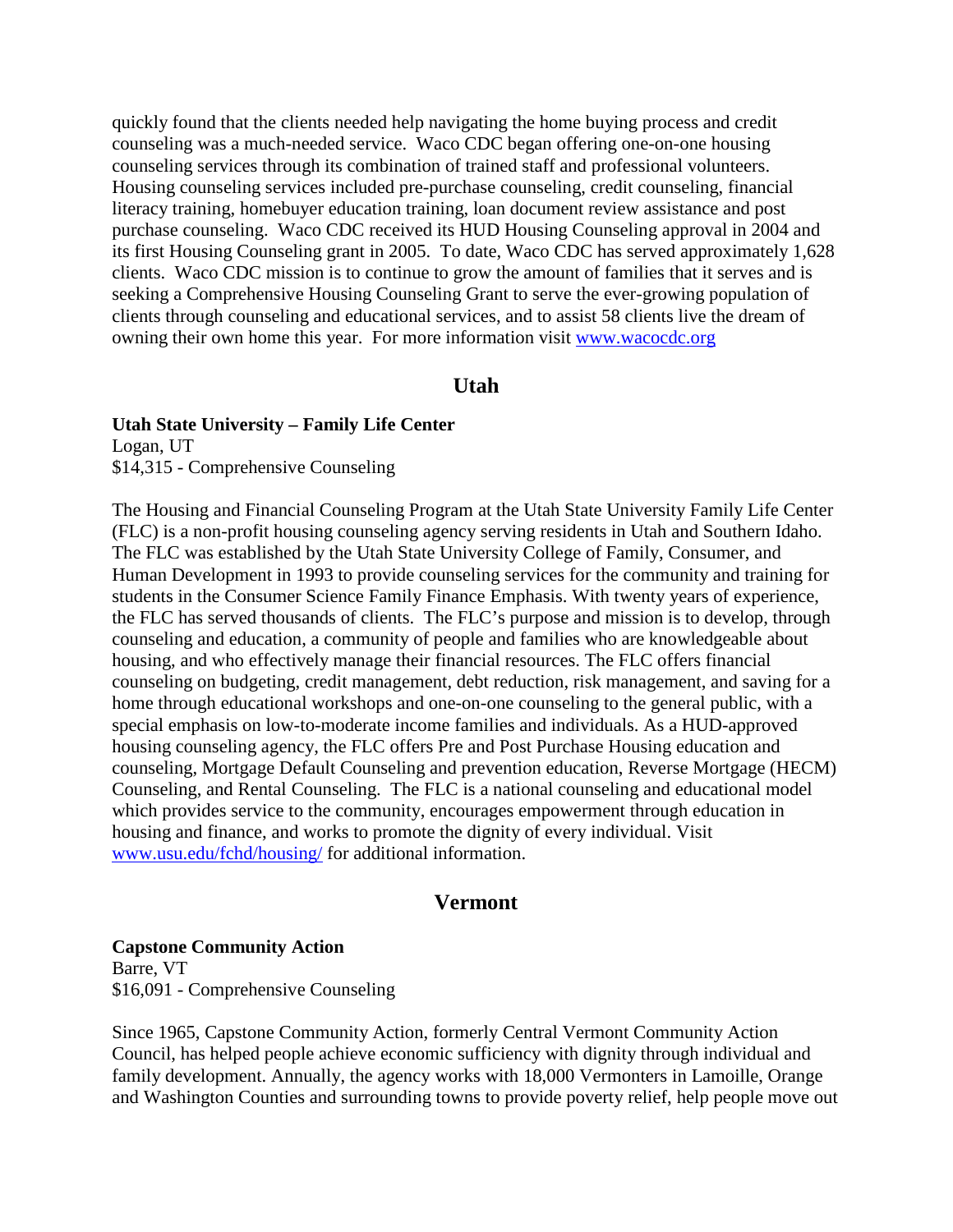quickly found that the clients needed help navigating the home buying process and credit counseling was a much-needed service. Waco CDC began offering one-on-one housing counseling services through its combination of trained staff and professional volunteers. Housing counseling services included pre-purchase counseling, credit counseling, financial literacy training, homebuyer education training, loan document review assistance and post purchase counseling. Waco CDC received its HUD Housing Counseling approval in 2004 and its first Housing Counseling grant in 2005. To date, Waco CDC has served approximately 1,628 clients. Waco CDC mission is to continue to grow the amount of families that it serves and is seeking a Comprehensive Housing Counseling Grant to serve the ever-growing population of clients through counseling and educational services, and to assist 58 clients live the dream of owning their own home this year. For more information visit [www.wacocdc.org](http://www.wacocdc.org)

## Utah

**Utah State University – Family Life Center**
Logan, UT
$14,315 - Comprehensive Counseling

The Housing and Financial Counseling Program at the Utah State University Family Life Center (FLC) is a non-profit housing counseling agency serving residents in Utah and Southern Idaho. The FLC was established by the Utah State University College of Family, Consumer, and Human Development in 1993 to provide counseling services for the community and training for students in the Consumer Science Family Finance Emphasis. With twenty years of experience, the FLC has served thousands of clients. The FLC's purpose and mission is to develop, through counseling and education, a community of people and families who are knowledgeable about housing, and who effectively manage their financial resources. The FLC offers financial counseling on budgeting, credit management, debt reduction, risk management, and saving for a home through educational workshops and one-on-one counseling to the general public, with a special emphasis on low-to-moderate income families and individuals. As a HUD-approved housing counseling agency, the FLC offers Pre and Post Purchase Housing education and counseling, Mortgage Default Counseling and prevention education, Reverse Mortgage (HECM) Counseling, and Rental Counseling. The FLC is a national counseling and educational model which provides service to the community, encourages empowerment through education in housing and finance, and works to promote the dignity of every individual. Visit [www.usu.edu/fchd/housing/](http://www.usu.edu/fchd/housing/) for additional information.

## Vermont

**Capstone Community Action**
Barre, VT
$16,091 - Comprehensive Counseling

Since 1965, Capstone Community Action, formerly Central Vermont Community Action Council, has helped people achieve economic sufficiency with dignity through individual and family development. Annually, the agency works with 18,000 Vermonters in Lamoille, Orange and Washington Counties and surrounding towns to provide poverty relief, help people move out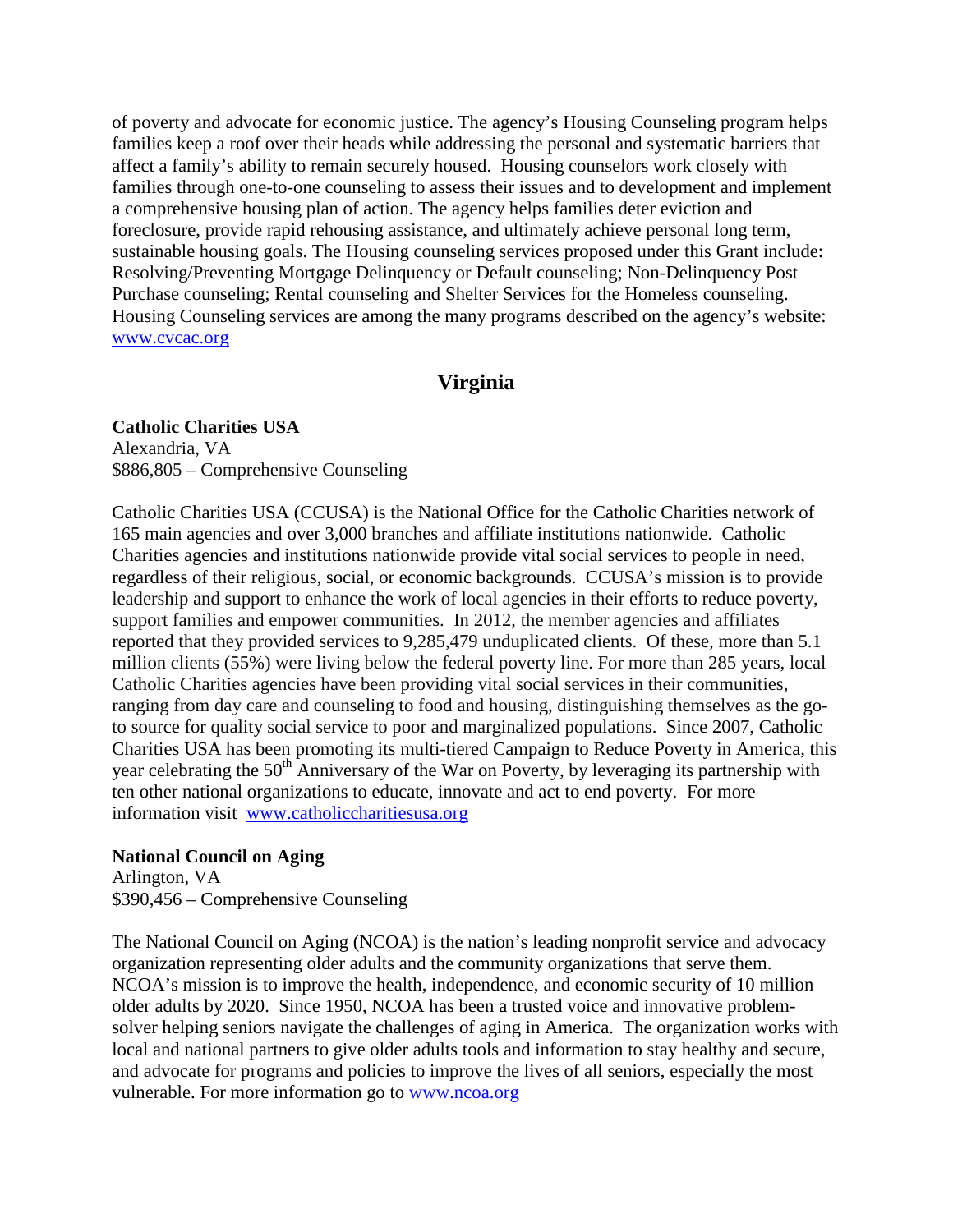of poverty and advocate for economic justice. The agency's Housing Counseling program helps families keep a roof over their heads while addressing the personal and systematic barriers that affect a family's ability to remain securely housed. Housing counselors work closely with families through one-to-one counseling to assess their issues and to development and implement a comprehensive housing plan of action. The agency helps families deter eviction and foreclosure, provide rapid rehousing assistance, and ultimately achieve personal long term, sustainable housing goals. The Housing counseling services proposed under this Grant include: Resolving/Preventing Mortgage Delinquency or Default counseling; Non-Delinquency Post Purchase counseling; Rental counseling and Shelter Services for the Homeless counseling. Housing Counseling services are among the many programs described on the agency's website: www.cvcac.org

## Virginia

**Catholic Charities USA**
Alexandria, VA
$886,805 – Comprehensive Counseling

Catholic Charities USA (CCUSA) is the National Office for the Catholic Charities network of 165 main agencies and over 3,000 branches and affiliate institutions nationwide. Catholic Charities agencies and institutions nationwide provide vital social services to people in need, regardless of their religious, social, or economic backgrounds. CCUSA's mission is to provide leadership and support to enhance the work of local agencies in their efforts to reduce poverty, support families and empower communities. In 2012, the member agencies and affiliates reported that they provided services to 9,285,479 unduplicated clients. Of these, more than 5.1 million clients (55%) were living below the federal poverty line. For more than 285 years, local Catholic Charities agencies have been providing vital social services in their communities, ranging from day care and counseling to food and housing, distinguishing themselves as the go-to source for quality social service to poor and marginalized populations. Since 2007, Catholic Charities USA has been promoting its multi-tiered Campaign to Reduce Poverty in America, this year celebrating the 50th Anniversary of the War on Poverty, by leveraging its partnership with ten other national organizations to educate, innovate and act to end poverty. For more information visit www.catholiccharitiesusa.org

**National Council on Aging**
Arlington, VA
$390,456 – Comprehensive Counseling

The National Council on Aging (NCOA) is the nation's leading nonprofit service and advocacy organization representing older adults and the community organizations that serve them. NCOA's mission is to improve the health, independence, and economic security of 10 million older adults by 2020. Since 1950, NCOA has been a trusted voice and innovative problem-solver helping seniors navigate the challenges of aging in America. The organization works with local and national partners to give older adults tools and information to stay healthy and secure, and advocate for programs and policies to improve the lives of all seniors, especially the most vulnerable. For more information go to www.ncoa.org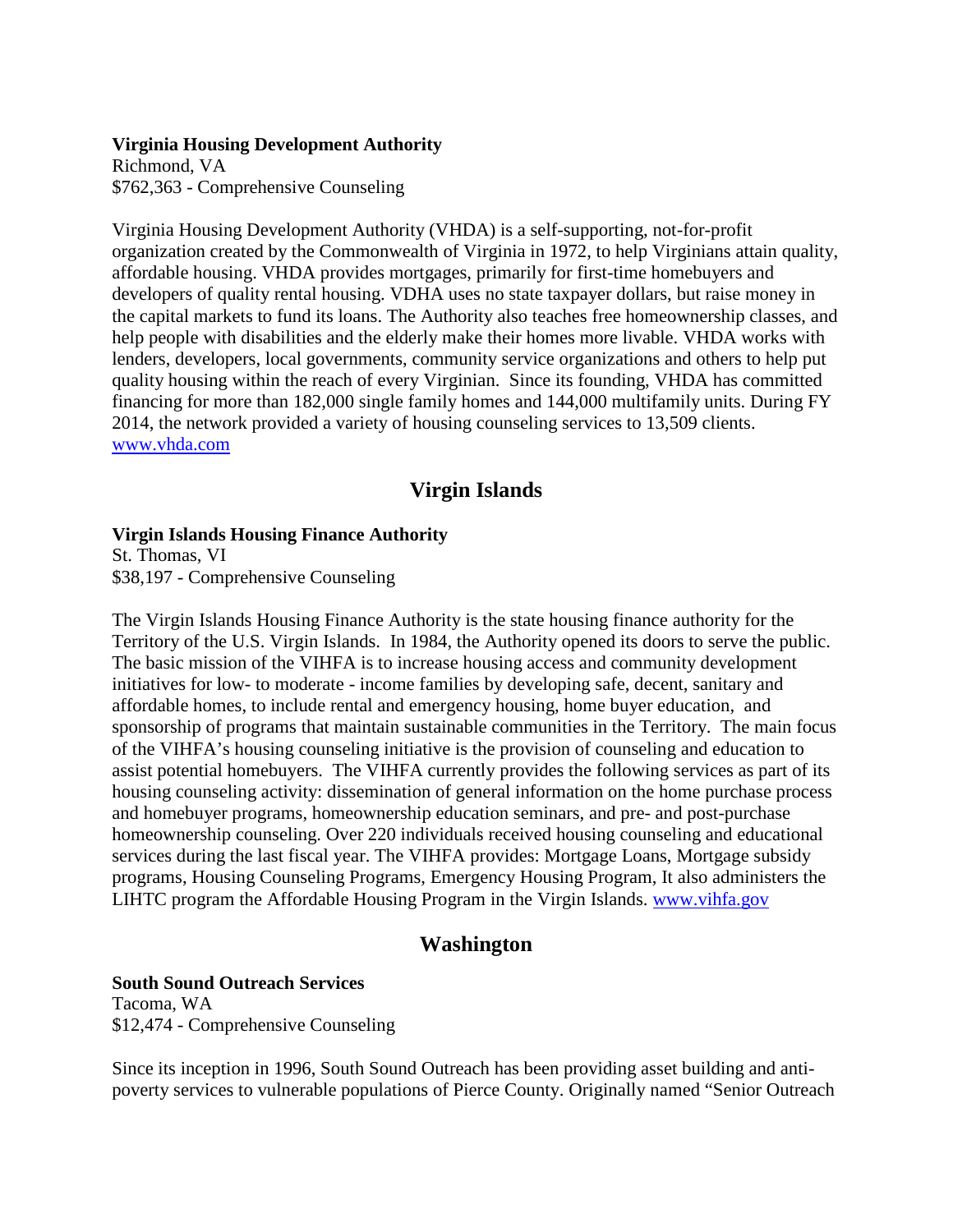**Virginia Housing Development Authority**
Richmond, VA
$762,363 - Comprehensive Counseling

Virginia Housing Development Authority (VHDA) is a self-supporting, not-for-profit organization created by the Commonwealth of Virginia in 1972, to help Virginians attain quality, affordable housing. VHDA provides mortgages, primarily for first-time homebuyers and developers of quality rental housing. VDHA uses no state taxpayer dollars, but raise money in the capital markets to fund its loans. The Authority also teaches free homeownership classes, and help people with disabilities and the elderly make their homes more livable. VHDA works with lenders, developers, local governments, community service organizations and others to help put quality housing within the reach of every Virginian. Since its founding, VHDA has committed financing for more than 182,000 single family homes and 144,000 multifamily units. During FY 2014, the network provided a variety of housing counseling services to 13,509 clients. www.vhda.com

## Virgin Islands

**Virgin Islands Housing Finance Authority**
St. Thomas, VI
$38,197 - Comprehensive Counseling

The Virgin Islands Housing Finance Authority is the state housing finance authority for the Territory of the U.S. Virgin Islands. In 1984, the Authority opened its doors to serve the public. The basic mission of the VIHFA is to increase housing access and community development initiatives for low- to moderate - income families by developing safe, decent, sanitary and affordable homes, to include rental and emergency housing, home buyer education, and sponsorship of programs that maintain sustainable communities in the Territory. The main focus of the VIHFA's housing counseling initiative is the provision of counseling and education to assist potential homebuyers. The VIHFA currently provides the following services as part of its housing counseling activity: dissemination of general information on the home purchase process and homebuyer programs, homeownership education seminars, and pre- and post-purchase homeownership counseling. Over 220 individuals received housing counseling and educational services during the last fiscal year. The VIHFA provides: Mortgage Loans, Mortgage subsidy programs, Housing Counseling Programs, Emergency Housing Program, It also administers the LIHTC program the Affordable Housing Program in the Virgin Islands. www.vihfa.gov

## Washington

**South Sound Outreach Services**
Tacoma, WA
$12,474 - Comprehensive Counseling

Since its inception in 1996, South Sound Outreach has been providing asset building and anti-poverty services to vulnerable populations of Pierce County. Originally named "Senior Outreach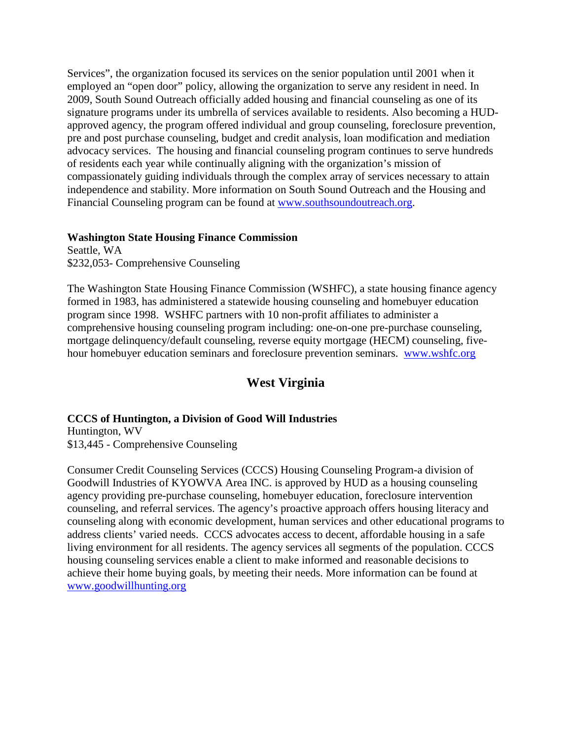Services", the organization focused its services on the senior population until 2001 when it employed an "open door" policy, allowing the organization to serve any resident in need. In 2009, South Sound Outreach officially added housing and financial counseling as one of its signature programs under its umbrella of services available to residents. Also becoming a HUD-approved agency, the program offered individual and group counseling, foreclosure prevention, pre and post purchase counseling, budget and credit analysis, loan modification and mediation advocacy services. The housing and financial counseling program continues to serve hundreds of residents each year while continually aligning with the organization's mission of compassionately guiding individuals through the complex array of services necessary to attain independence and stability. More information on South Sound Outreach and the Housing and Financial Counseling program can be found at www.southsoundoutreach.org.

**Washington State Housing Finance Commission**
Seattle, WA
$232,053- Comprehensive Counseling

The Washington State Housing Finance Commission (WSHFC), a state housing finance agency formed in 1983, has administered a statewide housing counseling and homebuyer education program since 1998. WSHFC partners with 10 non-profit affiliates to administer a comprehensive housing counseling program including: one-on-one pre-purchase counseling, mortgage delinquency/default counseling, reverse equity mortgage (HECM) counseling, five-hour homebuyer education seminars and foreclosure prevention seminars. www.wshfc.org

## West Virginia

**CCCS of Huntington, a Division of Good Will Industries**
Huntington, WV
$13,445 - Comprehensive Counseling

Consumer Credit Counseling Services (CCCS) Housing Counseling Program-a division of Goodwill Industries of KYOWVA Area INC. is approved by HUD as a housing counseling agency providing pre-purchase counseling, homebuyer education, foreclosure intervention counseling, and referral services. The agency's proactive approach offers housing literacy and counseling along with economic development, human services and other educational programs to address clients' varied needs. CCCS advocates access to decent, affordable housing in a safe living environment for all residents. The agency services all segments of the population. CCCS housing counseling services enable a client to make informed and reasonable decisions to achieve their home buying goals, by meeting their needs. More information can be found at www.goodwillhunting.org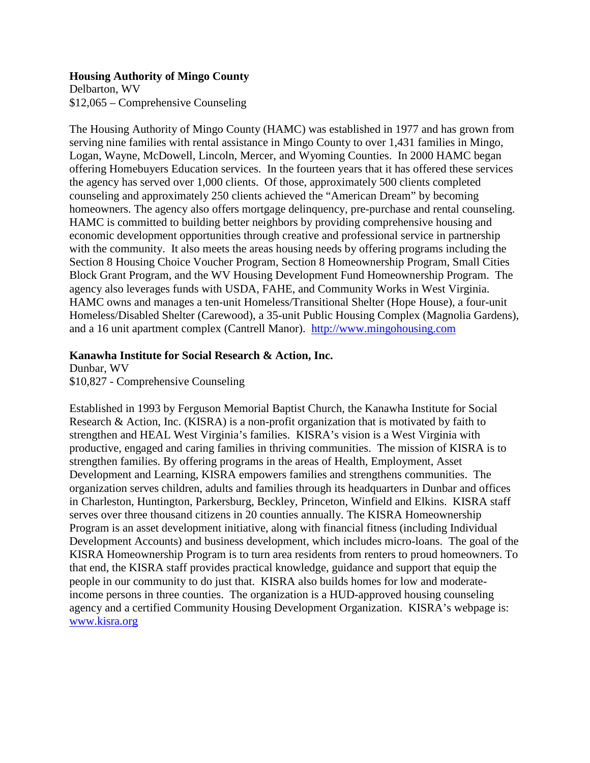**Housing Authority of Mingo County**
Delbarton, WV
$12,065 – Comprehensive Counseling

The Housing Authority of Mingo County (HAMC) was established in 1977 and has grown from serving nine families with rental assistance in Mingo County to over 1,431 families in Mingo, Logan, Wayne, McDowell, Lincoln, Mercer, and Wyoming Counties. In 2000 HAMC began offering Homebuyers Education services. In the fourteen years that it has offered these services the agency has served over 1,000 clients. Of those, approximately 500 clients completed counseling and approximately 250 clients achieved the "American Dream" by becoming homeowners. The agency also offers mortgage delinquency, pre-purchase and rental counseling. HAMC is committed to building better neighbors by providing comprehensive housing and economic development opportunities through creative and professional service in partnership with the community. It also meets the areas housing needs by offering programs including the Section 8 Housing Choice Voucher Program, Section 8 Homeownership Program, Small Cities Block Grant Program, and the WV Housing Development Fund Homeownership Program. The agency also leverages funds with USDA, FAHE, and Community Works in West Virginia. HAMC owns and manages a ten-unit Homeless/Transitional Shelter (Hope House), a four-unit Homeless/Disabled Shelter (Carewood), a 35-unit Public Housing Complex (Magnolia Gardens), and a 16 unit apartment complex (Cantrell Manor). http://www.mingohousing.com

**Kanawha Institute for Social Research & Action, Inc.**
Dunbar, WV
$10,827 - Comprehensive Counseling

Established in 1993 by Ferguson Memorial Baptist Church, the Kanawha Institute for Social Research & Action, Inc. (KISRA) is a non-profit organization that is motivated by faith to strengthen and HEAL West Virginia's families. KISRA's vision is a West Virginia with productive, engaged and caring families in thriving communities. The mission of KISRA is to strengthen families. By offering programs in the areas of Health, Employment, Asset Development and Learning, KISRA empowers families and strengthens communities. The organization serves children, adults and families through its headquarters in Dunbar and offices in Charleston, Huntington, Parkersburg, Beckley, Princeton, Winfield and Elkins. KISRA staff serves over three thousand citizens in 20 counties annually. The KISRA Homeownership Program is an asset development initiative, along with financial fitness (including Individual Development Accounts) and business development, which includes micro-loans. The goal of the KISRA Homeownership Program is to turn area residents from renters to proud homeowners. To that end, the KISRA staff provides practical knowledge, guidance and support that equip the people in our community to do just that. KISRA also builds homes for low and moderate-income persons in three counties. The organization is a HUD-approved housing counseling agency and a certified Community Housing Development Organization. KISRA's webpage is: www.kisra.org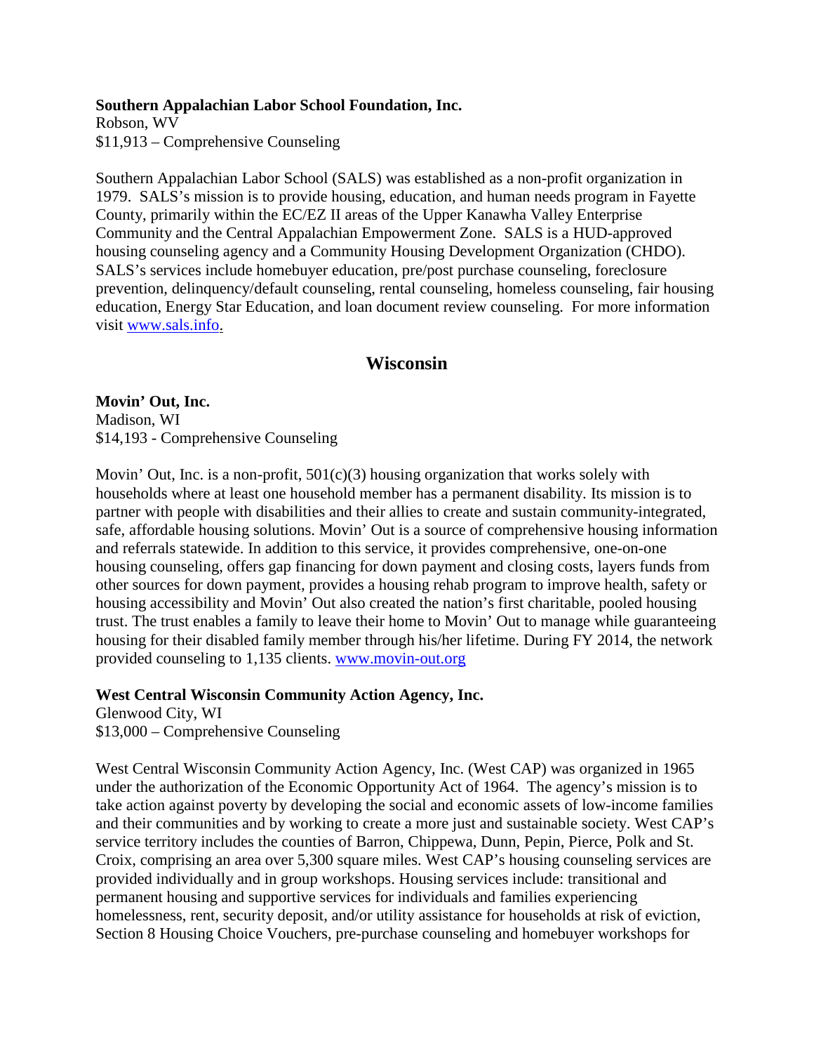**Southern Appalachian Labor School Foundation, Inc.**
Robson, WV
$11,913 – Comprehensive Counseling

Southern Appalachian Labor School (SALS) was established as a non-profit organization in 1979. SALS's mission is to provide housing, education, and human needs program in Fayette County, primarily within the EC/EZ II areas of the Upper Kanawha Valley Enterprise Community and the Central Appalachian Empowerment Zone. SALS is a HUD-approved housing counseling agency and a Community Housing Development Organization (CHDO). SALS's services include homebuyer education, pre/post purchase counseling, foreclosure prevention, delinquency/default counseling, rental counseling, homeless counseling, fair housing education, Energy Star Education, and loan document review counseling. For more information visit www.sals.info.

## Wisconsin

**Movin' Out, Inc.**
Madison, WI
$14,193 - Comprehensive Counseling

Movin' Out, Inc. is a non-profit, 501(c)(3) housing organization that works solely with households where at least one household member has a permanent disability. Its mission is to partner with people with disabilities and their allies to create and sustain community-integrated, safe, affordable housing solutions. Movin' Out is a source of comprehensive housing information and referrals statewide. In addition to this service, it provides comprehensive, one-on-one housing counseling, offers gap financing for down payment and closing costs, layers funds from other sources for down payment, provides a housing rehab program to improve health, safety or housing accessibility and Movin' Out also created the nation's first charitable, pooled housing trust. The trust enables a family to leave their home to Movin' Out to manage while guaranteeing housing for their disabled family member through his/her lifetime. During FY 2014, the network provided counseling to 1,135 clients. www.movin-out.org

**West Central Wisconsin Community Action Agency, Inc.**
Glenwood City, WI
$13,000 – Comprehensive Counseling

West Central Wisconsin Community Action Agency, Inc. (West CAP) was organized in 1965 under the authorization of the Economic Opportunity Act of 1964. The agency's mission is to take action against poverty by developing the social and economic assets of low-income families and their communities and by working to create a more just and sustainable society. West CAP's service territory includes the counties of Barron, Chippewa, Dunn, Pepin, Pierce, Polk and St. Croix, comprising an area over 5,300 square miles. West CAP's housing counseling services are provided individually and in group workshops. Housing services include: transitional and permanent housing and supportive services for individuals and families experiencing homelessness, rent, security deposit, and/or utility assistance for households at risk of eviction, Section 8 Housing Choice Vouchers, pre-purchase counseling and homebuyer workshops for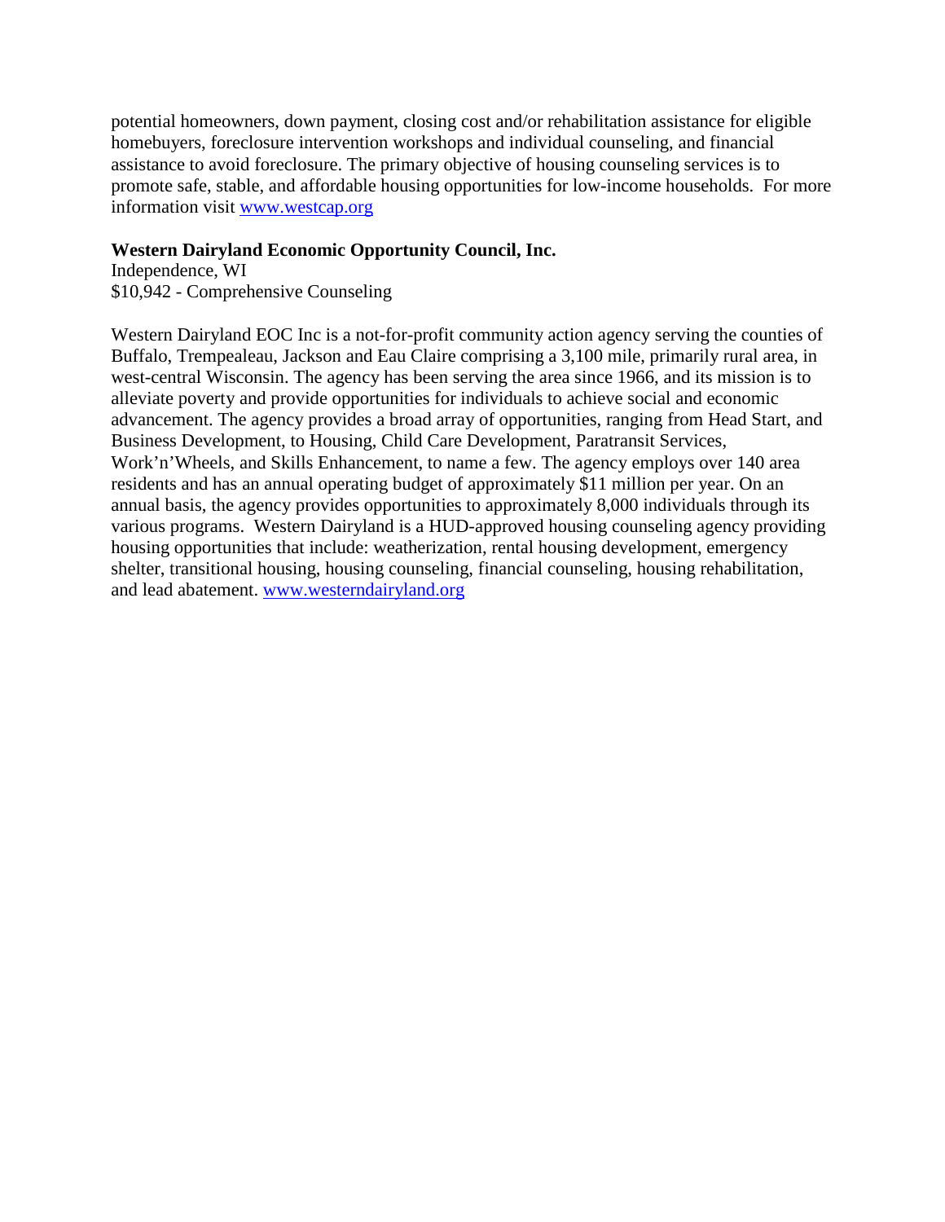potential homeowners, down payment, closing cost and/or rehabilitation assistance for eligible homebuyers, foreclosure intervention workshops and individual counseling, and financial assistance to avoid foreclosure. The primary objective of housing counseling services is to promote safe, stable, and affordable housing opportunities for low-income households. For more information visit www.westcap.org

**Western Dairyland Economic Opportunity Council, Inc.**
Independence, WI
$10,942 - Comprehensive Counseling

Western Dairyland EOC Inc is a not-for-profit community action agency serving the counties of Buffalo, Trempealeau, Jackson and Eau Claire comprising a 3,100 mile, primarily rural area, in west-central Wisconsin. The agency has been serving the area since 1966, and its mission is to alleviate poverty and provide opportunities for individuals to achieve social and economic advancement. The agency provides a broad array of opportunities, ranging from Head Start, and Business Development, to Housing, Child Care Development, Paratransit Services, Work'n'Wheels, and Skills Enhancement, to name a few. The agency employs over 140 area residents and has an annual operating budget of approximately $11 million per year. On an annual basis, the agency provides opportunities to approximately 8,000 individuals through its various programs. Western Dairyland is a HUD-approved housing counseling agency providing housing opportunities that include: weatherization, rental housing development, emergency shelter, transitional housing, housing counseling, financial counseling, housing rehabilitation, and lead abatement. www.westerndairyland.org